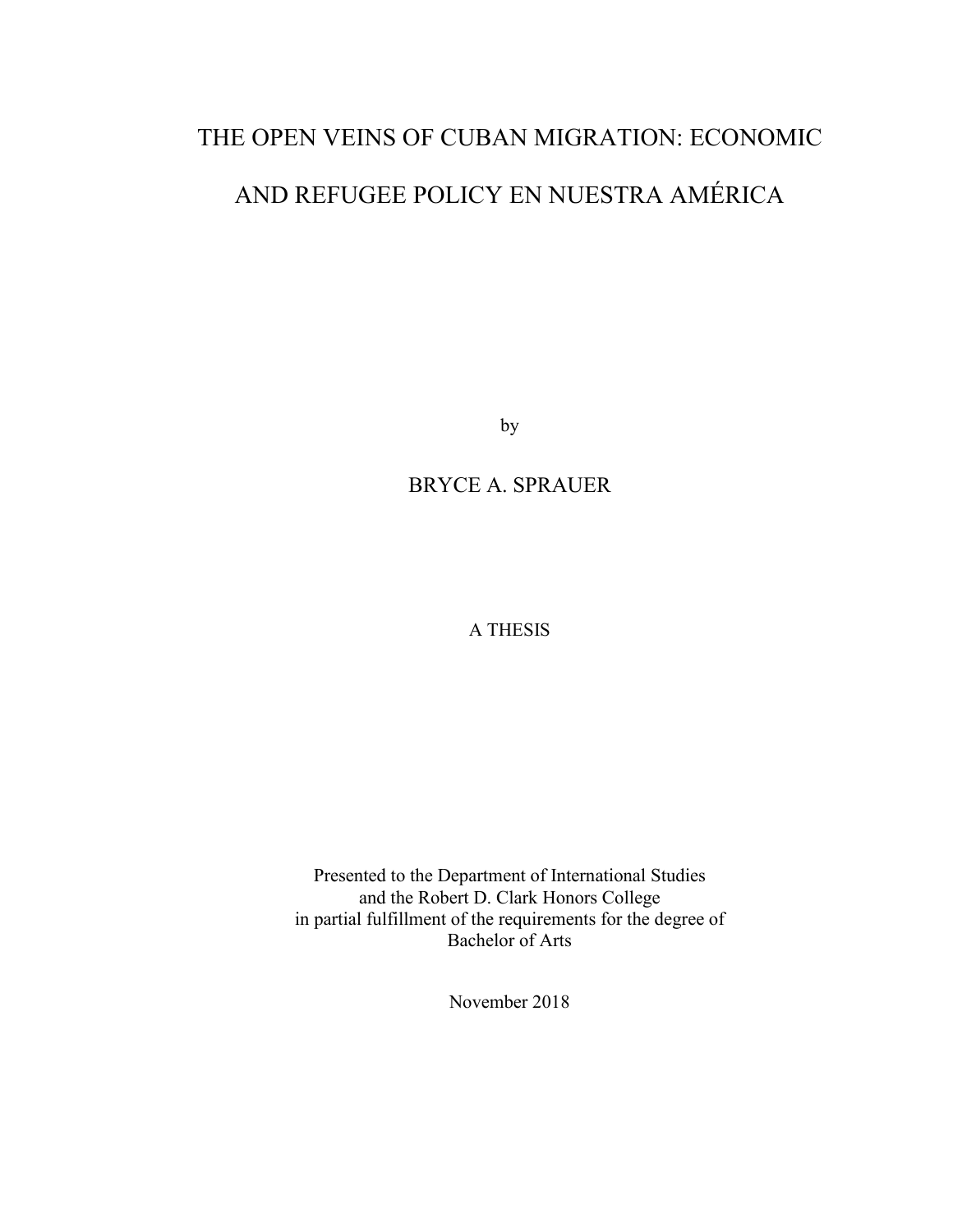# THE OPEN VEINS OF CUBAN MIGRATION: ECONOMIC AND REFUGEE POLICY EN NUESTRA AMÉRICA

by

BRYCE A. SPRAUER

A THESIS

Presented to the Department of International Studies
and the Robert D. Clark Honors College
in partial fulfillment of the requirements for the degree of
Bachelor of Arts

November 2018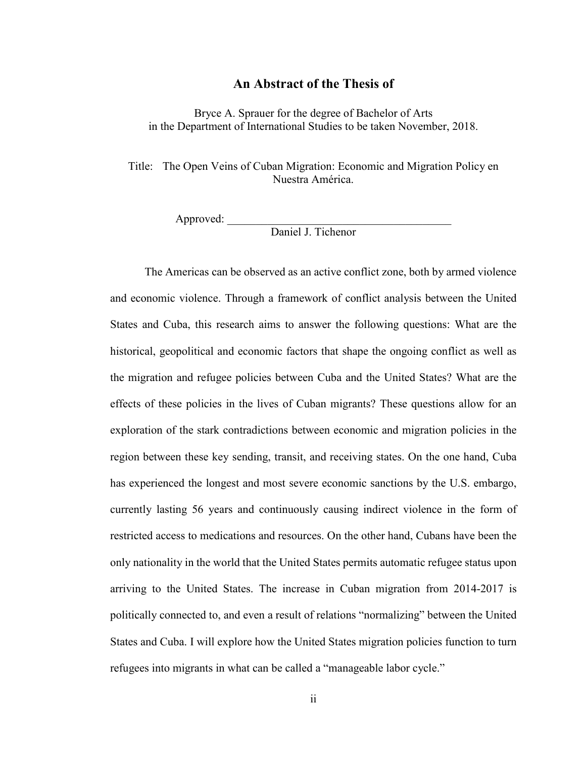## An Abstract of the Thesis of

Bryce A. Sprauer for the degree of Bachelor of Arts
in the Department of International Studies to be taken November, 2018.

Title: The Open Veins of Cuban Migration: Economic and Migration Policy en Nuestra América.

Approved: _______________________________________
Daniel J. Tichenor

The Americas can be observed as an active conflict zone, both by armed violence and economic violence. Through a framework of conflict analysis between the United States and Cuba, this research aims to answer the following questions: What are the historical, geopolitical and economic factors that shape the ongoing conflict as well as the migration and refugee policies between Cuba and the United States? What are the effects of these policies in the lives of Cuban migrants? These questions allow for an exploration of the stark contradictions between economic and migration policies in the region between these key sending, transit, and receiving states. On the one hand, Cuba has experienced the longest and most severe economic sanctions by the U.S. embargo, currently lasting 56 years and continuously causing indirect violence in the form of restricted access to medications and resources. On the other hand, Cubans have been the only nationality in the world that the United States permits automatic refugee status upon arriving to the United States. The increase in Cuban migration from 2014-2017 is politically connected to, and even a result of relations "normalizing" between the United States and Cuba. I will explore how the United States migration policies function to turn refugees into migrants in what can be called a "manageable labor cycle."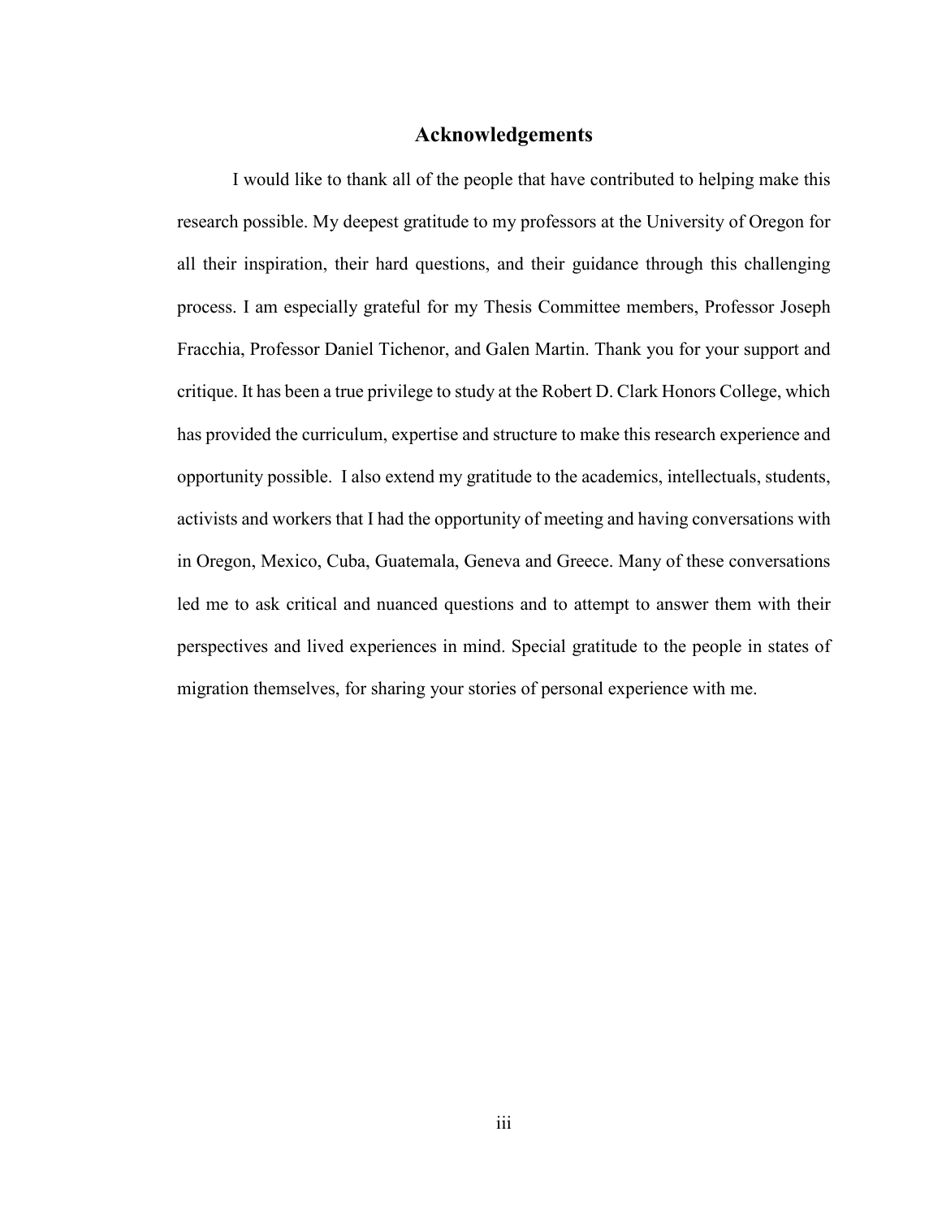# Acknowledgements

I would like to thank all of the people that have contributed to helping make this research possible. My deepest gratitude to my professors at the University of Oregon for all their inspiration, their hard questions, and their guidance through this challenging process. I am especially grateful for my Thesis Committee members, Professor Joseph Fracchia, Professor Daniel Tichenor, and Galen Martin. Thank you for your support and critique. It has been a true privilege to study at the Robert D. Clark Honors College, which has provided the curriculum, expertise and structure to make this research experience and opportunity possible. I also extend my gratitude to the academics, intellectuals, students, activists and workers that I had the opportunity of meeting and having conversations with in Oregon, Mexico, Cuba, Guatemala, Geneva and Greece. Many of these conversations led me to ask critical and nuanced questions and to attempt to answer them with their perspectives and lived experiences in mind. Special gratitude to the people in states of migration themselves, for sharing your stories of personal experience with me.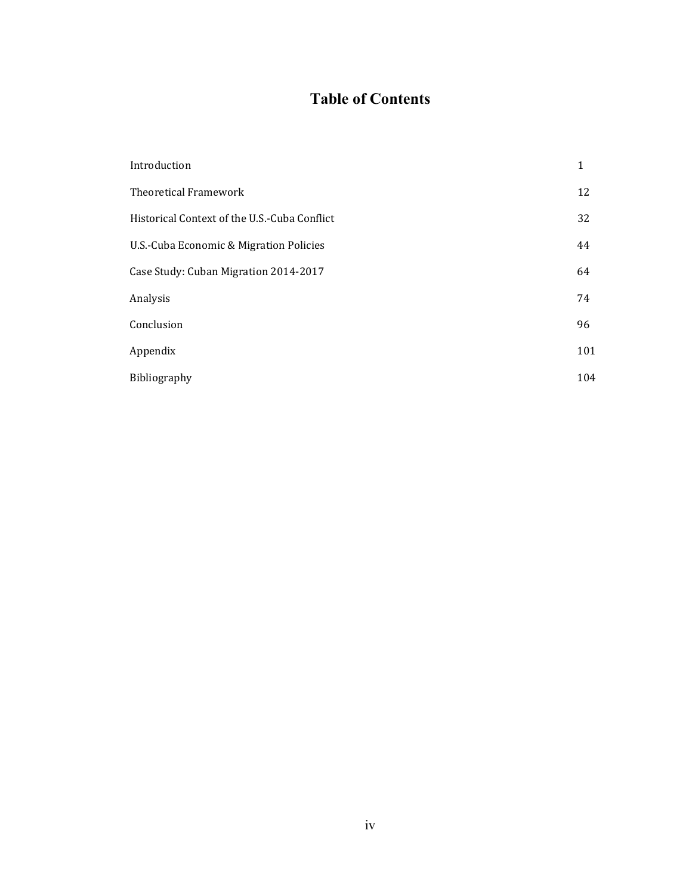# Table of Contents

| | |
|---|---|
| Introduction | 1 |
| Theoretical Framework | 12 |
| Historical Context of the U.S.-Cuba Conflict | 32 |
| U.S.-Cuba Economic & Migration Policies | 44 |
| Case Study: Cuban Migration 2014-2017 | 64 |
| Analysis | 74 |
| Conclusion | 96 |
| Appendix | 101 |
| Bibliography | 104 |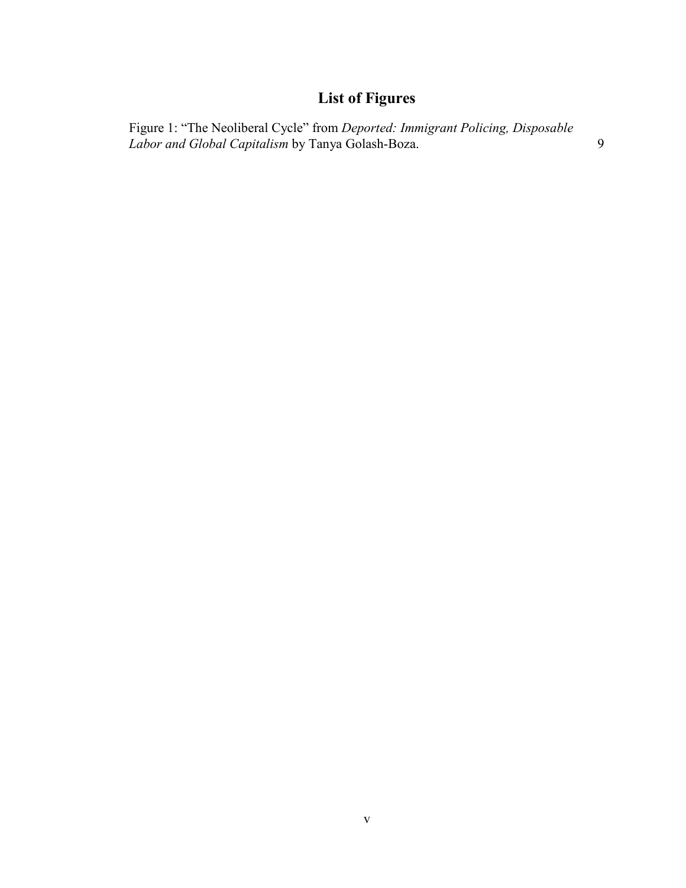# List of Figures

Figure 1: “The Neoliberal Cycle” from *Deported: Immigrant Policing, Disposable Labor and Global Capitalism* by Tanya Golash-Boza. 9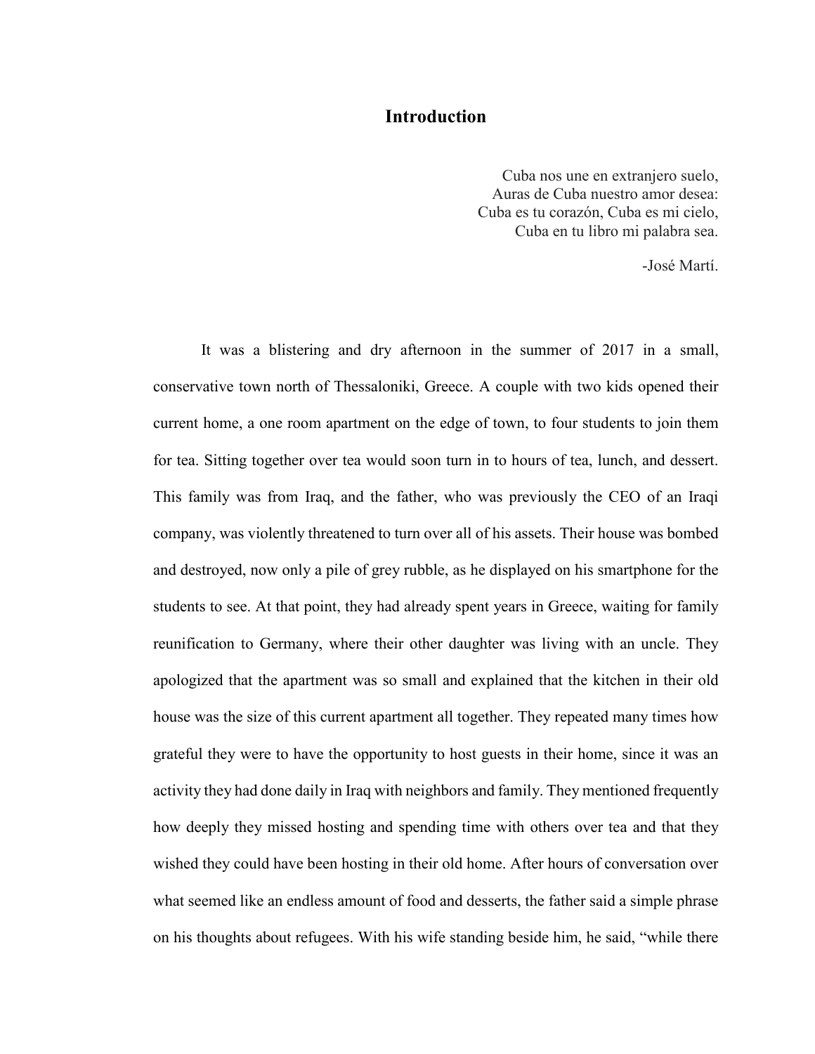# Introduction

> Cuba nos une en extranjero suelo,
> Auras de Cuba nuestro amor desea:
> Cuba es tu corazón, Cuba es mi cielo,
> Cuba en tu libro mi palabra sea.
>
> -José Martí.

It was a blistering and dry afternoon in the summer of 2017 in a small, conservative town north of Thessaloniki, Greece. A couple with two kids opened their current home, a one room apartment on the edge of town, to four students to join them for tea. Sitting together over tea would soon turn in to hours of tea, lunch, and dessert. This family was from Iraq, and the father, who was previously the CEO of an Iraqi company, was violently threatened to turn over all of his assets. Their house was bombed and destroyed, now only a pile of grey rubble, as he displayed on his smartphone for the students to see. At that point, they had already spent years in Greece, waiting for family reunification to Germany, where their other daughter was living with an uncle. They apologized that the apartment was so small and explained that the kitchen in their old house was the size of this current apartment all together. They repeated many times how grateful they were to have the opportunity to host guests in their home, since it was an activity they had done daily in Iraq with neighbors and family. They mentioned frequently how deeply they missed hosting and spending time with others over tea and that they wished they could have been hosting in their old home. After hours of conversation over what seemed like an endless amount of food and desserts, the father said a simple phrase on his thoughts about refugees. With his wife standing beside him, he said, "while there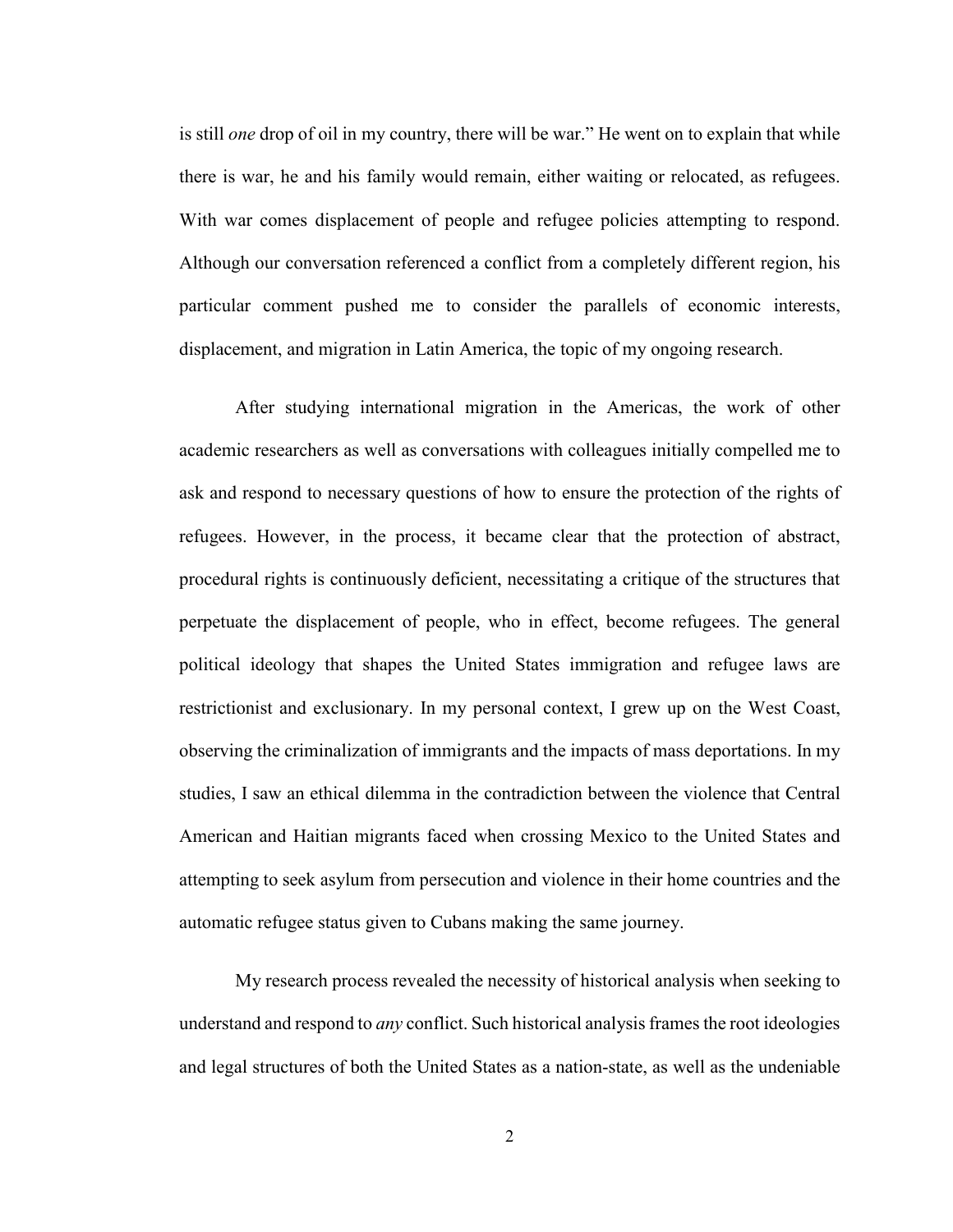is still *one* drop of oil in my country, there will be war." He went on to explain that while there is war, he and his family would remain, either waiting or relocated, as refugees. With war comes displacement of people and refugee policies attempting to respond. Although our conversation referenced a conflict from a completely different region, his particular comment pushed me to consider the parallels of economic interests, displacement, and migration in Latin America, the topic of my ongoing research.

After studying international migration in the Americas, the work of other academic researchers as well as conversations with colleagues initially compelled me to ask and respond to necessary questions of how to ensure the protection of the rights of refugees. However, in the process, it became clear that the protection of abstract, procedural rights is continuously deficient, necessitating a critique of the structures that perpetuate the displacement of people, who in effect, become refugees. The general political ideology that shapes the United States immigration and refugee laws are restrictionist and exclusionary. In my personal context, I grew up on the West Coast, observing the criminalization of immigrants and the impacts of mass deportations. In my studies, I saw an ethical dilemma in the contradiction between the violence that Central American and Haitian migrants faced when crossing Mexico to the United States and attempting to seek asylum from persecution and violence in their home countries and the automatic refugee status given to Cubans making the same journey.

My research process revealed the necessity of historical analysis when seeking to understand and respond to *any* conflict. Such historical analysis frames the root ideologies and legal structures of both the United States as a nation-state, as well as the undeniable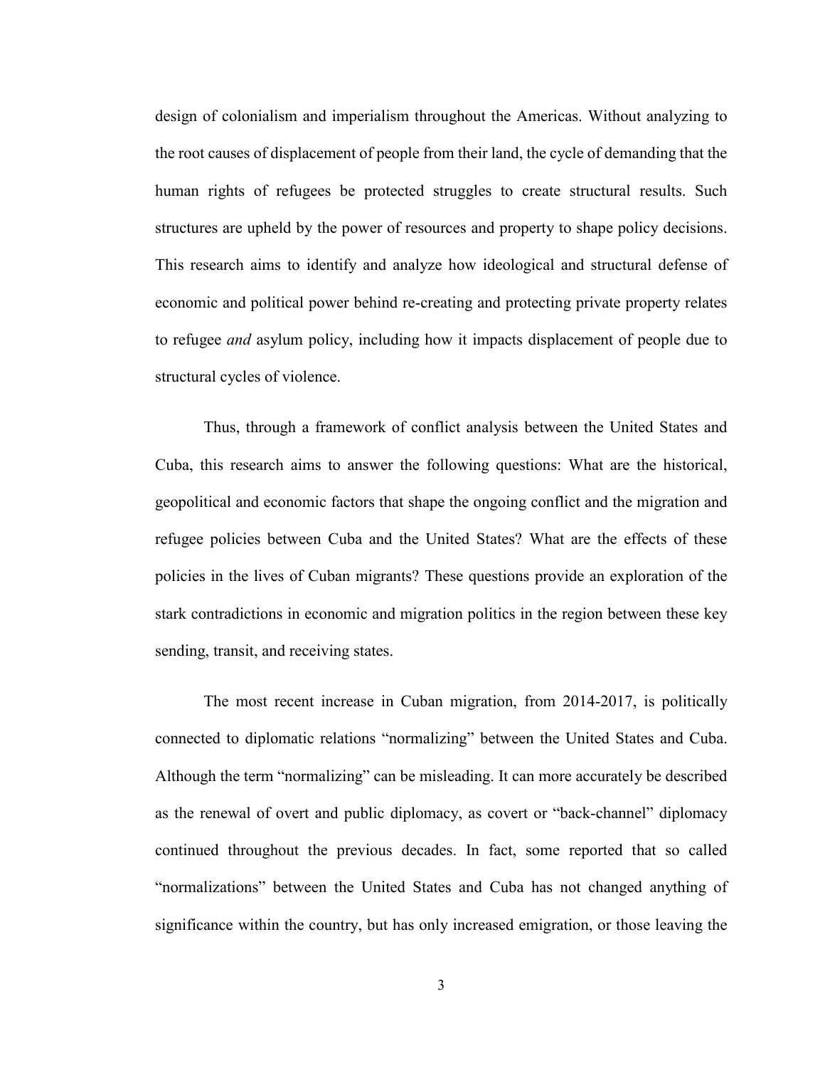design of colonialism and imperialism throughout the Americas. Without analyzing to the root causes of displacement of people from their land, the cycle of demanding that the human rights of refugees be protected struggles to create structural results. Such structures are upheld by the power of resources and property to shape policy decisions. This research aims to identify and analyze how ideological and structural defense of economic and political power behind re-creating and protecting private property relates to refugee *and* asylum policy, including how it impacts displacement of people due to structural cycles of violence.

Thus, through a framework of conflict analysis between the United States and Cuba, this research aims to answer the following questions: What are the historical, geopolitical and economic factors that shape the ongoing conflict and the migration and refugee policies between Cuba and the United States? What are the effects of these policies in the lives of Cuban migrants? These questions provide an exploration of the stark contradictions in economic and migration politics in the region between these key sending, transit, and receiving states.

The most recent increase in Cuban migration, from 2014-2017, is politically connected to diplomatic relations "normalizing" between the United States and Cuba. Although the term "normalizing" can be misleading. It can more accurately be described as the renewal of overt and public diplomacy, as covert or "back-channel" diplomacy continued throughout the previous decades. In fact, some reported that so called "normalizations" between the United States and Cuba has not changed anything of significance within the country, but has only increased emigration, or those leaving the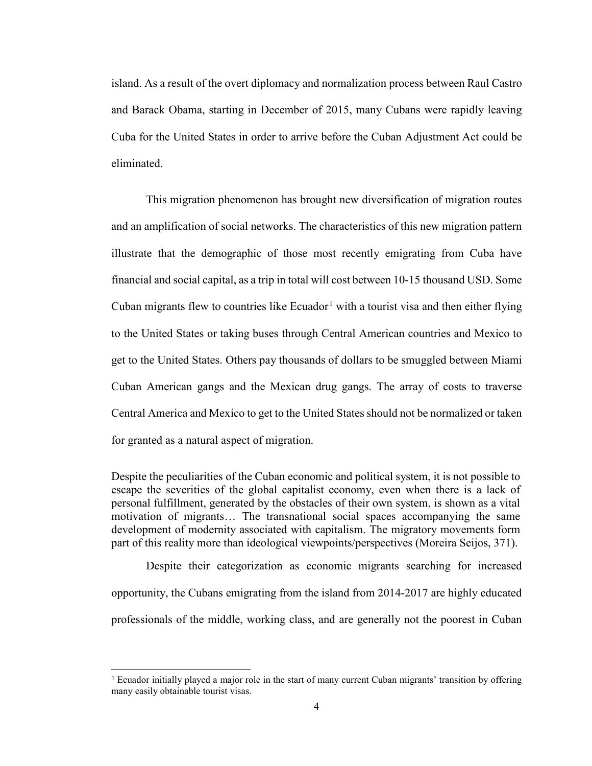island. As a result of the overt diplomacy and normalization process between Raul Castro and Barack Obama, starting in December of 2015, many Cubans were rapidly leaving Cuba for the United States in order to arrive before the Cuban Adjustment Act could be eliminated.

This migration phenomenon has brought new diversification of migration routes and an amplification of social networks. The characteristics of this new migration pattern illustrate that the demographic of those most recently emigrating from Cuba have financial and social capital, as a trip in total will cost between 10-15 thousand USD. Some Cuban migrants flew to countries like Ecuador[1] with a tourist visa and then either flying to the United States or taking buses through Central American countries and Mexico to get to the United States. Others pay thousands of dollars to be smuggled between Miami Cuban American gangs and the Mexican drug gangs. The array of costs to traverse Central America and Mexico to get to the United States should not be normalized or taken for granted as a natural aspect of migration.

> Despite the peculiarities of the Cuban economic and political system, it is not possible to escape the severities of the global capitalist economy, even when there is a lack of personal fulfillment, generated by the obstacles of their own system, is shown as a vital motivation of migrants… The transnational social spaces accompanying the same development of modernity associated with capitalism. The migratory movements form part of this reality more than ideological viewpoints/perspectives (Moreira Seijos, 371).

Despite their categorization as economic migrants searching for increased opportunity, the Cubans emigrating from the island from 2014-2017 are highly educated professionals of the middle, working class, and are generally not the poorest in Cuban

---

[1] Ecuador initially played a major role in the start of many current Cuban migrants' transition by offering many easily obtainable tourist visas.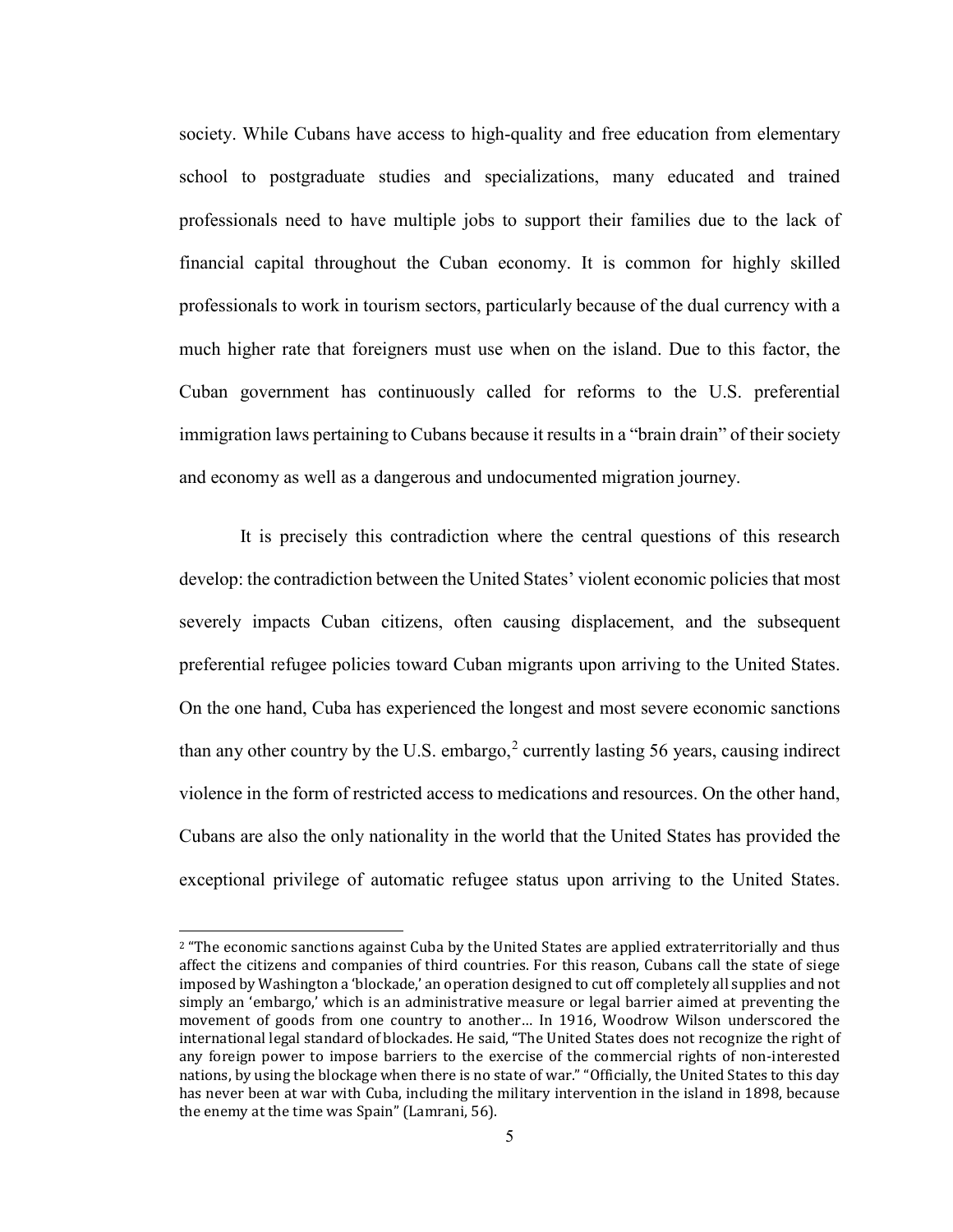society. While Cubans have access to high-quality and free education from elementary school to postgraduate studies and specializations, many educated and trained professionals need to have multiple jobs to support their families due to the lack of financial capital throughout the Cuban economy. It is common for highly skilled professionals to work in tourism sectors, particularly because of the dual currency with a much higher rate that foreigners must use when on the island. Due to this factor, the Cuban government has continuously called for reforms to the U.S. preferential immigration laws pertaining to Cubans because it results in a "brain drain" of their society and economy as well as a dangerous and undocumented migration journey.

It is precisely this contradiction where the central questions of this research develop: the contradiction between the United States' violent economic policies that most severely impacts Cuban citizens, often causing displacement, and the subsequent preferential refugee policies toward Cuban migrants upon arriving to the United States. On the one hand, Cuba has experienced the longest and most severe economic sanctions than any other country by the U.S. embargo,[2] currently lasting 56 years, causing indirect violence in the form of restricted access to medications and resources. On the other hand, Cubans are also the only nationality in the world that the United States has provided the exceptional privilege of automatic refugee status upon arriving to the United States.

---

[2] "The economic sanctions against Cuba by the United States are applied extraterritorially and thus affect the citizens and companies of third countries. For this reason, Cubans call the state of siege imposed by Washington a 'blockade,' an operation designed to cut off completely all supplies and not simply an 'embargo,' which is an administrative measure or legal barrier aimed at preventing the movement of goods from one country to another… In 1916, Woodrow Wilson underscored the international legal standard of blockades. He said, "The United States does not recognize the right of any foreign power to impose barriers to the exercise of the commercial rights of non-interested nations, by using the blockage when there is no state of war." "Officially, the United States to this day has never been at war with Cuba, including the military intervention in the island in 1898, because the enemy at the time was Spain" (Lamrani, 56).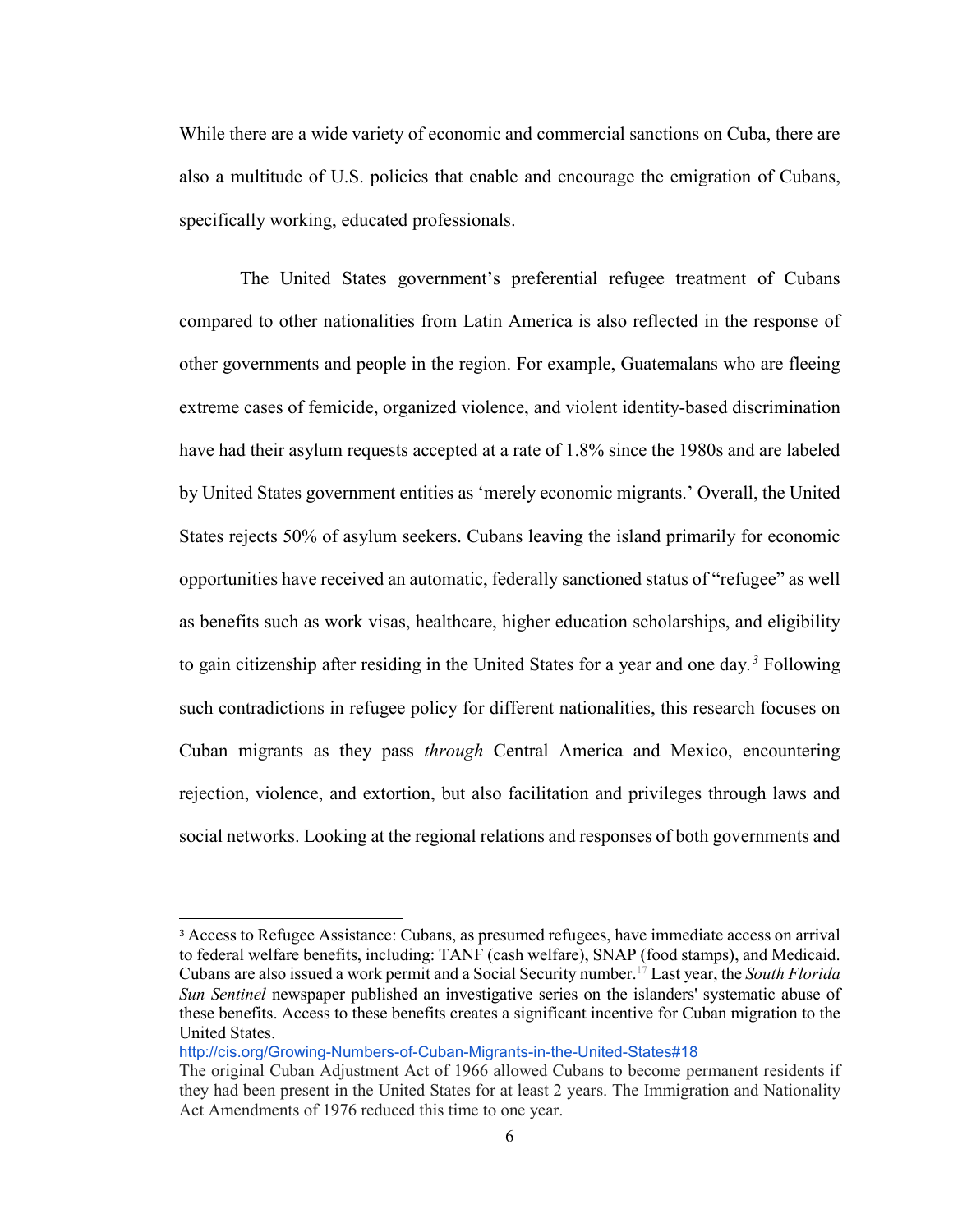While there are a wide variety of economic and commercial sanctions on Cuba, there are also a multitude of U.S. policies that enable and encourage the emigration of Cubans, specifically working, educated professionals.

The United States government's preferential refugee treatment of Cubans compared to other nationalities from Latin America is also reflected in the response of other governments and people in the region. For example, Guatemalans who are fleeing extreme cases of femicide, organized violence, and violent identity-based discrimination have had their asylum requests accepted at a rate of 1.8% since the 1980s and are labeled by United States government entities as 'merely economic migrants.' Overall, the United States rejects 50% of asylum seekers. Cubans leaving the island primarily for economic opportunities have received an automatic, federally sanctioned status of "refugee" as well as benefits such as work visas, healthcare, higher education scholarships, and eligibility to gain citizenship after residing in the United States for a year and one day.[3] Following such contradictions in refugee policy for different nationalities, this research focuses on Cuban migrants as they pass *through* Central America and Mexico, encountering rejection, violence, and extortion, but also facilitation and privileges through laws and social networks. Looking at the regional relations and responses of both governments and

---

[3] Access to Refugee Assistance: Cubans, as presumed refugees, have immediate access on arrival to federal welfare benefits, including: TANF (cash welfare), SNAP (food stamps), and Medicaid. Cubans are also issued a work permit and a Social Security number.[17] Last year, the *South Florida Sun Sentinel* newspaper published an investigative series on the islanders' systematic abuse of these benefits. Access to these benefits creates a significant incentive for Cuban migration to the United States.
http://cis.org/Growing-Numbers-of-Cuban-Migrants-in-the-United-States#18
The original Cuban Adjustment Act of 1966 allowed Cubans to become permanent residents if they had been present in the United States for at least 2 years. The Immigration and Nationality Act Amendments of 1976 reduced this time to one year.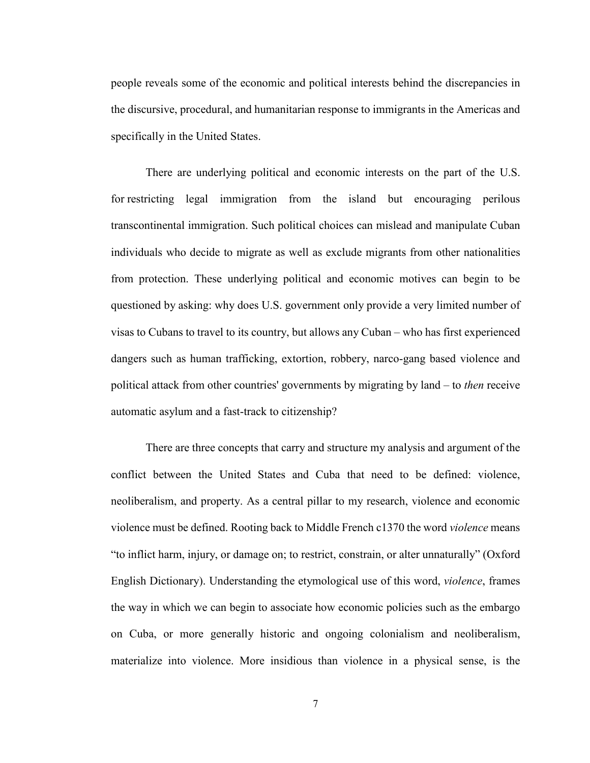people reveals some of the economic and political interests behind the discrepancies in the discursive, procedural, and humanitarian response to immigrants in the Americas and specifically in the United States.

There are underlying political and economic interests on the part of the U.S. for restricting legal immigration from the island but encouraging perilous transcontinental immigration. Such political choices can mislead and manipulate Cuban individuals who decide to migrate as well as exclude migrants from other nationalities from protection. These underlying political and economic motives can begin to be questioned by asking: why does U.S. government only provide a very limited number of visas to Cubans to travel to its country, but allows any Cuban – who has first experienced dangers such as human trafficking, extortion, robbery, narco-gang based violence and political attack from other countries' governments by migrating by land – to *then* receive automatic asylum and a fast-track to citizenship?

There are three concepts that carry and structure my analysis and argument of the conflict between the United States and Cuba that need to be defined: violence, neoliberalism, and property. As a central pillar to my research, violence and economic violence must be defined. Rooting back to Middle French c1370 the word *violence* means "to inflict harm, injury, or damage on; to restrict, constrain, or alter unnaturally" (Oxford English Dictionary). Understanding the etymological use of this word, *violence*, frames the way in which we can begin to associate how economic policies such as the embargo on Cuba, or more generally historic and ongoing colonialism and neoliberalism, materialize into violence. More insidious than violence in a physical sense, is the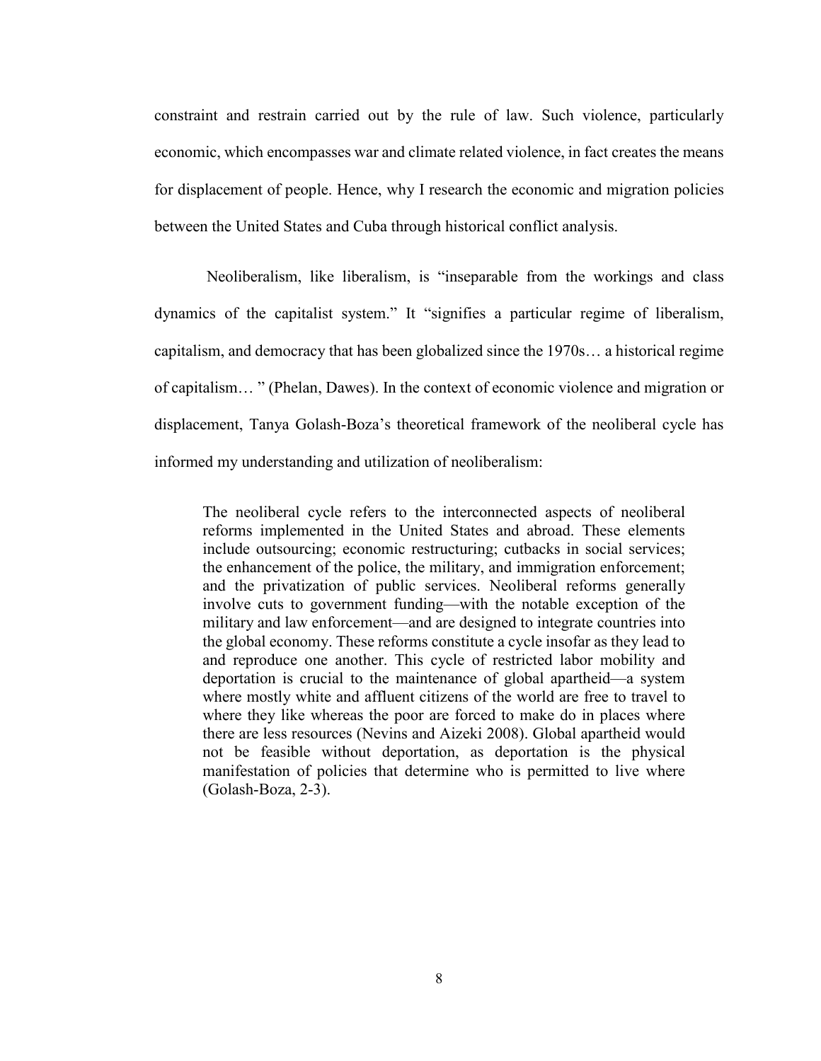constraint and restrain carried out by the rule of law. Such violence, particularly economic, which encompasses war and climate related violence, in fact creates the means for displacement of people. Hence, why I research the economic and migration policies between the United States and Cuba through historical conflict analysis.

Neoliberalism, like liberalism, is "inseparable from the workings and class dynamics of the capitalist system." It "signifies a particular regime of liberalism, capitalism, and democracy that has been globalized since the 1970s… a historical regime of capitalism… " (Phelan, Dawes). In the context of economic violence and migration or displacement, Tanya Golash-Boza's theoretical framework of the neoliberal cycle has informed my understanding and utilization of neoliberalism:

> The neoliberal cycle refers to the interconnected aspects of neoliberal reforms implemented in the United States and abroad. These elements include outsourcing; economic restructuring; cutbacks in social services; the enhancement of the police, the military, and immigration enforcement; and the privatization of public services. Neoliberal reforms generally involve cuts to government funding—with the notable exception of the military and law enforcement—and are designed to integrate countries into the global economy. These reforms constitute a cycle insofar as they lead to and reproduce one another. This cycle of restricted labor mobility and deportation is crucial to the maintenance of global apartheid—a system where mostly white and affluent citizens of the world are free to travel to where they like whereas the poor are forced to make do in places where there are less resources (Nevins and Aizeki 2008). Global apartheid would not be feasible without deportation, as deportation is the physical manifestation of policies that determine who is permitted to live where (Golash-Boza, 2-3).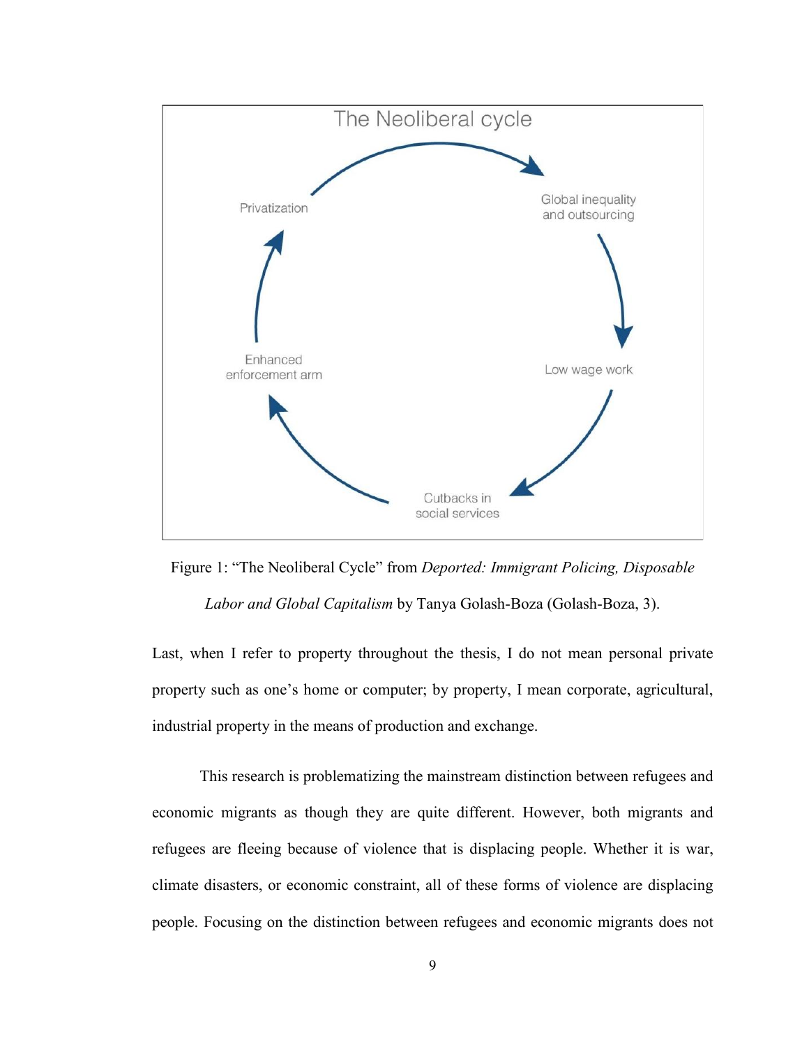The Neoliberal cycle

Privatization → Global inequality and outsourcing → Low wage work → Cutbacks in social services → Enhanced enforcement arm → Privatization

Figure 1: “The Neoliberal Cycle” from *Deported: Immigrant Policing, Disposable Labor and Global Capitalism* by Tanya Golash-Boza (Golash-Boza, 3).

Last, when I refer to property throughout the thesis, I do not mean personal private property such as one’s home or computer; by property, I mean corporate, agricultural, industrial property in the means of production and exchange.

This research is problematizing the mainstream distinction between refugees and economic migrants as though they are quite different. However, both migrants and refugees are fleeing because of violence that is displacing people. Whether it is war, climate disasters, or economic constraint, all of these forms of violence are displacing people. Focusing on the distinction between refugees and economic migrants does not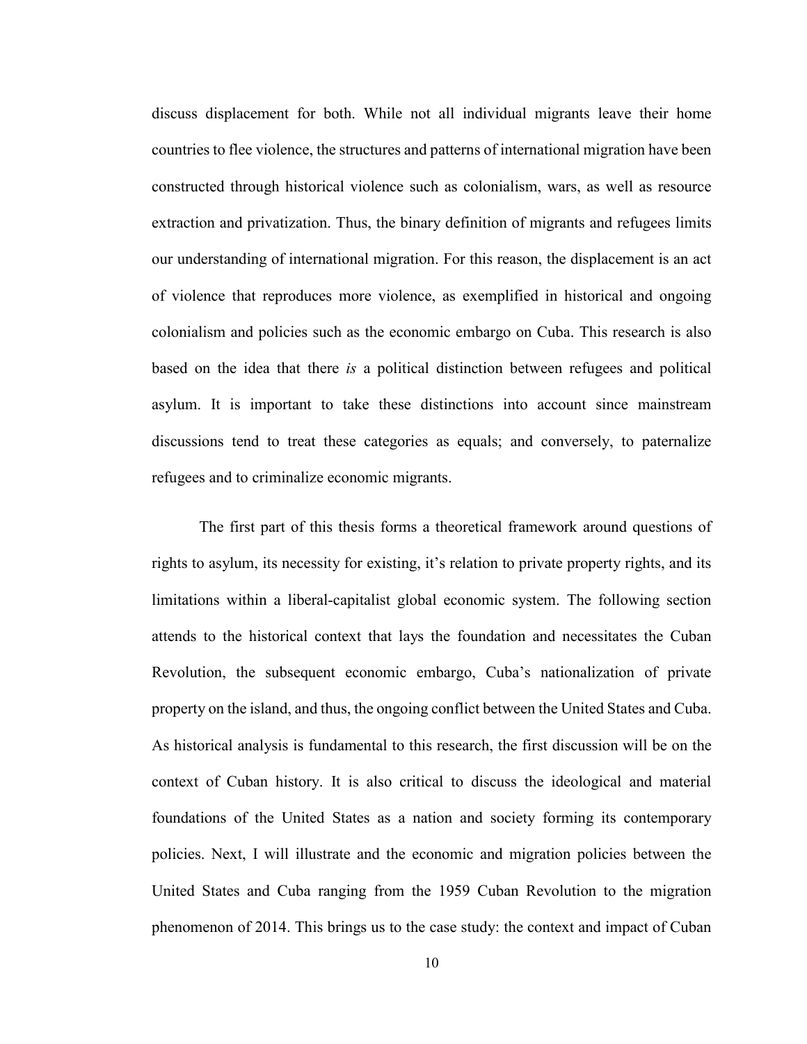discuss displacement for both. While not all individual migrants leave their home countries to flee violence, the structures and patterns of international migration have been constructed through historical violence such as colonialism, wars, as well as resource extraction and privatization. Thus, the binary definition of migrants and refugees limits our understanding of international migration. For this reason, the displacement is an act of violence that reproduces more violence, as exemplified in historical and ongoing colonialism and policies such as the economic embargo on Cuba. This research is also based on the idea that there *is* a political distinction between refugees and political asylum. It is important to take these distinctions into account since mainstream discussions tend to treat these categories as equals; and conversely, to paternalize refugees and to criminalize economic migrants.

The first part of this thesis forms a theoretical framework around questions of rights to asylum, its necessity for existing, it's relation to private property rights, and its limitations within a liberal-capitalist global economic system. The following section attends to the historical context that lays the foundation and necessitates the Cuban Revolution, the subsequent economic embargo, Cuba's nationalization of private property on the island, and thus, the ongoing conflict between the United States and Cuba. As historical analysis is fundamental to this research, the first discussion will be on the context of Cuban history. It is also critical to discuss the ideological and material foundations of the United States as a nation and society forming its contemporary policies. Next, I will illustrate and the economic and migration policies between the United States and Cuba ranging from the 1959 Cuban Revolution to the migration phenomenon of 2014. This brings us to the case study: the context and impact of Cuban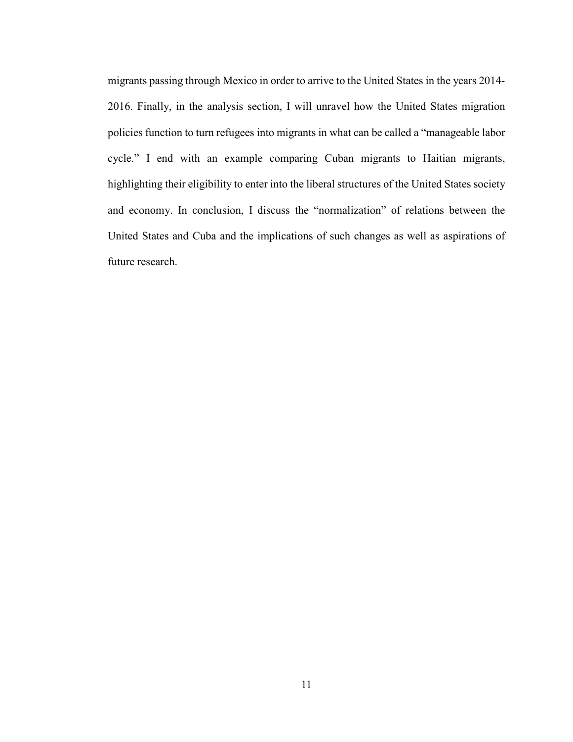migrants passing through Mexico in order to arrive to the United States in the years 2014-2016. Finally, in the analysis section, I will unravel how the United States migration policies function to turn refugees into migrants in what can be called a "manageable labor cycle." I end with an example comparing Cuban migrants to Haitian migrants, highlighting their eligibility to enter into the liberal structures of the United States society and economy. In conclusion, I discuss the "normalization" of relations between the United States and Cuba and the implications of such changes as well as aspirations of future research.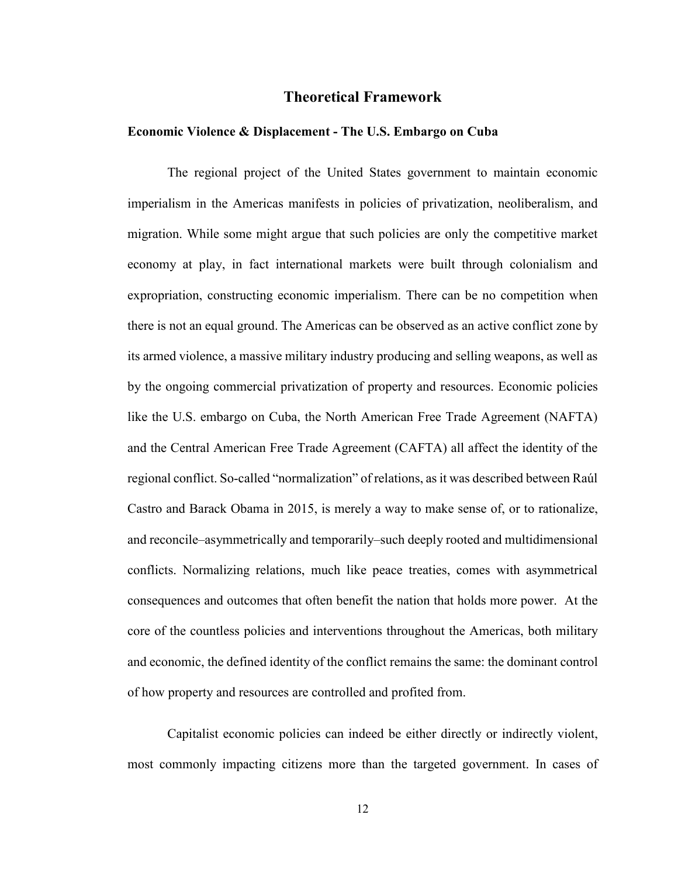## Theoretical Framework

### Economic Violence & Displacement - The U.S. Embargo on Cuba

The regional project of the United States government to maintain economic imperialism in the Americas manifests in policies of privatization, neoliberalism, and migration. While some might argue that such policies are only the competitive market economy at play, in fact international markets were built through colonialism and expropriation, constructing economic imperialism. There can be no competition when there is not an equal ground. The Americas can be observed as an active conflict zone by its armed violence, a massive military industry producing and selling weapons, as well as by the ongoing commercial privatization of property and resources. Economic policies like the U.S. embargo on Cuba, the North American Free Trade Agreement (NAFTA) and the Central American Free Trade Agreement (CAFTA) all affect the identity of the regional conflict. So-called "normalization" of relations, as it was described between Raúl Castro and Barack Obama in 2015, is merely a way to make sense of, or to rationalize, and reconcile–asymmetrically and temporarily–such deeply rooted and multidimensional conflicts. Normalizing relations, much like peace treaties, comes with asymmetrical consequences and outcomes that often benefit the nation that holds more power. At the core of the countless policies and interventions throughout the Americas, both military and economic, the defined identity of the conflict remains the same: the dominant control of how property and resources are controlled and profited from.

Capitalist economic policies can indeed be either directly or indirectly violent, most commonly impacting citizens more than the targeted government. In cases of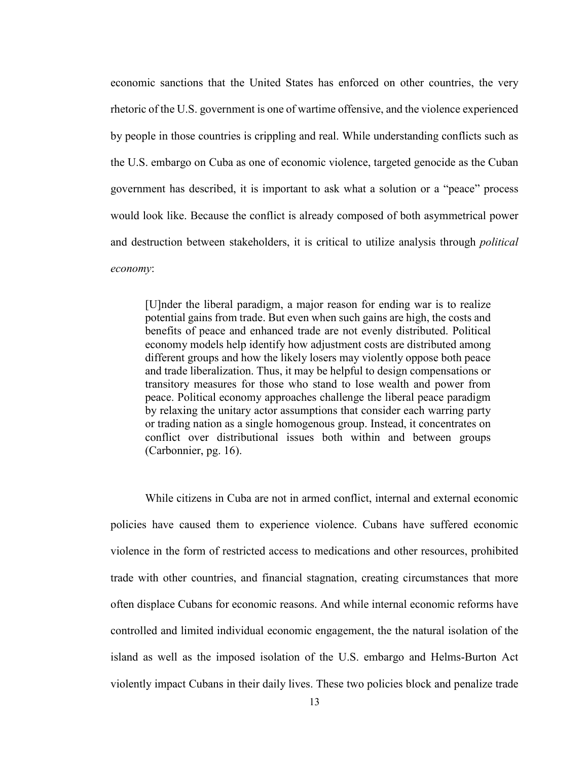economic sanctions that the United States has enforced on other countries, the very rhetoric of the U.S. government is one of wartime offensive, and the violence experienced by people in those countries is crippling and real. While understanding conflicts such as the U.S. embargo on Cuba as one of economic violence, targeted genocide as the Cuban government has described, it is important to ask what a solution or a "peace" process would look like. Because the conflict is already composed of both asymmetrical power and destruction between stakeholders, it is critical to utilize analysis through *political economy*:

> [U]nder the liberal paradigm, a major reason for ending war is to realize potential gains from trade. But even when such gains are high, the costs and benefits of peace and enhanced trade are not evenly distributed. Political economy models help identify how adjustment costs are distributed among different groups and how the likely losers may violently oppose both peace and trade liberalization. Thus, it may be helpful to design compensations or transitory measures for those who stand to lose wealth and power from peace. Political economy approaches challenge the liberal peace paradigm by relaxing the unitary actor assumptions that consider each warring party or trading nation as a single homogenous group. Instead, it concentrates on conflict over distributional issues both within and between groups (Carbonnier, pg. 16).

While citizens in Cuba are not in armed conflict, internal and external economic policies have caused them to experience violence. Cubans have suffered economic violence in the form of restricted access to medications and other resources, prohibited trade with other countries, and financial stagnation, creating circumstances that more often displace Cubans for economic reasons. And while internal economic reforms have controlled and limited individual economic engagement, the the natural isolation of the island as well as the imposed isolation of the U.S. embargo and Helms-Burton Act violently impact Cubans in their daily lives. These two policies block and penalize trade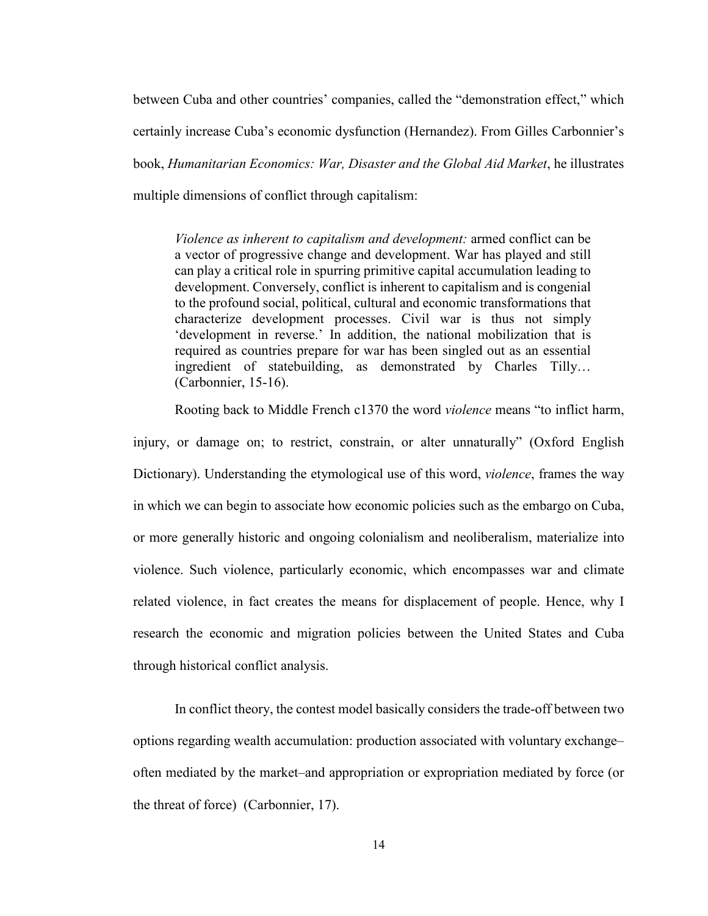between Cuba and other countries' companies, called the "demonstration effect," which certainly increase Cuba's economic dysfunction (Hernandez). From Gilles Carbonnier's book, *Humanitarian Economics: War, Disaster and the Global Aid Market*, he illustrates multiple dimensions of conflict through capitalism:

> *Violence as inherent to capitalism and development:* armed conflict can be a vector of progressive change and development. War has played and still can play a critical role in spurring primitive capital accumulation leading to development. Conversely, conflict is inherent to capitalism and is congenial to the profound social, political, cultural and economic transformations that characterize development processes. Civil war is thus not simply 'development in reverse.' In addition, the national mobilization that is required as countries prepare for war has been singled out as an essential ingredient of statebuilding, as demonstrated by Charles Tilly… (Carbonnier, 15-16).

Rooting back to Middle French c1370 the word *violence* means "to inflict harm, injury, or damage on; to restrict, constrain, or alter unnaturally" (Oxford English Dictionary). Understanding the etymological use of this word, *violence*, frames the way in which we can begin to associate how economic policies such as the embargo on Cuba, or more generally historic and ongoing colonialism and neoliberalism, materialize into violence. Such violence, particularly economic, which encompasses war and climate related violence, in fact creates the means for displacement of people. Hence, why I research the economic and migration policies between the United States and Cuba through historical conflict analysis.

In conflict theory, the contest model basically considers the trade-off between two options regarding wealth accumulation: production associated with voluntary exchange–often mediated by the market–and appropriation or expropriation mediated by force (or the threat of force) (Carbonnier, 17).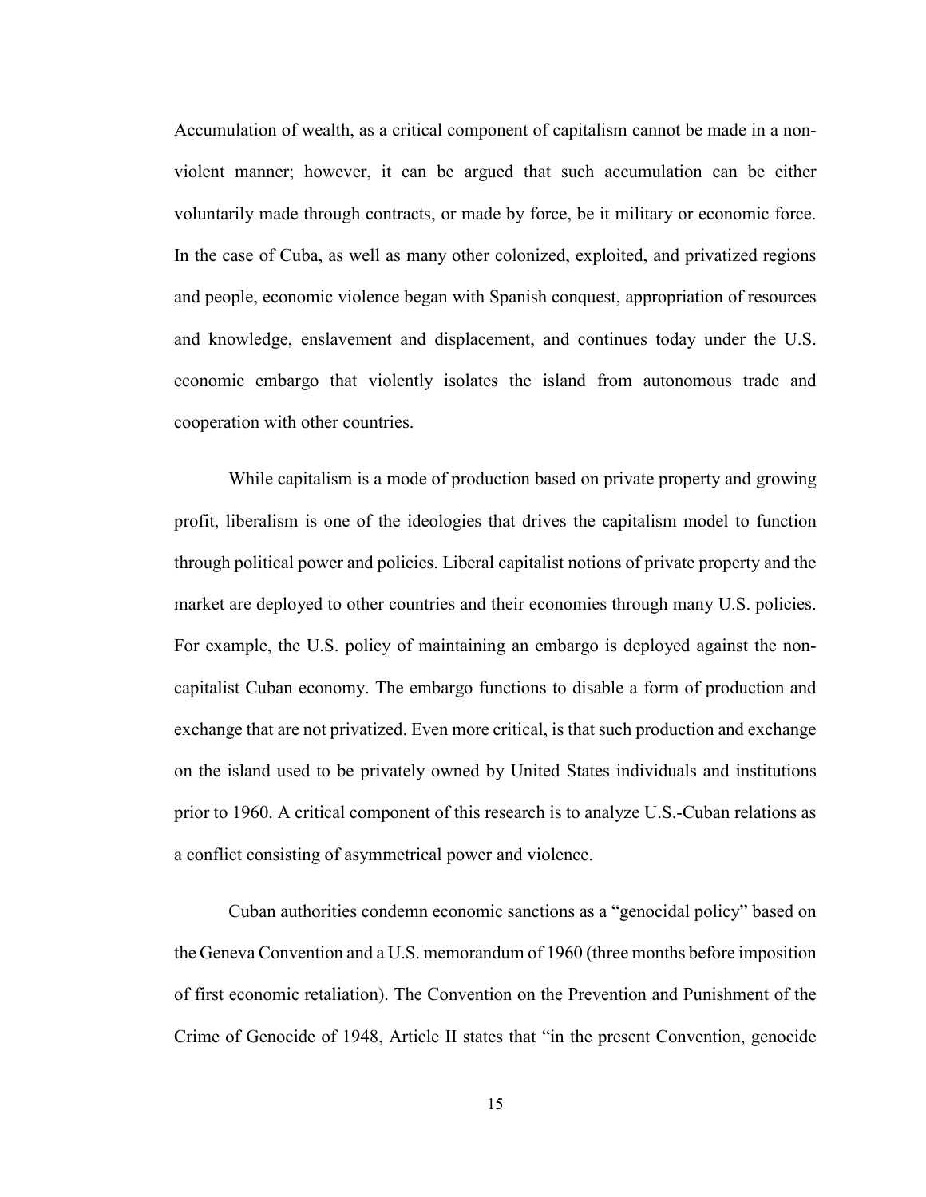Accumulation of wealth, as a critical component of capitalism cannot be made in a non-violent manner; however, it can be argued that such accumulation can be either voluntarily made through contracts, or made by force, be it military or economic force. In the case of Cuba, as well as many other colonized, exploited, and privatized regions and people, economic violence began with Spanish conquest, appropriation of resources and knowledge, enslavement and displacement, and continues today under the U.S. economic embargo that violently isolates the island from autonomous trade and cooperation with other countries.

While capitalism is a mode of production based on private property and growing profit, liberalism is one of the ideologies that drives the capitalism model to function through political power and policies. Liberal capitalist notions of private property and the market are deployed to other countries and their economies through many U.S. policies. For example, the U.S. policy of maintaining an embargo is deployed against the non-capitalist Cuban economy. The embargo functions to disable a form of production and exchange that are not privatized. Even more critical, is that such production and exchange on the island used to be privately owned by United States individuals and institutions prior to 1960. A critical component of this research is to analyze U.S.-Cuban relations as a conflict consisting of asymmetrical power and violence.

Cuban authorities condemn economic sanctions as a "genocidal policy" based on the Geneva Convention and a U.S. memorandum of 1960 (three months before imposition of first economic retaliation). The Convention on the Prevention and Punishment of the Crime of Genocide of 1948, Article II states that "in the present Convention, genocide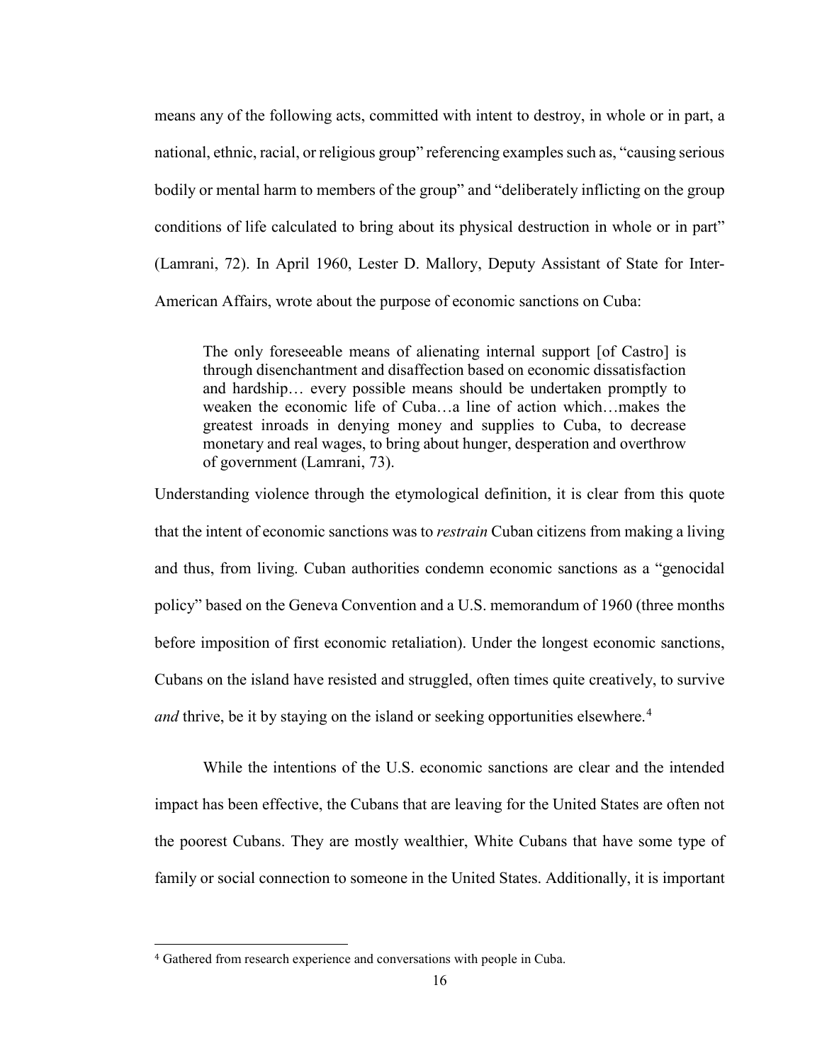means any of the following acts, committed with intent to destroy, in whole or in part, a national, ethnic, racial, or religious group" referencing examples such as, "causing serious bodily or mental harm to members of the group" and "deliberately inflicting on the group conditions of life calculated to bring about its physical destruction in whole or in part" (Lamrani, 72). In April 1960, Lester D. Mallory, Deputy Assistant of State for Inter-American Affairs, wrote about the purpose of economic sanctions on Cuba:

> The only foreseeable means of alienating internal support [of Castro] is through disenchantment and disaffection based on economic dissatisfaction and hardship… every possible means should be undertaken promptly to weaken the economic life of Cuba…a line of action which…makes the greatest inroads in denying money and supplies to Cuba, to decrease monetary and real wages, to bring about hunger, desperation and overthrow of government (Lamrani, 73).

Understanding violence through the etymological definition, it is clear from this quote that the intent of economic sanctions was to *restrain* Cuban citizens from making a living and thus, from living. Cuban authorities condemn economic sanctions as a "genocidal policy" based on the Geneva Convention and a U.S. memorandum of 1960 (three months before imposition of first economic retaliation). Under the longest economic sanctions, Cubans on the island have resisted and struggled, often times quite creatively, to survive *and* thrive, be it by staying on the island or seeking opportunities elsewhere.[4]

While the intentions of the U.S. economic sanctions are clear and the intended impact has been effective, the Cubans that are leaving for the United States are often not the poorest Cubans. They are mostly wealthier, White Cubans that have some type of family or social connection to someone in the United States. Additionally, it is important

---

[4] Gathered from research experience and conversations with people in Cuba.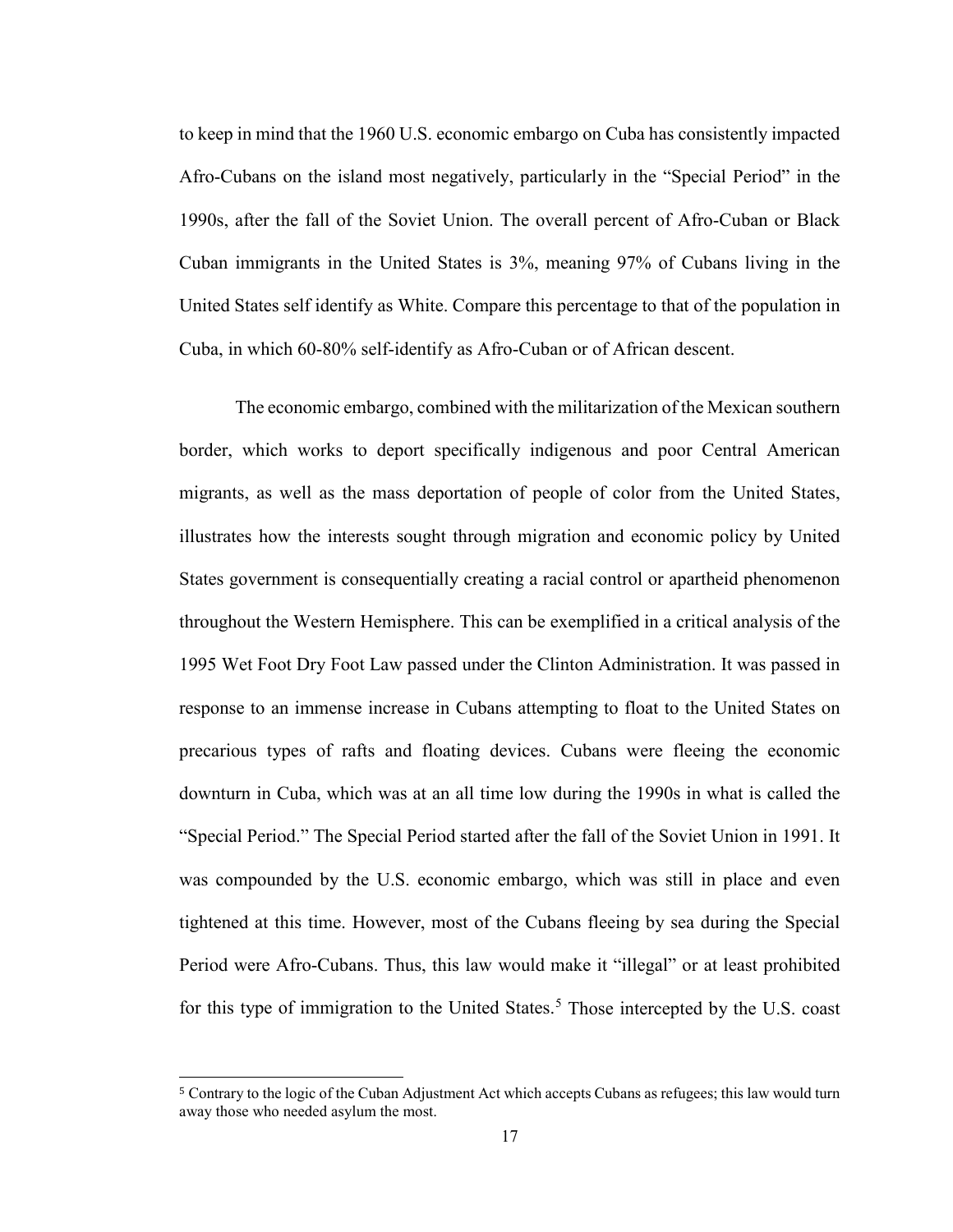to keep in mind that the 1960 U.S. economic embargo on Cuba has consistently impacted Afro-Cubans on the island most negatively, particularly in the "Special Period" in the 1990s, after the fall of the Soviet Union. The overall percent of Afro-Cuban or Black Cuban immigrants in the United States is 3%, meaning 97% of Cubans living in the United States self identify as White. Compare this percentage to that of the population in Cuba, in which 60-80% self-identify as Afro-Cuban or of African descent.

The economic embargo, combined with the militarization of the Mexican southern border, which works to deport specifically indigenous and poor Central American migrants, as well as the mass deportation of people of color from the United States, illustrates how the interests sought through migration and economic policy by United States government is consequentially creating a racial control or apartheid phenomenon throughout the Western Hemisphere. This can be exemplified in a critical analysis of the 1995 Wet Foot Dry Foot Law passed under the Clinton Administration. It was passed in response to an immense increase in Cubans attempting to float to the United States on precarious types of rafts and floating devices. Cubans were fleeing the economic downturn in Cuba, which was at an all time low during the 1990s in what is called the "Special Period." The Special Period started after the fall of the Soviet Union in 1991. It was compounded by the U.S. economic embargo, which was still in place and even tightened at this time. However, most of the Cubans fleeing by sea during the Special Period were Afro-Cubans. Thus, this law would make it "illegal" or at least prohibited for this type of immigration to the United States.[5] Those intercepted by the U.S. coast

[5] Contrary to the logic of the Cuban Adjustment Act which accepts Cubans as refugees; this law would turn away those who needed asylum the most.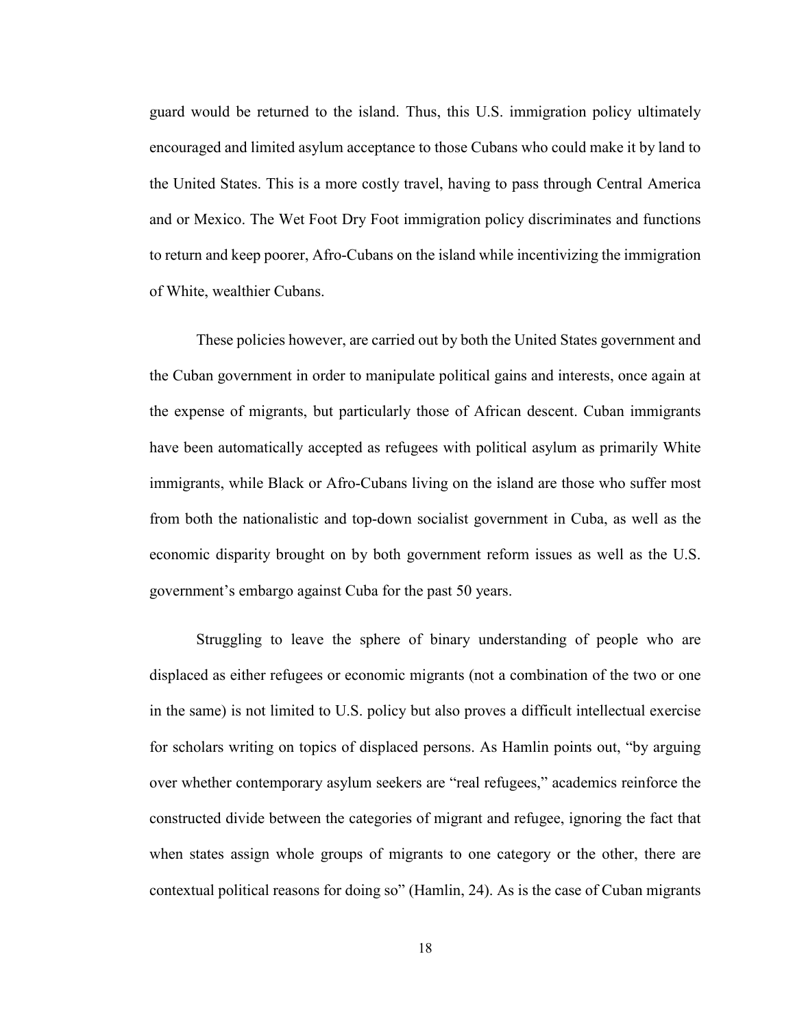guard would be returned to the island. Thus, this U.S. immigration policy ultimately encouraged and limited asylum acceptance to those Cubans who could make it by land to the United States. This is a more costly travel, having to pass through Central America and or Mexico. The Wet Foot Dry Foot immigration policy discriminates and functions to return and keep poorer, Afro-Cubans on the island while incentivizing the immigration of White, wealthier Cubans.

These policies however, are carried out by both the United States government and the Cuban government in order to manipulate political gains and interests, once again at the expense of migrants, but particularly those of African descent. Cuban immigrants have been automatically accepted as refugees with political asylum as primarily White immigrants, while Black or Afro-Cubans living on the island are those who suffer most from both the nationalistic and top-down socialist government in Cuba, as well as the economic disparity brought on by both government reform issues as well as the U.S. government's embargo against Cuba for the past 50 years.

Struggling to leave the sphere of binary understanding of people who are displaced as either refugees or economic migrants (not a combination of the two or one in the same) is not limited to U.S. policy but also proves a difficult intellectual exercise for scholars writing on topics of displaced persons. As Hamlin points out, "by arguing over whether contemporary asylum seekers are "real refugees," academics reinforce the constructed divide between the categories of migrant and refugee, ignoring the fact that when states assign whole groups of migrants to one category or the other, there are contextual political reasons for doing so" (Hamlin, 24). As is the case of Cuban migrants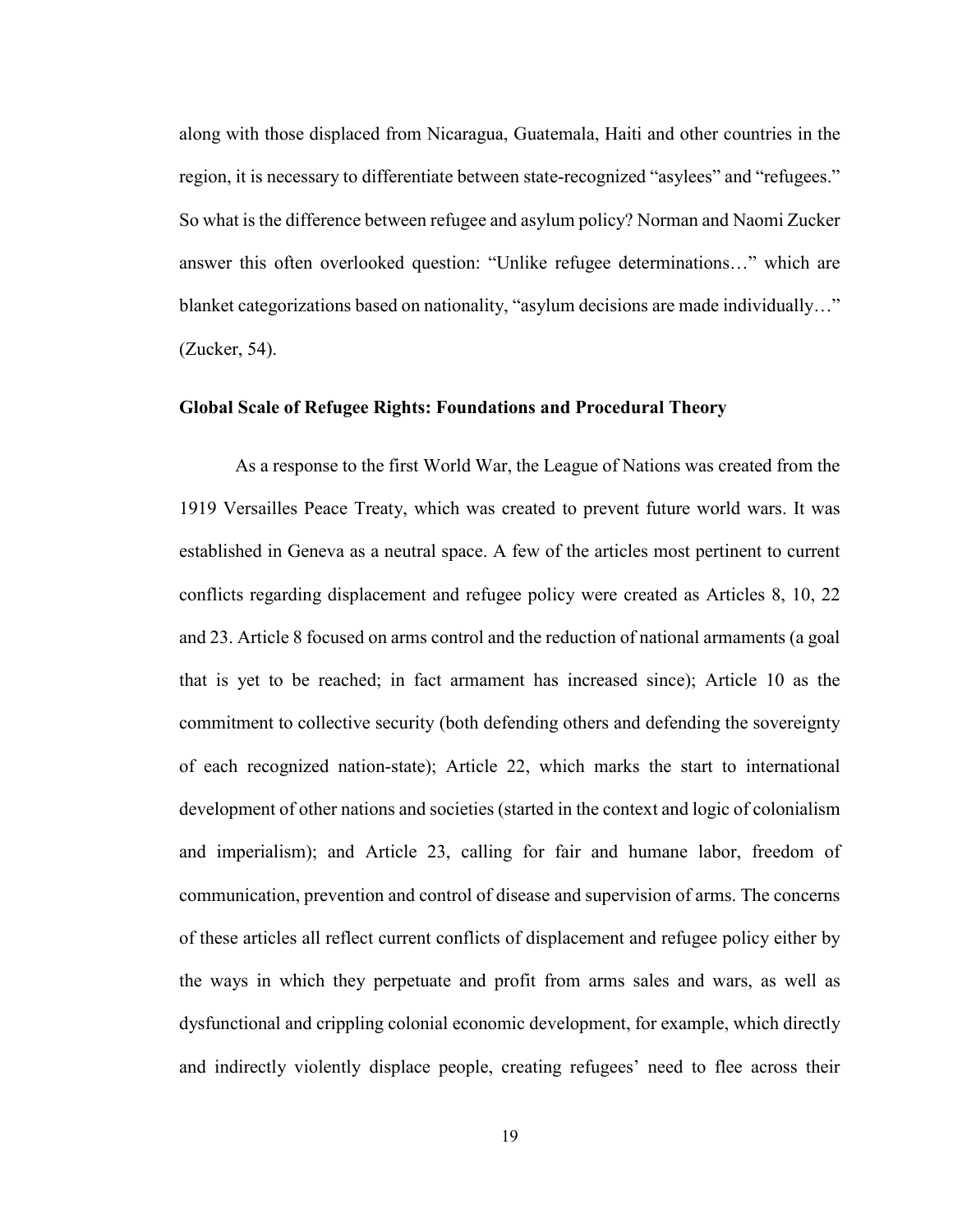along with those displaced from Nicaragua, Guatemala, Haiti and other countries in the region, it is necessary to differentiate between state-recognized "asylees" and "refugees." So what is the difference between refugee and asylum policy? Norman and Naomi Zucker answer this often overlooked question: "Unlike refugee determinations…" which are blanket categorizations based on nationality, "asylum decisions are made individually…" (Zucker, 54).

**Global Scale of Refugee Rights: Foundations and Procedural Theory**

As a response to the first World War, the League of Nations was created from the 1919 Versailles Peace Treaty, which was created to prevent future world wars. It was established in Geneva as a neutral space. A few of the articles most pertinent to current conflicts regarding displacement and refugee policy were created as Articles 8, 10, 22 and 23. Article 8 focused on arms control and the reduction of national armaments (a goal that is yet to be reached; in fact armament has increased since); Article 10 as the commitment to collective security (both defending others and defending the sovereignty of each recognized nation-state); Article 22, which marks the start to international development of other nations and societies (started in the context and logic of colonialism and imperialism); and Article 23, calling for fair and humane labor, freedom of communication, prevention and control of disease and supervision of arms. The concerns of these articles all reflect current conflicts of displacement and refugee policy either by the ways in which they perpetuate and profit from arms sales and wars, as well as dysfunctional and crippling colonial economic development, for example, which directly and indirectly violently displace people, creating refugees' need to flee across their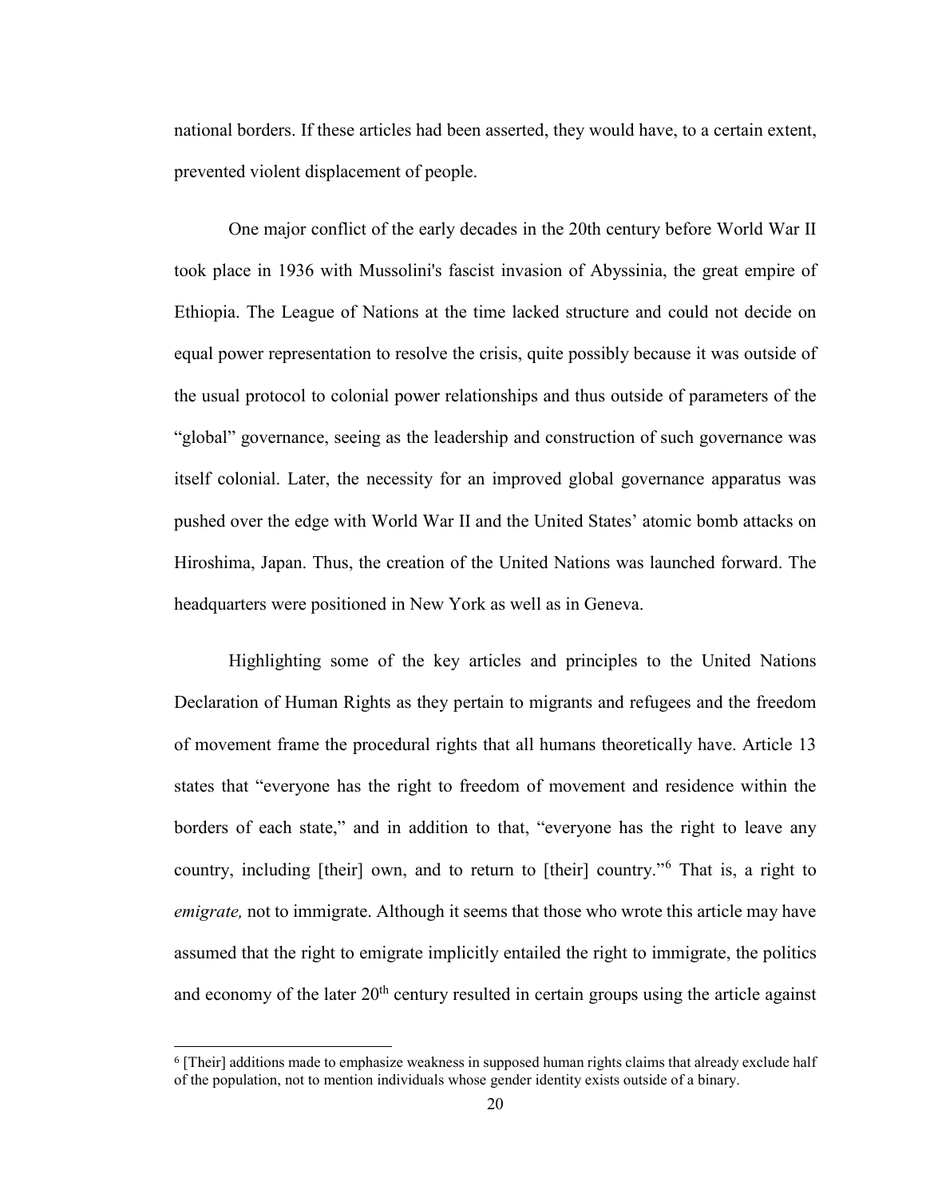national borders. If these articles had been asserted, they would have, to a certain extent, prevented violent displacement of people.

One major conflict of the early decades in the 20th century before World War II took place in 1936 with Mussolini's fascist invasion of Abyssinia, the great empire of Ethiopia. The League of Nations at the time lacked structure and could not decide on equal power representation to resolve the crisis, quite possibly because it was outside of the usual protocol to colonial power relationships and thus outside of parameters of the "global" governance, seeing as the leadership and construction of such governance was itself colonial. Later, the necessity for an improved global governance apparatus was pushed over the edge with World War II and the United States' atomic bomb attacks on Hiroshima, Japan. Thus, the creation of the United Nations was launched forward. The headquarters were positioned in New York as well as in Geneva.

Highlighting some of the key articles and principles to the United Nations Declaration of Human Rights as they pertain to migrants and refugees and the freedom of movement frame the procedural rights that all humans theoretically have. Article 13 states that "everyone has the right to freedom of movement and residence within the borders of each state," and in addition to that, "everyone has the right to leave any country, including [their] own, and to return to [their] country."[6] That is, a right to *emigrate,* not to immigrate. Although it seems that those who wrote this article may have assumed that the right to emigrate implicitly entailed the right to immigrate, the politics and economy of the later 20th century resulted in certain groups using the article against

[6] [Their] additions made to emphasize weakness in supposed human rights claims that already exclude half of the population, not to mention individuals whose gender identity exists outside of a binary.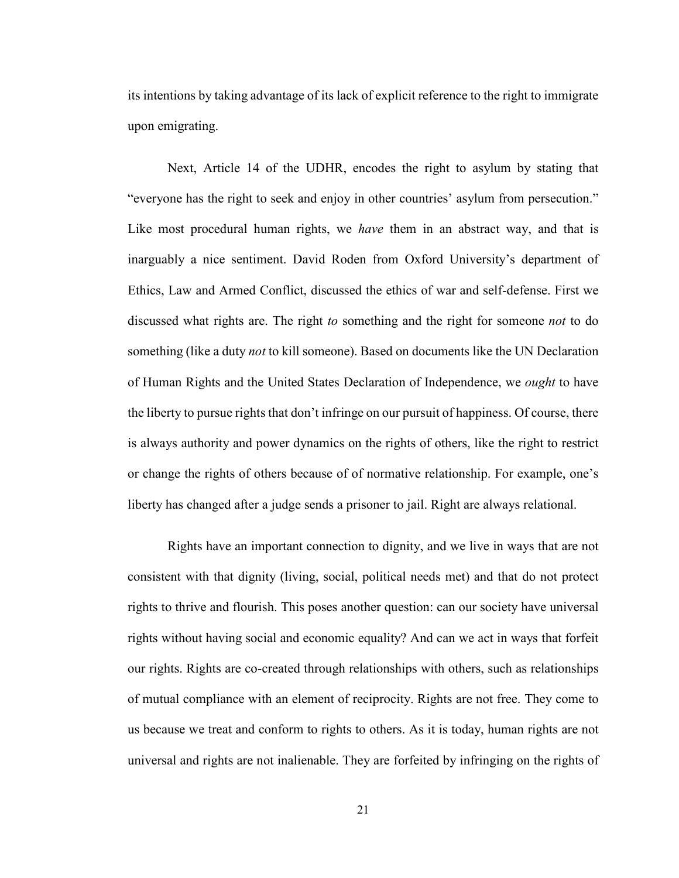its intentions by taking advantage of its lack of explicit reference to the right to immigrate upon emigrating.

Next, Article 14 of the UDHR, encodes the right to asylum by stating that "everyone has the right to seek and enjoy in other countries' asylum from persecution." Like most procedural human rights, we *have* them in an abstract way, and that is inarguably a nice sentiment. David Roden from Oxford University's department of Ethics, Law and Armed Conflict, discussed the ethics of war and self-defense. First we discussed what rights are. The right *to* something and the right for someone *not* to do something (like a duty *not* to kill someone). Based on documents like the UN Declaration of Human Rights and the United States Declaration of Independence, we *ought* to have the liberty to pursue rights that don't infringe on our pursuit of happiness. Of course, there is always authority and power dynamics on the rights of others, like the right to restrict or change the rights of others because of of normative relationship. For example, one's liberty has changed after a judge sends a prisoner to jail. Right are always relational.

Rights have an important connection to dignity, and we live in ways that are not consistent with that dignity (living, social, political needs met) and that do not protect rights to thrive and flourish. This poses another question: can our society have universal rights without having social and economic equality? And can we act in ways that forfeit our rights. Rights are co-created through relationships with others, such as relationships of mutual compliance with an element of reciprocity. Rights are not free. They come to us because we treat and conform to rights to others. As it is today, human rights are not universal and rights are not inalienable. They are forfeited by infringing on the rights of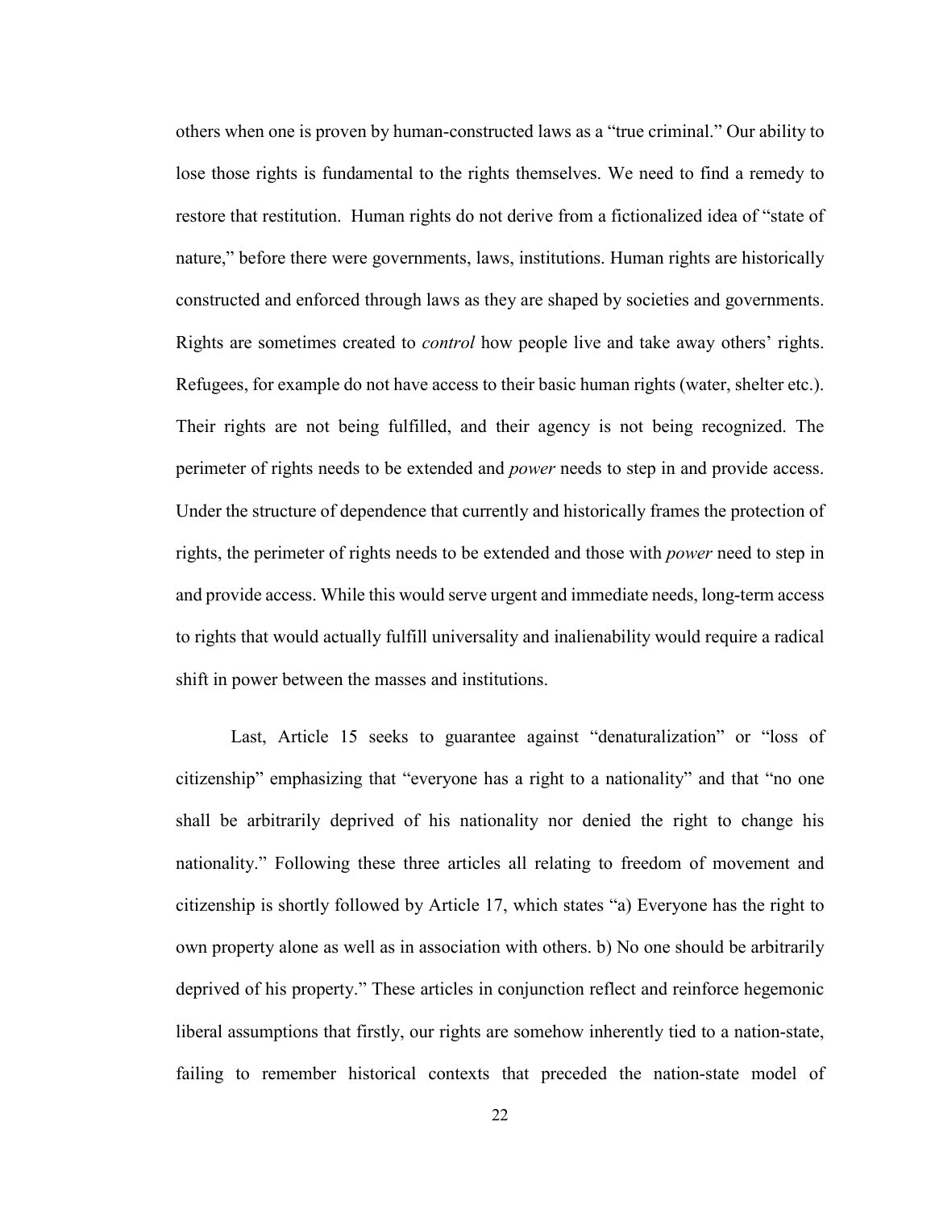others when one is proven by human-constructed laws as a "true criminal." Our ability to lose those rights is fundamental to the rights themselves. We need to find a remedy to restore that restitution. Human rights do not derive from a fictionalized idea of "state of nature," before there were governments, laws, institutions. Human rights are historically constructed and enforced through laws as they are shaped by societies and governments. Rights are sometimes created to *control* how people live and take away others' rights. Refugees, for example do not have access to their basic human rights (water, shelter etc.). Their rights are not being fulfilled, and their agency is not being recognized. The perimeter of rights needs to be extended and *power* needs to step in and provide access. Under the structure of dependence that currently and historically frames the protection of rights, the perimeter of rights needs to be extended and those with *power* need to step in and provide access. While this would serve urgent and immediate needs, long-term access to rights that would actually fulfill universality and inalienability would require a radical shift in power between the masses and institutions.

Last, Article 15 seeks to guarantee against "denaturalization" or "loss of citizenship" emphasizing that "everyone has a right to a nationality" and that "no one shall be arbitrarily deprived of his nationality nor denied the right to change his nationality." Following these three articles all relating to freedom of movement and citizenship is shortly followed by Article 17, which states "a) Everyone has the right to own property alone as well as in association with others. b) No one should be arbitrarily deprived of his property." These articles in conjunction reflect and reinforce hegemonic liberal assumptions that firstly, our rights are somehow inherently tied to a nation-state, failing to remember historical contexts that preceded the nation-state model of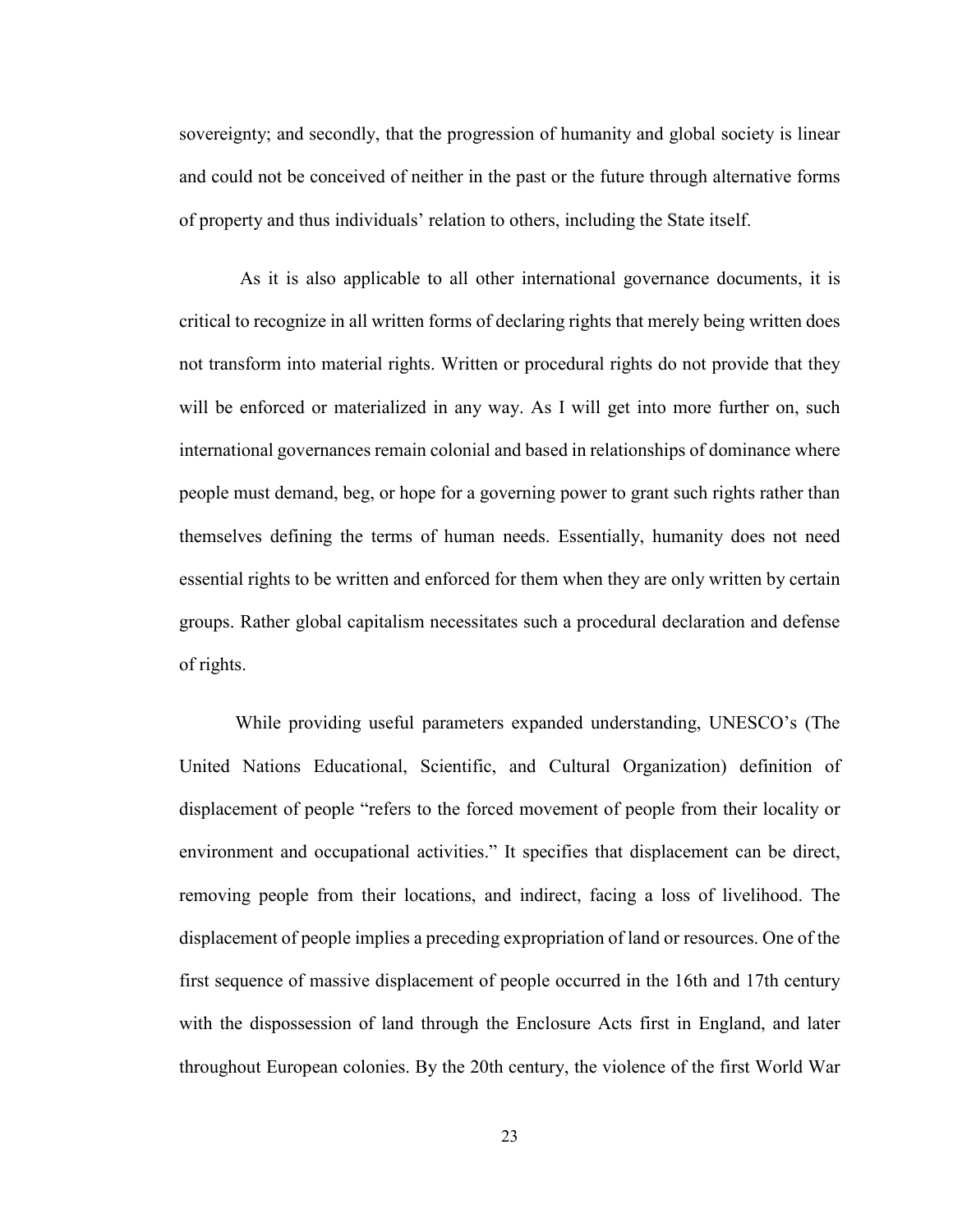sovereignty; and secondly, that the progression of humanity and global society is linear and could not be conceived of neither in the past or the future through alternative forms of property and thus individuals' relation to others, including the State itself.

As it is also applicable to all other international governance documents, it is critical to recognize in all written forms of declaring rights that merely being written does not transform into material rights. Written or procedural rights do not provide that they will be enforced or materialized in any way. As I will get into more further on, such international governances remain colonial and based in relationships of dominance where people must demand, beg, or hope for a governing power to grant such rights rather than themselves defining the terms of human needs. Essentially, humanity does not need essential rights to be written and enforced for them when they are only written by certain groups. Rather global capitalism necessitates such a procedural declaration and defense of rights.

While providing useful parameters expanded understanding, UNESCO's (The United Nations Educational, Scientific, and Cultural Organization) definition of displacement of people "refers to the forced movement of people from their locality or environment and occupational activities." It specifies that displacement can be direct, removing people from their locations, and indirect, facing a loss of livelihood. The displacement of people implies a preceding expropriation of land or resources. One of the first sequence of massive displacement of people occurred in the 16th and 17th century with the dispossession of land through the Enclosure Acts first in England, and later throughout European colonies. By the 20th century, the violence of the first World War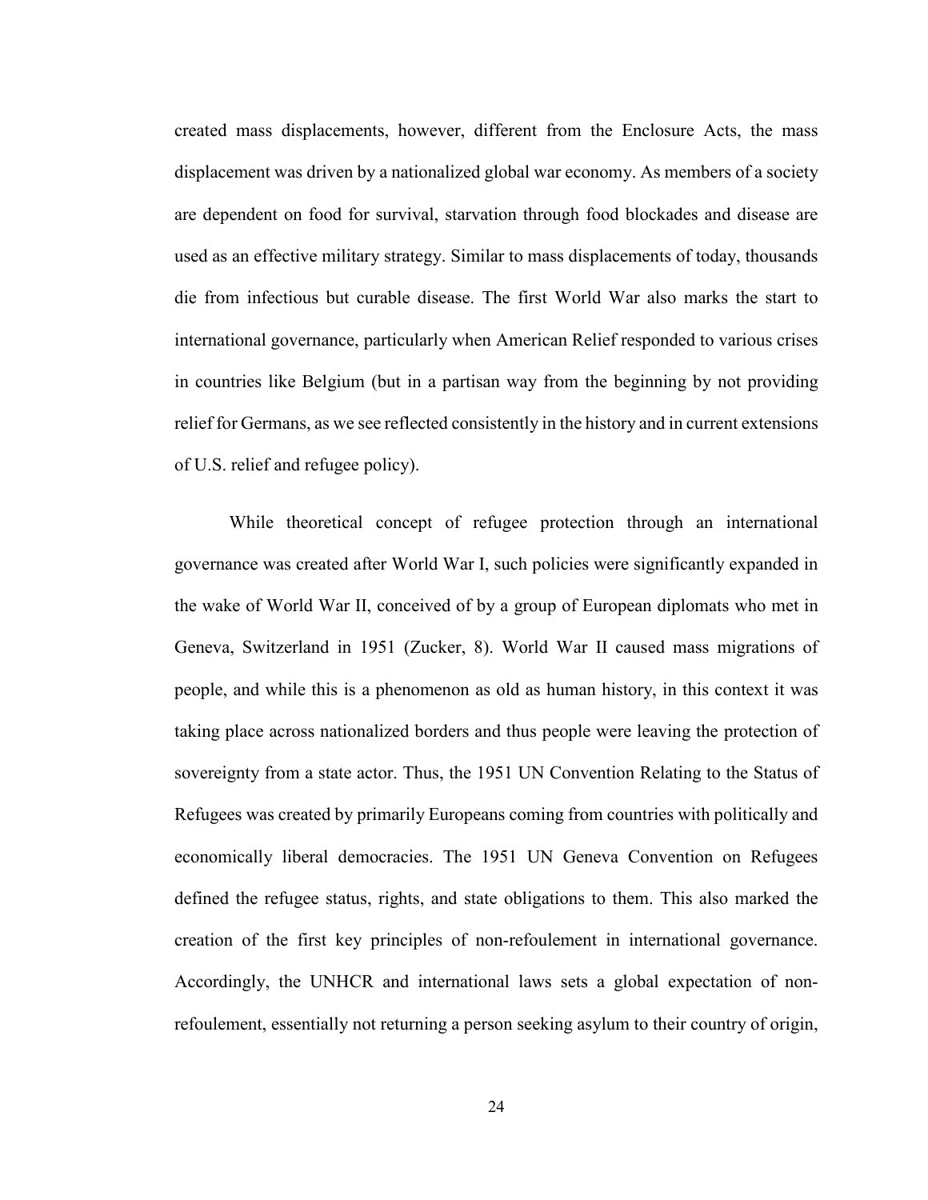created mass displacements, however, different from the Enclosure Acts, the mass displacement was driven by a nationalized global war economy. As members of a society are dependent on food for survival, starvation through food blockades and disease are used as an effective military strategy. Similar to mass displacements of today, thousands die from infectious but curable disease. The first World War also marks the start to international governance, particularly when American Relief responded to various crises in countries like Belgium (but in a partisan way from the beginning by not providing relief for Germans, as we see reflected consistently in the history and in current extensions of U.S. relief and refugee policy).

While theoretical concept of refugee protection through an international governance was created after World War I, such policies were significantly expanded in the wake of World War II, conceived of by a group of European diplomats who met in Geneva, Switzerland in 1951 (Zucker, 8). World War II caused mass migrations of people, and while this is a phenomenon as old as human history, in this context it was taking place across nationalized borders and thus people were leaving the protection of sovereignty from a state actor. Thus, the 1951 UN Convention Relating to the Status of Refugees was created by primarily Europeans coming from countries with politically and economically liberal democracies. The 1951 UN Geneva Convention on Refugees defined the refugee status, rights, and state obligations to them. This also marked the creation of the first key principles of non-refoulement in international governance. Accordingly, the UNHCR and international laws sets a global expectation of non-refoulement, essentially not returning a person seeking asylum to their country of origin,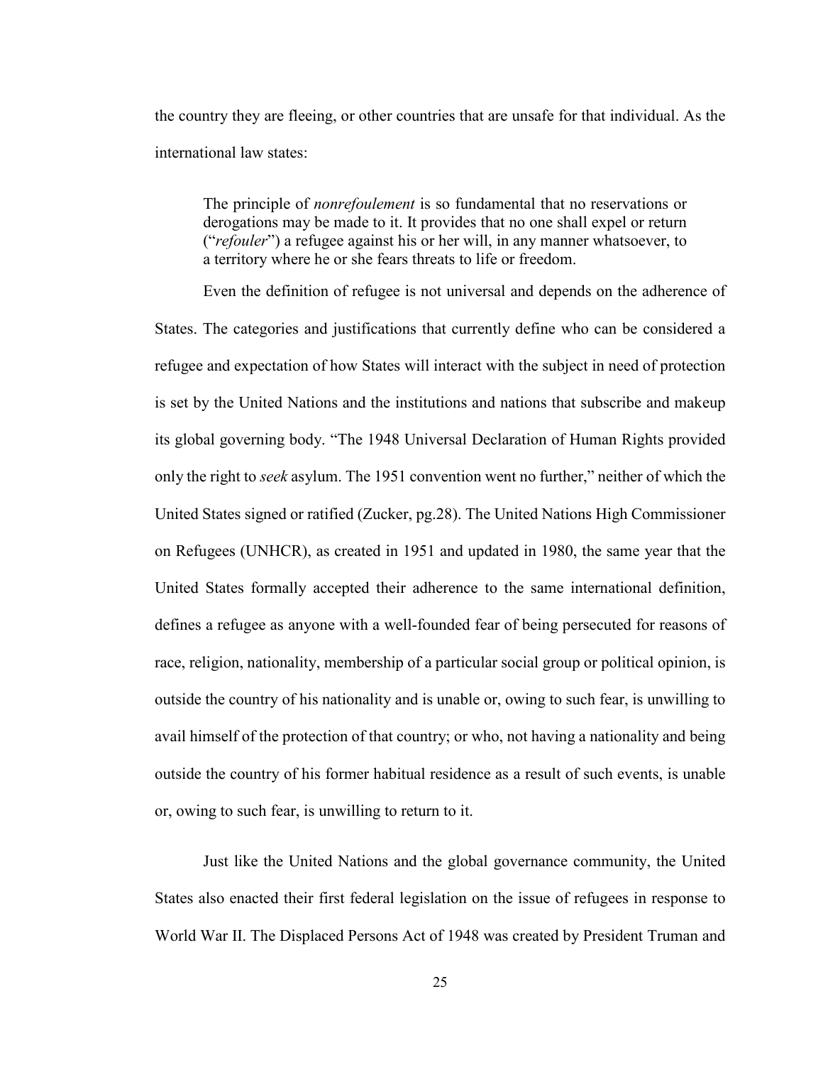the country they are fleeing, or other countries that are unsafe for that individual. As the international law states:

> The principle of *nonrefoulement* is so fundamental that no reservations or derogations may be made to it. It provides that no one shall expel or return ("*refouler*") a refugee against his or her will, in any manner whatsoever, to a territory where he or she fears threats to life or freedom.

Even the definition of refugee is not universal and depends on the adherence of States. The categories and justifications that currently define who can be considered a refugee and expectation of how States will interact with the subject in need of protection is set by the United Nations and the institutions and nations that subscribe and makeup its global governing body. "The 1948 Universal Declaration of Human Rights provided only the right to *seek* asylum. The 1951 convention went no further," neither of which the United States signed or ratified (Zucker, pg.28). The United Nations High Commissioner on Refugees (UNHCR), as created in 1951 and updated in 1980, the same year that the United States formally accepted their adherence to the same international definition, defines a refugee as anyone with a well-founded fear of being persecuted for reasons of race, religion, nationality, membership of a particular social group or political opinion, is outside the country of his nationality and is unable or, owing to such fear, is unwilling to avail himself of the protection of that country; or who, not having a nationality and being outside the country of his former habitual residence as a result of such events, is unable or, owing to such fear, is unwilling to return to it.

Just like the United Nations and the global governance community, the United States also enacted their first federal legislation on the issue of refugees in response to World War II. The Displaced Persons Act of 1948 was created by President Truman and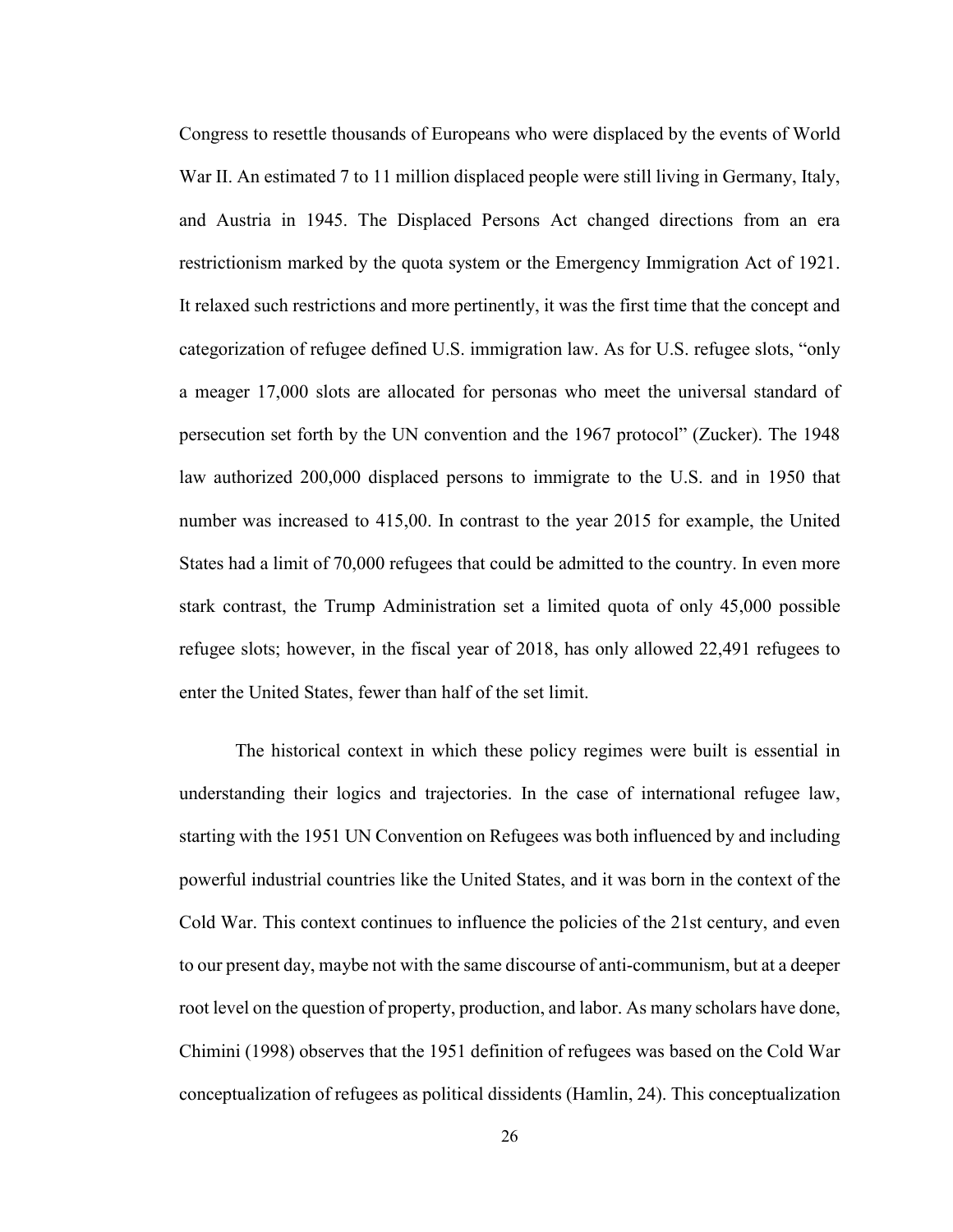Congress to resettle thousands of Europeans who were displaced by the events of World War II. An estimated 7 to 11 million displaced people were still living in Germany, Italy, and Austria in 1945. The Displaced Persons Act changed directions from an era restrictionism marked by the quota system or the Emergency Immigration Act of 1921. It relaxed such restrictions and more pertinently, it was the first time that the concept and categorization of refugee defined U.S. immigration law. As for U.S. refugee slots, "only a meager 17,000 slots are allocated for personas who meet the universal standard of persecution set forth by the UN convention and the 1967 protocol" (Zucker). The 1948 law authorized 200,000 displaced persons to immigrate to the U.S. and in 1950 that number was increased to 415,00. In contrast to the year 2015 for example, the United States had a limit of 70,000 refugees that could be admitted to the country. In even more stark contrast, the Trump Administration set a limited quota of only 45,000 possible refugee slots; however, in the fiscal year of 2018, has only allowed 22,491 refugees to enter the United States, fewer than half of the set limit.

The historical context in which these policy regimes were built is essential in understanding their logics and trajectories. In the case of international refugee law, starting with the 1951 UN Convention on Refugees was both influenced by and including powerful industrial countries like the United States, and it was born in the context of the Cold War. This context continues to influence the policies of the 21st century, and even to our present day, maybe not with the same discourse of anti-communism, but at a deeper root level on the question of property, production, and labor. As many scholars have done, Chimini (1998) observes that the 1951 definition of refugees was based on the Cold War conceptualization of refugees as political dissidents (Hamlin, 24). This conceptualization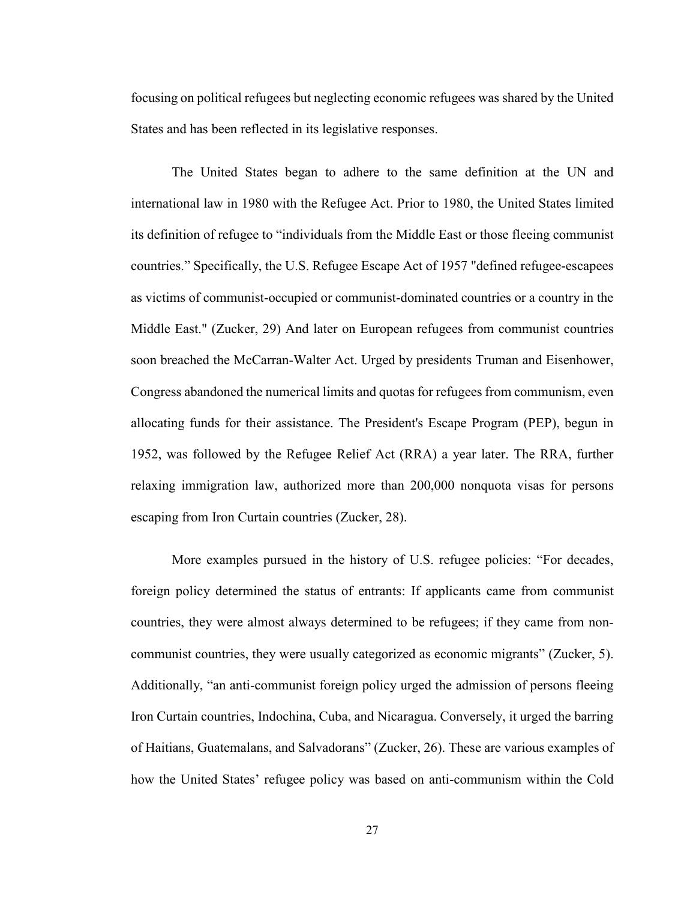focusing on political refugees but neglecting economic refugees was shared by the United States and has been reflected in its legislative responses.

The United States began to adhere to the same definition at the UN and international law in 1980 with the Refugee Act. Prior to 1980, the United States limited its definition of refugee to "individuals from the Middle East or those fleeing communist countries." Specifically, the U.S. Refugee Escape Act of 1957 "defined refugee-escapees as victims of communist-occupied or communist-dominated countries or a country in the Middle East." (Zucker, 29) And later on European refugees from communist countries soon breached the McCarran-Walter Act. Urged by presidents Truman and Eisenhower, Congress abandoned the numerical limits and quotas for refugees from communism, even allocating funds for their assistance. The President's Escape Program (PEP), begun in 1952, was followed by the Refugee Relief Act (RRA) a year later. The RRA, further relaxing immigration law, authorized more than 200,000 nonquota visas for persons escaping from Iron Curtain countries (Zucker, 28).

More examples pursued in the history of U.S. refugee policies: "For decades, foreign policy determined the status of entrants: If applicants came from communist countries, they were almost always determined to be refugees; if they came from non-communist countries, they were usually categorized as economic migrants" (Zucker, 5). Additionally, "an anti-communist foreign policy urged the admission of persons fleeing Iron Curtain countries, Indochina, Cuba, and Nicaragua. Conversely, it urged the barring of Haitians, Guatemalans, and Salvadorans" (Zucker, 26). These are various examples of how the United States' refugee policy was based on anti-communism within the Cold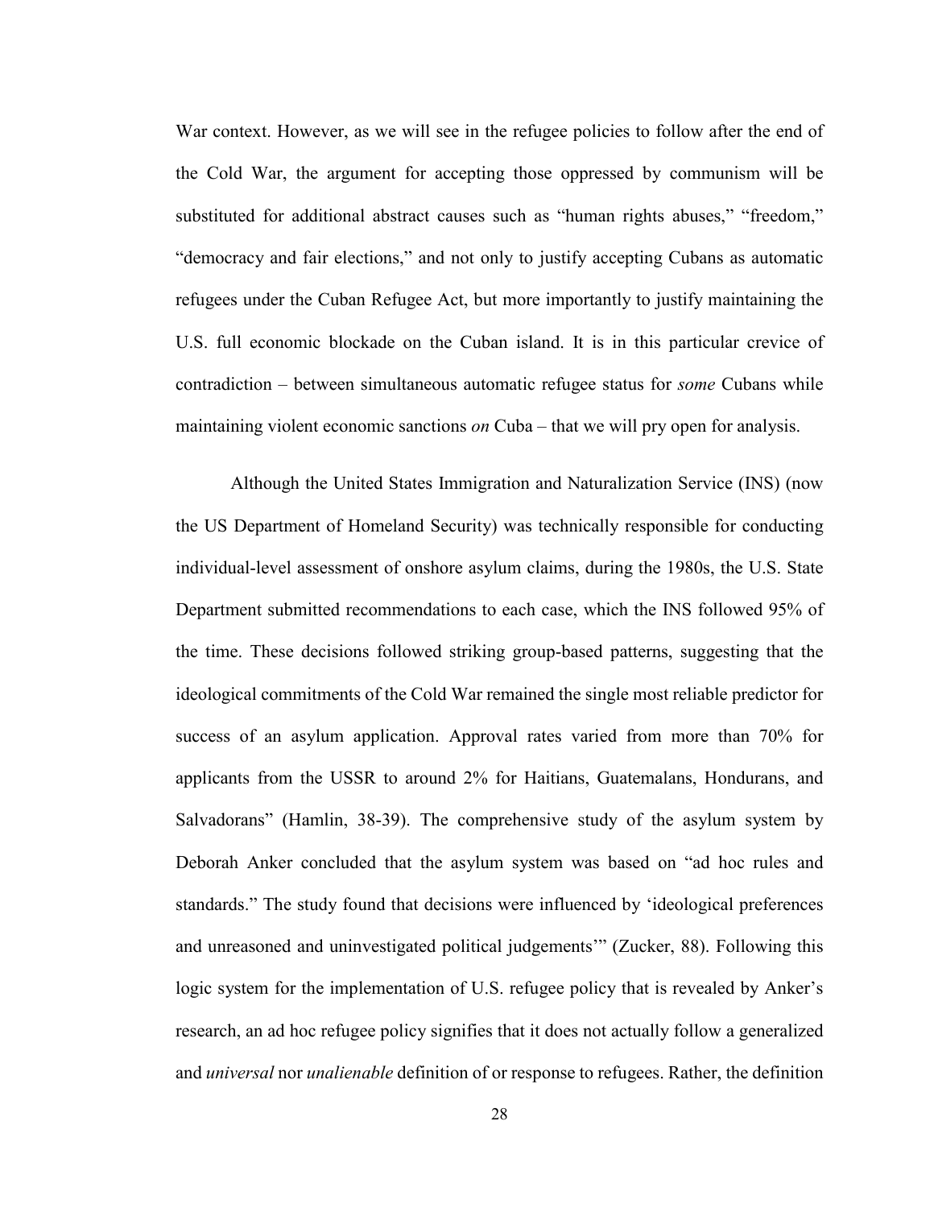War context. However, as we will see in the refugee policies to follow after the end of the Cold War, the argument for accepting those oppressed by communism will be substituted for additional abstract causes such as "human rights abuses," "freedom," "democracy and fair elections," and not only to justify accepting Cubans as automatic refugees under the Cuban Refugee Act, but more importantly to justify maintaining the U.S. full economic blockade on the Cuban island. It is in this particular crevice of contradiction – between simultaneous automatic refugee status for *some* Cubans while maintaining violent economic sanctions *on* Cuba – that we will pry open for analysis.

Although the United States Immigration and Naturalization Service (INS) (now the US Department of Homeland Security) was technically responsible for conducting individual-level assessment of onshore asylum claims, during the 1980s, the U.S. State Department submitted recommendations to each case, which the INS followed 95% of the time. These decisions followed striking group-based patterns, suggesting that the ideological commitments of the Cold War remained the single most reliable predictor for success of an asylum application. Approval rates varied from more than 70% for applicants from the USSR to around 2% for Haitians, Guatemalans, Hondurans, and Salvadorans" (Hamlin, 38-39). The comprehensive study of the asylum system by Deborah Anker concluded that the asylum system was based on "ad hoc rules and standards." The study found that decisions were influenced by 'ideological preferences and unreasoned and uninvestigated political judgements'" (Zucker, 88). Following this logic system for the implementation of U.S. refugee policy that is revealed by Anker's research, an ad hoc refugee policy signifies that it does not actually follow a generalized and *universal* nor *unalienable* definition of or response to refugees. Rather, the definition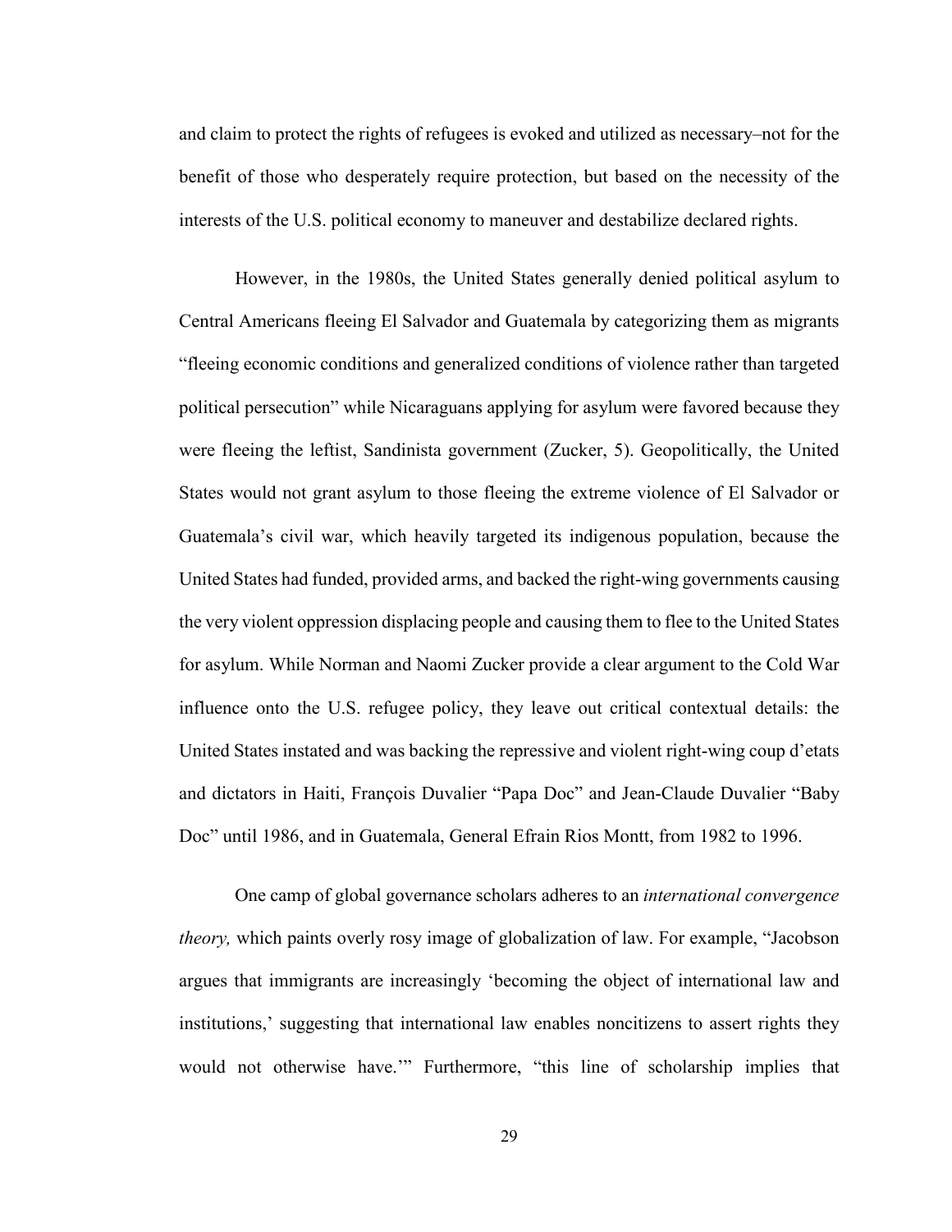and claim to protect the rights of refugees is evoked and utilized as necessary–not for the benefit of those who desperately require protection, but based on the necessity of the interests of the U.S. political economy to maneuver and destabilize declared rights.

However, in the 1980s, the United States generally denied political asylum to Central Americans fleeing El Salvador and Guatemala by categorizing them as migrants "fleeing economic conditions and generalized conditions of violence rather than targeted political persecution" while Nicaraguans applying for asylum were favored because they were fleeing the leftist, Sandinista government (Zucker, 5). Geopolitically, the United States would not grant asylum to those fleeing the extreme violence of El Salvador or Guatemala's civil war, which heavily targeted its indigenous population, because the United States had funded, provided arms, and backed the right-wing governments causing the very violent oppression displacing people and causing them to flee to the United States for asylum. While Norman and Naomi Zucker provide a clear argument to the Cold War influence onto the U.S. refugee policy, they leave out critical contextual details: the United States instated and was backing the repressive and violent right-wing coup d'etats and dictators in Haiti, François Duvalier "Papa Doc" and Jean-Claude Duvalier "Baby Doc" until 1986, and in Guatemala, General Efrain Rios Montt, from 1982 to 1996.

One camp of global governance scholars adheres to an *international convergence theory,* which paints overly rosy image of globalization of law. For example, "Jacobson argues that immigrants are increasingly 'becoming the object of international law and institutions,' suggesting that international law enables noncitizens to assert rights they would not otherwise have.'" Furthermore, "this line of scholarship implies that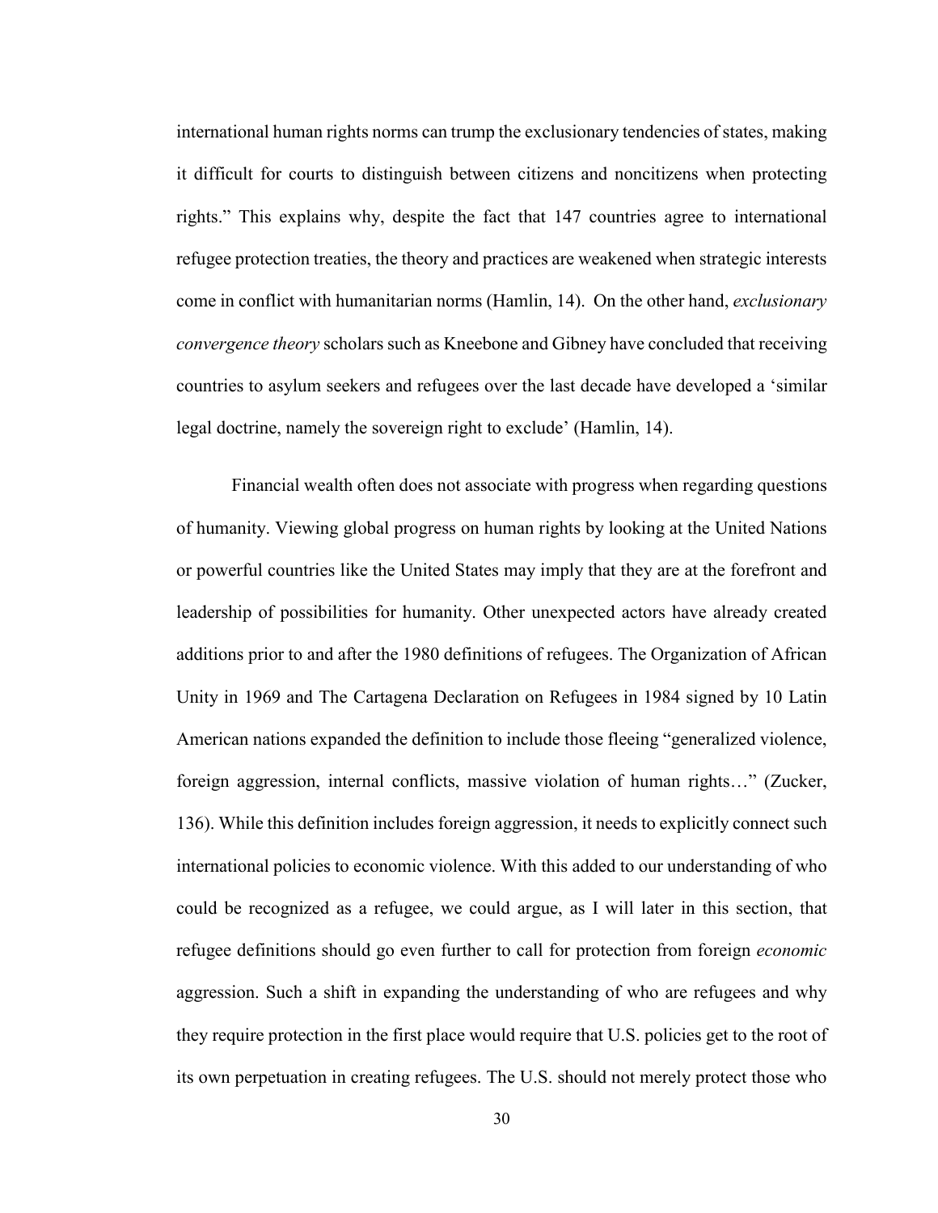international human rights norms can trump the exclusionary tendencies of states, making it difficult for courts to distinguish between citizens and noncitizens when protecting rights." This explains why, despite the fact that 147 countries agree to international refugee protection treaties, the theory and practices are weakened when strategic interests come in conflict with humanitarian norms (Hamlin, 14). On the other hand, *exclusionary convergence theory* scholars such as Kneebone and Gibney have concluded that receiving countries to asylum seekers and refugees over the last decade have developed a 'similar legal doctrine, namely the sovereign right to exclude' (Hamlin, 14).

Financial wealth often does not associate with progress when regarding questions of humanity. Viewing global progress on human rights by looking at the United Nations or powerful countries like the United States may imply that they are at the forefront and leadership of possibilities for humanity. Other unexpected actors have already created additions prior to and after the 1980 definitions of refugees. The Organization of African Unity in 1969 and The Cartagena Declaration on Refugees in 1984 signed by 10 Latin American nations expanded the definition to include those fleeing "generalized violence, foreign aggression, internal conflicts, massive violation of human rights…" (Zucker, 136). While this definition includes foreign aggression, it needs to explicitly connect such international policies to economic violence. With this added to our understanding of who could be recognized as a refugee, we could argue, as I will later in this section, that refugee definitions should go even further to call for protection from foreign *economic* aggression. Such a shift in expanding the understanding of who are refugees and why they require protection in the first place would require that U.S. policies get to the root of its own perpetuation in creating refugees. The U.S. should not merely protect those who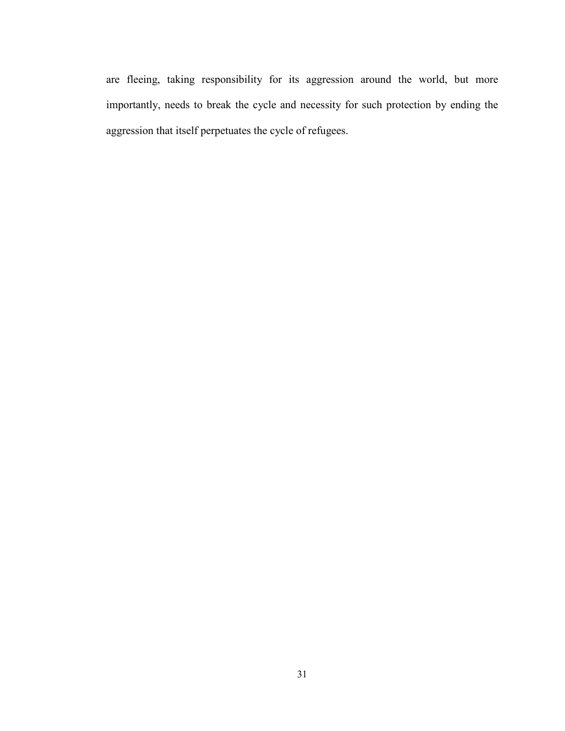are fleeing, taking responsibility for its aggression around the world, but more importantly, needs to break the cycle and necessity for such protection by ending the aggression that itself perpetuates the cycle of refugees.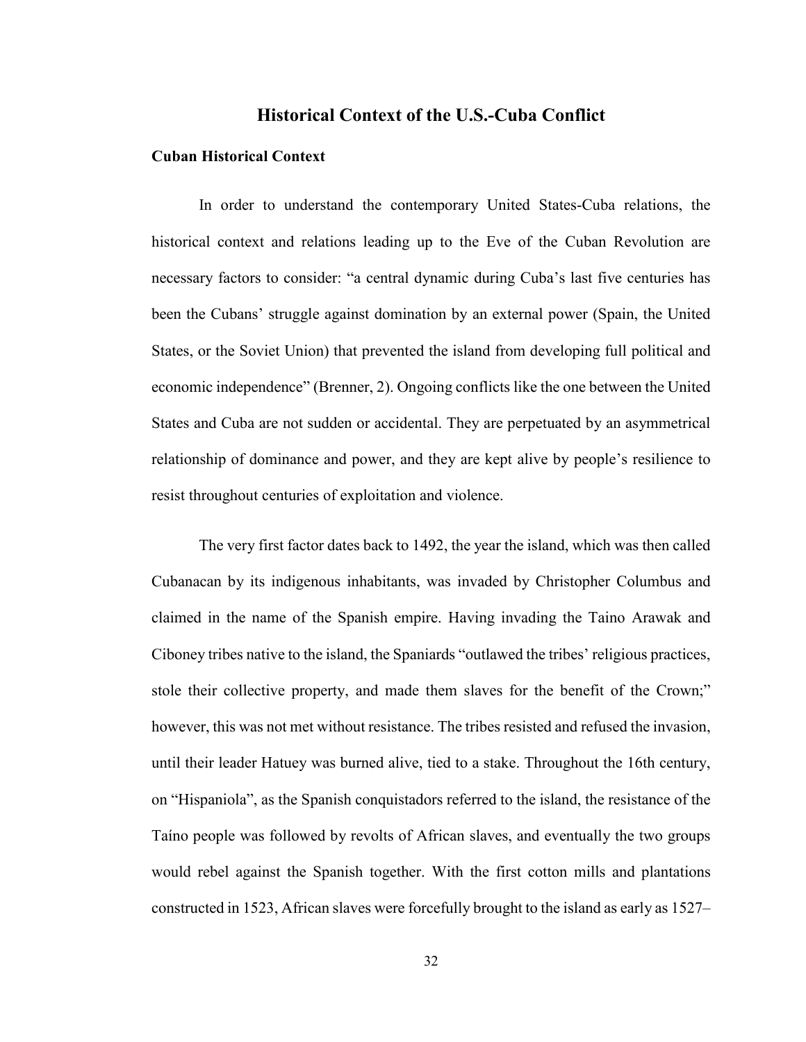# Historical Context of the U.S.-Cuba Conflict

## Cuban Historical Context

In order to understand the contemporary United States-Cuba relations, the historical context and relations leading up to the Eve of the Cuban Revolution are necessary factors to consider: "a central dynamic during Cuba's last five centuries has been the Cubans' struggle against domination by an external power (Spain, the United States, or the Soviet Union) that prevented the island from developing full political and economic independence" (Brenner, 2). Ongoing conflicts like the one between the United States and Cuba are not sudden or accidental. They are perpetuated by an asymmetrical relationship of dominance and power, and they are kept alive by people's resilience to resist throughout centuries of exploitation and violence.

The very first factor dates back to 1492, the year the island, which was then called Cubanacan by its indigenous inhabitants, was invaded by Christopher Columbus and claimed in the name of the Spanish empire. Having invading the Taino Arawak and Ciboney tribes native to the island, the Spaniards "outlawed the tribes' religious practices, stole their collective property, and made them slaves for the benefit of the Crown;" however, this was not met without resistance. The tribes resisted and refused the invasion, until their leader Hatuey was burned alive, tied to a stake. Throughout the 16th century, on "Hispaniola", as the Spanish conquistadors referred to the island, the resistance of the Taíno people was followed by revolts of African slaves, and eventually the two groups would rebel against the Spanish together. With the first cotton mills and plantations constructed in 1523, African slaves were forcefully brought to the island as early as 1527–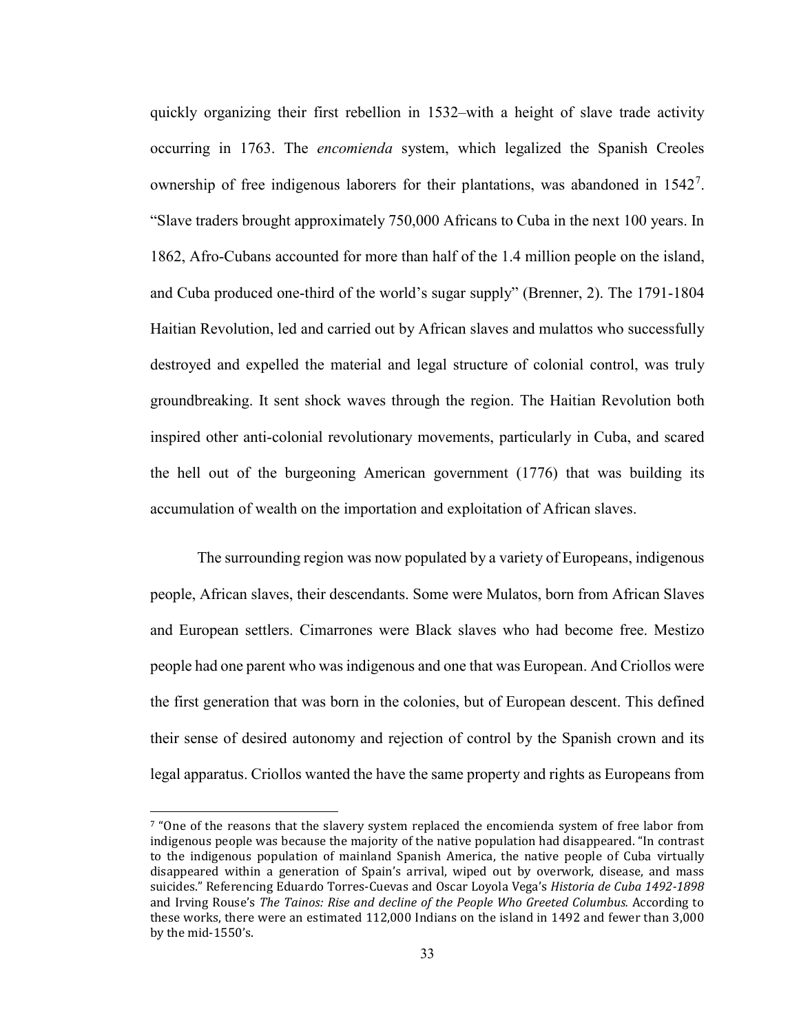quickly organizing their first rebellion in 1532–with a height of slave trade activity occurring in 1763. The *encomienda* system, which legalized the Spanish Creoles ownership of free indigenous laborers for their plantations, was abandoned in 1542[7]. "Slave traders brought approximately 750,000 Africans to Cuba in the next 100 years. In 1862, Afro-Cubans accounted for more than half of the 1.4 million people on the island, and Cuba produced one-third of the world's sugar supply" (Brenner, 2). The 1791-1804 Haitian Revolution, led and carried out by African slaves and mulattos who successfully destroyed and expelled the material and legal structure of colonial control, was truly groundbreaking. It sent shock waves through the region. The Haitian Revolution both inspired other anti-colonial revolutionary movements, particularly in Cuba, and scared the hell out of the burgeoning American government (1776) that was building its accumulation of wealth on the importation and exploitation of African slaves.

The surrounding region was now populated by a variety of Europeans, indigenous people, African slaves, their descendants. Some were Mulatos, born from African Slaves and European settlers. Cimarrones were Black slaves who had become free. Mestizo people had one parent who was indigenous and one that was European. And Criollos were the first generation that was born in the colonies, but of European descent. This defined their sense of desired autonomy and rejection of control by the Spanish crown and its legal apparatus. Criollos wanted the have the same property and rights as Europeans from

---

[7] "One of the reasons that the slavery system replaced the encomienda system of free labor from indigenous people was because the majority of the native population had disappeared. "In contrast to the indigenous population of mainland Spanish America, the native people of Cuba virtually disappeared within a generation of Spain's arrival, wiped out by overwork, disease, and mass suicides." Referencing Eduardo Torres-Cuevas and Oscar Loyola Vega's *Historia de Cuba 1492-1898* and Irving Rouse's *The Tainos: Rise and decline of the People Who Greeted Columbus.* According to these works, there were an estimated 112,000 Indians on the island in 1492 and fewer than 3,000 by the mid-1550's.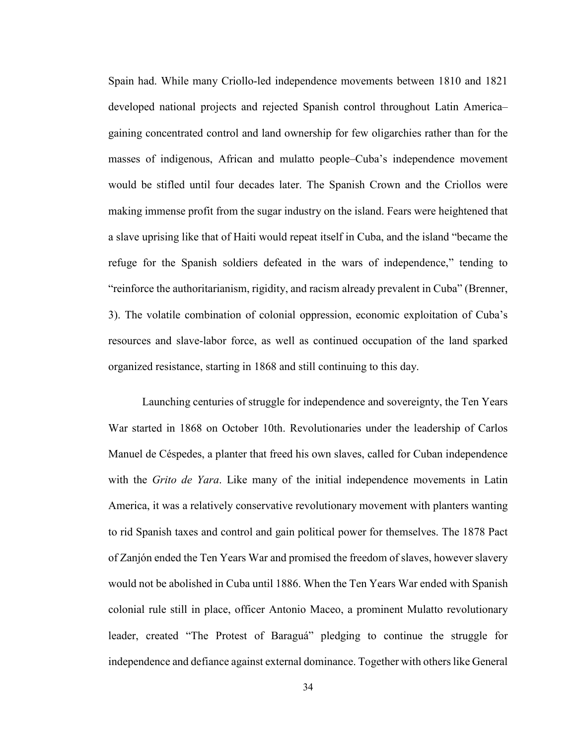Spain had. While many Criollo-led independence movements between 1810 and 1821 developed national projects and rejected Spanish control throughout Latin America–gaining concentrated control and land ownership for few oligarchies rather than for the masses of indigenous, African and mulatto people–Cuba's independence movement would be stifled until four decades later. The Spanish Crown and the Criollos were making immense profit from the sugar industry on the island. Fears were heightened that a slave uprising like that of Haiti would repeat itself in Cuba, and the island "became the refuge for the Spanish soldiers defeated in the wars of independence," tending to "reinforce the authoritarianism, rigidity, and racism already prevalent in Cuba" (Brenner, 3). The volatile combination of colonial oppression, economic exploitation of Cuba's resources and slave-labor force, as well as continued occupation of the land sparked organized resistance, starting in 1868 and still continuing to this day.

Launching centuries of struggle for independence and sovereignty, the Ten Years War started in 1868 on October 10th. Revolutionaries under the leadership of Carlos Manuel de Céspedes, a planter that freed his own slaves, called for Cuban independence with the *Grito de Yara*. Like many of the initial independence movements in Latin America, it was a relatively conservative revolutionary movement with planters wanting to rid Spanish taxes and control and gain political power for themselves. The 1878 Pact of Zanjón ended the Ten Years War and promised the freedom of slaves, however slavery would not be abolished in Cuba until 1886. When the Ten Years War ended with Spanish colonial rule still in place, officer Antonio Maceo, a prominent Mulatto revolutionary leader, created "The Protest of Baraguá" pledging to continue the struggle for independence and defiance against external dominance. Together with others like General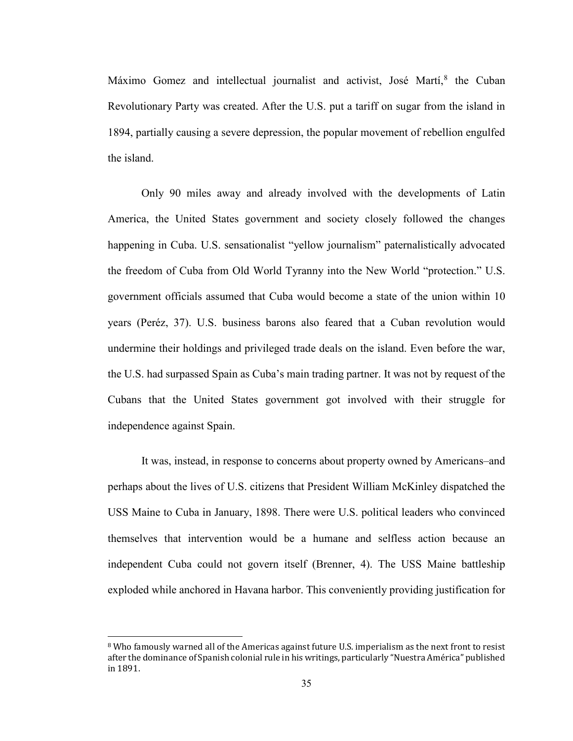Máximo Gomez and intellectual journalist and activist, José Martí,[8] the Cuban Revolutionary Party was created. After the U.S. put a tariff on sugar from the island in 1894, partially causing a severe depression, the popular movement of rebellion engulfed the island.

Only 90 miles away and already involved with the developments of Latin America, the United States government and society closely followed the changes happening in Cuba. U.S. sensationalist "yellow journalism" paternalistically advocated the freedom of Cuba from Old World Tyranny into the New World "protection." U.S. government officials assumed that Cuba would become a state of the union within 10 years (Peréz, 37). U.S. business barons also feared that a Cuban revolution would undermine their holdings and privileged trade deals on the island. Even before the war, the U.S. had surpassed Spain as Cuba's main trading partner. It was not by request of the Cubans that the United States government got involved with their struggle for independence against Spain.

It was, instead, in response to concerns about property owned by Americans–and perhaps about the lives of U.S. citizens that President William McKinley dispatched the USS Maine to Cuba in January, 1898. There were U.S. political leaders who convinced themselves that intervention would be a humane and selfless action because an independent Cuba could not govern itself (Brenner, 4). The USS Maine battleship exploded while anchored in Havana harbor. This conveniently providing justification for

[8] Who famously warned all of the Americas against future U.S. imperialism as the next front to resist after the dominance of Spanish colonial rule in his writings, particularly "Nuestra América" published in 1891.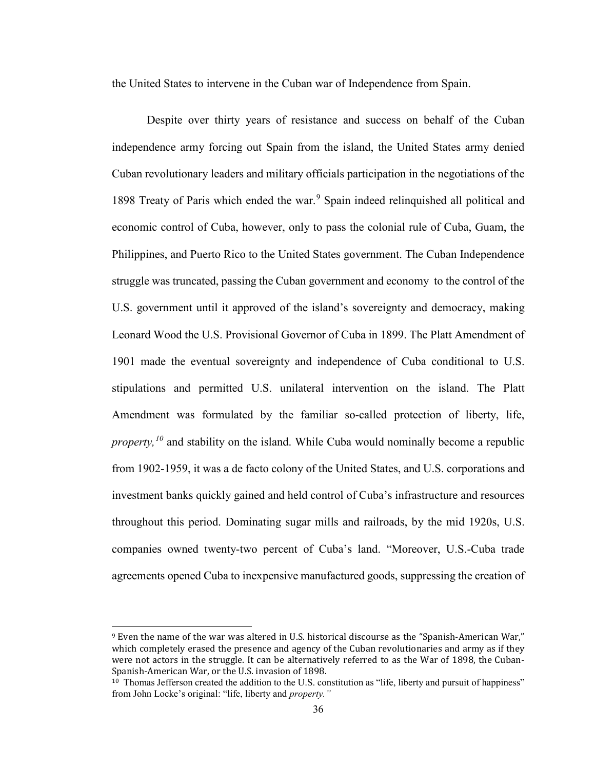the United States to intervene in the Cuban war of Independence from Spain.

Despite over thirty years of resistance and success on behalf of the Cuban independence army forcing out Spain from the island, the United States army denied Cuban revolutionary leaders and military officials participation in the negotiations of the 1898 Treaty of Paris which ended the war.[9] Spain indeed relinquished all political and economic control of Cuba, however, only to pass the colonial rule of Cuba, Guam, the Philippines, and Puerto Rico to the United States government. The Cuban Independence struggle was truncated, passing the Cuban government and economy to the control of the U.S. government until it approved of the island's sovereignty and democracy, making Leonard Wood the U.S. Provisional Governor of Cuba in 1899. The Platt Amendment of 1901 made the eventual sovereignty and independence of Cuba conditional to U.S. stipulations and permitted U.S. unilateral intervention on the island. The Platt Amendment was formulated by the familiar so-called protection of liberty, life, *property,*[10] and stability on the island. While Cuba would nominally become a republic from 1902-1959, it was a de facto colony of the United States, and U.S. corporations and investment banks quickly gained and held control of Cuba's infrastructure and resources throughout this period. Dominating sugar mills and railroads, by the mid 1920s, U.S. companies owned twenty-two percent of Cuba's land. "Moreover, U.S.-Cuba trade agreements opened Cuba to inexpensive manufactured goods, suppressing the creation of

---

[9] Even the name of the war was altered in U.S. historical discourse as the "Spanish-American War," which completely erased the presence and agency of the Cuban revolutionaries and army as if they were not actors in the struggle. It can be alternatively referred to as the War of 1898, the Cuban-Spanish-American War, or the U.S. invasion of 1898.

[10] Thomas Jefferson created the addition to the U.S. constitution as "life, liberty and pursuit of happiness" from John Locke's original: "life, liberty and *property.*"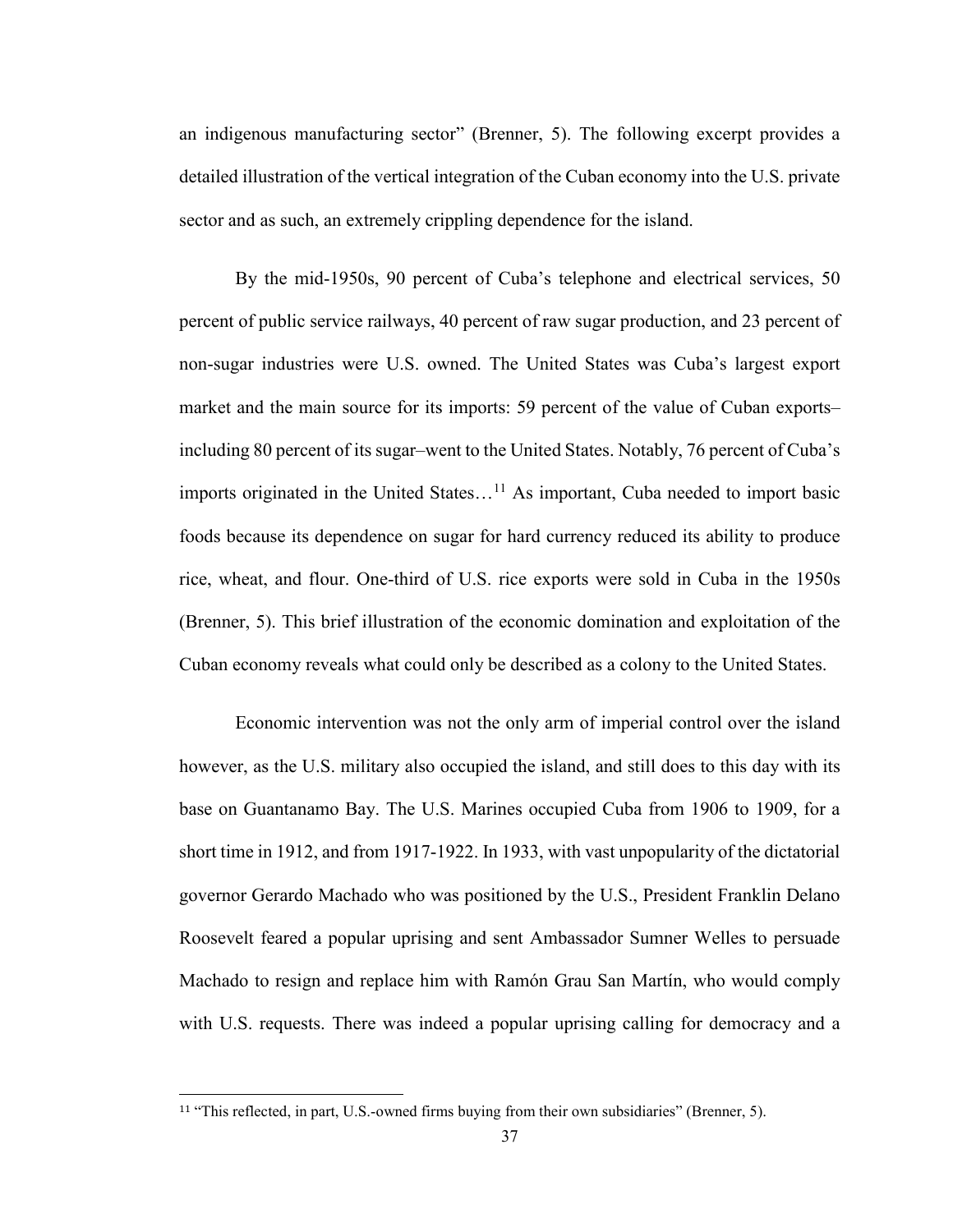an indigenous manufacturing sector" (Brenner, 5). The following excerpt provides a detailed illustration of the vertical integration of the Cuban economy into the U.S. private sector and as such, an extremely crippling dependence for the island.

By the mid-1950s, 90 percent of Cuba's telephone and electrical services, 50 percent of public service railways, 40 percent of raw sugar production, and 23 percent of non-sugar industries were U.S. owned. The United States was Cuba's largest export market and the main source for its imports: 59 percent of the value of Cuban exports–including 80 percent of its sugar–went to the United States. Notably, 76 percent of Cuba's imports originated in the United States…[11] As important, Cuba needed to import basic foods because its dependence on sugar for hard currency reduced its ability to produce rice, wheat, and flour. One-third of U.S. rice exports were sold in Cuba in the 1950s (Brenner, 5). This brief illustration of the economic domination and exploitation of the Cuban economy reveals what could only be described as a colony to the United States.

Economic intervention was not the only arm of imperial control over the island however, as the U.S. military also occupied the island, and still does to this day with its base on Guantanamo Bay. The U.S. Marines occupied Cuba from 1906 to 1909, for a short time in 1912, and from 1917-1922. In 1933, with vast unpopularity of the dictatorial governor Gerardo Machado who was positioned by the U.S., President Franklin Delano Roosevelt feared a popular uprising and sent Ambassador Sumner Welles to persuade Machado to resign and replace him with Ramón Grau San Martín, who would comply with U.S. requests. There was indeed a popular uprising calling for democracy and a

[11] "This reflected, in part, U.S.-owned firms buying from their own subsidiaries" (Brenner, 5).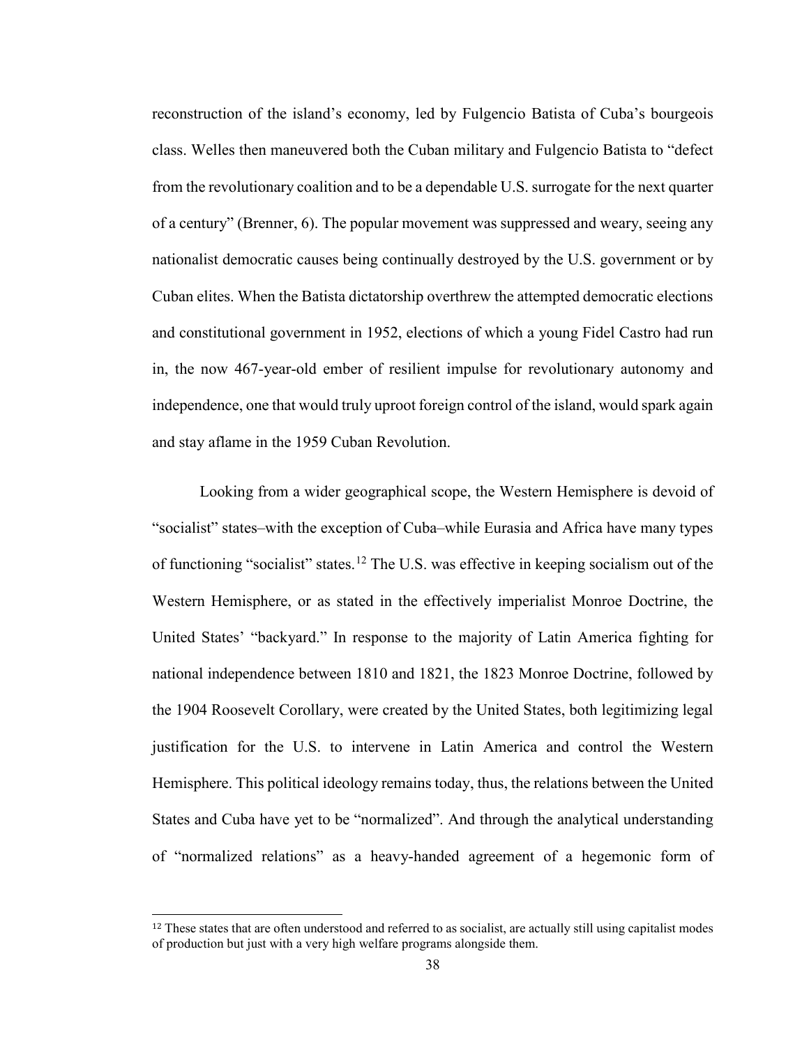reconstruction of the island's economy, led by Fulgencio Batista of Cuba's bourgeois class. Welles then maneuvered both the Cuban military and Fulgencio Batista to "defect from the revolutionary coalition and to be a dependable U.S. surrogate for the next quarter of a century" (Brenner, 6). The popular movement was suppressed and weary, seeing any nationalist democratic causes being continually destroyed by the U.S. government or by Cuban elites. When the Batista dictatorship overthrew the attempted democratic elections and constitutional government in 1952, elections of which a young Fidel Castro had run in, the now 467-year-old ember of resilient impulse for revolutionary autonomy and independence, one that would truly uproot foreign control of the island, would spark again and stay aflame in the 1959 Cuban Revolution.

Looking from a wider geographical scope, the Western Hemisphere is devoid of "socialist" states–with the exception of Cuba–while Eurasia and Africa have many types of functioning "socialist" states.[12] The U.S. was effective in keeping socialism out of the Western Hemisphere, or as stated in the effectively imperialist Monroe Doctrine, the United States' "backyard." In response to the majority of Latin America fighting for national independence between 1810 and 1821, the 1823 Monroe Doctrine, followed by the 1904 Roosevelt Corollary, were created by the United States, both legitimizing legal justification for the U.S. to intervene in Latin America and control the Western Hemisphere. This political ideology remains today, thus, the relations between the United States and Cuba have yet to be "normalized". And through the analytical understanding of "normalized relations" as a heavy-handed agreement of a hegemonic form of

---

[12] These states that are often understood and referred to as socialist, are actually still using capitalist modes of production but just with a very high welfare programs alongside them.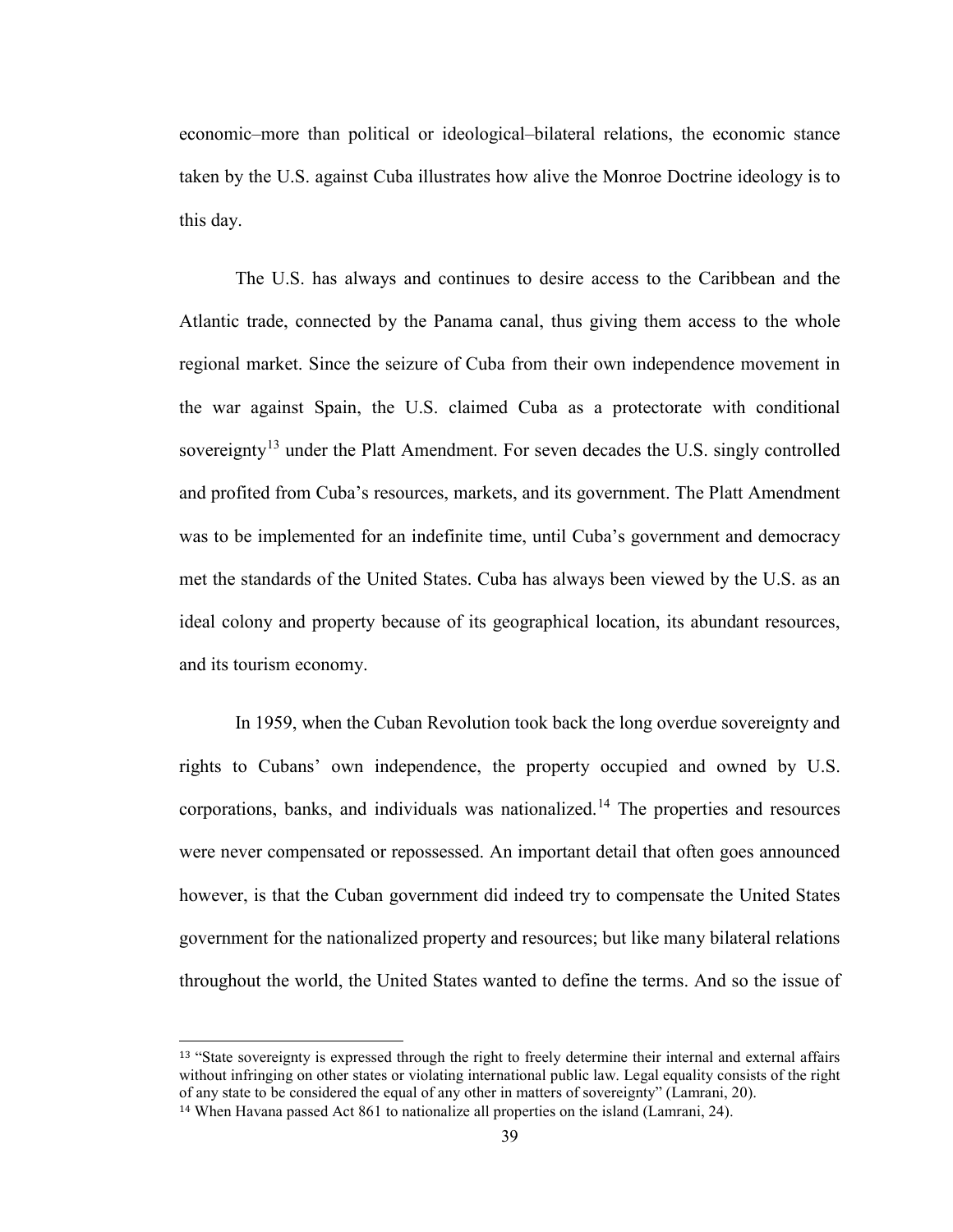economic–more than political or ideological–bilateral relations, the economic stance taken by the U.S. against Cuba illustrates how alive the Monroe Doctrine ideology is to this day.

The U.S. has always and continues to desire access to the Caribbean and the Atlantic trade, connected by the Panama canal, thus giving them access to the whole regional market. Since the seizure of Cuba from their own independence movement in the war against Spain, the U.S. claimed Cuba as a protectorate with conditional sovereignty[13] under the Platt Amendment. For seven decades the U.S. singly controlled and profited from Cuba's resources, markets, and its government. The Platt Amendment was to be implemented for an indefinite time, until Cuba's government and democracy met the standards of the United States. Cuba has always been viewed by the U.S. as an ideal colony and property because of its geographical location, its abundant resources, and its tourism economy.

In 1959, when the Cuban Revolution took back the long overdue sovereignty and rights to Cubans' own independence, the property occupied and owned by U.S. corporations, banks, and individuals was nationalized.[14] The properties and resources were never compensated or repossessed. An important detail that often goes announced however, is that the Cuban government did indeed try to compensate the United States government for the nationalized property and resources; but like many bilateral relations throughout the world, the United States wanted to define the terms. And so the issue of

---

[13] "State sovereignty is expressed through the right to freely determine their internal and external affairs without infringing on other states or violating international public law. Legal equality consists of the right of any state to be considered the equal of any other in matters of sovereignty" (Lamrani, 20).

[14] When Havana passed Act 861 to nationalize all properties on the island (Lamrani, 24).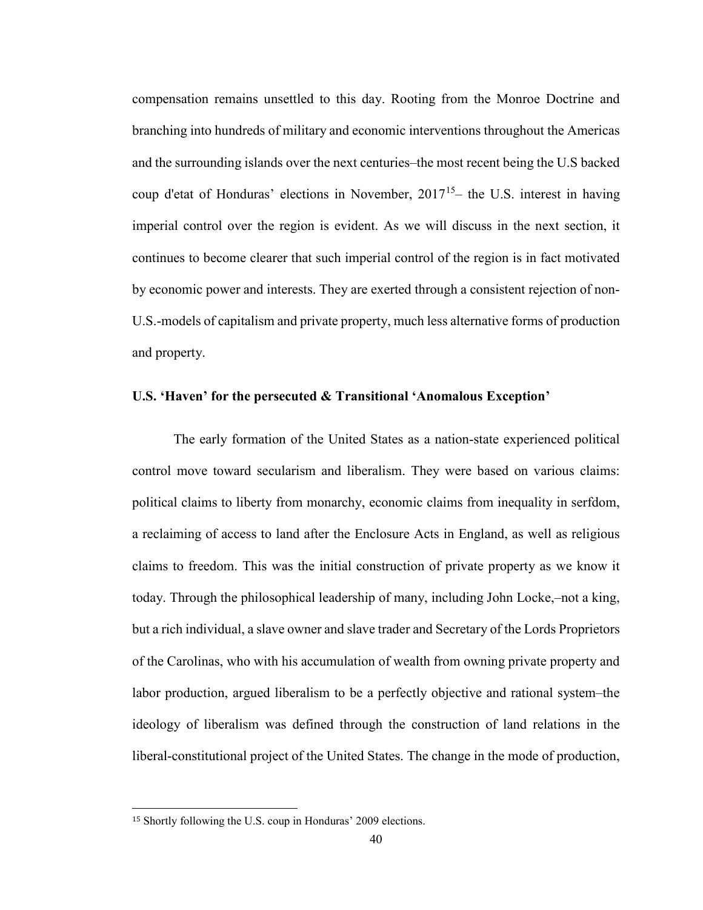compensation remains unsettled to this day. Rooting from the Monroe Doctrine and branching into hundreds of military and economic interventions throughout the Americas and the surrounding islands over the next centuries–the most recent being the U.S backed coup d'etat of Honduras' elections in November, 2017[15]– the U.S. interest in having imperial control over the region is evident. As we will discuss in the next section, it continues to become clearer that such imperial control of the region is in fact motivated by economic power and interests. They are exerted through a consistent rejection of non-U.S.-models of capitalism and private property, much less alternative forms of production and property.

**U.S. 'Haven' for the persecuted & Transitional 'Anomalous Exception'**

The early formation of the United States as a nation-state experienced political control move toward secularism and liberalism. They were based on various claims: political claims to liberty from monarchy, economic claims from inequality in serfdom, a reclaiming of access to land after the Enclosure Acts in England, as well as religious claims to freedom. This was the initial construction of private property as we know it today. Through the philosophical leadership of many, including John Locke,–not a king, but a rich individual, a slave owner and slave trader and Secretary of the Lords Proprietors of the Carolinas, who with his accumulation of wealth from owning private property and labor production, argued liberalism to be a perfectly objective and rational system–the ideology of liberalism was defined through the construction of land relations in the liberal-constitutional project of the United States. The change in the mode of production,

[15] Shortly following the U.S. coup in Honduras' 2009 elections.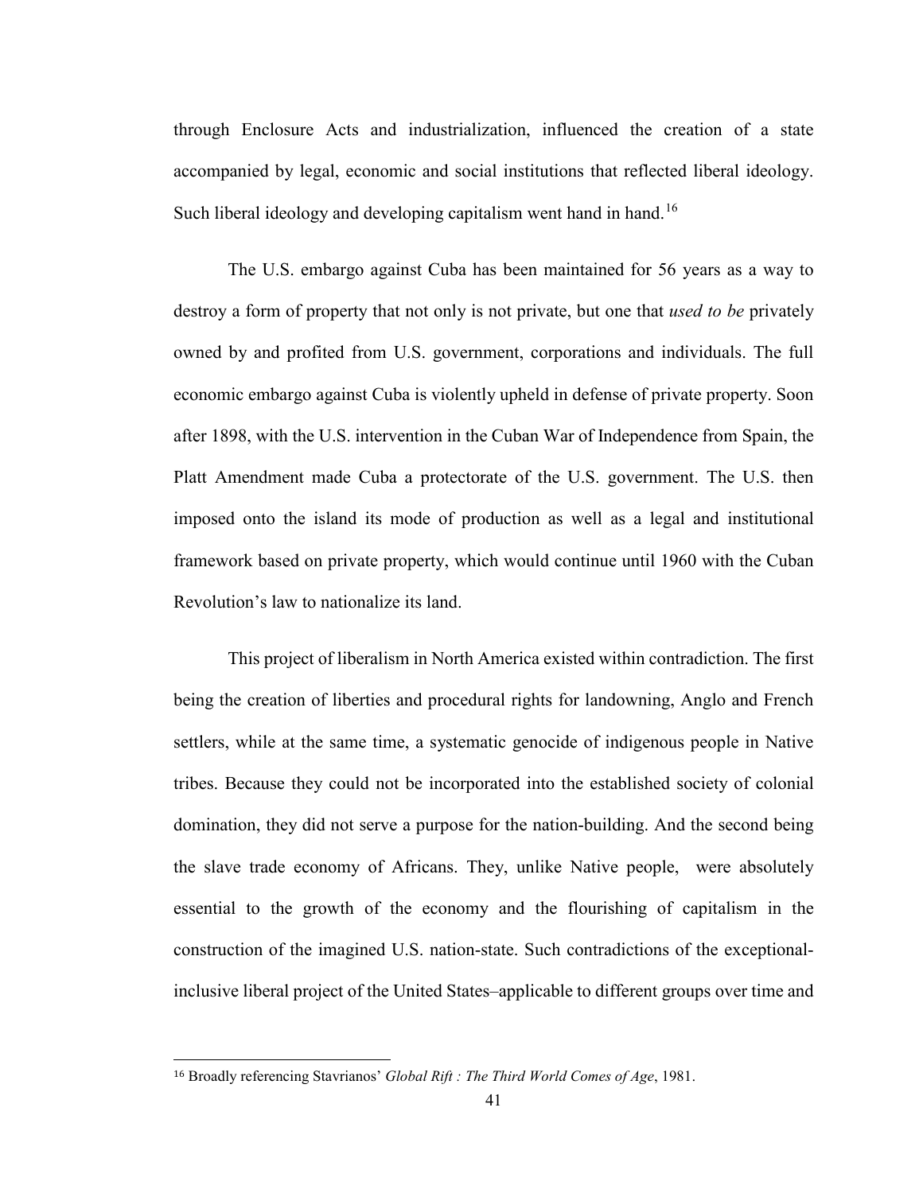through Enclosure Acts and industrialization, influenced the creation of a state accompanied by legal, economic and social institutions that reflected liberal ideology. Such liberal ideology and developing capitalism went hand in hand.[16]

The U.S. embargo against Cuba has been maintained for 56 years as a way to destroy a form of property that not only is not private, but one that *used to be* privately owned by and profited from U.S. government, corporations and individuals. The full economic embargo against Cuba is violently upheld in defense of private property. Soon after 1898, with the U.S. intervention in the Cuban War of Independence from Spain, the Platt Amendment made Cuba a protectorate of the U.S. government. The U.S. then imposed onto the island its mode of production as well as a legal and institutional framework based on private property, which would continue until 1960 with the Cuban Revolution's law to nationalize its land.

This project of liberalism in North America existed within contradiction. The first being the creation of liberties and procedural rights for landowning, Anglo and French settlers, while at the same time, a systematic genocide of indigenous people in Native tribes. Because they could not be incorporated into the established society of colonial domination, they did not serve a purpose for the nation-building. And the second being the slave trade economy of Africans. They, unlike Native people, were absolutely essential to the growth of the economy and the flourishing of capitalism in the construction of the imagined U.S. nation-state. Such contradictions of the exceptional-inclusive liberal project of the United States–applicable to different groups over time and

[16] Broadly referencing Stavrianos' *Global Rift : The Third World Comes of Age*, 1981.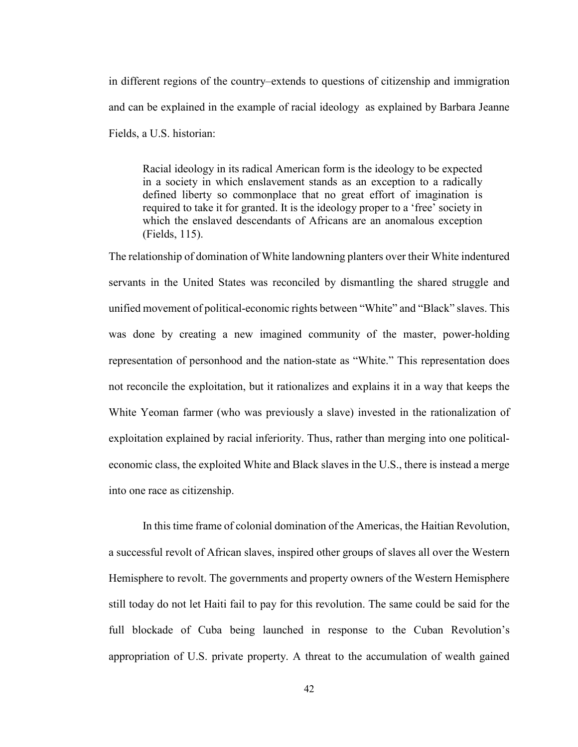in different regions of the country–extends to questions of citizenship and immigration and can be explained in the example of racial ideology  as explained by Barbara Jeanne Fields, a U.S. historian:

> Racial ideology in its radical American form is the ideology to be expected in a society in which enslavement stands as an exception to a radically defined liberty so commonplace that no great effort of imagination is required to take it for granted. It is the ideology proper to a 'free' society in which the enslaved descendants of Africans are an anomalous exception (Fields, 115).

The relationship of domination of White landowning planters over their White indentured servants in the United States was reconciled by dismantling the shared struggle and unified movement of political-economic rights between "White" and "Black" slaves. This was done by creating a new imagined community of the master, power-holding representation of personhood and the nation-state as "White." This representation does not reconcile the exploitation, but it rationalizes and explains it in a way that keeps the White Yeoman farmer (who was previously a slave) invested in the rationalization of exploitation explained by racial inferiority. Thus, rather than merging into one political-economic class, the exploited White and Black slaves in the U.S., there is instead a merge into one race as citizenship.

In this time frame of colonial domination of the Americas, the Haitian Revolution, a successful revolt of African slaves, inspired other groups of slaves all over the Western Hemisphere to revolt. The governments and property owners of the Western Hemisphere still today do not let Haiti fail to pay for this revolution. The same could be said for the full blockade of Cuba being launched in response to the Cuban Revolution's appropriation of U.S. private property. A threat to the accumulation of wealth gained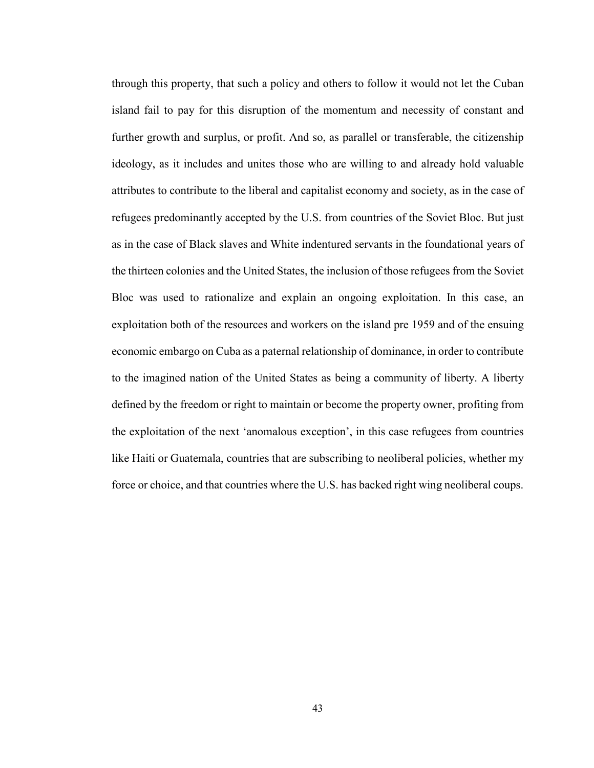through this property, that such a policy and others to follow it would not let the Cuban island fail to pay for this disruption of the momentum and necessity of constant and further growth and surplus, or profit. And so, as parallel or transferable, the citizenship ideology, as it includes and unites those who are willing to and already hold valuable attributes to contribute to the liberal and capitalist economy and society, as in the case of refugees predominantly accepted by the U.S. from countries of the Soviet Bloc. But just as in the case of Black slaves and White indentured servants in the foundational years of the thirteen colonies and the United States, the inclusion of those refugees from the Soviet Bloc was used to rationalize and explain an ongoing exploitation. In this case, an exploitation both of the resources and workers on the island pre 1959 and of the ensuing economic embargo on Cuba as a paternal relationship of dominance, in order to contribute to the imagined nation of the United States as being a community of liberty. A liberty defined by the freedom or right to maintain or become the property owner, profiting from the exploitation of the next 'anomalous exception', in this case refugees from countries like Haiti or Guatemala, countries that are subscribing to neoliberal policies, whether my force or choice, and that countries where the U.S. has backed right wing neoliberal coups.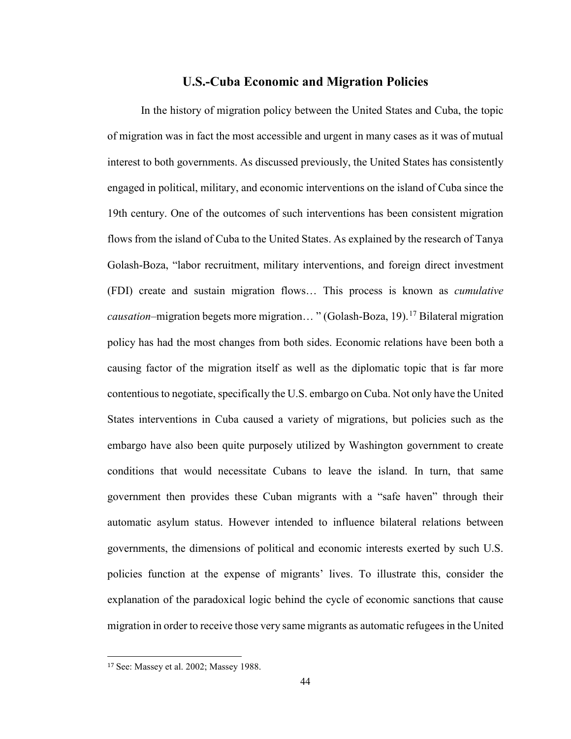## U.S.-Cuba Economic and Migration Policies

In the history of migration policy between the United States and Cuba, the topic of migration was in fact the most accessible and urgent in many cases as it was of mutual interest to both governments. As discussed previously, the United States has consistently engaged in political, military, and economic interventions on the island of Cuba since the 19th century. One of the outcomes of such interventions has been consistent migration flows from the island of Cuba to the United States. As explained by the research of Tanya Golash-Boza, "labor recruitment, military interventions, and foreign direct investment (FDI) create and sustain migration flows… This process is known as *cumulative causation*–migration begets more migration… " (Golash-Boza, 19).[17] Bilateral migration policy has had the most changes from both sides. Economic relations have been both a causing factor of the migration itself as well as the diplomatic topic that is far more contentious to negotiate, specifically the U.S. embargo on Cuba. Not only have the United States interventions in Cuba caused a variety of migrations, but policies such as the embargo have also been quite purposely utilized by Washington government to create conditions that would necessitate Cubans to leave the island. In turn, that same government then provides these Cuban migrants with a "safe haven" through their automatic asylum status. However intended to influence bilateral relations between governments, the dimensions of political and economic interests exerted by such U.S. policies function at the expense of migrants' lives. To illustrate this, consider the explanation of the paradoxical logic behind the cycle of economic sanctions that cause migration in order to receive those very same migrants as automatic refugees in the United

[17] See: Massey et al. 2002; Massey 1988.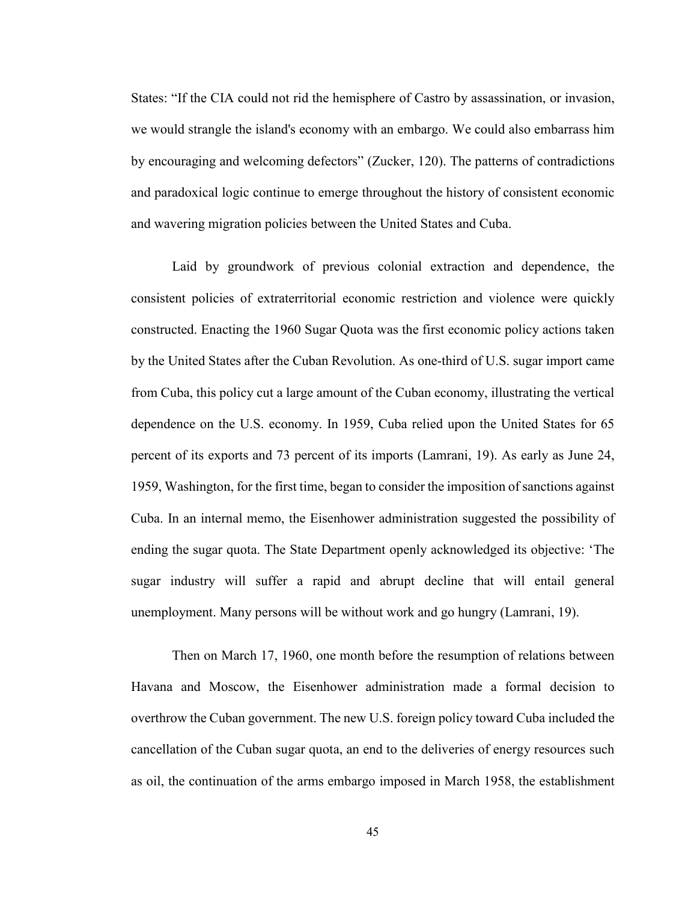States: “If the CIA could not rid the hemisphere of Castro by assassination, or invasion, we would strangle the island's economy with an embargo. We could also embarrass him by encouraging and welcoming defectors” (Zucker, 120). The patterns of contradictions and paradoxical logic continue to emerge throughout the history of consistent economic and wavering migration policies between the United States and Cuba.

Laid by groundwork of previous colonial extraction and dependence, the consistent policies of extraterritorial economic restriction and violence were quickly constructed. Enacting the 1960 Sugar Quota was the first economic policy actions taken by the United States after the Cuban Revolution. As one-third of U.S. sugar import came from Cuba, this policy cut a large amount of the Cuban economy, illustrating the vertical dependence on the U.S. economy. In 1959, Cuba relied upon the United States for 65 percent of its exports and 73 percent of its imports (Lamrani, 19). As early as June 24, 1959, Washington, for the first time, began to consider the imposition of sanctions against Cuba. In an internal memo, the Eisenhower administration suggested the possibility of ending the sugar quota. The State Department openly acknowledged its objective: ‘The sugar industry will suffer a rapid and abrupt decline that will entail general unemployment. Many persons will be without work and go hungry (Lamrani, 19).

Then on March 17, 1960, one month before the resumption of relations between Havana and Moscow, the Eisenhower administration made a formal decision to overthrow the Cuban government. The new U.S. foreign policy toward Cuba included the cancellation of the Cuban sugar quota, an end to the deliveries of energy resources such as oil, the continuation of the arms embargo imposed in March 1958, the establishment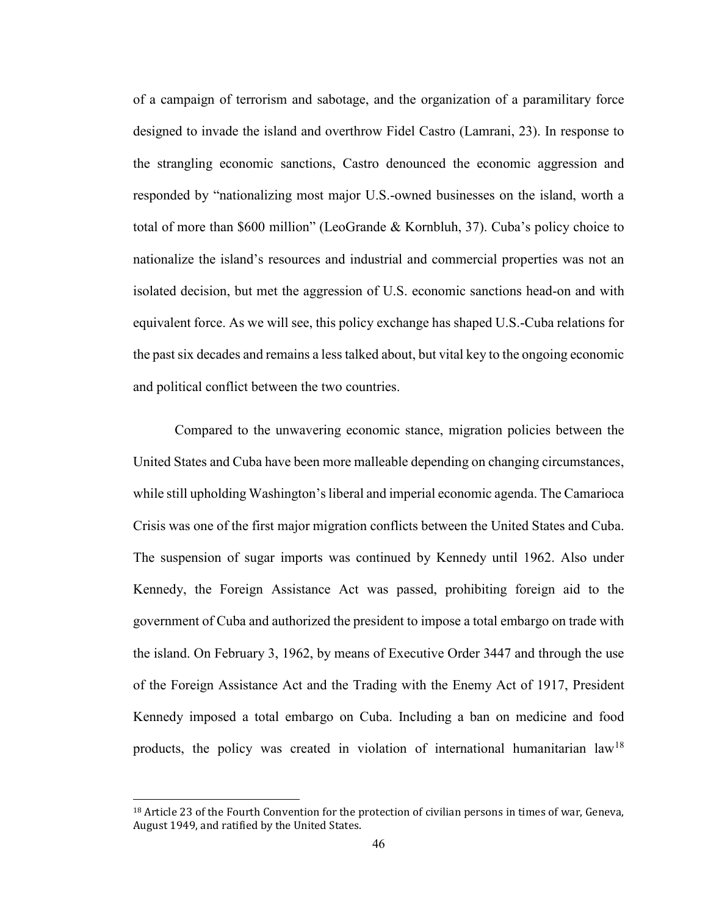of a campaign of terrorism and sabotage, and the organization of a paramilitary force designed to invade the island and overthrow Fidel Castro (Lamrani, 23). In response to the strangling economic sanctions, Castro denounced the economic aggression and responded by "nationalizing most major U.S.-owned businesses on the island, worth a total of more than $600 million" (LeoGrande & Kornbluh, 37). Cuba's policy choice to nationalize the island's resources and industrial and commercial properties was not an isolated decision, but met the aggression of U.S. economic sanctions head-on and with equivalent force. As we will see, this policy exchange has shaped U.S.-Cuba relations for the past six decades and remains a less talked about, but vital key to the ongoing economic and political conflict between the two countries.

Compared to the unwavering economic stance, migration policies between the United States and Cuba have been more malleable depending on changing circumstances, while still upholding Washington's liberal and imperial economic agenda. The Camarioca Crisis was one of the first major migration conflicts between the United States and Cuba. The suspension of sugar imports was continued by Kennedy until 1962. Also under Kennedy, the Foreign Assistance Act was passed, prohibiting foreign aid to the government of Cuba and authorized the president to impose a total embargo on trade with the island. On February 3, 1962, by means of Executive Order 3447 and through the use of the Foreign Assistance Act and the Trading with the Enemy Act of 1917, President Kennedy imposed a total embargo on Cuba. Including a ban on medicine and food products, the policy was created in violation of international humanitarian law[18]

[18] Article 23 of the Fourth Convention for the protection of civilian persons in times of war, Geneva, August 1949, and ratified by the United States.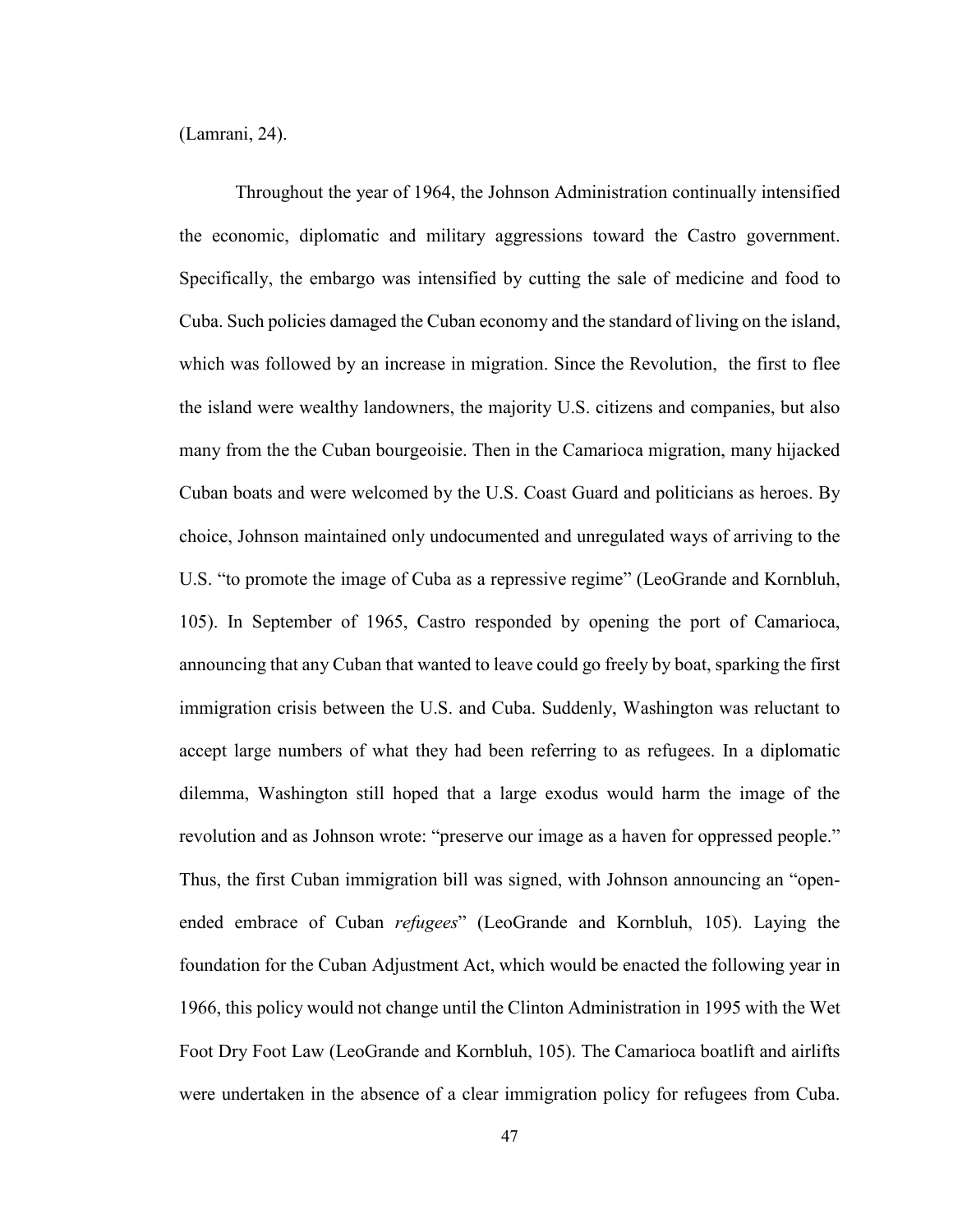(Lamrani, 24).

Throughout the year of 1964, the Johnson Administration continually intensified the economic, diplomatic and military aggressions toward the Castro government. Specifically, the embargo was intensified by cutting the sale of medicine and food to Cuba. Such policies damaged the Cuban economy and the standard of living on the island, which was followed by an increase in migration. Since the Revolution, the first to flee the island were wealthy landowners, the majority U.S. citizens and companies, but also many from the the Cuban bourgeoisie. Then in the Camarioca migration, many hijacked Cuban boats and were welcomed by the U.S. Coast Guard and politicians as heroes. By choice, Johnson maintained only undocumented and unregulated ways of arriving to the U.S. "to promote the image of Cuba as a repressive regime" (LeoGrande and Kornbluh, 105). In September of 1965, Castro responded by opening the port of Camarioca, announcing that any Cuban that wanted to leave could go freely by boat, sparking the first immigration crisis between the U.S. and Cuba. Suddenly, Washington was reluctant to accept large numbers of what they had been referring to as refugees. In a diplomatic dilemma, Washington still hoped that a large exodus would harm the image of the revolution and as Johnson wrote: "preserve our image as a haven for oppressed people." Thus, the first Cuban immigration bill was signed, with Johnson announcing an "open-ended embrace of Cuban *refugees*" (LeoGrande and Kornbluh, 105). Laying the foundation for the Cuban Adjustment Act, which would be enacted the following year in 1966, this policy would not change until the Clinton Administration in 1995 with the Wet Foot Dry Foot Law (LeoGrande and Kornbluh, 105). The Camarioca boatlift and airlifts were undertaken in the absence of a clear immigration policy for refugees from Cuba.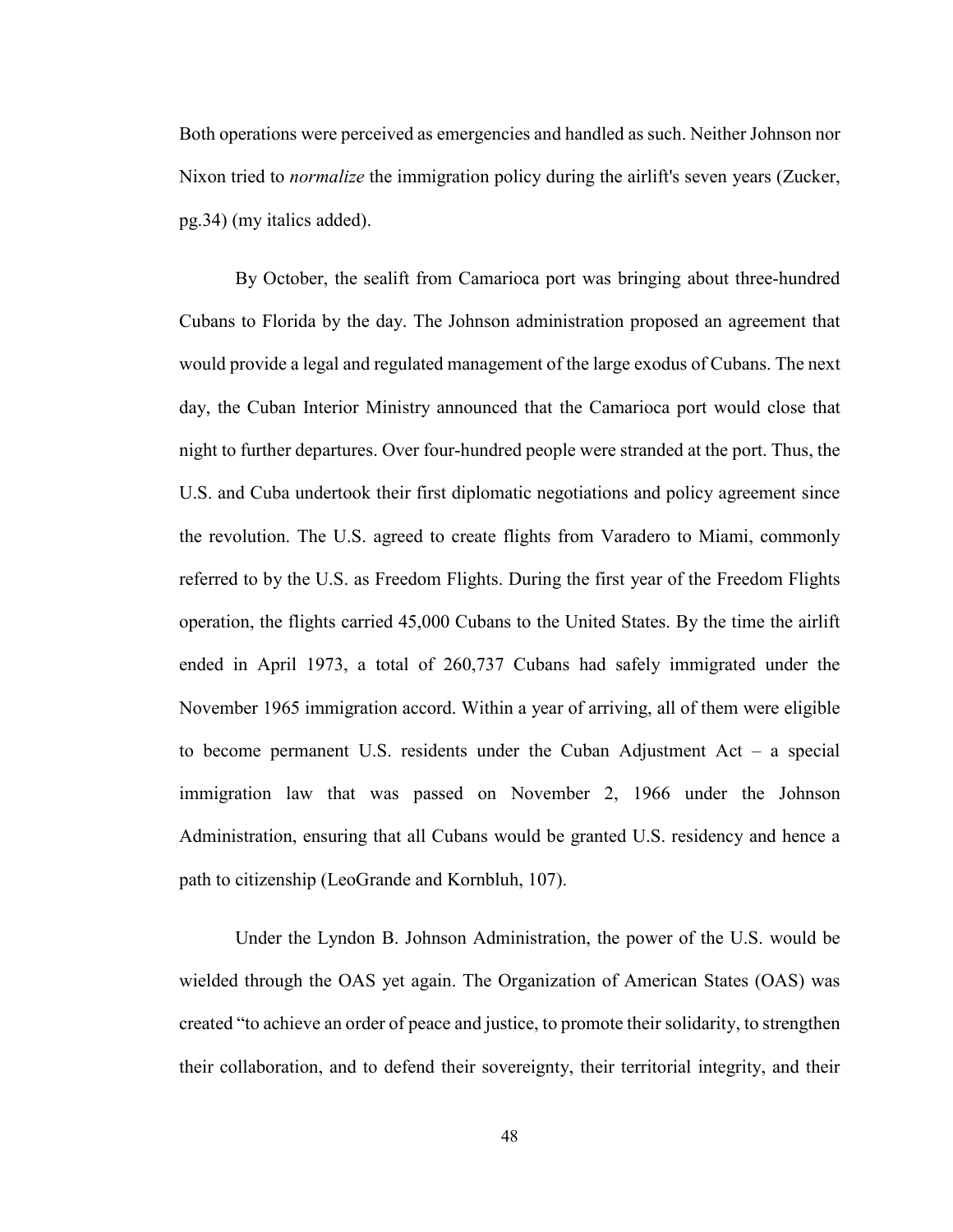Both operations were perceived as emergencies and handled as such. Neither Johnson nor Nixon tried to *normalize* the immigration policy during the airlift's seven years (Zucker, pg.34) (my italics added).

By October, the sealift from Camarioca port was bringing about three-hundred Cubans to Florida by the day. The Johnson administration proposed an agreement that would provide a legal and regulated management of the large exodus of Cubans. The next day, the Cuban Interior Ministry announced that the Camarioca port would close that night to further departures. Over four-hundred people were stranded at the port. Thus, the U.S. and Cuba undertook their first diplomatic negotiations and policy agreement since the revolution. The U.S. agreed to create flights from Varadero to Miami, commonly referred to by the U.S. as Freedom Flights. During the first year of the Freedom Flights operation, the flights carried 45,000 Cubans to the United States. By the time the airlift ended in April 1973, a total of 260,737 Cubans had safely immigrated under the November 1965 immigration accord. Within a year of arriving, all of them were eligible to become permanent U.S. residents under the Cuban Adjustment Act – a special immigration law that was passed on November 2, 1966 under the Johnson Administration, ensuring that all Cubans would be granted U.S. residency and hence a path to citizenship (LeoGrande and Kornbluh, 107).

Under the Lyndon B. Johnson Administration, the power of the U.S. would be wielded through the OAS yet again. The Organization of American States (OAS) was created "to achieve an order of peace and justice, to promote their solidarity, to strengthen their collaboration, and to defend their sovereignty, their territorial integrity, and their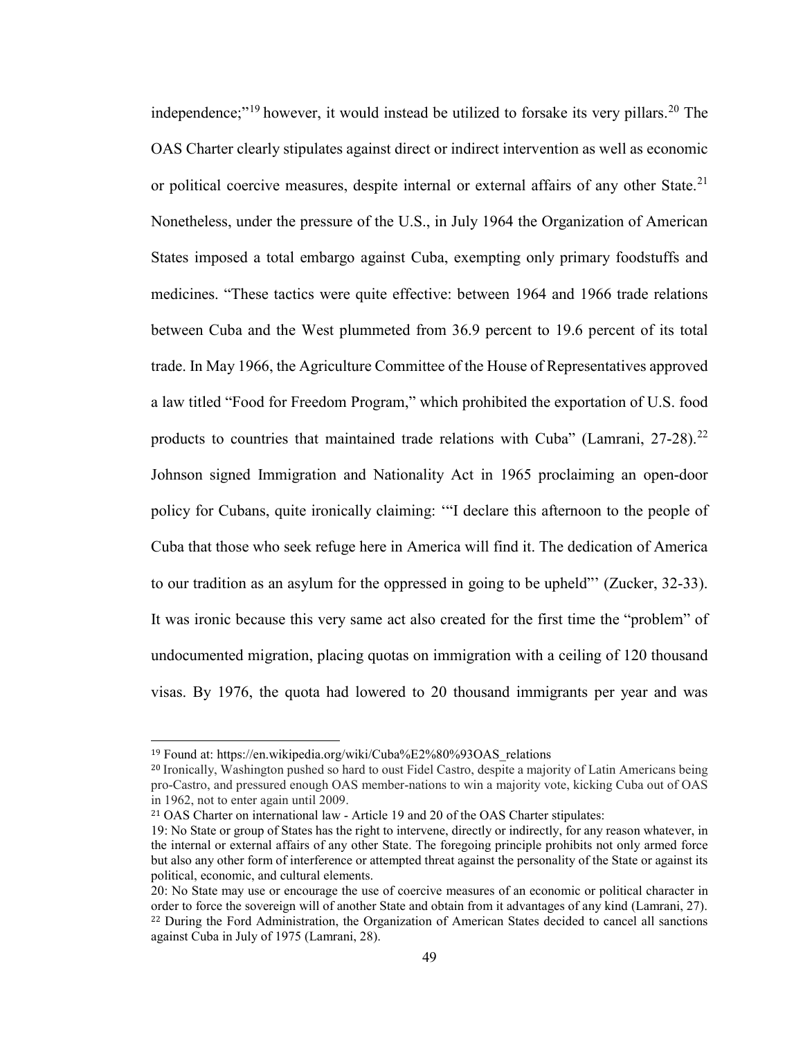independence;"[19] however, it would instead be utilized to forsake its very pillars.[20] The OAS Charter clearly stipulates against direct or indirect intervention as well as economic or political coercive measures, despite internal or external affairs of any other State.[21] Nonetheless, under the pressure of the U.S., in July 1964 the Organization of American States imposed a total embargo against Cuba, exempting only primary foodstuffs and medicines. "These tactics were quite effective: between 1964 and 1966 trade relations between Cuba and the West plummeted from 36.9 percent to 19.6 percent of its total trade. In May 1966, the Agriculture Committee of the House of Representatives approved a law titled "Food for Freedom Program," which prohibited the exportation of U.S. food products to countries that maintained trade relations with Cuba" (Lamrani, 27-28).[22] Johnson signed Immigration and Nationality Act in 1965 proclaiming an open-door policy for Cubans, quite ironically claiming: '"I declare this afternoon to the people of Cuba that those who seek refuge here in America will find it. The dedication of America to our tradition as an asylum for the oppressed in going to be upheld"' (Zucker, 32-33). It was ironic because this very same act also created for the first time the "problem" of undocumented migration, placing quotas on immigration with a ceiling of 120 thousand visas. By 1976, the quota had lowered to 20 thousand immigrants per year and was

---

[19] Found at: https://en.wikipedia.org/wiki/Cuba%E2%80%93OAS_relations

[20] Ironically, Washington pushed so hard to oust Fidel Castro, despite a majority of Latin Americans being pro-Castro, and pressured enough OAS member-nations to win a majority vote, kicking Cuba out of OAS in 1962, not to enter again until 2009.

[21] OAS Charter on international law - Article 19 and 20 of the OAS Charter stipulates:

19: No State or group of States has the right to intervene, directly or indirectly, for any reason whatever, in the internal or external affairs of any other State. The foregoing principle prohibits not only armed force but also any other form of interference or attempted threat against the personality of the State or against its political, economic, and cultural elements.

20: No State may use or encourage the use of coercive measures of an economic or political character in order to force the sovereign will of another State and obtain from it advantages of any kind (Lamrani, 27).

[22] During the Ford Administration, the Organization of American States decided to cancel all sanctions against Cuba in July of 1975 (Lamrani, 28).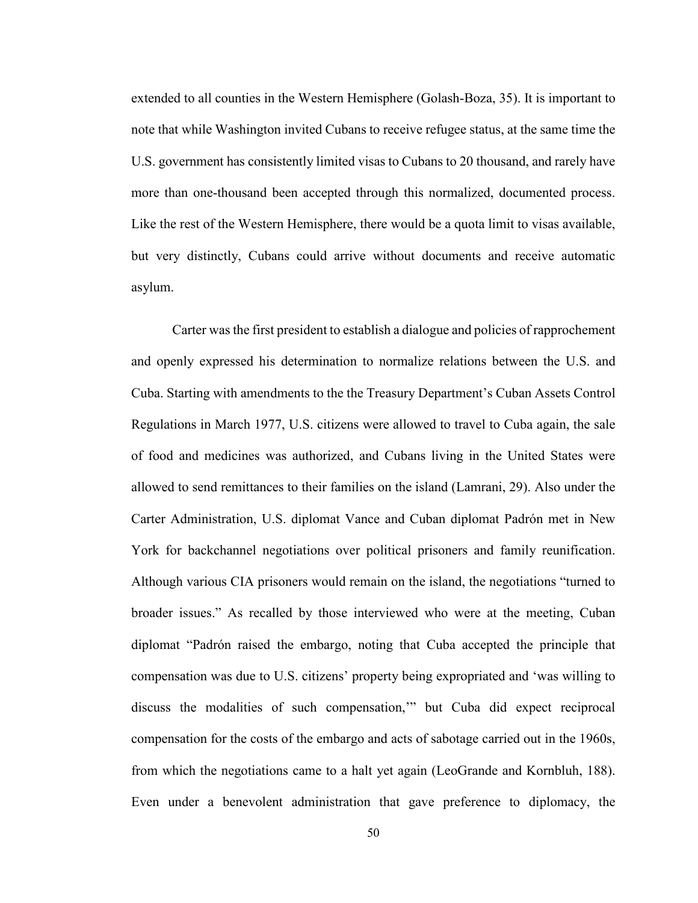extended to all counties in the Western Hemisphere (Golash-Boza, 35). It is important to note that while Washington invited Cubans to receive refugee status, at the same time the U.S. government has consistently limited visas to Cubans to 20 thousand, and rarely have more than one-thousand been accepted through this normalized, documented process. Like the rest of the Western Hemisphere, there would be a quota limit to visas available, but very distinctly, Cubans could arrive without documents and receive automatic asylum.

Carter was the first president to establish a dialogue and policies of rapprochement and openly expressed his determination to normalize relations between the U.S. and Cuba. Starting with amendments to the the Treasury Department's Cuban Assets Control Regulations in March 1977, U.S. citizens were allowed to travel to Cuba again, the sale of food and medicines was authorized, and Cubans living in the United States were allowed to send remittances to their families on the island (Lamrani, 29). Also under the Carter Administration, U.S. diplomat Vance and Cuban diplomat Padrón met in New York for backchannel negotiations over political prisoners and family reunification. Although various CIA prisoners would remain on the island, the negotiations "turned to broader issues." As recalled by those interviewed who were at the meeting, Cuban diplomat "Padrón raised the embargo, noting that Cuba accepted the principle that compensation was due to U.S. citizens' property being expropriated and 'was willing to discuss the modalities of such compensation,'" but Cuba did expect reciprocal compensation for the costs of the embargo and acts of sabotage carried out in the 1960s, from which the negotiations came to a halt yet again (LeoGrande and Kornbluh, 188). Even under a benevolent administration that gave preference to diplomacy, the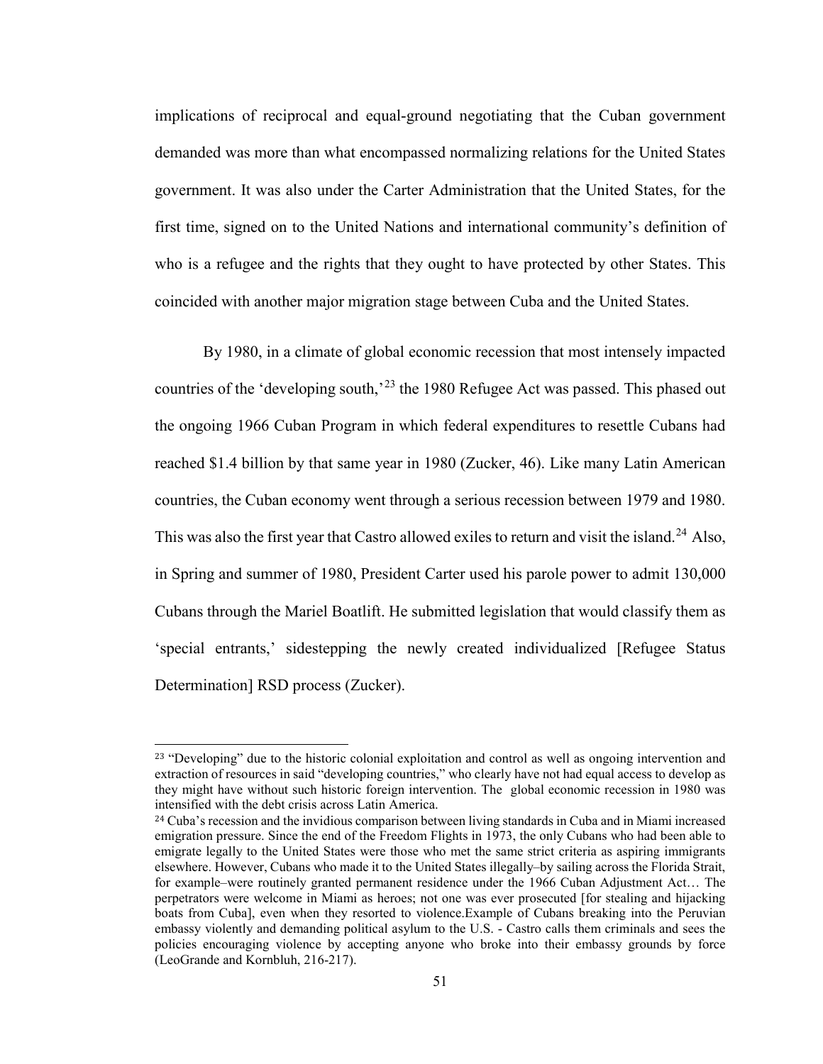implications of reciprocal and equal-ground negotiating that the Cuban government demanded was more than what encompassed normalizing relations for the United States government. It was also under the Carter Administration that the United States, for the first time, signed on to the United Nations and international community's definition of who is a refugee and the rights that they ought to have protected by other States. This coincided with another major migration stage between Cuba and the United States.

By 1980, in a climate of global economic recession that most intensely impacted countries of the 'developing south,'[23] the 1980 Refugee Act was passed. This phased out the ongoing 1966 Cuban Program in which federal expenditures to resettle Cubans had reached $1.4 billion by that same year in 1980 (Zucker, 46). Like many Latin American countries, the Cuban economy went through a serious recession between 1979 and 1980. This was also the first year that Castro allowed exiles to return and visit the island.[24] Also, in Spring and summer of 1980, President Carter used his parole power to admit 130,000 Cubans through the Mariel Boatlift. He submitted legislation that would classify them as 'special entrants,' sidestepping the newly created individualized [Refugee Status Determination] RSD process (Zucker).

---

[23] "Developing" due to the historic colonial exploitation and control as well as ongoing intervention and extraction of resources in said "developing countries," who clearly have not had equal access to develop as they might have without such historic foreign intervention. The global economic recession in 1980 was intensified with the debt crisis across Latin America.

[24] Cuba's recession and the invidious comparison between living standards in Cuba and in Miami increased emigration pressure. Since the end of the Freedom Flights in 1973, the only Cubans who had been able to emigrate legally to the United States were those who met the same strict criteria as aspiring immigrants elsewhere. However, Cubans who made it to the United States illegally–by sailing across the Florida Strait, for example–were routinely granted permanent residence under the 1966 Cuban Adjustment Act… The perpetrators were welcome in Miami as heroes; not one was ever prosecuted [for stealing and hijacking boats from Cuba], even when they resorted to violence.Example of Cubans breaking into the Peruvian embassy violently and demanding political asylum to the U.S. - Castro calls them criminals and sees the policies encouraging violence by accepting anyone who broke into their embassy grounds by force (LeoGrande and Kornbluh, 216-217).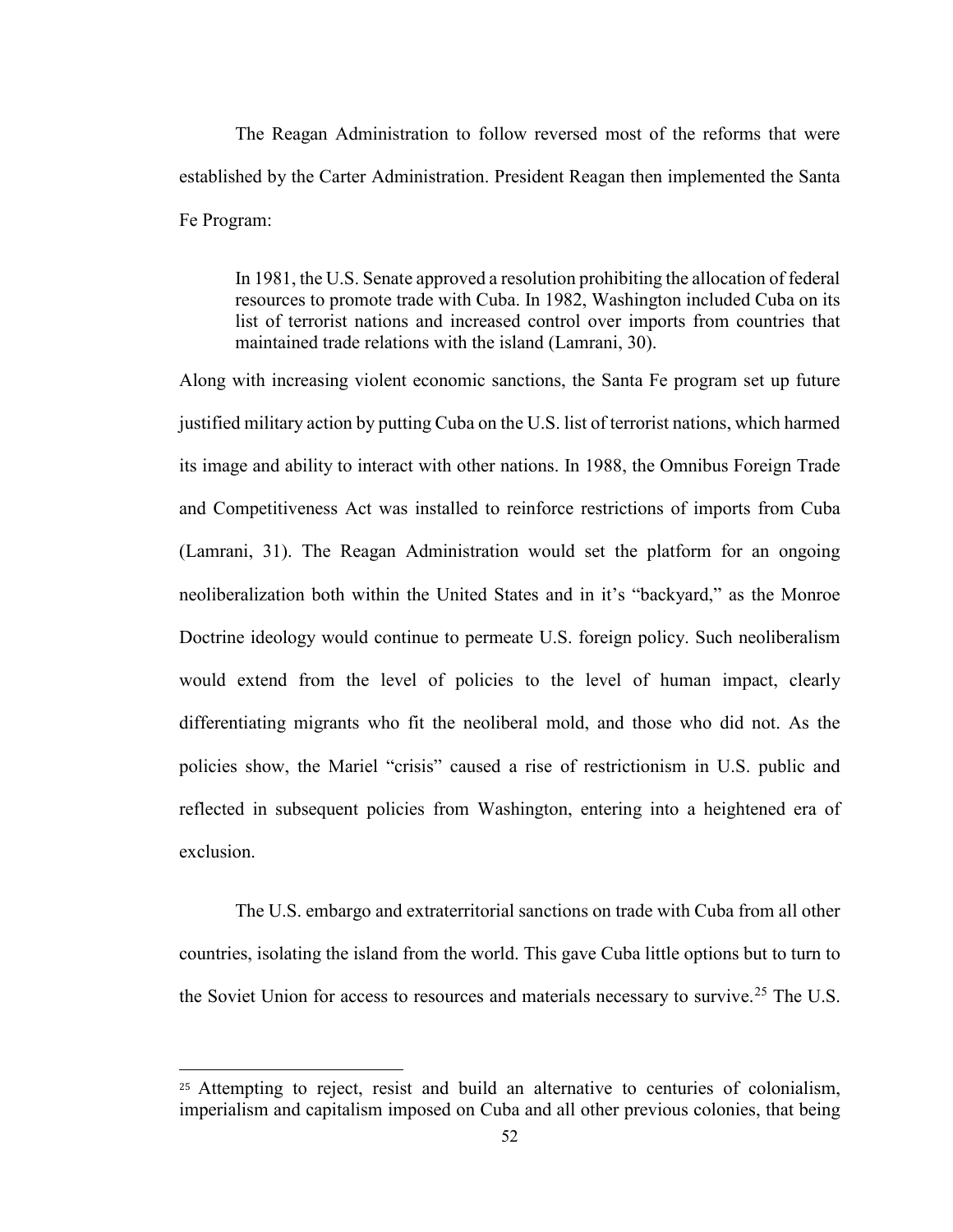The Reagan Administration to follow reversed most of the reforms that were established by the Carter Administration. President Reagan then implemented the Santa Fe Program:

> In 1981, the U.S. Senate approved a resolution prohibiting the allocation of federal resources to promote trade with Cuba. In 1982, Washington included Cuba on its list of terrorist nations and increased control over imports from countries that maintained trade relations with the island (Lamrani, 30).

Along with increasing violent economic sanctions, the Santa Fe program set up future justified military action by putting Cuba on the U.S. list of terrorist nations, which harmed its image and ability to interact with other nations. In 1988, the Omnibus Foreign Trade and Competitiveness Act was installed to reinforce restrictions of imports from Cuba (Lamrani, 31). The Reagan Administration would set the platform for an ongoing neoliberalization both within the United States and in it's "backyard," as the Monroe Doctrine ideology would continue to permeate U.S. foreign policy. Such neoliberalism would extend from the level of policies to the level of human impact, clearly differentiating migrants who fit the neoliberal mold, and those who did not. As the policies show, the Mariel "crisis" caused a rise of restrictionism in U.S. public and reflected in subsequent policies from Washington, entering into a heightened era of exclusion.

The U.S. embargo and extraterritorial sanctions on trade with Cuba from all other countries, isolating the island from the world. This gave Cuba little options but to turn to the Soviet Union for access to resources and materials necessary to survive.[25] The U.S.

---

[25] Attempting to reject, resist and build an alternative to centuries of colonialism, imperialism and capitalism imposed on Cuba and all other previous colonies, that being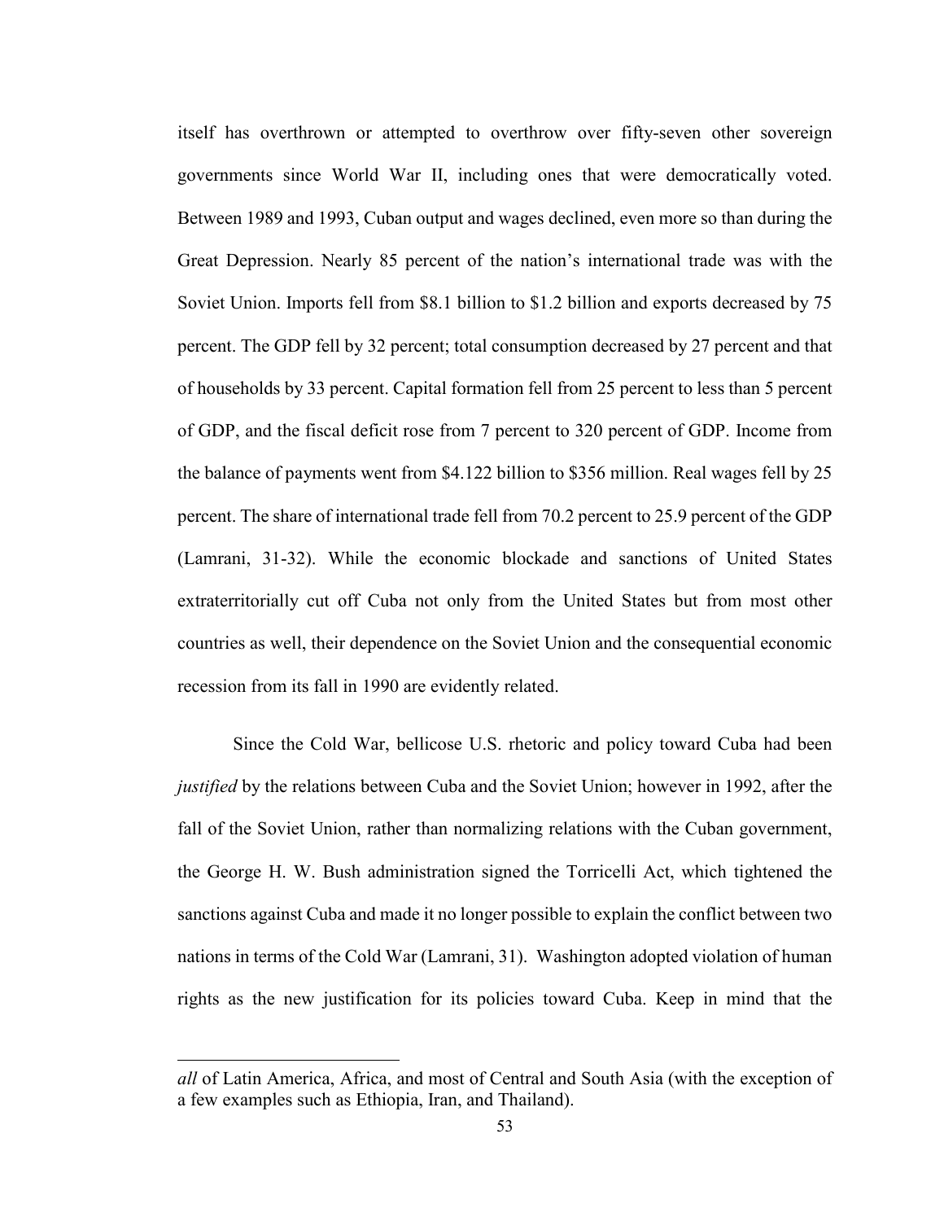itself has overthrown or attempted to overthrow over fifty-seven other sovereign governments since World War II, including ones that were democratically voted. Between 1989 and 1993, Cuban output and wages declined, even more so than during the Great Depression. Nearly 85 percent of the nation's international trade was with the Soviet Union. Imports fell from $8.1 billion to $1.2 billion and exports decreased by 75 percent. The GDP fell by 32 percent; total consumption decreased by 27 percent and that of households by 33 percent. Capital formation fell from 25 percent to less than 5 percent of GDP, and the fiscal deficit rose from 7 percent to 320 percent of GDP. Income from the balance of payments went from $4.122 billion to $356 million. Real wages fell by 25 percent. The share of international trade fell from 70.2 percent to 25.9 percent of the GDP (Lamrani, 31-32). While the economic blockade and sanctions of United States extraterritorially cut off Cuba not only from the United States but from most other countries as well, their dependence on the Soviet Union and the consequential economic recession from its fall in 1990 are evidently related.

Since the Cold War, bellicose U.S. rhetoric and policy toward Cuba had been *justified* by the relations between Cuba and the Soviet Union; however in 1992, after the fall of the Soviet Union, rather than normalizing relations with the Cuban government, the George H. W. Bush administration signed the Torricelli Act, which tightened the sanctions against Cuba and made it no longer possible to explain the conflict between two nations in terms of the Cold War (Lamrani, 31). Washington adopted violation of human rights as the new justification for its policies toward Cuba. Keep in mind that the

---

*all* of Latin America, Africa, and most of Central and South Asia (with the exception of a few examples such as Ethiopia, Iran, and Thailand).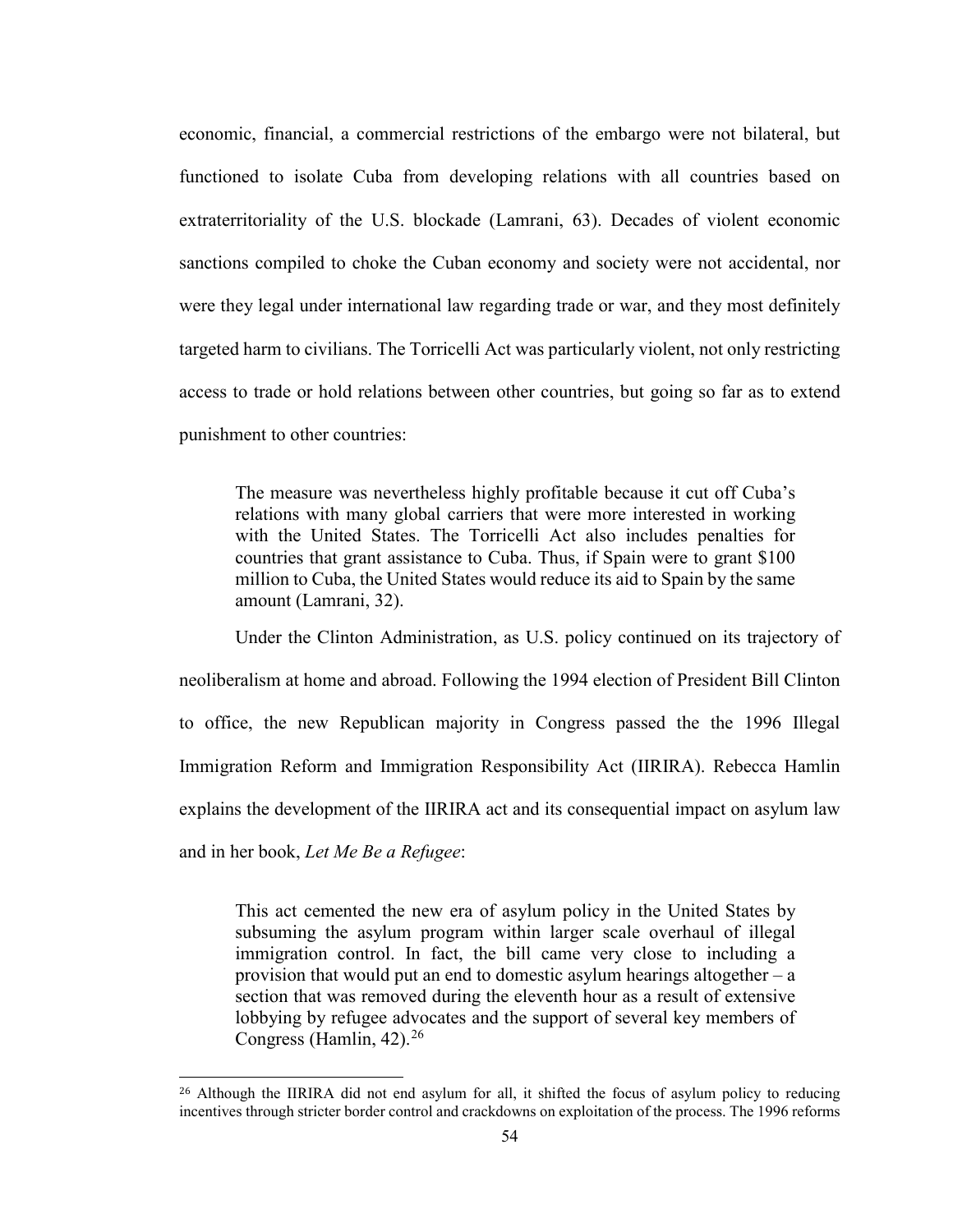economic, financial, a commercial restrictions of the embargo were not bilateral, but functioned to isolate Cuba from developing relations with all countries based on extraterritoriality of the U.S. blockade (Lamrani, 63). Decades of violent economic sanctions compiled to choke the Cuban economy and society were not accidental, nor were they legal under international law regarding trade or war, and they most definitely targeted harm to civilians. The Torricelli Act was particularly violent, not only restricting access to trade or hold relations between other countries, but going so far as to extend punishment to other countries:

> The measure was nevertheless highly profitable because it cut off Cuba's relations with many global carriers that were more interested in working with the United States. The Torricelli Act also includes penalties for countries that grant assistance to Cuba. Thus, if Spain were to grant $100 million to Cuba, the United States would reduce its aid to Spain by the same amount (Lamrani, 32).

Under the Clinton Administration, as U.S. policy continued on its trajectory of neoliberalism at home and abroad. Following the 1994 election of President Bill Clinton to office, the new Republican majority in Congress passed the the 1996 Illegal Immigration Reform and Immigration Responsibility Act (IIRIRA). Rebecca Hamlin explains the development of the IIRIRA act and its consequential impact on asylum law and in her book, *Let Me Be a Refugee*:

> This act cemented the new era of asylum policy in the United States by subsuming the asylum program within larger scale overhaul of illegal immigration control. In fact, the bill came very close to including a provision that would put an end to domestic asylum hearings altogether – a section that was removed during the eleventh hour as a result of extensive lobbying by refugee advocates and the support of several key members of Congress (Hamlin, 42).[26]

[26] Although the IIRIRA did not end asylum for all, it shifted the focus of asylum policy to reducing incentives through stricter border control and crackdowns on exploitation of the process. The 1996 reforms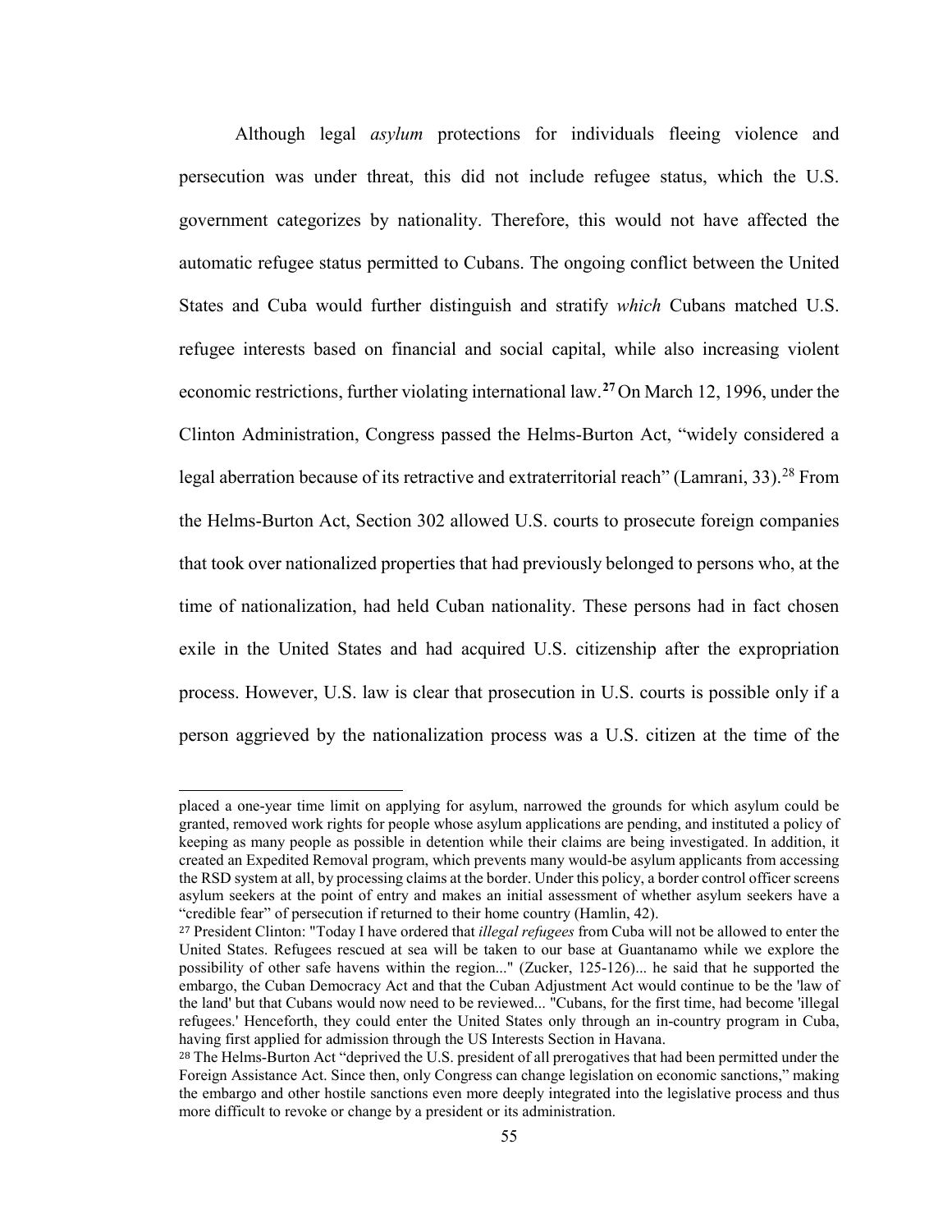Although legal *asylum* protections for individuals fleeing violence and persecution was under threat, this did not include refugee status, which the U.S. government categorizes by nationality. Therefore, this would not have affected the automatic refugee status permitted to Cubans. The ongoing conflict between the United States and Cuba would further distinguish and stratify *which* Cubans matched U.S. refugee interests based on financial and social capital, while also increasing violent economic restrictions, further violating international law.[27] On March 12, 1996, under the Clinton Administration, Congress passed the Helms-Burton Act, "widely considered a legal aberration because of its retractive and extraterritorial reach" (Lamrani, 33).[28] From the Helms-Burton Act, Section 302 allowed U.S. courts to prosecute foreign companies that took over nationalized properties that had previously belonged to persons who, at the time of nationalization, had held Cuban nationality. These persons had in fact chosen exile in the United States and had acquired U.S. citizenship after the expropriation process. However, U.S. law is clear that prosecution in U.S. courts is possible only if a person aggrieved by the nationalization process was a U.S. citizen at the time of the

---

placed a one-year time limit on applying for asylum, narrowed the grounds for which asylum could be granted, removed work rights for people whose asylum applications are pending, and instituted a policy of keeping as many people as possible in detention while their claims are being investigated. In addition, it created an Expedited Removal program, which prevents many would-be asylum applicants from accessing the RSD system at all, by processing claims at the border. Under this policy, a border control officer screens asylum seekers at the point of entry and makes an initial assessment of whether asylum seekers have a "credible fear" of persecution if returned to their home country (Hamlin, 42).

[27] President Clinton: "Today I have ordered that *illegal refugees* from Cuba will not be allowed to enter the United States. Refugees rescued at sea will be taken to our base at Guantanamo while we explore the possibility of other safe havens within the region..." (Zucker, 125-126)... he said that he supported the embargo, the Cuban Democracy Act and that the Cuban Adjustment Act would continue to be the 'law of the land' but that Cubans would now need to be reviewed... "Cubans, for the first time, had become 'illegal refugees.' Henceforth, they could enter the United States only through an in-country program in Cuba, having first applied for admission through the US Interests Section in Havana.

[28] The Helms-Burton Act "deprived the U.S. president of all prerogatives that had been permitted under the Foreign Assistance Act. Since then, only Congress can change legislation on economic sanctions," making the embargo and other hostile sanctions even more deeply integrated into the legislative process and thus more difficult to revoke or change by a president or its administration.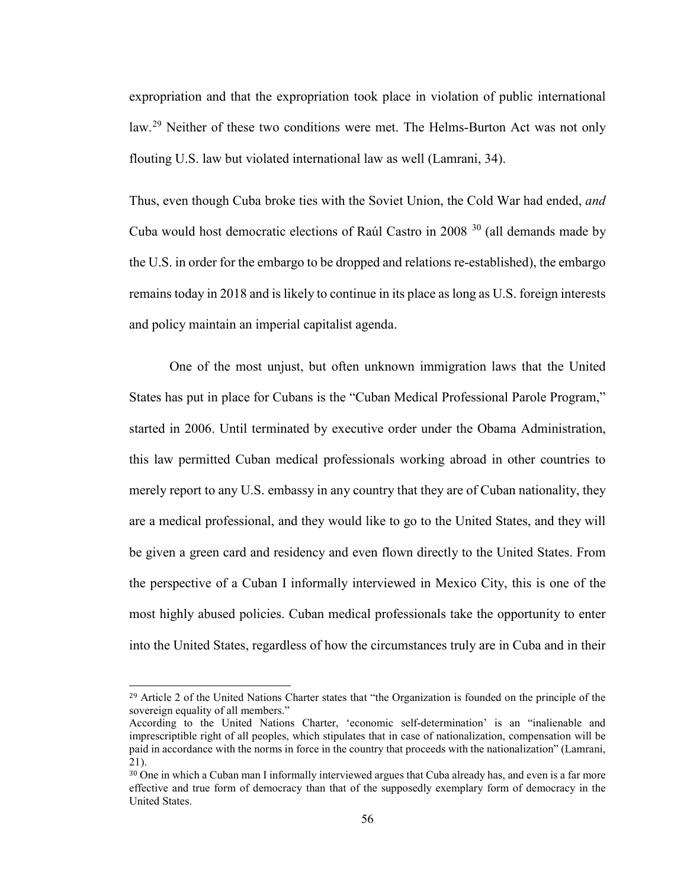expropriation and that the expropriation took place in violation of public international law.[29] Neither of these two conditions were met. The Helms-Burton Act was not only flouting U.S. law but violated international law as well (Lamrani, 34).

Thus, even though Cuba broke ties with the Soviet Union, the Cold War had ended, *and* Cuba would host democratic elections of Raúl Castro in 2008 [30] (all demands made by the U.S. in order for the embargo to be dropped and relations re-established), the embargo remains today in 2018 and is likely to continue in its place as long as U.S. foreign interests and policy maintain an imperial capitalist agenda.

One of the most unjust, but often unknown immigration laws that the United States has put in place for Cubans is the "Cuban Medical Professional Parole Program," started in 2006. Until terminated by executive order under the Obama Administration, this law permitted Cuban medical professionals working abroad in other countries to merely report to any U.S. embassy in any country that they are of Cuban nationality, they are a medical professional, and they would like to go to the United States, and they will be given a green card and residency and even flown directly to the United States. From the perspective of a Cuban I informally interviewed in Mexico City, this is one of the most highly abused policies. Cuban medical professionals take the opportunity to enter into the United States, regardless of how the circumstances truly are in Cuba and in their

---

[29] Article 2 of the United Nations Charter states that "the Organization is founded on the principle of the sovereign equality of all members."
According to the United Nations Charter, 'economic self-determination' is an "inalienable and imprescriptible right of all peoples, which stipulates that in case of nationalization, compensation will be paid in accordance with the norms in force in the country that proceeds with the nationalization" (Lamrani, 21).

[30] One in which a Cuban man I informally interviewed argues that Cuba already has, and even is a far more effective and true form of democracy than that of the supposedly exemplary form of democracy in the United States.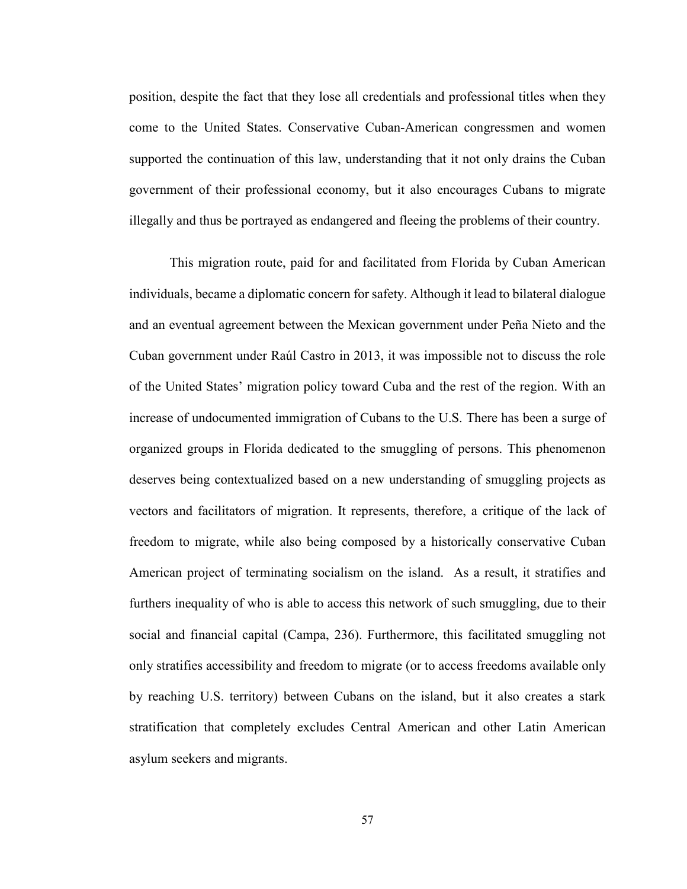position, despite the fact that they lose all credentials and professional titles when they come to the United States. Conservative Cuban-American congressmen and women supported the continuation of this law, understanding that it not only drains the Cuban government of their professional economy, but it also encourages Cubans to migrate illegally and thus be portrayed as endangered and fleeing the problems of their country.

This migration route, paid for and facilitated from Florida by Cuban American individuals, became a diplomatic concern for safety. Although it lead to bilateral dialogue and an eventual agreement between the Mexican government under Peña Nieto and the Cuban government under Raúl Castro in 2013, it was impossible not to discuss the role of the United States' migration policy toward Cuba and the rest of the region. With an increase of undocumented immigration of Cubans to the U.S. There has been a surge of organized groups in Florida dedicated to the smuggling of persons. This phenomenon deserves being contextualized based on a new understanding of smuggling projects as vectors and facilitators of migration. It represents, therefore, a critique of the lack of freedom to migrate, while also being composed by a historically conservative Cuban American project of terminating socialism on the island. As a result, it stratifies and furthers inequality of who is able to access this network of such smuggling, due to their social and financial capital (Campa, 236). Furthermore, this facilitated smuggling not only stratifies accessibility and freedom to migrate (or to access freedoms available only by reaching U.S. territory) between Cubans on the island, but it also creates a stark stratification that completely excludes Central American and other Latin American asylum seekers and migrants.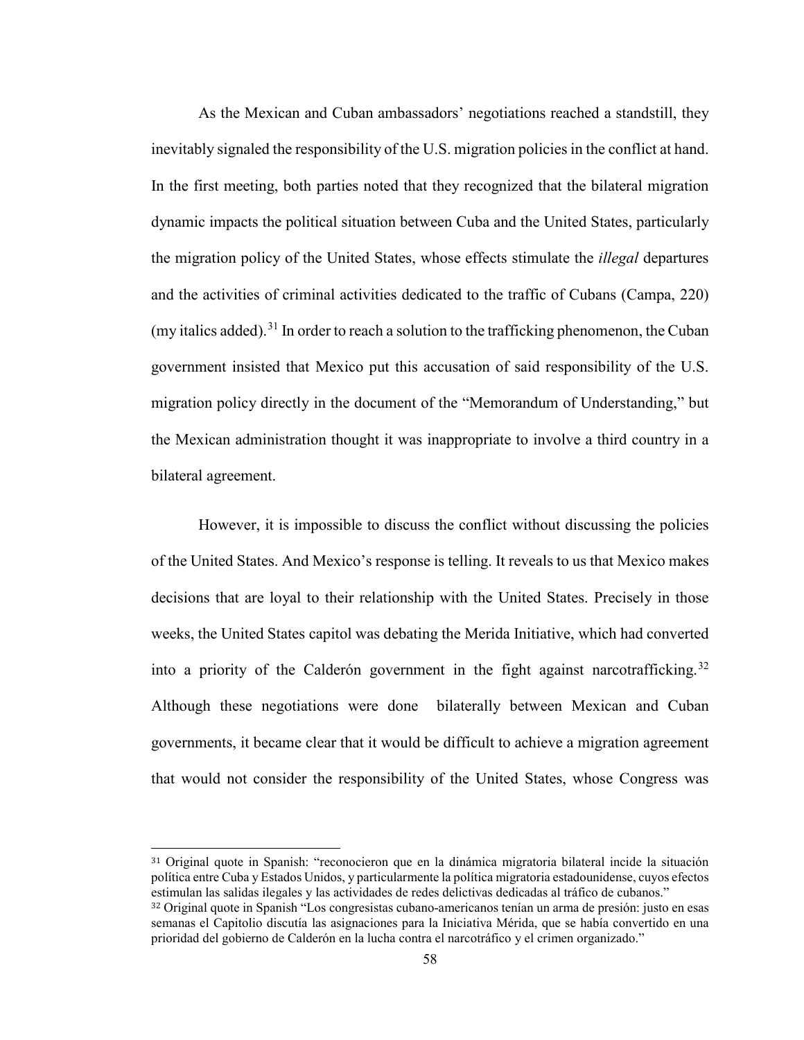As the Mexican and Cuban ambassadors' negotiations reached a standstill, they inevitably signaled the responsibility of the U.S. migration policies in the conflict at hand. In the first meeting, both parties noted that they recognized that the bilateral migration dynamic impacts the political situation between Cuba and the United States, particularly the migration policy of the United States, whose effects stimulate the *illegal* departures and the activities of criminal activities dedicated to the traffic of Cubans (Campa, 220) (my italics added).[31] In order to reach a solution to the trafficking phenomenon, the Cuban government insisted that Mexico put this accusation of said responsibility of the U.S. migration policy directly in the document of the "Memorandum of Understanding," but the Mexican administration thought it was inappropriate to involve a third country in a bilateral agreement.

However, it is impossible to discuss the conflict without discussing the policies of the United States. And Mexico's response is telling. It reveals to us that Mexico makes decisions that are loyal to their relationship with the United States. Precisely in those weeks, the United States capitol was debating the Merida Initiative, which had converted into a priority of the Calderón government in the fight against narcotrafficking.[32] Although these negotiations were done bilaterally between Mexican and Cuban governments, it became clear that it would be difficult to achieve a migration agreement that would not consider the responsibility of the United States, whose Congress was

---

[31] Original quote in Spanish: "reconocieron que en la dinámica migratoria bilateral incide la situación política entre Cuba y Estados Unidos, y particularmente la política migratoria estadounidense, cuyos efectos estimulan las salidas ilegales y las actividades de redes delictivas dedicadas al tráfico de cubanos."

[32] Original quote in Spanish "Los congresistas cubano-americanos tenían un arma de presión: justo en esas semanas el Capitolio discutía las asignaciones para la Iniciativa Mérida, que se había convertido en una prioridad del gobierno de Calderón en la lucha contra el narcotráfico y el crimen organizado."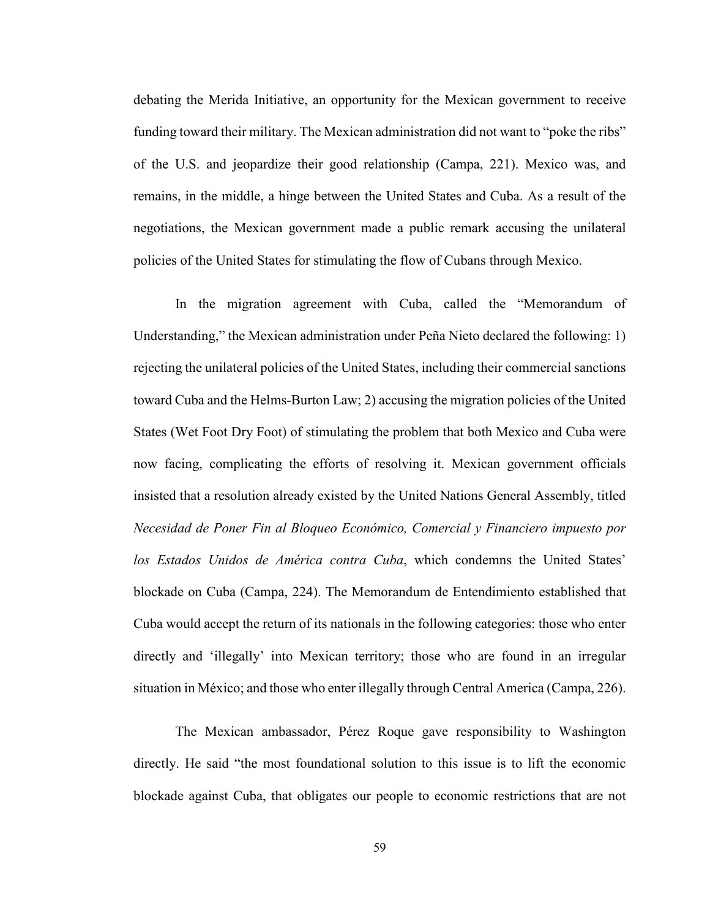debating the Merida Initiative, an opportunity for the Mexican government to receive funding toward their military. The Mexican administration did not want to "poke the ribs" of the U.S. and jeopardize their good relationship (Campa, 221). Mexico was, and remains, in the middle, a hinge between the United States and Cuba. As a result of the negotiations, the Mexican government made a public remark accusing the unilateral policies of the United States for stimulating the flow of Cubans through Mexico.

In the migration agreement with Cuba, called the "Memorandum of Understanding," the Mexican administration under Peña Nieto declared the following: 1) rejecting the unilateral policies of the United States, including their commercial sanctions toward Cuba and the Helms-Burton Law; 2) accusing the migration policies of the United States (Wet Foot Dry Foot) of stimulating the problem that both Mexico and Cuba were now facing, complicating the efforts of resolving it. Mexican government officials insisted that a resolution already existed by the United Nations General Assembly, titled *Necesidad de Poner Fin al Bloqueo Económico, Comercial y Financiero impuesto por los Estados Unidos de América contra Cuba*, which condemns the United States' blockade on Cuba (Campa, 224). The Memorandum de Entendimiento established that Cuba would accept the return of its nationals in the following categories: those who enter directly and 'illegally' into Mexican territory; those who are found in an irregular situation in México; and those who enter illegally through Central America (Campa, 226).

The Mexican ambassador, Pérez Roque gave responsibility to Washington directly. He said "the most foundational solution to this issue is to lift the economic blockade against Cuba, that obligates our people to economic restrictions that are not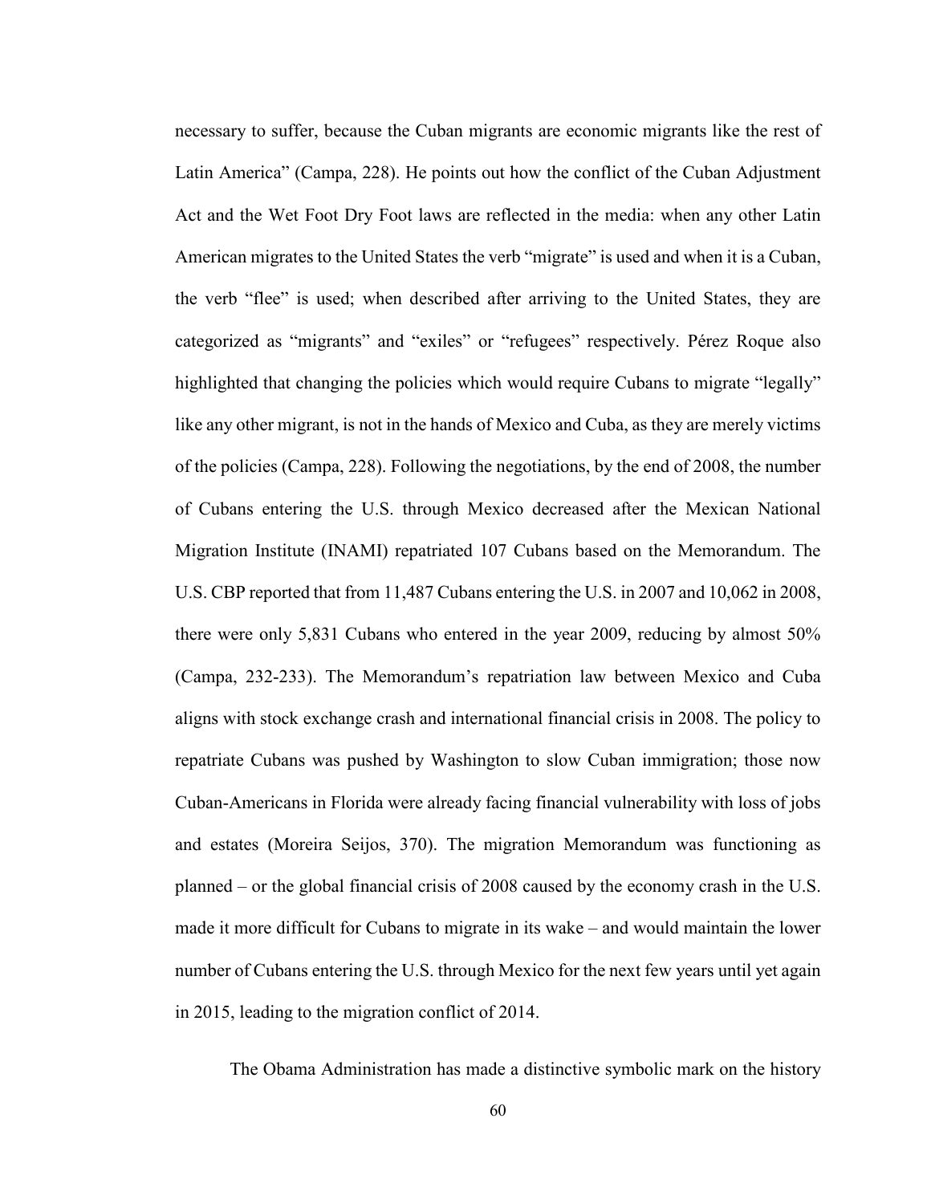necessary to suffer, because the Cuban migrants are economic migrants like the rest of Latin America" (Campa, 228). He points out how the conflict of the Cuban Adjustment Act and the Wet Foot Dry Foot laws are reflected in the media: when any other Latin American migrates to the United States the verb "migrate" is used and when it is a Cuban, the verb "flee" is used; when described after arriving to the United States, they are categorized as "migrants" and "exiles" or "refugees" respectively. Pérez Roque also highlighted that changing the policies which would require Cubans to migrate "legally" like any other migrant, is not in the hands of Mexico and Cuba, as they are merely victims of the policies (Campa, 228). Following the negotiations, by the end of 2008, the number of Cubans entering the U.S. through Mexico decreased after the Mexican National Migration Institute (INAMI) repatriated 107 Cubans based on the Memorandum. The U.S. CBP reported that from 11,487 Cubans entering the U.S. in 2007 and 10,062 in 2008, there were only 5,831 Cubans who entered in the year 2009, reducing by almost 50% (Campa, 232-233). The Memorandum's repatriation law between Mexico and Cuba aligns with stock exchange crash and international financial crisis in 2008. The policy to repatriate Cubans was pushed by Washington to slow Cuban immigration; those now Cuban-Americans in Florida were already facing financial vulnerability with loss of jobs and estates (Moreira Seijos, 370). The migration Memorandum was functioning as planned – or the global financial crisis of 2008 caused by the economy crash in the U.S. made it more difficult for Cubans to migrate in its wake – and would maintain the lower number of Cubans entering the U.S. through Mexico for the next few years until yet again in 2015, leading to the migration conflict of 2014.

The Obama Administration has made a distinctive symbolic mark on the history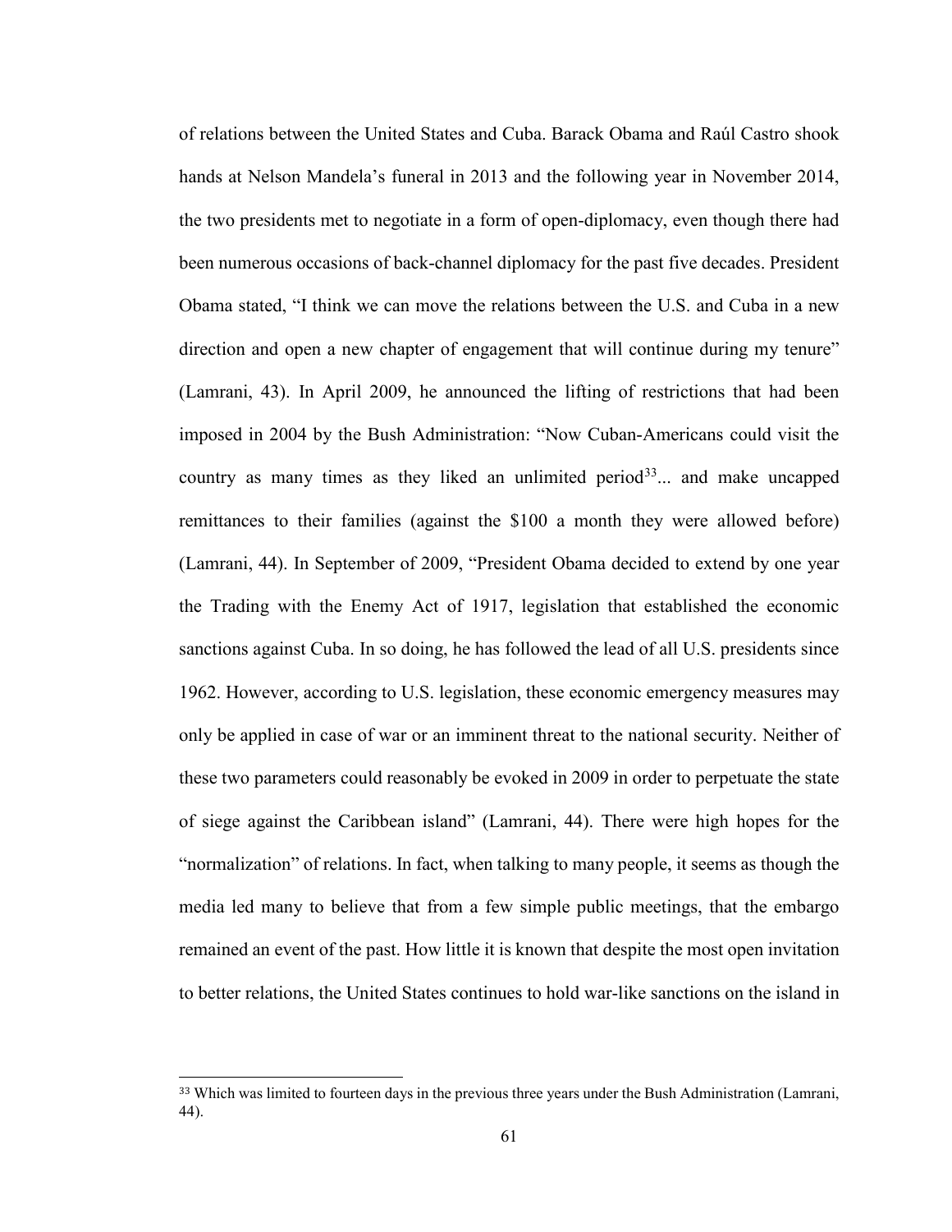of relations between the United States and Cuba. Barack Obama and Raúl Castro shook hands at Nelson Mandela's funeral in 2013 and the following year in November 2014, the two presidents met to negotiate in a form of open-diplomacy, even though there had been numerous occasions of back-channel diplomacy for the past five decades. President Obama stated, "I think we can move the relations between the U.S. and Cuba in a new direction and open a new chapter of engagement that will continue during my tenure" (Lamrani, 43). In April 2009, he announced the lifting of restrictions that had been imposed in 2004 by the Bush Administration: "Now Cuban-Americans could visit the country as many times as they liked an unlimited period[33]... and make uncapped remittances to their families (against the $100 a month they were allowed before) (Lamrani, 44). In September of 2009, "President Obama decided to extend by one year the Trading with the Enemy Act of 1917, legislation that established the economic sanctions against Cuba. In so doing, he has followed the lead of all U.S. presidents since 1962. However, according to U.S. legislation, these economic emergency measures may only be applied in case of war or an imminent threat to the national security. Neither of these two parameters could reasonably be evoked in 2009 in order to perpetuate the state of siege against the Caribbean island" (Lamrani, 44). There were high hopes for the "normalization" of relations. In fact, when talking to many people, it seems as though the media led many to believe that from a few simple public meetings, that the embargo remained an event of the past. How little it is known that despite the most open invitation to better relations, the United States continues to hold war-like sanctions on the island in

---

[33] Which was limited to fourteen days in the previous three years under the Bush Administration (Lamrani, 44).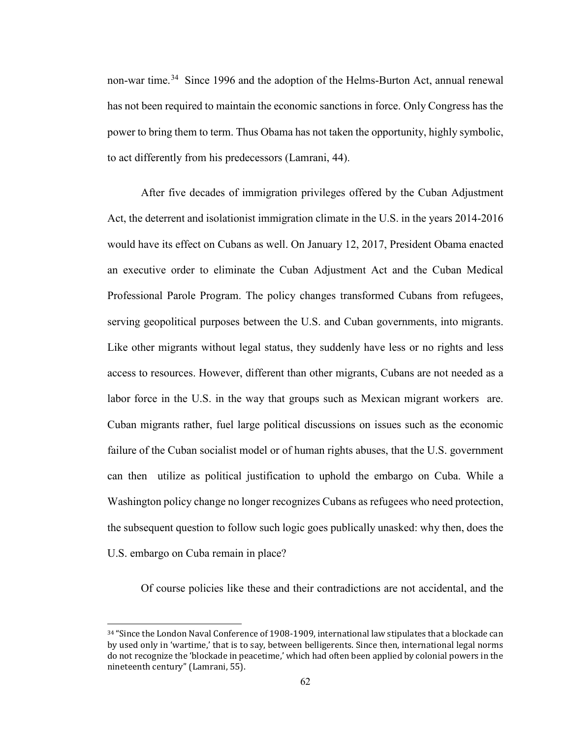non-war time.[34] Since 1996 and the adoption of the Helms-Burton Act, annual renewal has not been required to maintain the economic sanctions in force. Only Congress has the power to bring them to term. Thus Obama has not taken the opportunity, highly symbolic, to act differently from his predecessors (Lamrani, 44).

After five decades of immigration privileges offered by the Cuban Adjustment Act, the deterrent and isolationist immigration climate in the U.S. in the years 2014-2016 would have its effect on Cubans as well. On January 12, 2017, President Obama enacted an executive order to eliminate the Cuban Adjustment Act and the Cuban Medical Professional Parole Program. The policy changes transformed Cubans from refugees, serving geopolitical purposes between the U.S. and Cuban governments, into migrants. Like other migrants without legal status, they suddenly have less or no rights and less access to resources. However, different than other migrants, Cubans are not needed as a labor force in the U.S. in the way that groups such as Mexican migrant workers are. Cuban migrants rather, fuel large political discussions on issues such as the economic failure of the Cuban socialist model or of human rights abuses, that the U.S. government can then utilize as political justification to uphold the embargo on Cuba. While a Washington policy change no longer recognizes Cubans as refugees who need protection, the subsequent question to follow such logic goes publically unasked: why then, does the U.S. embargo on Cuba remain in place?

Of course policies like these and their contradictions are not accidental, and the

---

[34] "Since the London Naval Conference of 1908-1909, international law stipulates that a blockade can by used only in 'wartime,' that is to say, between belligerents. Since then, international legal norms do not recognize the 'blockade in peacetime,' which had often been applied by colonial powers in the nineteenth century" (Lamrani, 55).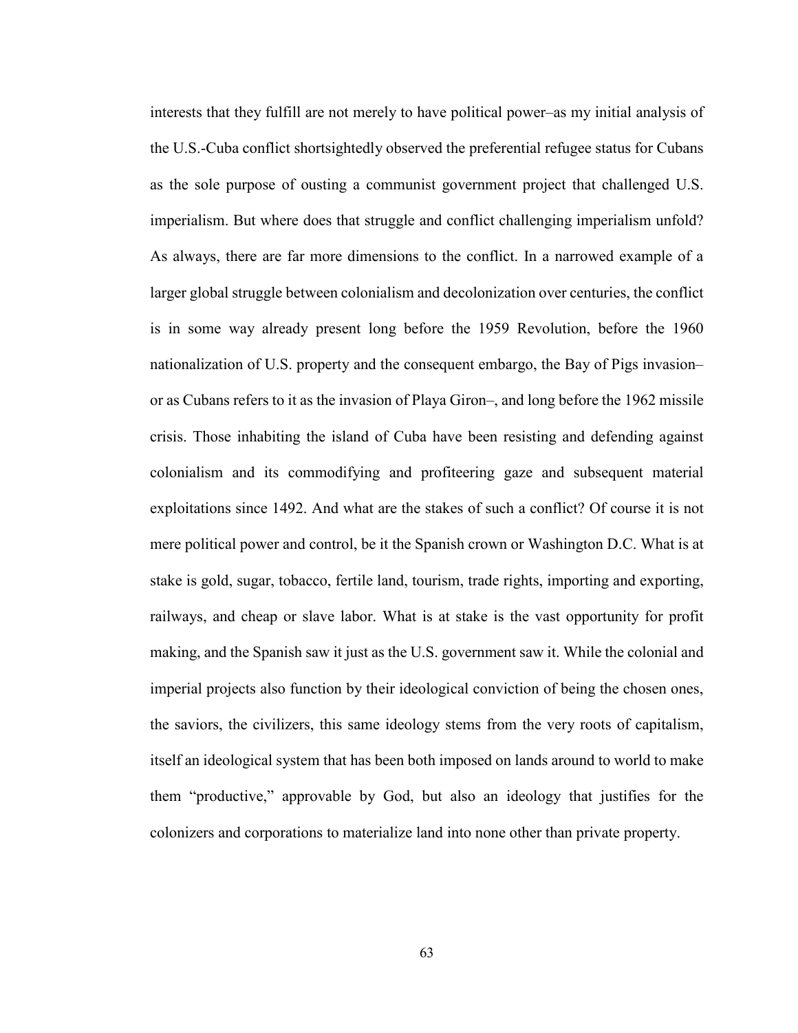interests that they fulfill are not merely to have political power–as my initial analysis of the U.S.-Cuba conflict shortsightedly observed the preferential refugee status for Cubans as the sole purpose of ousting a communist government project that challenged U.S. imperialism. But where does that struggle and conflict challenging imperialism unfold? As always, there are far more dimensions to the conflict. In a narrowed example of a larger global struggle between colonialism and decolonization over centuries, the conflict is in some way already present long before the 1959 Revolution, before the 1960 nationalization of U.S. property and the consequent embargo, the Bay of Pigs invasion–or as Cubans refers to it as the invasion of Playa Giron–, and long before the 1962 missile crisis. Those inhabiting the island of Cuba have been resisting and defending against colonialism and its commodifying and profiteering gaze and subsequent material exploitations since 1492. And what are the stakes of such a conflict? Of course it is not mere political power and control, be it the Spanish crown or Washington D.C. What is at stake is gold, sugar, tobacco, fertile land, tourism, trade rights, importing and exporting, railways, and cheap or slave labor. What is at stake is the vast opportunity for profit making, and the Spanish saw it just as the U.S. government saw it. While the colonial and imperial projects also function by their ideological conviction of being the chosen ones, the saviors, the civilizers, this same ideology stems from the very roots of capitalism, itself an ideological system that has been both imposed on lands around to world to make them "productive," approvable by God, but also an ideology that justifies for the colonizers and corporations to materialize land into none other than private property.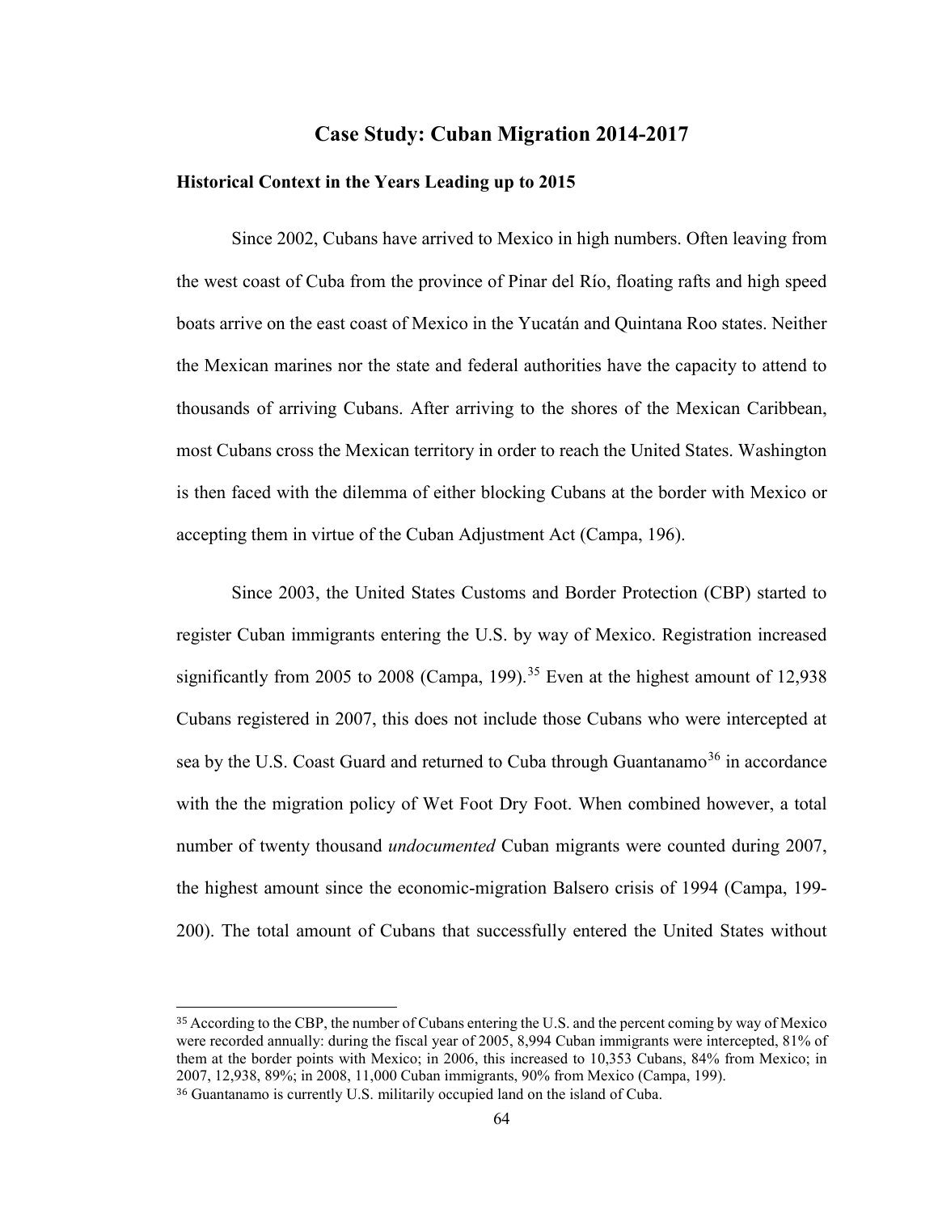## Case Study: Cuban Migration 2014-2017

### Historical Context in the Years Leading up to 2015

Since 2002, Cubans have arrived to Mexico in high numbers. Often leaving from the west coast of Cuba from the province of Pinar del Río, floating rafts and high speed boats arrive on the east coast of Mexico in the Yucatán and Quintana Roo states. Neither the Mexican marines nor the state and federal authorities have the capacity to attend to thousands of arriving Cubans. After arriving to the shores of the Mexican Caribbean, most Cubans cross the Mexican territory in order to reach the United States. Washington is then faced with the dilemma of either blocking Cubans at the border with Mexico or accepting them in virtue of the Cuban Adjustment Act (Campa, 196).

Since 2003, the United States Customs and Border Protection (CBP) started to register Cuban immigrants entering the U.S. by way of Mexico. Registration increased significantly from 2005 to 2008 (Campa, 199).[35] Even at the highest amount of 12,938 Cubans registered in 2007, this does not include those Cubans who were intercepted at sea by the U.S. Coast Guard and returned to Cuba through Guantanamo[36] in accordance with the the migration policy of Wet Foot Dry Foot. When combined however, a total number of twenty thousand *undocumented* Cuban migrants were counted during 2007, the highest amount since the economic-migration Balsero crisis of 1994 (Campa, 199-200). The total amount of Cubans that successfully entered the United States without

---

[35] According to the CBP, the number of Cubans entering the U.S. and the percent coming by way of Mexico were recorded annually: during the fiscal year of 2005, 8,994 Cuban immigrants were intercepted, 81% of them at the border points with Mexico; in 2006, this increased to 10,353 Cubans, 84% from Mexico; in 2007, 12,938, 89%; in 2008, 11,000 Cuban immigrants, 90% from Mexico (Campa, 199).

[36] Guantanamo is currently U.S. militarily occupied land on the island of Cuba.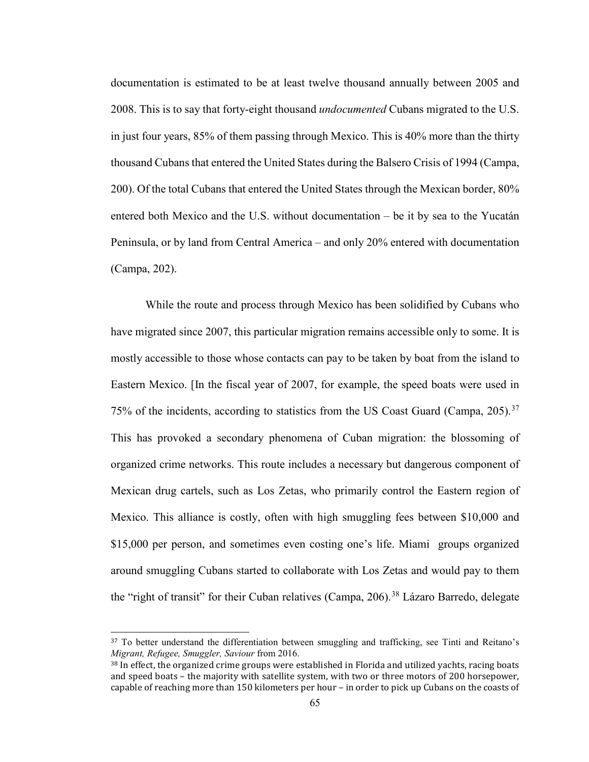documentation is estimated to be at least twelve thousand annually between 2005 and 2008. This is to say that forty-eight thousand *undocumented* Cubans migrated to the U.S. in just four years, 85% of them passing through Mexico. This is 40% more than the thirty thousand Cubans that entered the United States during the Balsero Crisis of 1994 (Campa, 200). Of the total Cubans that entered the United States through the Mexican border, 80% entered both Mexico and the U.S. without documentation – be it by sea to the Yucatán Peninsula, or by land from Central America – and only 20% entered with documentation (Campa, 202).

While the route and process through Mexico has been solidified by Cubans who have migrated since 2007, this particular migration remains accessible only to some. It is mostly accessible to those whose contacts can pay to be taken by boat from the island to Eastern Mexico. [In the fiscal year of 2007, for example, the speed boats were used in 75% of the incidents, according to statistics from the US Coast Guard (Campa, 205).[37] This has provoked a secondary phenomena of Cuban migration: the blossoming of organized crime networks. This route includes a necessary but dangerous component of Mexican drug cartels, such as Los Zetas, who primarily control the Eastern region of Mexico. This alliance is costly, often with high smuggling fees between $10,000 and $15,000 per person, and sometimes even costing one's life. Miami groups organized around smuggling Cubans started to collaborate with Los Zetas and would pay to them the "right of transit" for their Cuban relatives (Campa, 206).[38] Lázaro Barredo, delegate

[37] To better understand the differentiation between smuggling and trafficking, see Tinti and Reitano's *Migrant, Refugee, Smuggler, Saviour* from 2016.

[38] In effect, the organized crime groups were established in Florida and utilized yachts, racing boats and speed boats – the majority with satellite system, with two or three motors of 200 horsepower, capable of reaching more than 150 kilometers per hour – in order to pick up Cubans on the coasts of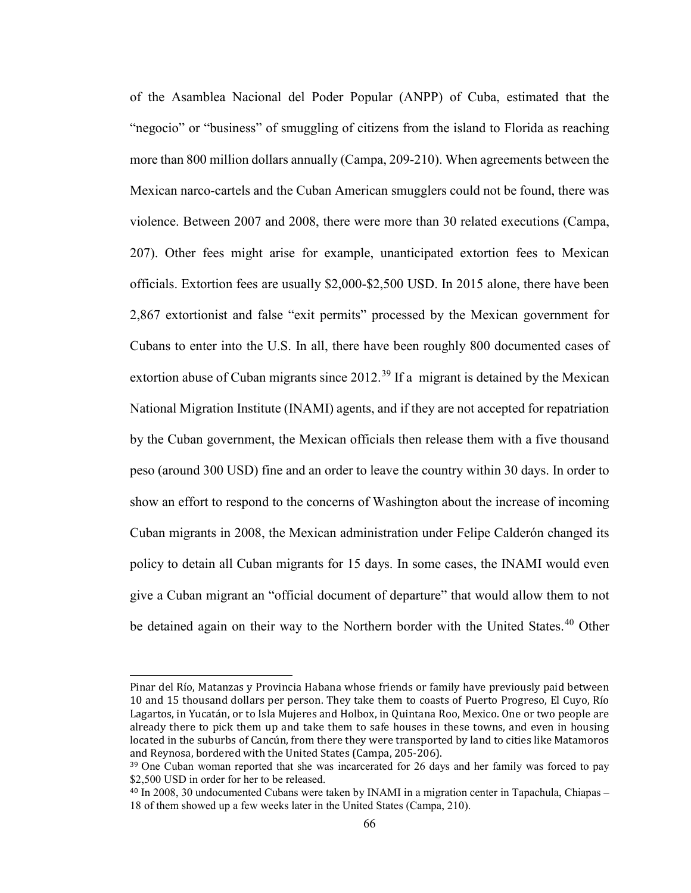of the Asamblea Nacional del Poder Popular (ANPP) of Cuba, estimated that the "negocio" or "business" of smuggling of citizens from the island to Florida as reaching more than 800 million dollars annually (Campa, 209-210). When agreements between the Mexican narco-cartels and the Cuban American smugglers could not be found, there was violence. Between 2007 and 2008, there were more than 30 related executions (Campa, 207). Other fees might arise for example, unanticipated extortion fees to Mexican officials. Extortion fees are usually $2,000-$2,500 USD. In 2015 alone, there have been 2,867 extortionist and false "exit permits" processed by the Mexican government for Cubans to enter into the U.S. In all, there have been roughly 800 documented cases of extortion abuse of Cuban migrants since 2012.[39] If a migrant is detained by the Mexican National Migration Institute (INAMI) agents, and if they are not accepted for repatriation by the Cuban government, the Mexican officials then release them with a five thousand peso (around 300 USD) fine and an order to leave the country within 30 days. In order to show an effort to respond to the concerns of Washington about the increase of incoming Cuban migrants in 2008, the Mexican administration under Felipe Calderón changed its policy to detain all Cuban migrants for 15 days. In some cases, the INAMI would even give a Cuban migrant an "official document of departure" that would allow them to not be detained again on their way to the Northern border with the United States.[40] Other

---

Pinar del Río, Matanzas y Provincia Habana whose friends or family have previously paid between 10 and 15 thousand dollars per person. They take them to coasts of Puerto Progreso, El Cuyo, Río Lagartos, in Yucatán, or to Isla Mujeres and Holbox, in Quintana Roo, Mexico. One or two people are already there to pick them up and take them to safe houses in these towns, and even in housing located in the suburbs of Cancún, from there they were transported by land to cities like Matamoros and Reynosa, bordered with the United States (Campa, 205-206).

[39] One Cuban woman reported that she was incarcerated for 26 days and her family was forced to pay $2,500 USD in order for her to be released.

[40] In 2008, 30 undocumented Cubans were taken by INAMI in a migration center in Tapachula, Chiapas – 18 of them showed up a few weeks later in the United States (Campa, 210).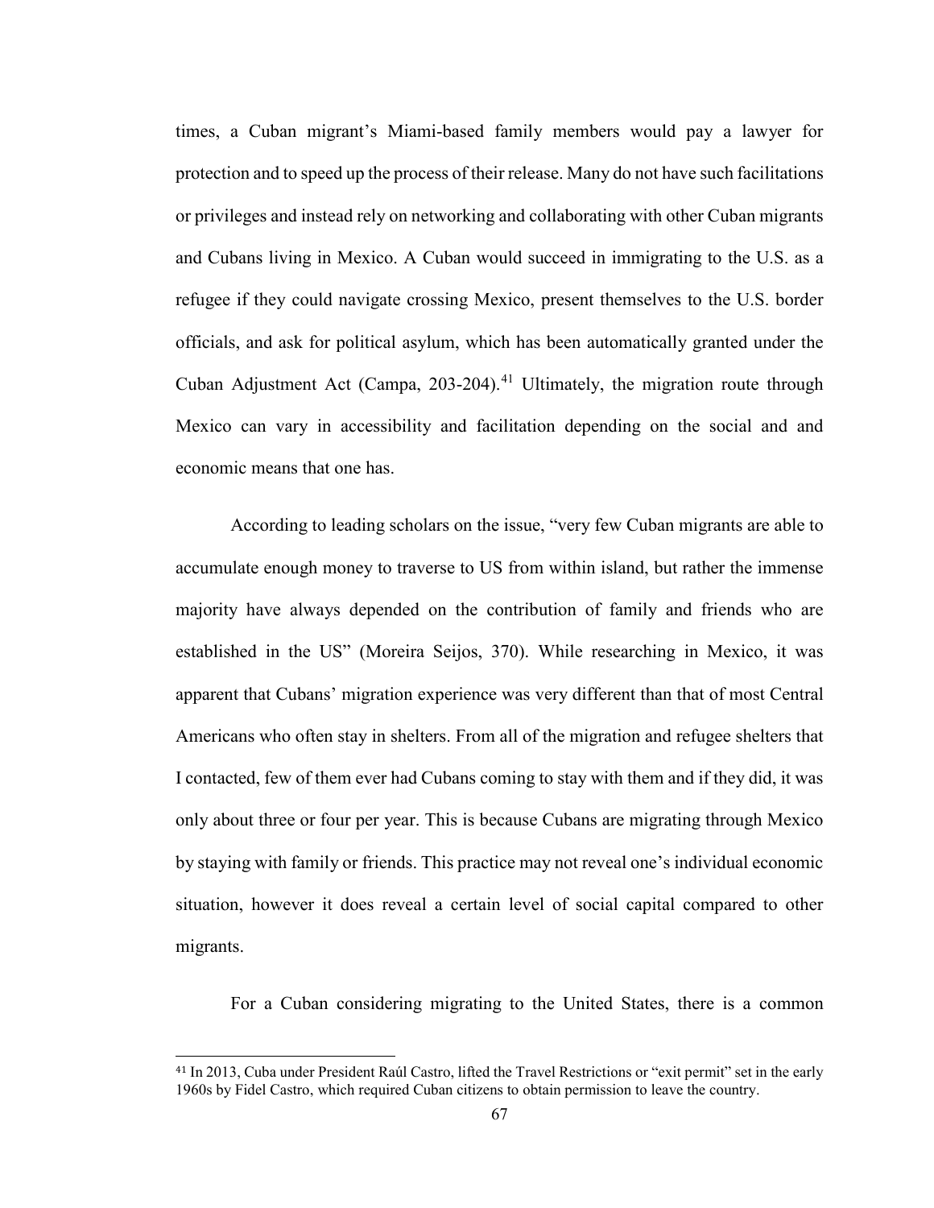times, a Cuban migrant's Miami-based family members would pay a lawyer for protection and to speed up the process of their release. Many do not have such facilitations or privileges and instead rely on networking and collaborating with other Cuban migrants and Cubans living in Mexico. A Cuban would succeed in immigrating to the U.S. as a refugee if they could navigate crossing Mexico, present themselves to the U.S. border officials, and ask for political asylum, which has been automatically granted under the Cuban Adjustment Act (Campa, 203-204).[41] Ultimately, the migration route through Mexico can vary in accessibility and facilitation depending on the social and and economic means that one has.

According to leading scholars on the issue, "very few Cuban migrants are able to accumulate enough money to traverse to US from within island, but rather the immense majority have always depended on the contribution of family and friends who are established in the US" (Moreira Seijos, 370). While researching in Mexico, it was apparent that Cubans' migration experience was very different than that of most Central Americans who often stay in shelters. From all of the migration and refugee shelters that I contacted, few of them ever had Cubans coming to stay with them and if they did, it was only about three or four per year. This is because Cubans are migrating through Mexico by staying with family or friends. This practice may not reveal one's individual economic situation, however it does reveal a certain level of social capital compared to other migrants.

For a Cuban considering migrating to the United States, there is a common

---

[41] In 2013, Cuba under President Raúl Castro, lifted the Travel Restrictions or "exit permit" set in the early 1960s by Fidel Castro, which required Cuban citizens to obtain permission to leave the country.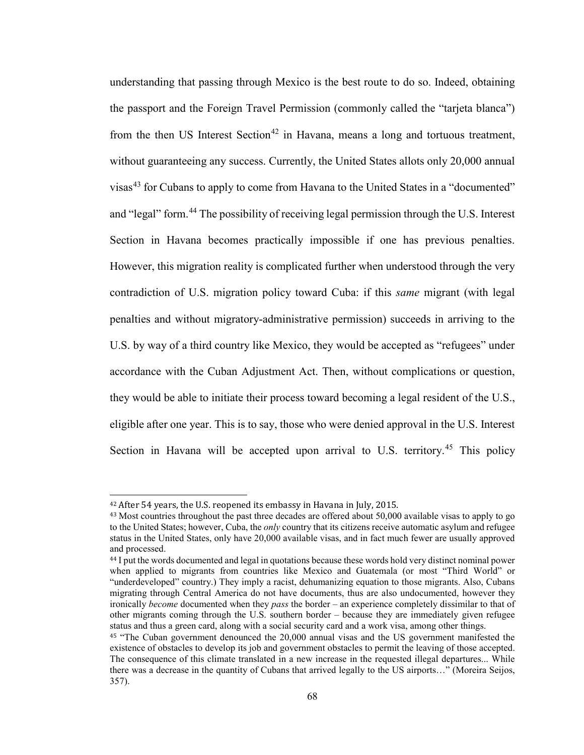understanding that passing through Mexico is the best route to do so. Indeed, obtaining the passport and the Foreign Travel Permission (commonly called the "tarjeta blanca") from the then US Interest Section[42] in Havana, means a long and tortuous treatment, without guaranteeing any success. Currently, the United States allots only 20,000 annual visas[43] for Cubans to apply to come from Havana to the United States in a "documented" and "legal" form.[44] The possibility of receiving legal permission through the U.S. Interest Section in Havana becomes practically impossible if one has previous penalties. However, this migration reality is complicated further when understood through the very contradiction of U.S. migration policy toward Cuba: if this *same* migrant (with legal penalties and without migratory-administrative permission) succeeds in arriving to the U.S. by way of a third country like Mexico, they would be accepted as "refugees" under accordance with the Cuban Adjustment Act. Then, without complications or question, they would be able to initiate their process toward becoming a legal resident of the U.S., eligible after one year. This is to say, those who were denied approval in the U.S. Interest Section in Havana will be accepted upon arrival to U.S. territory.[45] This policy

---

[42] After 54 years, the U.S. reopened its embassy in Havana in July, 2015.

[43] Most countries throughout the past three decades are offered about 50,000 available visas to apply to go to the United States; however, Cuba, the *only* country that its citizens receive automatic asylum and refugee status in the United States, only have 20,000 available visas, and in fact much fewer are usually approved and processed.

[44] I put the words documented and legal in quotations because these words hold very distinct nominal power when applied to migrants from countries like Mexico and Guatemala (or most "Third World" or "underdeveloped" country.) They imply a racist, dehumanizing equation to those migrants. Also, Cubans migrating through Central America do not have documents, thus are also undocumented, however they ironically *become* documented when they *pass* the border – an experience completely dissimilar to that of other migrants coming through the U.S. southern border – because they are immediately given refugee status and thus a green card, along with a social security card and a work visa, among other things.

[45] "The Cuban government denounced the 20,000 annual visas and the US government manifested the existence of obstacles to develop its job and government obstacles to permit the leaving of those accepted. The consequence of this climate translated in a new increase in the requested illegal departures... While there was a decrease in the quantity of Cubans that arrived legally to the US airports…" (Moreira Seijos, 357).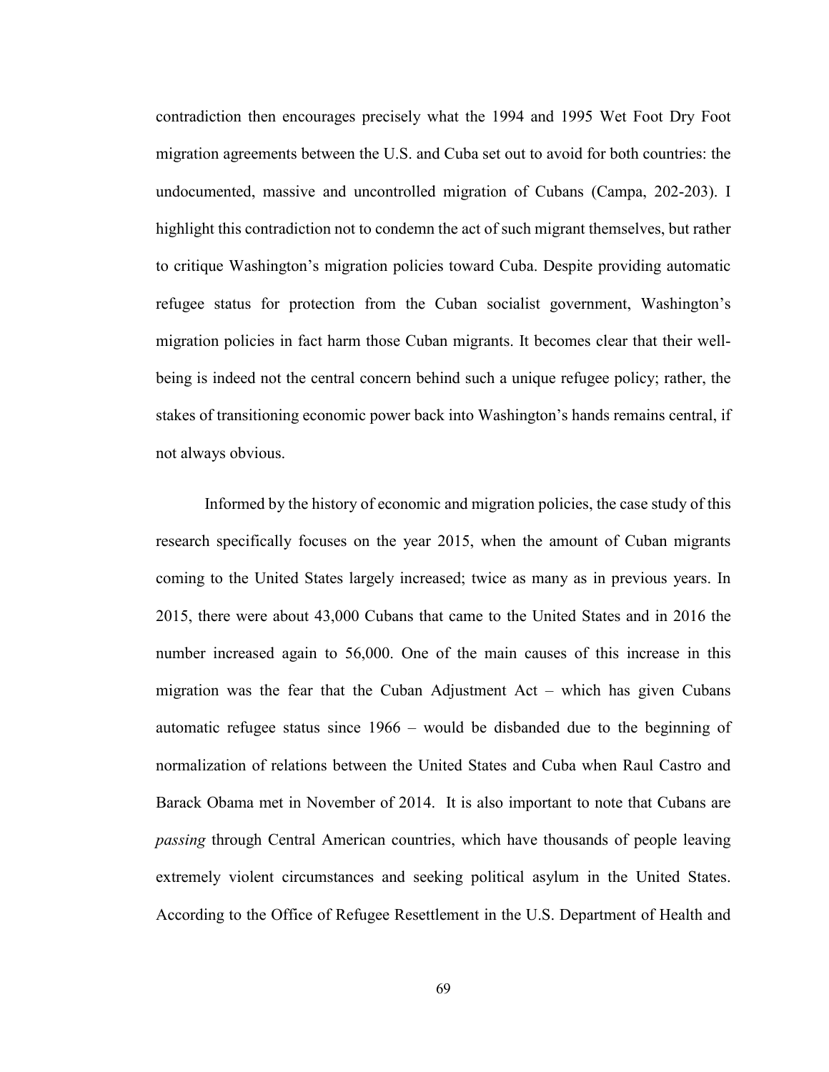contradiction then encourages precisely what the 1994 and 1995 Wet Foot Dry Foot migration agreements between the U.S. and Cuba set out to avoid for both countries: the undocumented, massive and uncontrolled migration of Cubans (Campa, 202-203). I highlight this contradiction not to condemn the act of such migrant themselves, but rather to critique Washington's migration policies toward Cuba. Despite providing automatic refugee status for protection from the Cuban socialist government, Washington's migration policies in fact harm those Cuban migrants. It becomes clear that their well-being is indeed not the central concern behind such a unique refugee policy; rather, the stakes of transitioning economic power back into Washington's hands remains central, if not always obvious.

Informed by the history of economic and migration policies, the case study of this research specifically focuses on the year 2015, when the amount of Cuban migrants coming to the United States largely increased; twice as many as in previous years. In 2015, there were about 43,000 Cubans that came to the United States and in 2016 the number increased again to 56,000. One of the main causes of this increase in this migration was the fear that the Cuban Adjustment Act – which has given Cubans automatic refugee status since 1966 – would be disbanded due to the beginning of normalization of relations between the United States and Cuba when Raul Castro and Barack Obama met in November of 2014. It is also important to note that Cubans are *passing* through Central American countries, which have thousands of people leaving extremely violent circumstances and seeking political asylum in the United States. According to the Office of Refugee Resettlement in the U.S. Department of Health and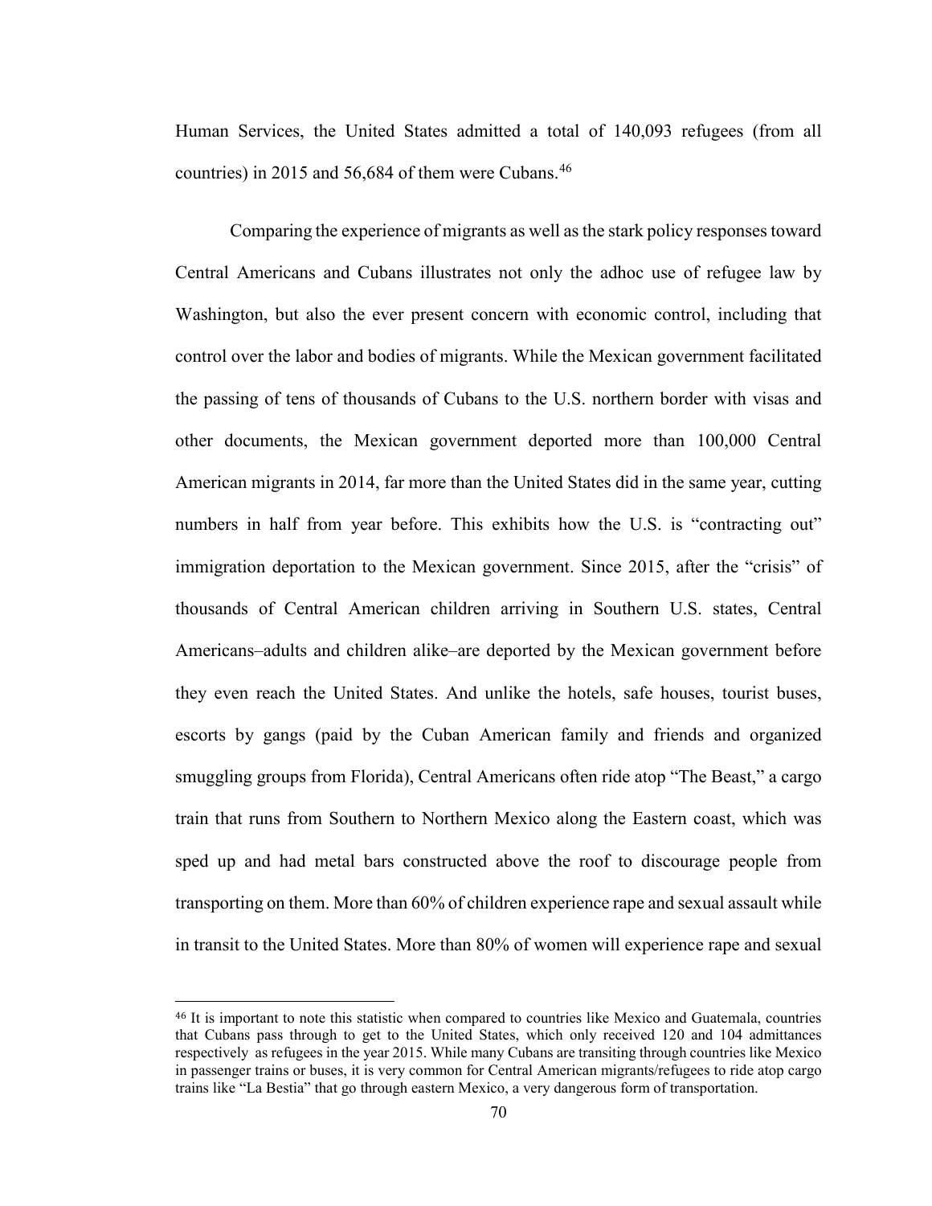Human Services, the United States admitted a total of 140,093 refugees (from all countries) in 2015 and 56,684 of them were Cubans.[46]

Comparing the experience of migrants as well as the stark policy responses toward Central Americans and Cubans illustrates not only the adhoc use of refugee law by Washington, but also the ever present concern with economic control, including that control over the labor and bodies of migrants. While the Mexican government facilitated the passing of tens of thousands of Cubans to the U.S. northern border with visas and other documents, the Mexican government deported more than 100,000 Central American migrants in 2014, far more than the United States did in the same year, cutting numbers in half from year before. This exhibits how the U.S. is "contracting out" immigration deportation to the Mexican government. Since 2015, after the "crisis" of thousands of Central American children arriving in Southern U.S. states, Central Americans–adults and children alike–are deported by the Mexican government before they even reach the United States. And unlike the hotels, safe houses, tourist buses, escorts by gangs (paid by the Cuban American family and friends and organized smuggling groups from Florida), Central Americans often ride atop "The Beast," a cargo train that runs from Southern to Northern Mexico along the Eastern coast, which was sped up and had metal bars constructed above the roof to discourage people from transporting on them. More than 60% of children experience rape and sexual assault while in transit to the United States. More than 80% of women will experience rape and sexual

---

[46] It is important to note this statistic when compared to countries like Mexico and Guatemala, countries that Cubans pass through to get to the United States, which only received 120 and 104 admittances respectively as refugees in the year 2015. While many Cubans are transiting through countries like Mexico in passenger trains or buses, it is very common for Central American migrants/refugees to ride atop cargo trains like "La Bestia" that go through eastern Mexico, a very dangerous form of transportation.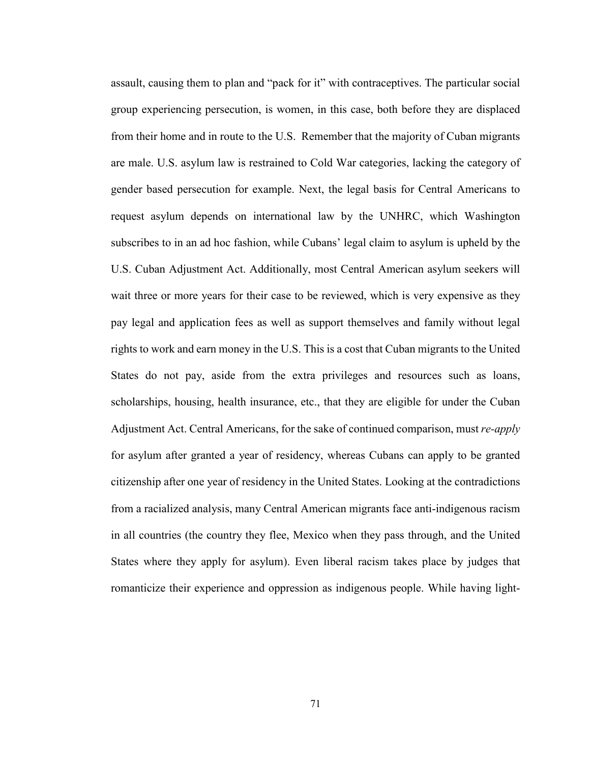assault, causing them to plan and "pack for it" with contraceptives. The particular social group experiencing persecution, is women, in this case, both before they are displaced from their home and in route to the U.S. Remember that the majority of Cuban migrants are male. U.S. asylum law is restrained to Cold War categories, lacking the category of gender based persecution for example. Next, the legal basis for Central Americans to request asylum depends on international law by the UNHRC, which Washington subscribes to in an ad hoc fashion, while Cubans' legal claim to asylum is upheld by the U.S. Cuban Adjustment Act. Additionally, most Central American asylum seekers will wait three or more years for their case to be reviewed, which is very expensive as they pay legal and application fees as well as support themselves and family without legal rights to work and earn money in the U.S. This is a cost that Cuban migrants to the United States do not pay, aside from the extra privileges and resources such as loans, scholarships, housing, health insurance, etc., that they are eligible for under the Cuban Adjustment Act. Central Americans, for the sake of continued comparison, must *re-apply* for asylum after granted a year of residency, whereas Cubans can apply to be granted citizenship after one year of residency in the United States. Looking at the contradictions from a racialized analysis, many Central American migrants face anti-indigenous racism in all countries (the country they flee, Mexico when they pass through, and the United States where they apply for asylum). Even liberal racism takes place by judges that romanticize their experience and oppression as indigenous people. While having light-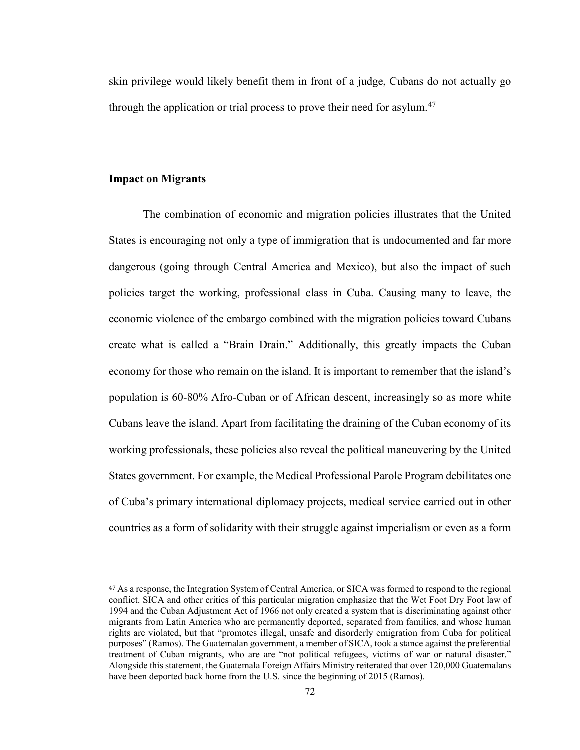skin privilege would likely benefit them in front of a judge, Cubans do not actually go through the application or trial process to prove their need for asylum.[47]

**Impact on Migrants**

The combination of economic and migration policies illustrates that the United States is encouraging not only a type of immigration that is undocumented and far more dangerous (going through Central America and Mexico), but also the impact of such policies target the working, professional class in Cuba. Causing many to leave, the economic violence of the embargo combined with the migration policies toward Cubans create what is called a "Brain Drain." Additionally, this greatly impacts the Cuban economy for those who remain on the island. It is important to remember that the island's population is 60-80% Afro-Cuban or of African descent, increasingly so as more white Cubans leave the island. Apart from facilitating the draining of the Cuban economy of its working professionals, these policies also reveal the political maneuvering by the United States government. For example, the Medical Professional Parole Program debilitates one of Cuba's primary international diplomacy projects, medical service carried out in other countries as a form of solidarity with their struggle against imperialism or even as a form

---

[47] As a response, the Integration System of Central America, or SICA was formed to respond to the regional conflict. SICA and other critics of this particular migration emphasize that the Wet Foot Dry Foot law of 1994 and the Cuban Adjustment Act of 1966 not only created a system that is discriminating against other migrants from Latin America who are permanently deported, separated from families, and whose human rights are violated, but that "promotes illegal, unsafe and disorderly emigration from Cuba for political purposes" (Ramos). The Guatemalan government, a member of SICA, took a stance against the preferential treatment of Cuban migrants, who are are "not political refugees, victims of war or natural disaster." Alongside this statement, the Guatemala Foreign Affairs Ministry reiterated that over 120,000 Guatemalans have been deported back home from the U.S. since the beginning of 2015 (Ramos).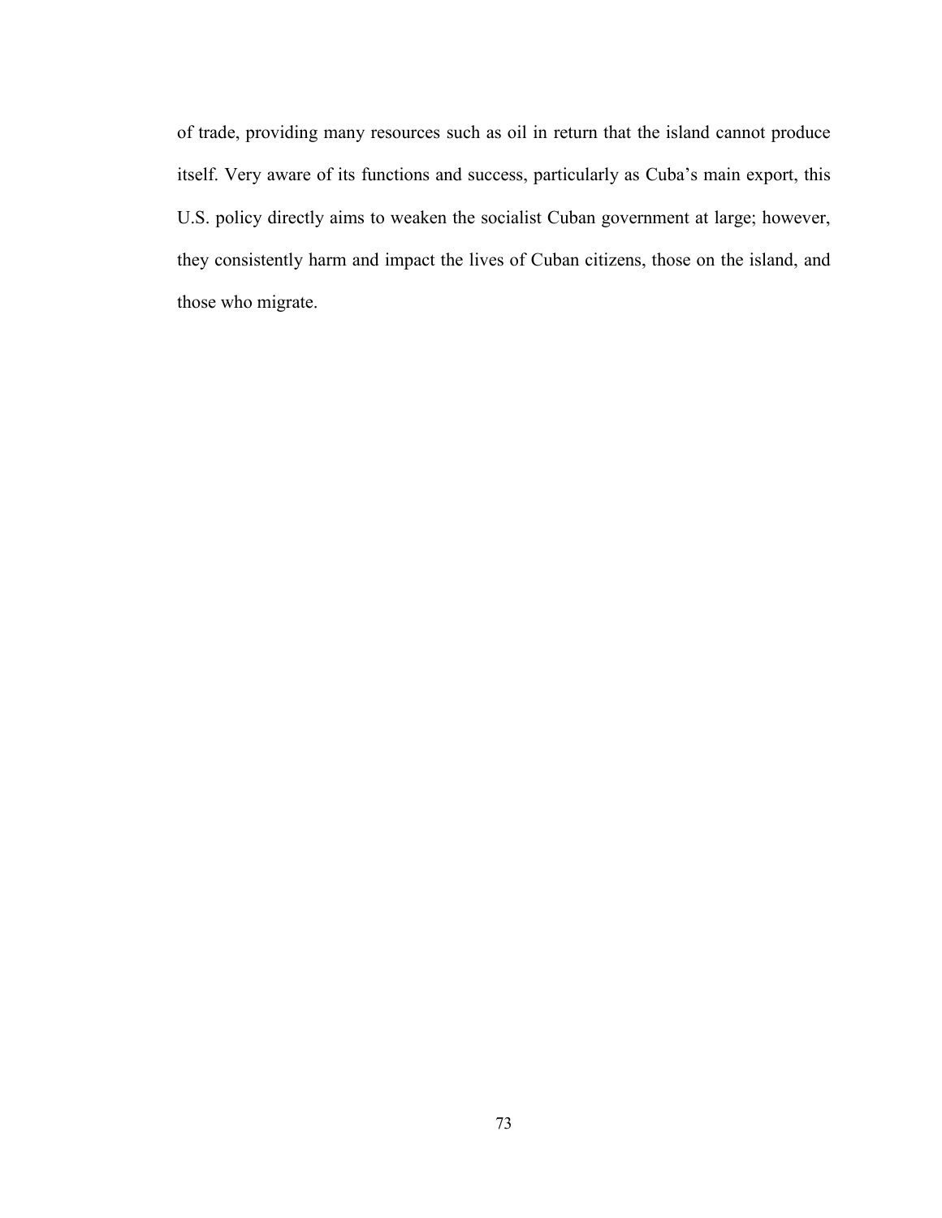of trade, providing many resources such as oil in return that the island cannot produce itself. Very aware of its functions and success, particularly as Cuba's main export, this U.S. policy directly aims to weaken the socialist Cuban government at large; however, they consistently harm and impact the lives of Cuban citizens, those on the island, and those who migrate.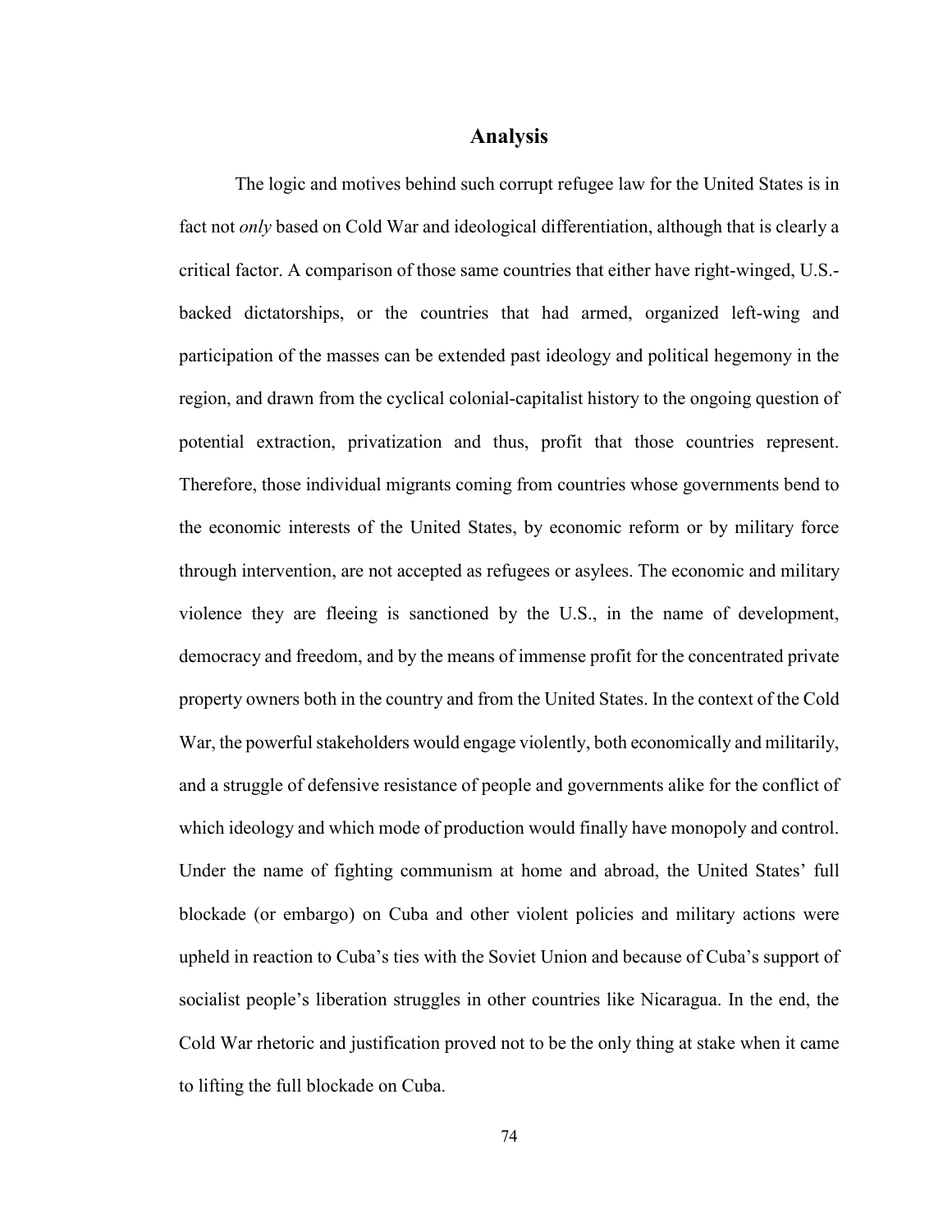# Analysis

The logic and motives behind such corrupt refugee law for the United States is in fact not *only* based on Cold War and ideological differentiation, although that is clearly a critical factor. A comparison of those same countries that either have right-winged, U.S.-backed dictatorships, or the countries that had armed, organized left-wing and participation of the masses can be extended past ideology and political hegemony in the region, and drawn from the cyclical colonial-capitalist history to the ongoing question of potential extraction, privatization and thus, profit that those countries represent. Therefore, those individual migrants coming from countries whose governments bend to the economic interests of the United States, by economic reform or by military force through intervention, are not accepted as refugees or asylees. The economic and military violence they are fleeing is sanctioned by the U.S., in the name of development, democracy and freedom, and by the means of immense profit for the concentrated private property owners both in the country and from the United States. In the context of the Cold War, the powerful stakeholders would engage violently, both economically and militarily, and a struggle of defensive resistance of people and governments alike for the conflict of which ideology and which mode of production would finally have monopoly and control. Under the name of fighting communism at home and abroad, the United States' full blockade (or embargo) on Cuba and other violent policies and military actions were upheld in reaction to Cuba's ties with the Soviet Union and because of Cuba's support of socialist people's liberation struggles in other countries like Nicaragua. In the end, the Cold War rhetoric and justification proved not to be the only thing at stake when it came to lifting the full blockade on Cuba.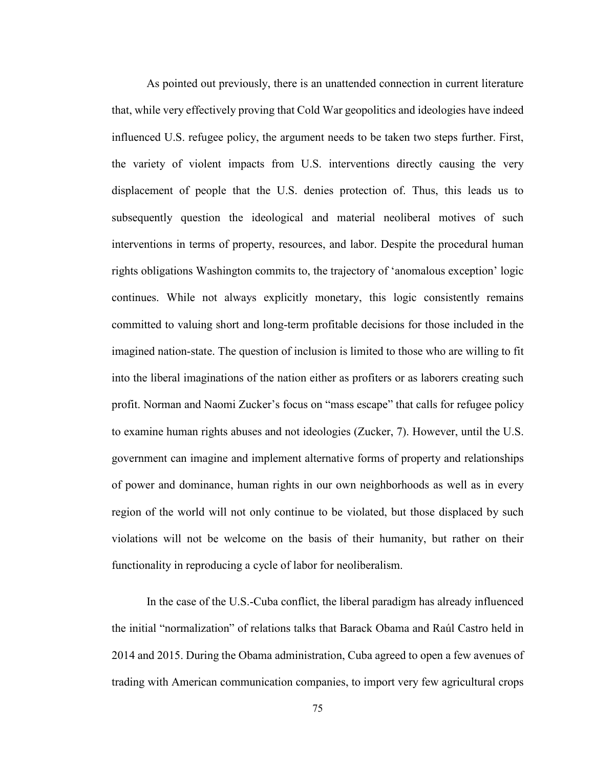As pointed out previously, there is an unattended connection in current literature that, while very effectively proving that Cold War geopolitics and ideologies have indeed influenced U.S. refugee policy, the argument needs to be taken two steps further. First, the variety of violent impacts from U.S. interventions directly causing the very displacement of people that the U.S. denies protection of. Thus, this leads us to subsequently question the ideological and material neoliberal motives of such interventions in terms of property, resources, and labor. Despite the procedural human rights obligations Washington commits to, the trajectory of 'anomalous exception' logic continues. While not always explicitly monetary, this logic consistently remains committed to valuing short and long-term profitable decisions for those included in the imagined nation-state. The question of inclusion is limited to those who are willing to fit into the liberal imaginations of the nation either as profiters or as laborers creating such profit. Norman and Naomi Zucker's focus on "mass escape" that calls for refugee policy to examine human rights abuses and not ideologies (Zucker, 7). However, until the U.S. government can imagine and implement alternative forms of property and relationships of power and dominance, human rights in our own neighborhoods as well as in every region of the world will not only continue to be violated, but those displaced by such violations will not be welcome on the basis of their humanity, but rather on their functionality in reproducing a cycle of labor for neoliberalism.

In the case of the U.S.-Cuba conflict, the liberal paradigm has already influenced the initial "normalization" of relations talks that Barack Obama and Raúl Castro held in 2014 and 2015. During the Obama administration, Cuba agreed to open a few avenues of trading with American communication companies, to import very few agricultural crops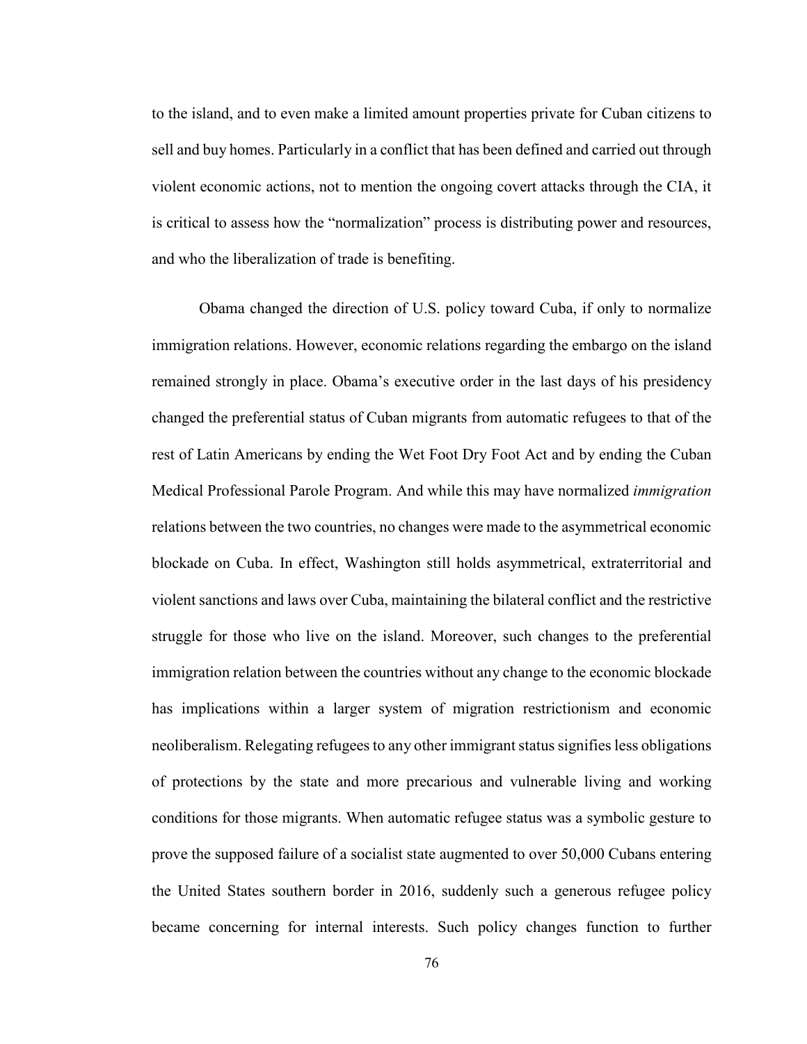to the island, and to even make a limited amount properties private for Cuban citizens to sell and buy homes. Particularly in a conflict that has been defined and carried out through violent economic actions, not to mention the ongoing covert attacks through the CIA, it is critical to assess how the "normalization" process is distributing power and resources, and who the liberalization of trade is benefiting.

Obama changed the direction of U.S. policy toward Cuba, if only to normalize immigration relations. However, economic relations regarding the embargo on the island remained strongly in place. Obama's executive order in the last days of his presidency changed the preferential status of Cuban migrants from automatic refugees to that of the rest of Latin Americans by ending the Wet Foot Dry Foot Act and by ending the Cuban Medical Professional Parole Program. And while this may have normalized *immigration* relations between the two countries, no changes were made to the asymmetrical economic blockade on Cuba. In effect, Washington still holds asymmetrical, extraterritorial and violent sanctions and laws over Cuba, maintaining the bilateral conflict and the restrictive struggle for those who live on the island. Moreover, such changes to the preferential immigration relation between the countries without any change to the economic blockade has implications within a larger system of migration restrictionism and economic neoliberalism. Relegating refugees to any other immigrant status signifies less obligations of protections by the state and more precarious and vulnerable living and working conditions for those migrants. When automatic refugee status was a symbolic gesture to prove the supposed failure of a socialist state augmented to over 50,000 Cubans entering the United States southern border in 2016, suddenly such a generous refugee policy became concerning for internal interests. Such policy changes function to further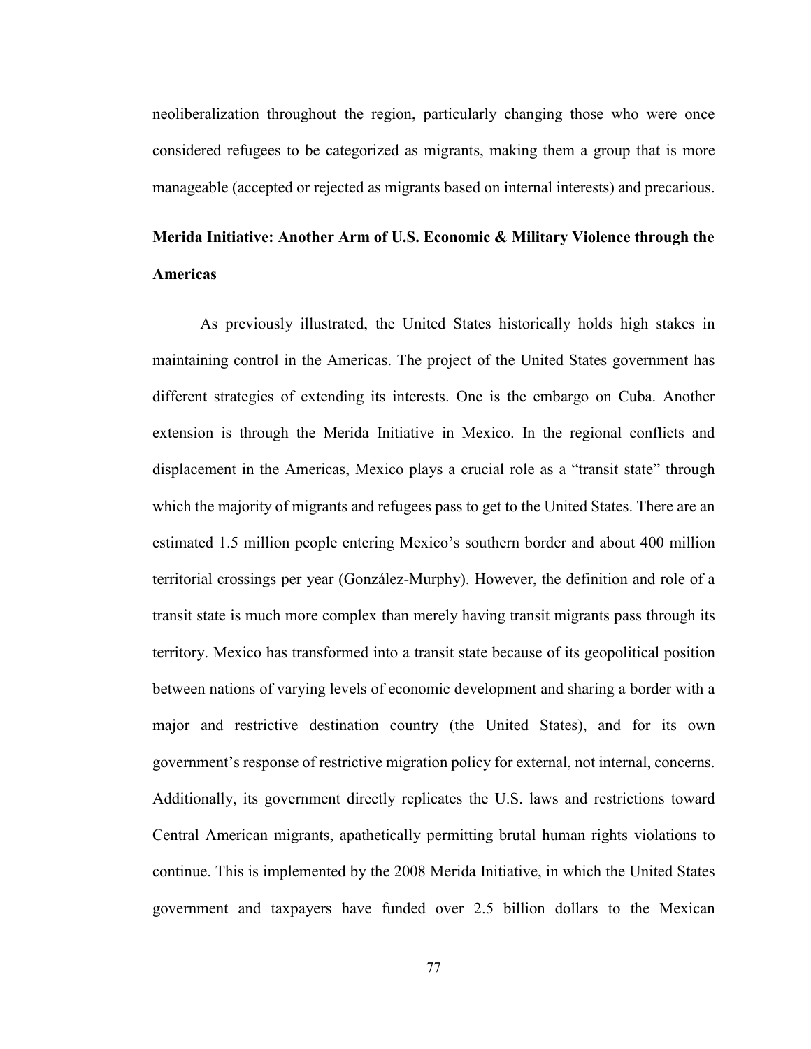neoliberalization throughout the region, particularly changing those who were once considered refugees to be categorized as migrants, making them a group that is more manageable (accepted or rejected as migrants based on internal interests) and precarious.

**Merida Initiative: Another Arm of U.S. Economic & Military Violence through the Americas**

As previously illustrated, the United States historically holds high stakes in maintaining control in the Americas. The project of the United States government has different strategies of extending its interests. One is the embargo on Cuba. Another extension is through the Merida Initiative in Mexico. In the regional conflicts and displacement in the Americas, Mexico plays a crucial role as a "transit state" through which the majority of migrants and refugees pass to get to the United States. There are an estimated 1.5 million people entering Mexico's southern border and about 400 million territorial crossings per year (González-Murphy). However, the definition and role of a transit state is much more complex than merely having transit migrants pass through its territory. Mexico has transformed into a transit state because of its geopolitical position between nations of varying levels of economic development and sharing a border with a major and restrictive destination country (the United States), and for its own government's response of restrictive migration policy for external, not internal, concerns. Additionally, its government directly replicates the U.S. laws and restrictions toward Central American migrants, apathetically permitting brutal human rights violations to continue. This is implemented by the 2008 Merida Initiative, in which the United States government and taxpayers have funded over 2.5 billion dollars to the Mexican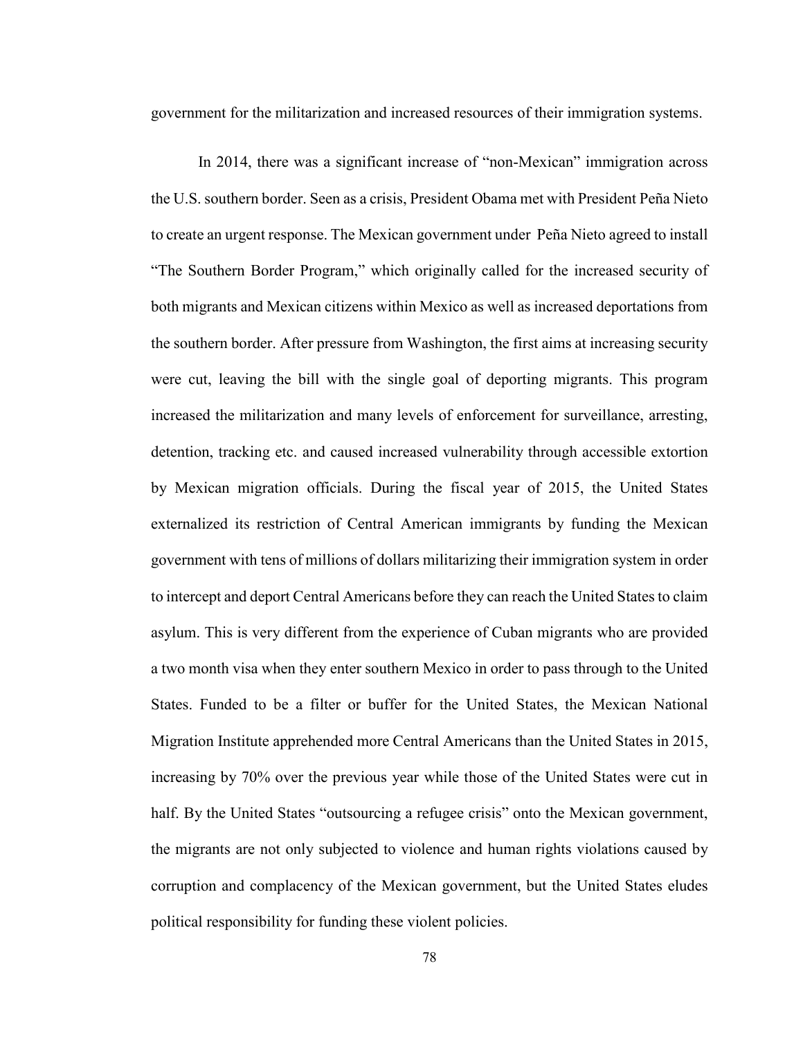government for the militarization and increased resources of their immigration systems.

In 2014, there was a significant increase of "non-Mexican" immigration across the U.S. southern border. Seen as a crisis, President Obama met with President Peña Nieto to create an urgent response. The Mexican government under Peña Nieto agreed to install "The Southern Border Program," which originally called for the increased security of both migrants and Mexican citizens within Mexico as well as increased deportations from the southern border. After pressure from Washington, the first aims at increasing security were cut, leaving the bill with the single goal of deporting migrants. This program increased the militarization and many levels of enforcement for surveillance, arresting, detention, tracking etc. and caused increased vulnerability through accessible extortion by Mexican migration officials. During the fiscal year of 2015, the United States externalized its restriction of Central American immigrants by funding the Mexican government with tens of millions of dollars militarizing their immigration system in order to intercept and deport Central Americans before they can reach the United States to claim asylum. This is very different from the experience of Cuban migrants who are provided a two month visa when they enter southern Mexico in order to pass through to the United States. Funded to be a filter or buffer for the United States, the Mexican National Migration Institute apprehended more Central Americans than the United States in 2015, increasing by 70% over the previous year while those of the United States were cut in half. By the United States "outsourcing a refugee crisis" onto the Mexican government, the migrants are not only subjected to violence and human rights violations caused by corruption and complacency of the Mexican government, but the United States eludes political responsibility for funding these violent policies.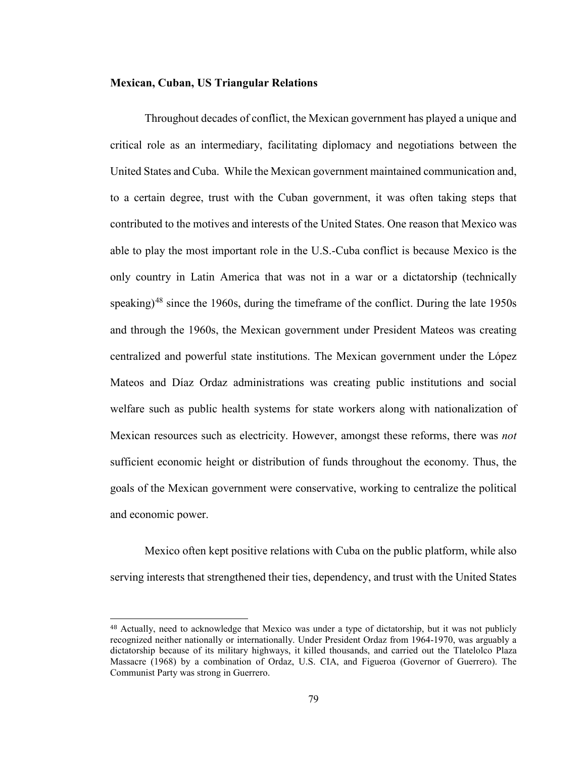**Mexican, Cuban, US Triangular Relations**

Throughout decades of conflict, the Mexican government has played a unique and critical role as an intermediary, facilitating diplomacy and negotiations between the United States and Cuba. While the Mexican government maintained communication and, to a certain degree, trust with the Cuban government, it was often taking steps that contributed to the motives and interests of the United States. One reason that Mexico was able to play the most important role in the U.S.-Cuba conflict is because Mexico is the only country in Latin America that was not in a war or a dictatorship (technically speaking)[48] since the 1960s, during the timeframe of the conflict. During the late 1950s and through the 1960s, the Mexican government under President Mateos was creating centralized and powerful state institutions. The Mexican government under the López Mateos and Díaz Ordaz administrations was creating public institutions and social welfare such as public health systems for state workers along with nationalization of Mexican resources such as electricity. However, amongst these reforms, there was *not* sufficient economic height or distribution of funds throughout the economy. Thus, the goals of the Mexican government were conservative, working to centralize the political and economic power.

Mexico often kept positive relations with Cuba on the public platform, while also serving interests that strengthened their ties, dependency, and trust with the United States

[48] Actually, need to acknowledge that Mexico was under a type of dictatorship, but it was not publicly recognized neither nationally or internationally. Under President Ordaz from 1964-1970, was arguably a dictatorship because of its military highways, it killed thousands, and carried out the Tlatelolco Plaza Massacre (1968) by a combination of Ordaz, U.S. CIA, and Figueroa (Governor of Guerrero). The Communist Party was strong in Guerrero.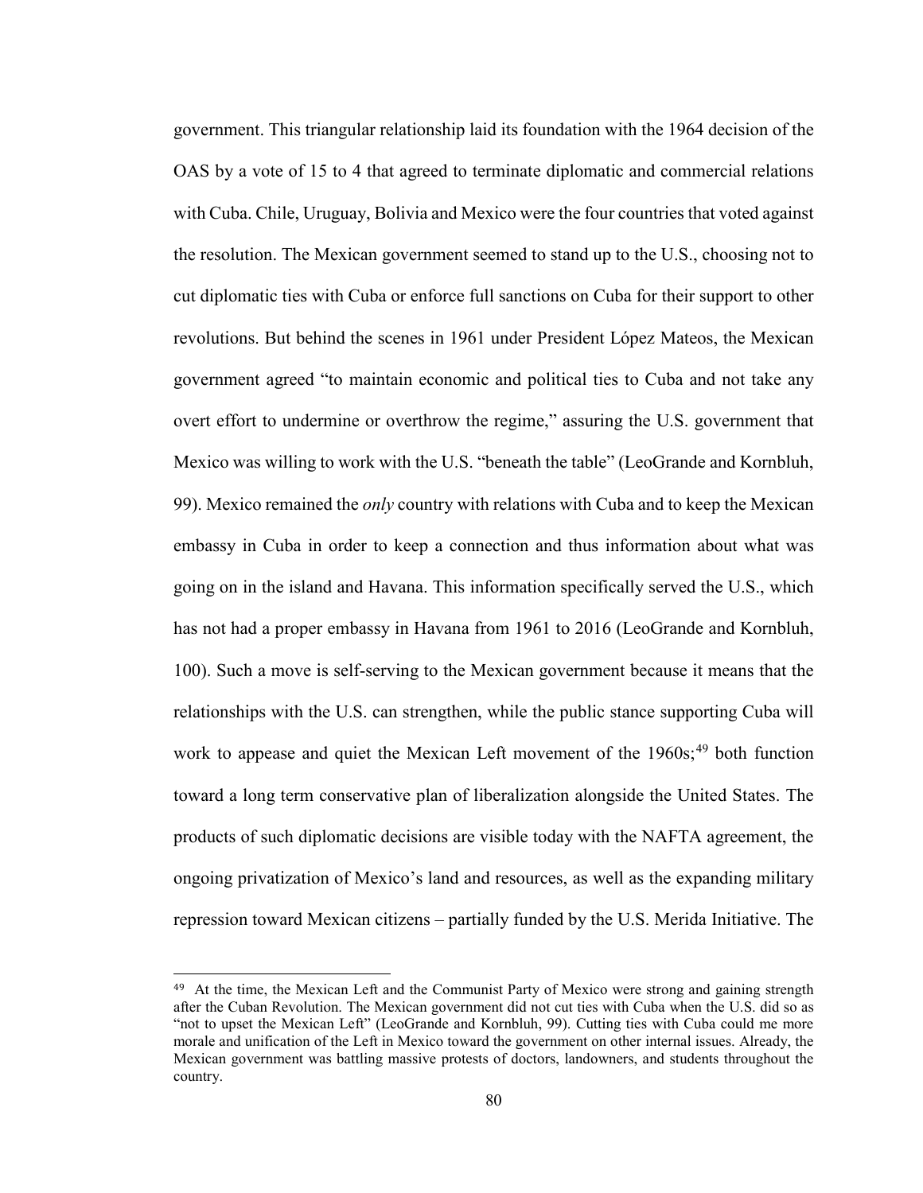government. This triangular relationship laid its foundation with the 1964 decision of the OAS by a vote of 15 to 4 that agreed to terminate diplomatic and commercial relations with Cuba. Chile, Uruguay, Bolivia and Mexico were the four countries that voted against the resolution. The Mexican government seemed to stand up to the U.S., choosing not to cut diplomatic ties with Cuba or enforce full sanctions on Cuba for their support to other revolutions. But behind the scenes in 1961 under President López Mateos, the Mexican government agreed "to maintain economic and political ties to Cuba and not take any overt effort to undermine or overthrow the regime," assuring the U.S. government that Mexico was willing to work with the U.S. "beneath the table" (LeoGrande and Kornbluh, 99). Mexico remained the *only* country with relations with Cuba and to keep the Mexican embassy in Cuba in order to keep a connection and thus information about what was going on in the island and Havana. This information specifically served the U.S., which has not had a proper embassy in Havana from 1961 to 2016 (LeoGrande and Kornbluh, 100). Such a move is self-serving to the Mexican government because it means that the relationships with the U.S. can strengthen, while the public stance supporting Cuba will work to appease and quiet the Mexican Left movement of the 1960s;[49] both function toward a long term conservative plan of liberalization alongside the United States. The products of such diplomatic decisions are visible today with the NAFTA agreement, the ongoing privatization of Mexico's land and resources, as well as the expanding military repression toward Mexican citizens – partially funded by the U.S. Merida Initiative. The

[49] At the time, the Mexican Left and the Communist Party of Mexico were strong and gaining strength after the Cuban Revolution. The Mexican government did not cut ties with Cuba when the U.S. did so as "not to upset the Mexican Left" (LeoGrande and Kornbluh, 99). Cutting ties with Cuba could me more morale and unification of the Left in Mexico toward the government on other internal issues. Already, the Mexican government was battling massive protests of doctors, landowners, and students throughout the country.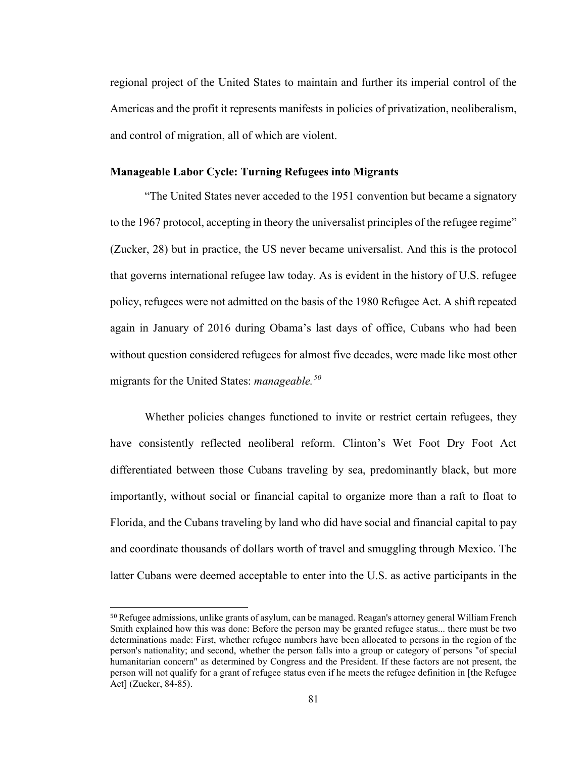regional project of the United States to maintain and further its imperial control of the Americas and the profit it represents manifests in policies of privatization, neoliberalism, and control of migration, all of which are violent.

### Manageable Labor Cycle: Turning Refugees into Migrants

"The United States never acceded to the 1951 convention but became a signatory to the 1967 protocol, accepting in theory the universalist principles of the refugee regime" (Zucker, 28) but in practice, the US never became universalist. And this is the protocol that governs international refugee law today. As is evident in the history of U.S. refugee policy, refugees were not admitted on the basis of the 1980 Refugee Act. A shift repeated again in January of 2016 during Obama's last days of office, Cubans who had been without question considered refugees for almost five decades, were made like most other migrants for the United States: *manageable.*[50]

Whether policies changes functioned to invite or restrict certain refugees, they have consistently reflected neoliberal reform. Clinton's Wet Foot Dry Foot Act differentiated between those Cubans traveling by sea, predominantly black, but more importantly, without social or financial capital to organize more than a raft to float to Florida, and the Cubans traveling by land who did have social and financial capital to pay and coordinate thousands of dollars worth of travel and smuggling through Mexico. The latter Cubans were deemed acceptable to enter into the U.S. as active participants in the

---

[50] Refugee admissions, unlike grants of asylum, can be managed. Reagan's attorney general William French Smith explained how this was done: Before the person may be granted refugee status... there must be two determinations made: First, whether refugee numbers have been allocated to persons in the region of the person's nationality; and second, whether the person falls into a group or category of persons "of special humanitarian concern" as determined by Congress and the President. If these factors are not present, the person will not qualify for a grant of refugee status even if he meets the refugee definition in [the Refugee Act] (Zucker, 84-85).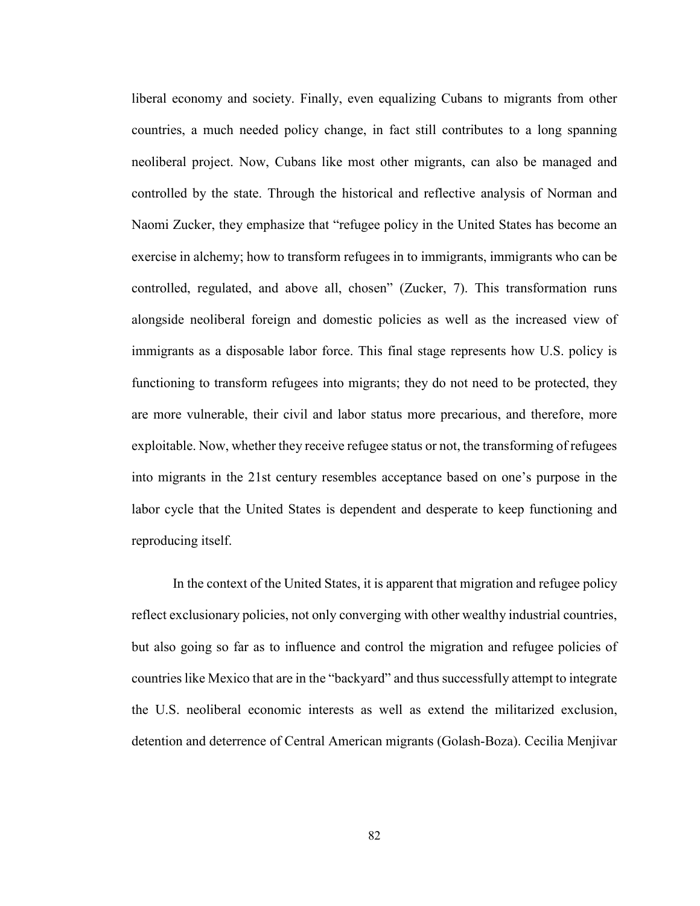liberal economy and society. Finally, even equalizing Cubans to migrants from other countries, a much needed policy change, in fact still contributes to a long spanning neoliberal project. Now, Cubans like most other migrants, can also be managed and controlled by the state. Through the historical and reflective analysis of Norman and Naomi Zucker, they emphasize that "refugee policy in the United States has become an exercise in alchemy; how to transform refugees in to immigrants, immigrants who can be controlled, regulated, and above all, chosen" (Zucker, 7). This transformation runs alongside neoliberal foreign and domestic policies as well as the increased view of immigrants as a disposable labor force. This final stage represents how U.S. policy is functioning to transform refugees into migrants; they do not need to be protected, they are more vulnerable, their civil and labor status more precarious, and therefore, more exploitable. Now, whether they receive refugee status or not, the transforming of refugees into migrants in the 21st century resembles acceptance based on one's purpose in the labor cycle that the United States is dependent and desperate to keep functioning and reproducing itself.

In the context of the United States, it is apparent that migration and refugee policy reflect exclusionary policies, not only converging with other wealthy industrial countries, but also going so far as to influence and control the migration and refugee policies of countries like Mexico that are in the "backyard" and thus successfully attempt to integrate the U.S. neoliberal economic interests as well as extend the militarized exclusion, detention and deterrence of Central American migrants (Golash-Boza). Cecilia Menjivar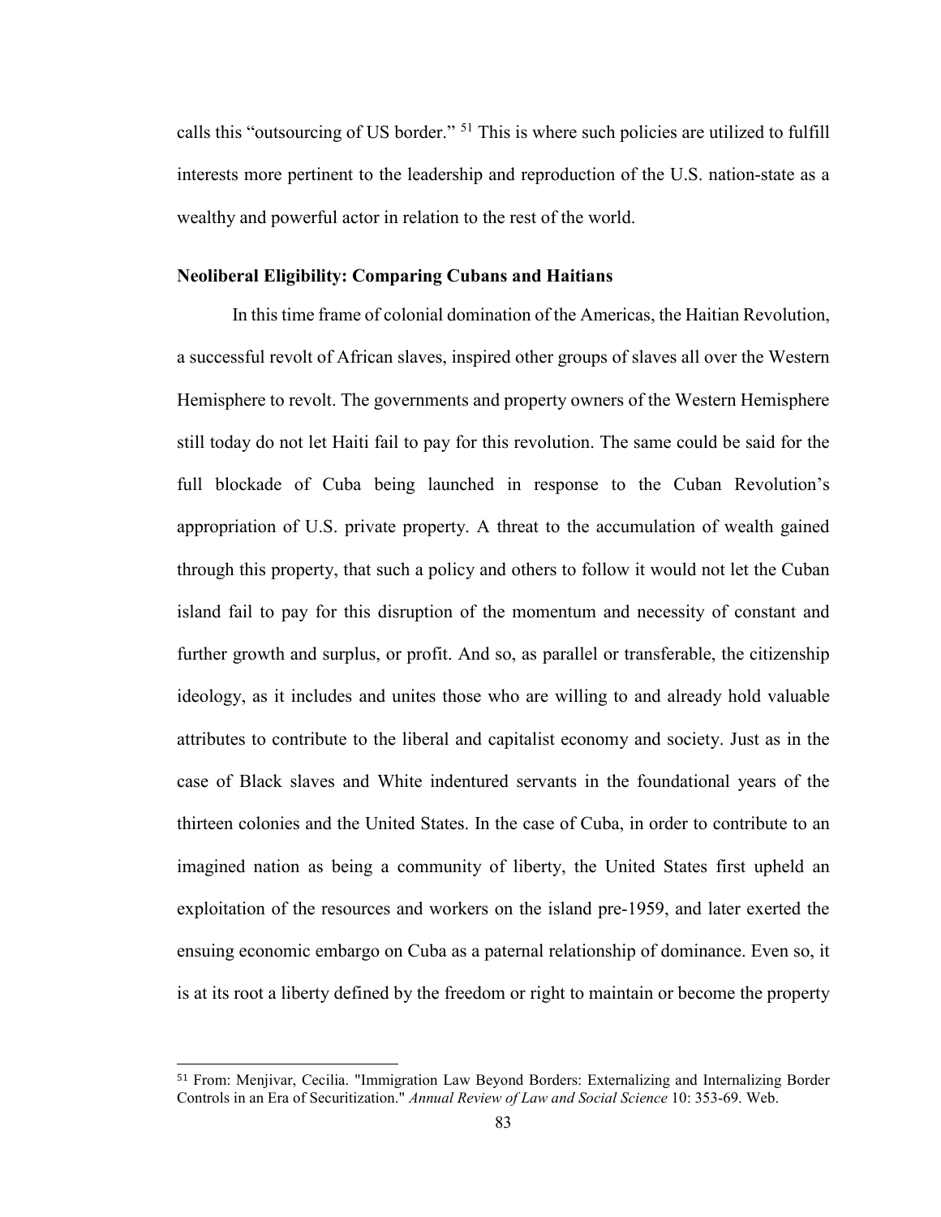calls this “outsourcing of US border.” [51] This is where such policies are utilized to fulfill interests more pertinent to the leadership and reproduction of the U.S. nation-state as a wealthy and powerful actor in relation to the rest of the world.

### Neoliberal Eligibility: Comparing Cubans and Haitians

In this time frame of colonial domination of the Americas, the Haitian Revolution, a successful revolt of African slaves, inspired other groups of slaves all over the Western Hemisphere to revolt. The governments and property owners of the Western Hemisphere still today do not let Haiti fail to pay for this revolution. The same could be said for the full blockade of Cuba being launched in response to the Cuban Revolution’s appropriation of U.S. private property. A threat to the accumulation of wealth gained through this property, that such a policy and others to follow it would not let the Cuban island fail to pay for this disruption of the momentum and necessity of constant and further growth and surplus, or profit. And so, as parallel or transferable, the citizenship ideology, as it includes and unites those who are willing to and already hold valuable attributes to contribute to the liberal and capitalist economy and society. Just as in the case of Black slaves and White indentured servants in the foundational years of the thirteen colonies and the United States. In the case of Cuba, in order to contribute to an imagined nation as being a community of liberty, the United States first upheld an exploitation of the resources and workers on the island pre-1959, and later exerted the ensuing economic embargo on Cuba as a paternal relationship of dominance. Even so, it is at its root a liberty defined by the freedom or right to maintain or become the property

---

[51] From: Menjivar, Cecilia. "Immigration Law Beyond Borders: Externalizing and Internalizing Border Controls in an Era of Securitization." *Annual Review of Law and Social Science* 10: 353-69. Web.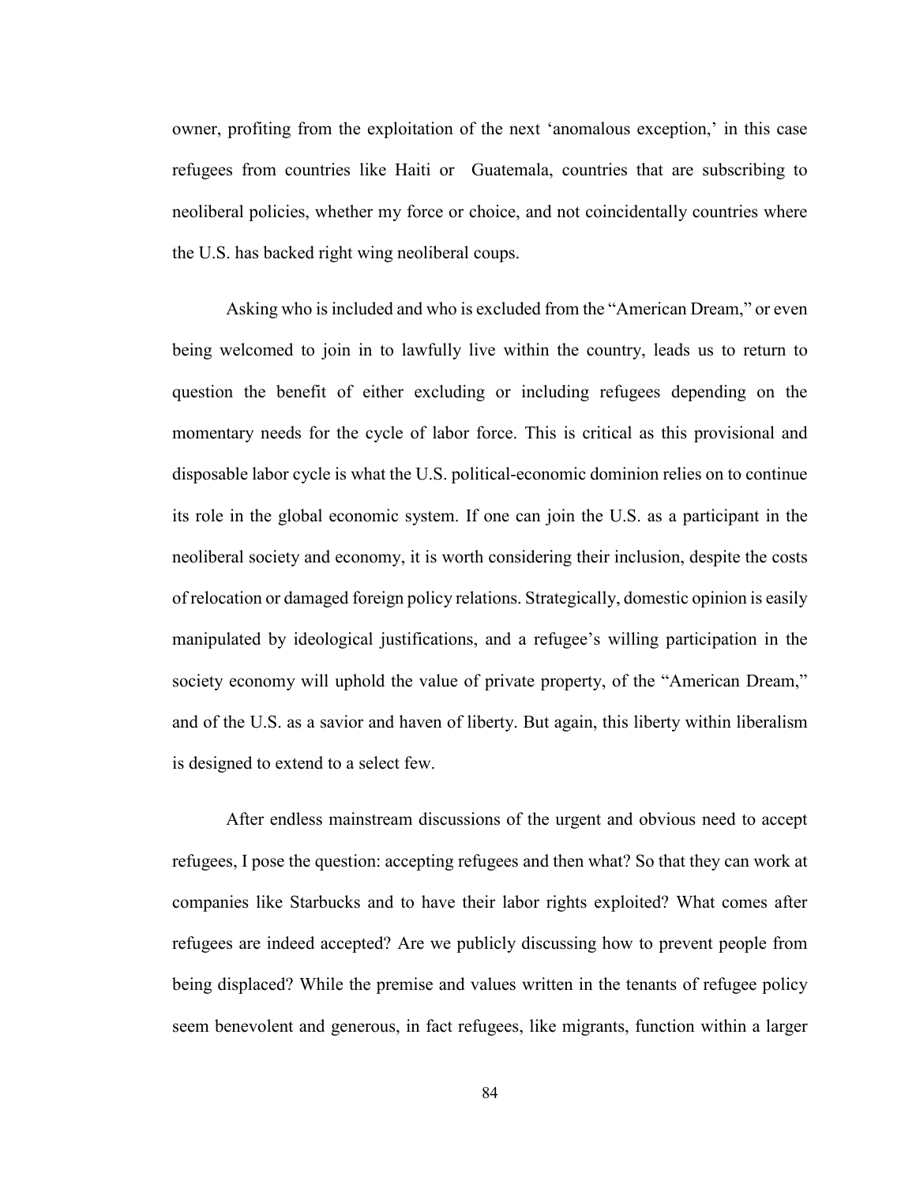owner, profiting from the exploitation of the next 'anomalous exception,' in this case refugees from countries like Haiti or Guatemala, countries that are subscribing to neoliberal policies, whether my force or choice, and not coincidentally countries where the U.S. has backed right wing neoliberal coups.

Asking who is included and who is excluded from the "American Dream," or even being welcomed to join in to lawfully live within the country, leads us to return to question the benefit of either excluding or including refugees depending on the momentary needs for the cycle of labor force. This is critical as this provisional and disposable labor cycle is what the U.S. political-economic dominion relies on to continue its role in the global economic system. If one can join the U.S. as a participant in the neoliberal society and economy, it is worth considering their inclusion, despite the costs of relocation or damaged foreign policy relations. Strategically, domestic opinion is easily manipulated by ideological justifications, and a refugee's willing participation in the society economy will uphold the value of private property, of the "American Dream," and of the U.S. as a savior and haven of liberty. But again, this liberty within liberalism is designed to extend to a select few.

After endless mainstream discussions of the urgent and obvious need to accept refugees, I pose the question: accepting refugees and then what? So that they can work at companies like Starbucks and to have their labor rights exploited? What comes after refugees are indeed accepted? Are we publicly discussing how to prevent people from being displaced? While the premise and values written in the tenants of refugee policy seem benevolent and generous, in fact refugees, like migrants, function within a larger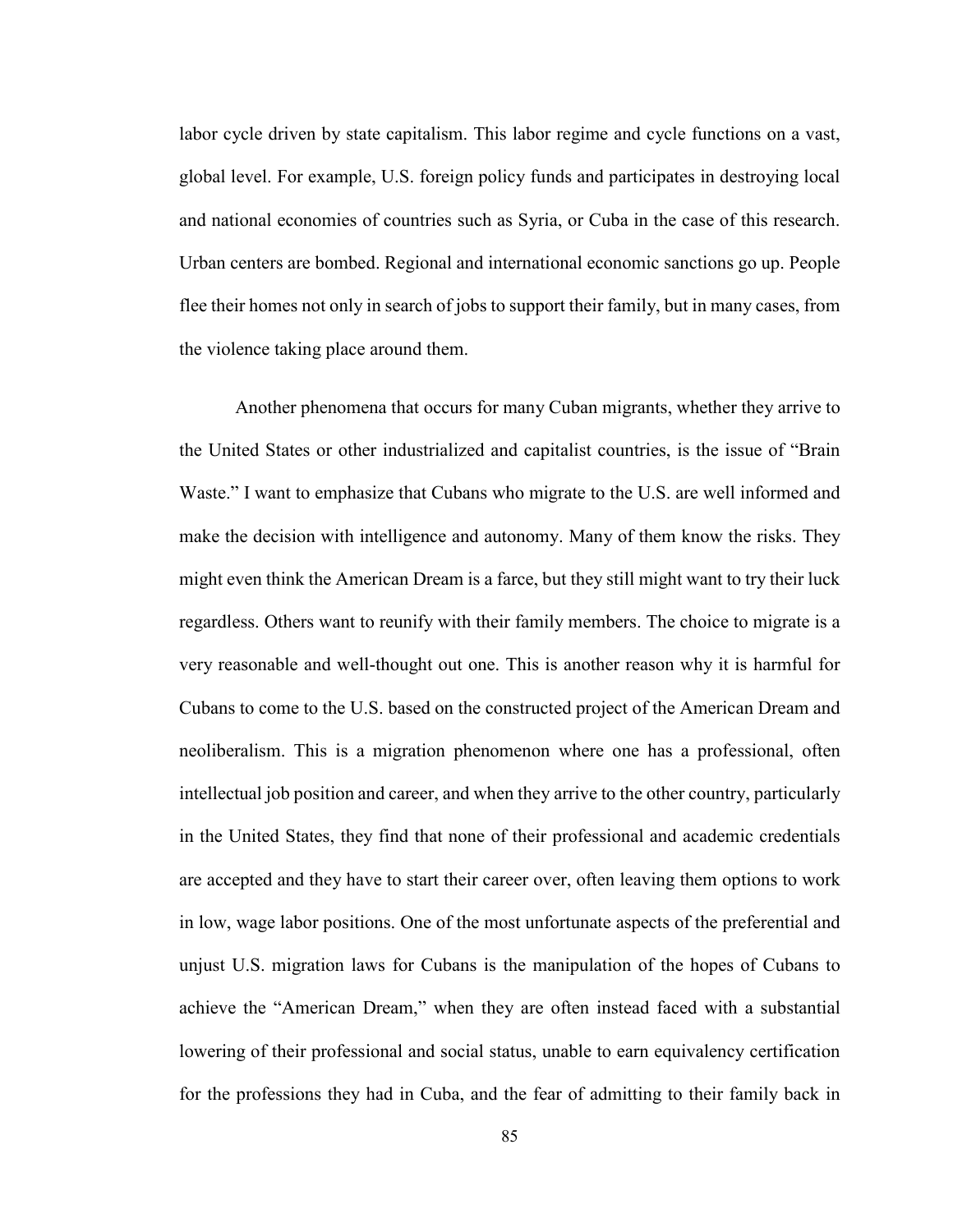labor cycle driven by state capitalism. This labor regime and cycle functions on a vast, global level. For example, U.S. foreign policy funds and participates in destroying local and national economies of countries such as Syria, or Cuba in the case of this research. Urban centers are bombed. Regional and international economic sanctions go up. People flee their homes not only in search of jobs to support their family, but in many cases, from the violence taking place around them.

Another phenomena that occurs for many Cuban migrants, whether they arrive to the United States or other industrialized and capitalist countries, is the issue of "Brain Waste." I want to emphasize that Cubans who migrate to the U.S. are well informed and make the decision with intelligence and autonomy. Many of them know the risks. They might even think the American Dream is a farce, but they still might want to try their luck regardless. Others want to reunify with their family members. The choice to migrate is a very reasonable and well-thought out one. This is another reason why it is harmful for Cubans to come to the U.S. based on the constructed project of the American Dream and neoliberalism. This is a migration phenomenon where one has a professional, often intellectual job position and career, and when they arrive to the other country, particularly in the United States, they find that none of their professional and academic credentials are accepted and they have to start their career over, often leaving them options to work in low, wage labor positions. One of the most unfortunate aspects of the preferential and unjust U.S. migration laws for Cubans is the manipulation of the hopes of Cubans to achieve the "American Dream," when they are often instead faced with a substantial lowering of their professional and social status, unable to earn equivalency certification for the professions they had in Cuba, and the fear of admitting to their family back in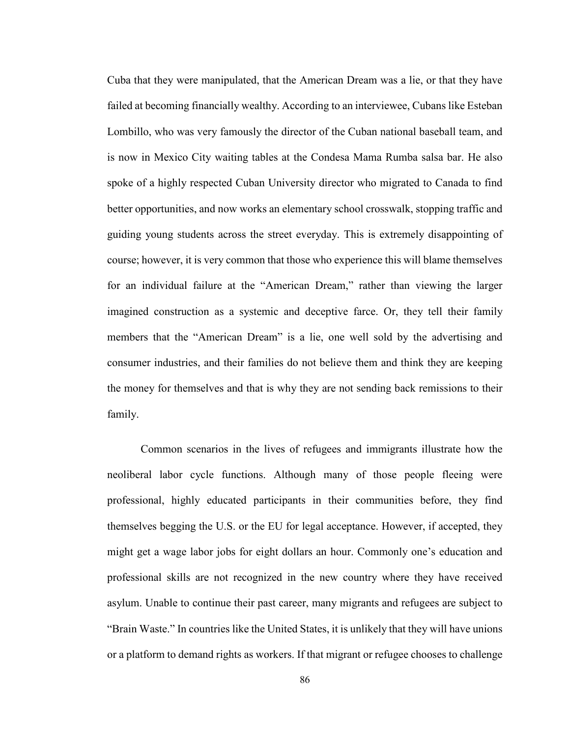Cuba that they were manipulated, that the American Dream was a lie, or that they have failed at becoming financially wealthy. According to an interviewee, Cubans like Esteban Lombillo, who was very famously the director of the Cuban national baseball team, and is now in Mexico City waiting tables at the Condesa Mama Rumba salsa bar. He also spoke of a highly respected Cuban University director who migrated to Canada to find better opportunities, and now works an elementary school crosswalk, stopping traffic and guiding young students across the street everyday. This is extremely disappointing of course; however, it is very common that those who experience this will blame themselves for an individual failure at the "American Dream," rather than viewing the larger imagined construction as a systemic and deceptive farce. Or, they tell their family members that the "American Dream" is a lie, one well sold by the advertising and consumer industries, and their families do not believe them and think they are keeping the money for themselves and that is why they are not sending back remissions to their family.

Common scenarios in the lives of refugees and immigrants illustrate how the neoliberal labor cycle functions. Although many of those people fleeing were professional, highly educated participants in their communities before, they find themselves begging the U.S. or the EU for legal acceptance. However, if accepted, they might get a wage labor jobs for eight dollars an hour. Commonly one's education and professional skills are not recognized in the new country where they have received asylum. Unable to continue their past career, many migrants and refugees are subject to "Brain Waste." In countries like the United States, it is unlikely that they will have unions or a platform to demand rights as workers. If that migrant or refugee chooses to challenge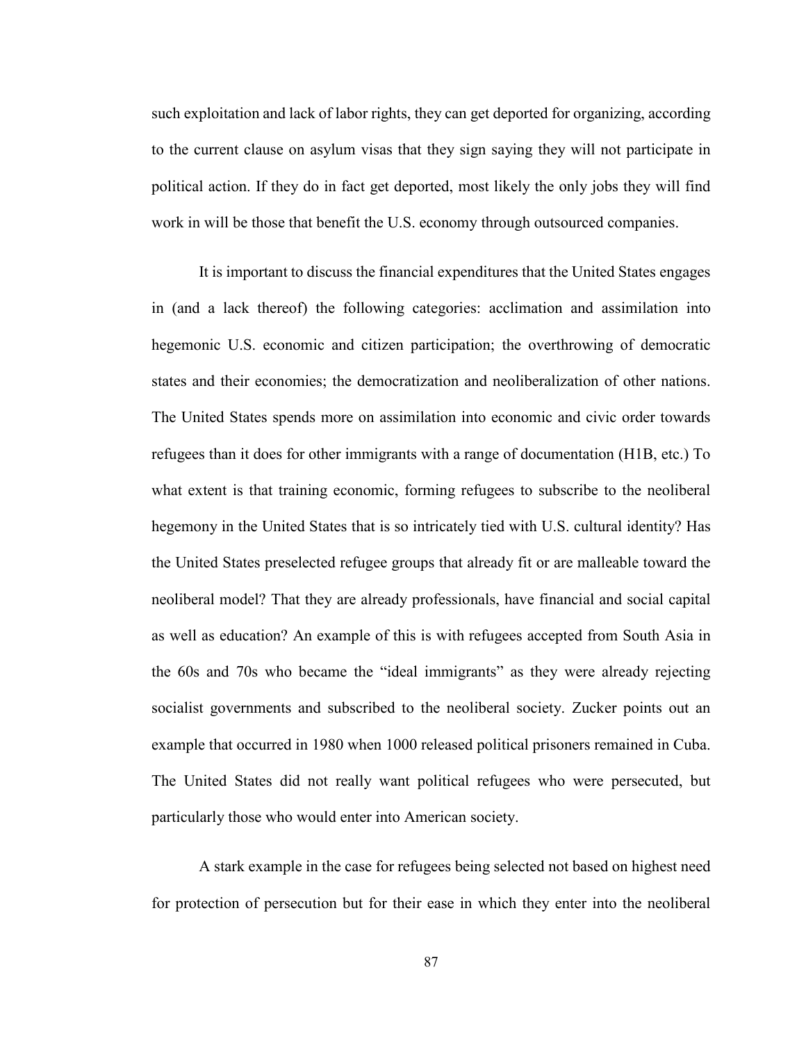such exploitation and lack of labor rights, they can get deported for organizing, according to the current clause on asylum visas that they sign saying they will not participate in political action. If they do in fact get deported, most likely the only jobs they will find work in will be those that benefit the U.S. economy through outsourced companies.

It is important to discuss the financial expenditures that the United States engages in (and a lack thereof) the following categories: acclimation and assimilation into hegemonic U.S. economic and citizen participation; the overthrowing of democratic states and their economies; the democratization and neoliberalization of other nations. The United States spends more on assimilation into economic and civic order towards refugees than it does for other immigrants with a range of documentation (H1B, etc.) To what extent is that training economic, forming refugees to subscribe to the neoliberal hegemony in the United States that is so intricately tied with U.S. cultural identity? Has the United States preselected refugee groups that already fit or are malleable toward the neoliberal model? That they are already professionals, have financial and social capital as well as education? An example of this is with refugees accepted from South Asia in the 60s and 70s who became the "ideal immigrants" as they were already rejecting socialist governments and subscribed to the neoliberal society. Zucker points out an example that occurred in 1980 when 1000 released political prisoners remained in Cuba. The United States did not really want political refugees who were persecuted, but particularly those who would enter into American society.

A stark example in the case for refugees being selected not based on highest need for protection of persecution but for their ease in which they enter into the neoliberal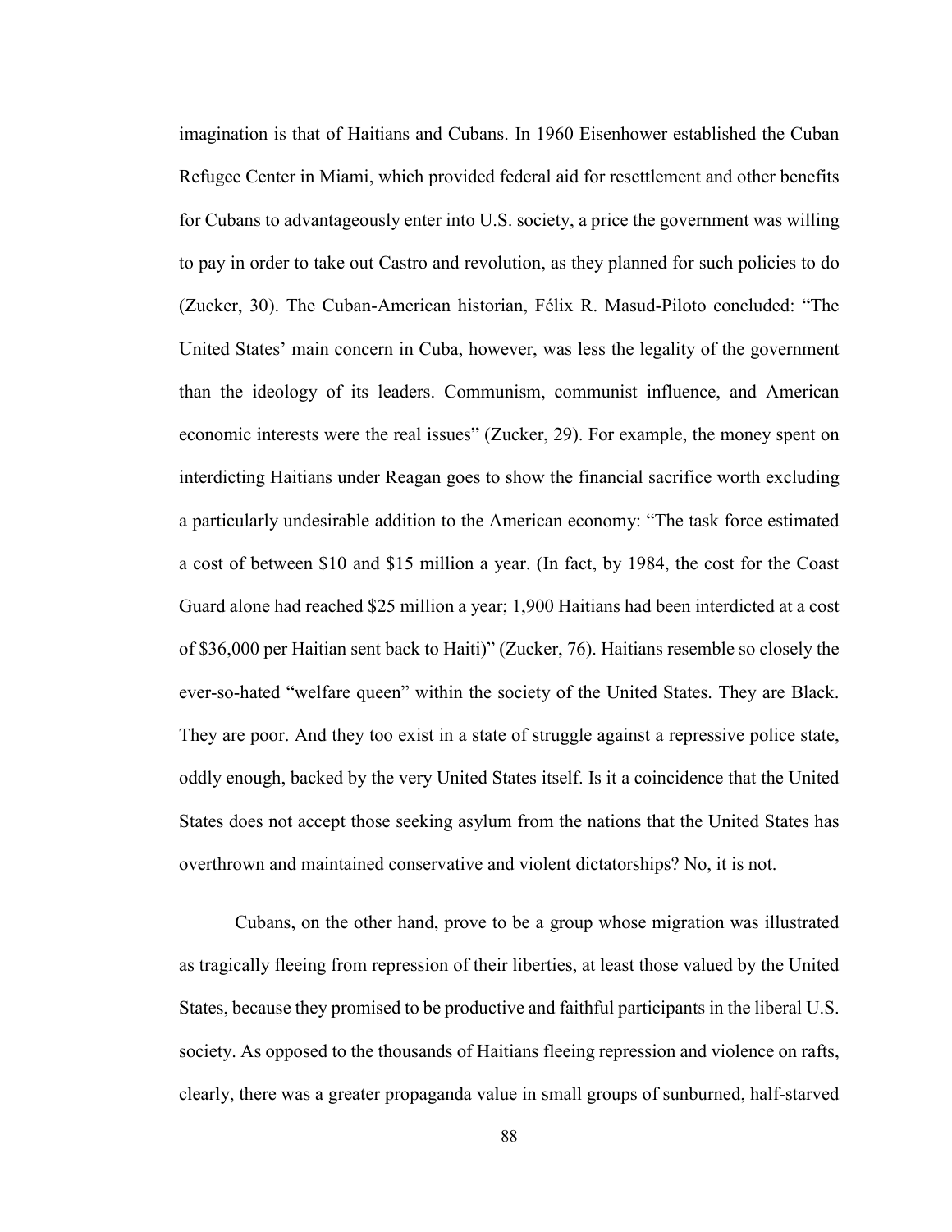imagination is that of Haitians and Cubans. In 1960 Eisenhower established the Cuban Refugee Center in Miami, which provided federal aid for resettlement and other benefits for Cubans to advantageously enter into U.S. society, a price the government was willing to pay in order to take out Castro and revolution, as they planned for such policies to do (Zucker, 30). The Cuban-American historian, Félix R. Masud-Piloto concluded: "The United States' main concern in Cuba, however, was less the legality of the government than the ideology of its leaders. Communism, communist influence, and American economic interests were the real issues" (Zucker, 29). For example, the money spent on interdicting Haitians under Reagan goes to show the financial sacrifice worth excluding a particularly undesirable addition to the American economy: "The task force estimated a cost of between $10 and $15 million a year. (In fact, by 1984, the cost for the Coast Guard alone had reached $25 million a year; 1,900 Haitians had been interdicted at a cost of $36,000 per Haitian sent back to Haiti)" (Zucker, 76). Haitians resemble so closely the ever-so-hated "welfare queen" within the society of the United States. They are Black. They are poor. And they too exist in a state of struggle against a repressive police state, oddly enough, backed by the very United States itself. Is it a coincidence that the United States does not accept those seeking asylum from the nations that the United States has overthrown and maintained conservative and violent dictatorships? No, it is not.

Cubans, on the other hand, prove to be a group whose migration was illustrated as tragically fleeing from repression of their liberties, at least those valued by the United States, because they promised to be productive and faithful participants in the liberal U.S. society. As opposed to the thousands of Haitians fleeing repression and violence on rafts, clearly, there was a greater propaganda value in small groups of sunburned, half-starved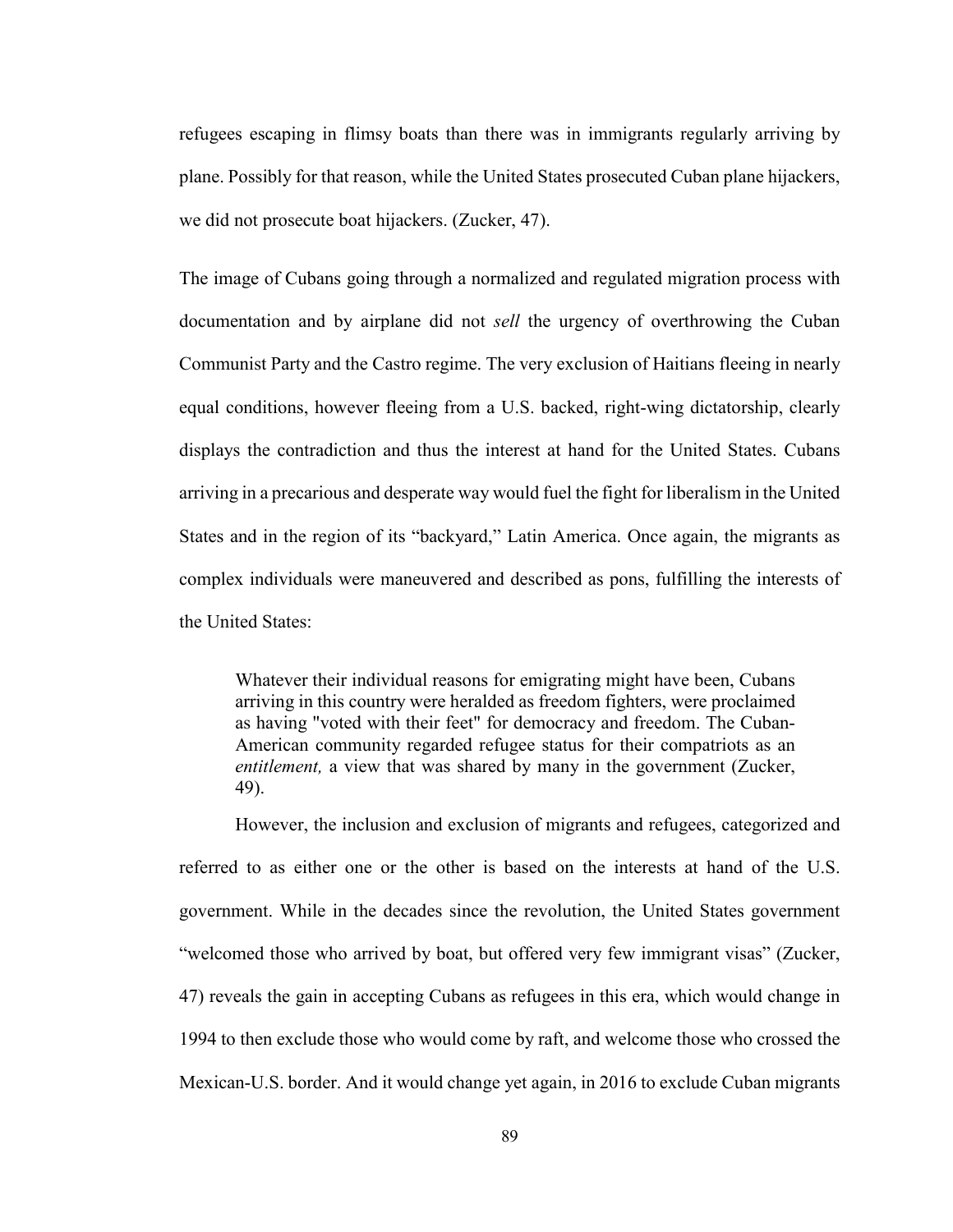refugees escaping in flimsy boats than there was in immigrants regularly arriving by plane. Possibly for that reason, while the United States prosecuted Cuban plane hijackers, we did not prosecute boat hijackers. (Zucker, 47).

The image of Cubans going through a normalized and regulated migration process with documentation and by airplane did not *sell* the urgency of overthrowing the Cuban Communist Party and the Castro regime. The very exclusion of Haitians fleeing in nearly equal conditions, however fleeing from a U.S. backed, right-wing dictatorship, clearly displays the contradiction and thus the interest at hand for the United States. Cubans arriving in a precarious and desperate way would fuel the fight for liberalism in the United States and in the region of its "backyard," Latin America. Once again, the migrants as complex individuals were maneuvered and described as pons, fulfilling the interests of the United States:

> Whatever their individual reasons for emigrating might have been, Cubans arriving in this country were heralded as freedom fighters, were proclaimed as having "voted with their feet" for democracy and freedom. The Cuban-American community regarded refugee status for their compatriots as an *entitlement,* a view that was shared by many in the government (Zucker, 49).

However, the inclusion and exclusion of migrants and refugees, categorized and referred to as either one or the other is based on the interests at hand of the U.S. government. While in the decades since the revolution, the United States government "welcomed those who arrived by boat, but offered very few immigrant visas" (Zucker, 47) reveals the gain in accepting Cubans as refugees in this era, which would change in 1994 to then exclude those who would come by raft, and welcome those who crossed the Mexican-U.S. border. And it would change yet again, in 2016 to exclude Cuban migrants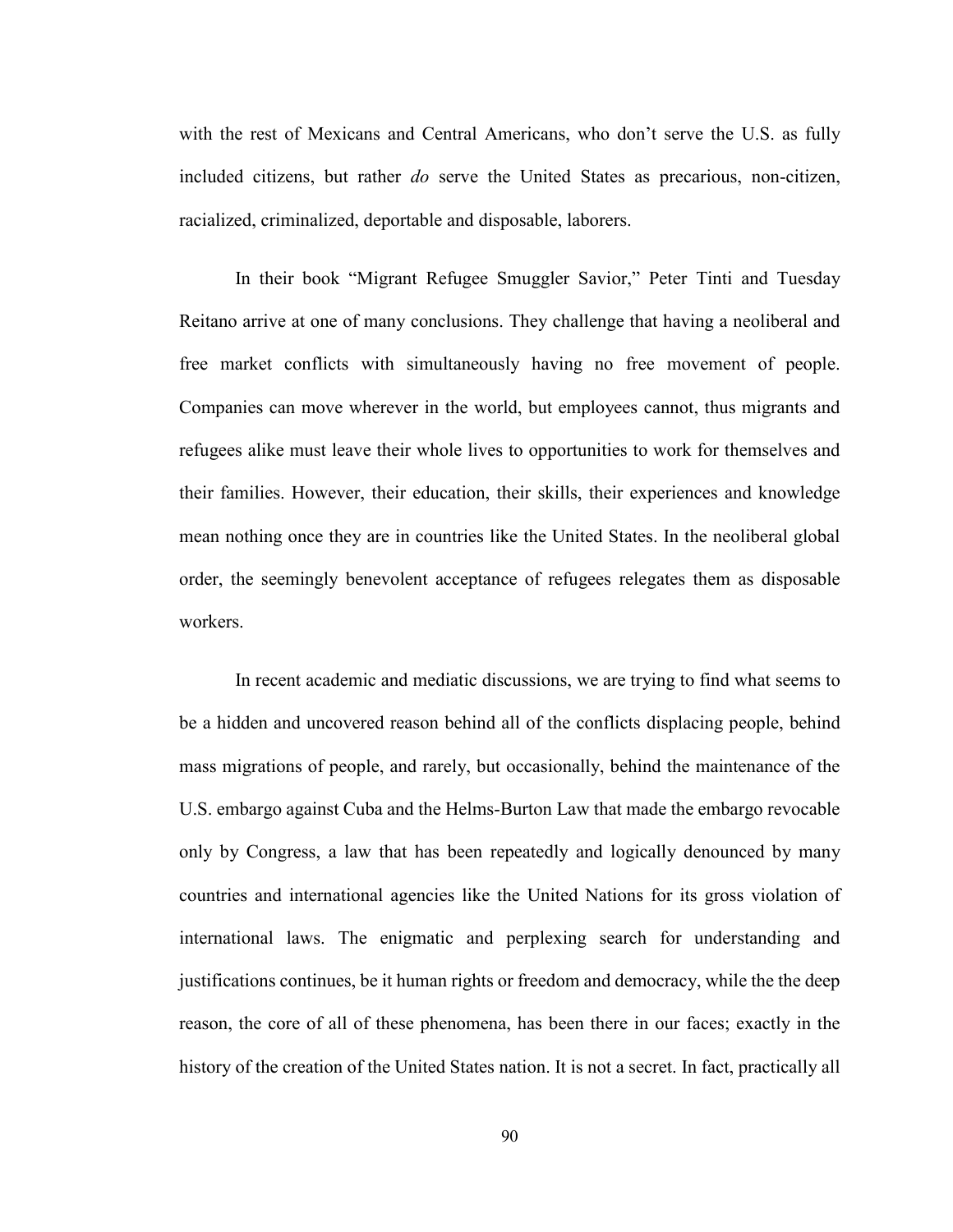with the rest of Mexicans and Central Americans, who don't serve the U.S. as fully included citizens, but rather *do* serve the United States as precarious, non-citizen, racialized, criminalized, deportable and disposable, laborers.

In their book "Migrant Refugee Smuggler Savior," Peter Tinti and Tuesday Reitano arrive at one of many conclusions. They challenge that having a neoliberal and free market conflicts with simultaneously having no free movement of people. Companies can move wherever in the world, but employees cannot, thus migrants and refugees alike must leave their whole lives to opportunities to work for themselves and their families. However, their education, their skills, their experiences and knowledge mean nothing once they are in countries like the United States. In the neoliberal global order, the seemingly benevolent acceptance of refugees relegates them as disposable workers.

In recent academic and mediatic discussions, we are trying to find what seems to be a hidden and uncovered reason behind all of the conflicts displacing people, behind mass migrations of people, and rarely, but occasionally, behind the maintenance of the U.S. embargo against Cuba and the Helms-Burton Law that made the embargo revocable only by Congress, a law that has been repeatedly and logically denounced by many countries and international agencies like the United Nations for its gross violation of international laws. The enigmatic and perplexing search for understanding and justifications continues, be it human rights or freedom and democracy, while the the deep reason, the core of all of these phenomena, has been there in our faces; exactly in the history of the creation of the United States nation. It is not a secret. In fact, practically all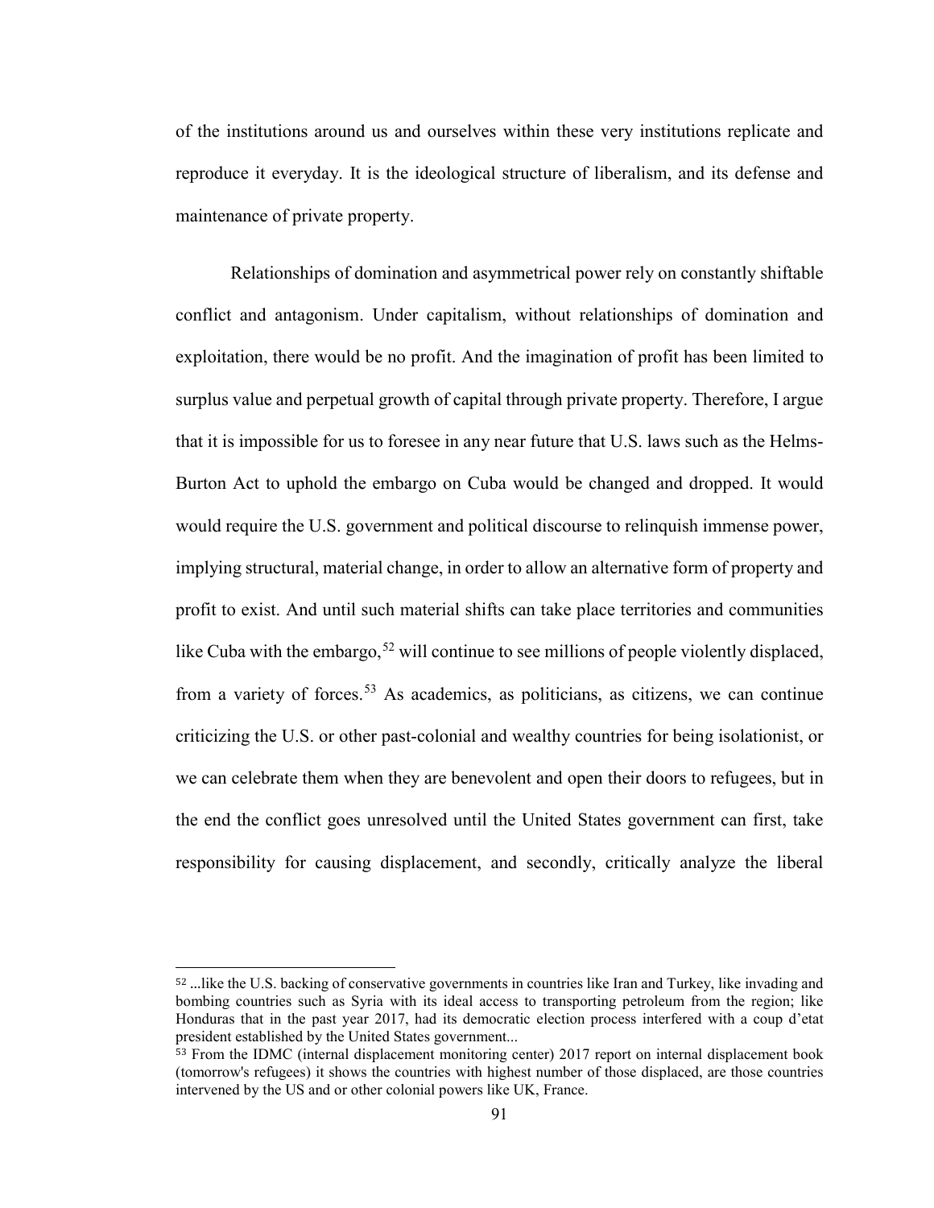of the institutions around us and ourselves within these very institutions replicate and reproduce it everyday. It is the ideological structure of liberalism, and its defense and maintenance of private property.

Relationships of domination and asymmetrical power rely on constantly shiftable conflict and antagonism. Under capitalism, without relationships of domination and exploitation, there would be no profit. And the imagination of profit has been limited to surplus value and perpetual growth of capital through private property. Therefore, I argue that it is impossible for us to foresee in any near future that U.S. laws such as the Helms-Burton Act to uphold the embargo on Cuba would be changed and dropped. It would would require the U.S. government and political discourse to relinquish immense power, implying structural, material change, in order to allow an alternative form of property and profit to exist. And until such material shifts can take place territories and communities like Cuba with the embargo,[52] will continue to see millions of people violently displaced, from a variety of forces.[53] As academics, as politicians, as citizens, we can continue criticizing the U.S. or other past-colonial and wealthy countries for being isolationist, or we can celebrate them when they are benevolent and open their doors to refugees, but in the end the conflict goes unresolved until the United States government can first, take responsibility for causing displacement, and secondly, critically analyze the liberal

---

[52] ...like the U.S. backing of conservative governments in countries like Iran and Turkey, like invading and bombing countries such as Syria with its ideal access to transporting petroleum from the region; like Honduras that in the past year 2017, had its democratic election process interfered with a coup d'etat president established by the United States government...

[53] From the IDMC (internal displacement monitoring center) 2017 report on internal displacement book (tomorrow's refugees) it shows the countries with highest number of those displaced, are those countries intervened by the US and or other colonial powers like UK, France.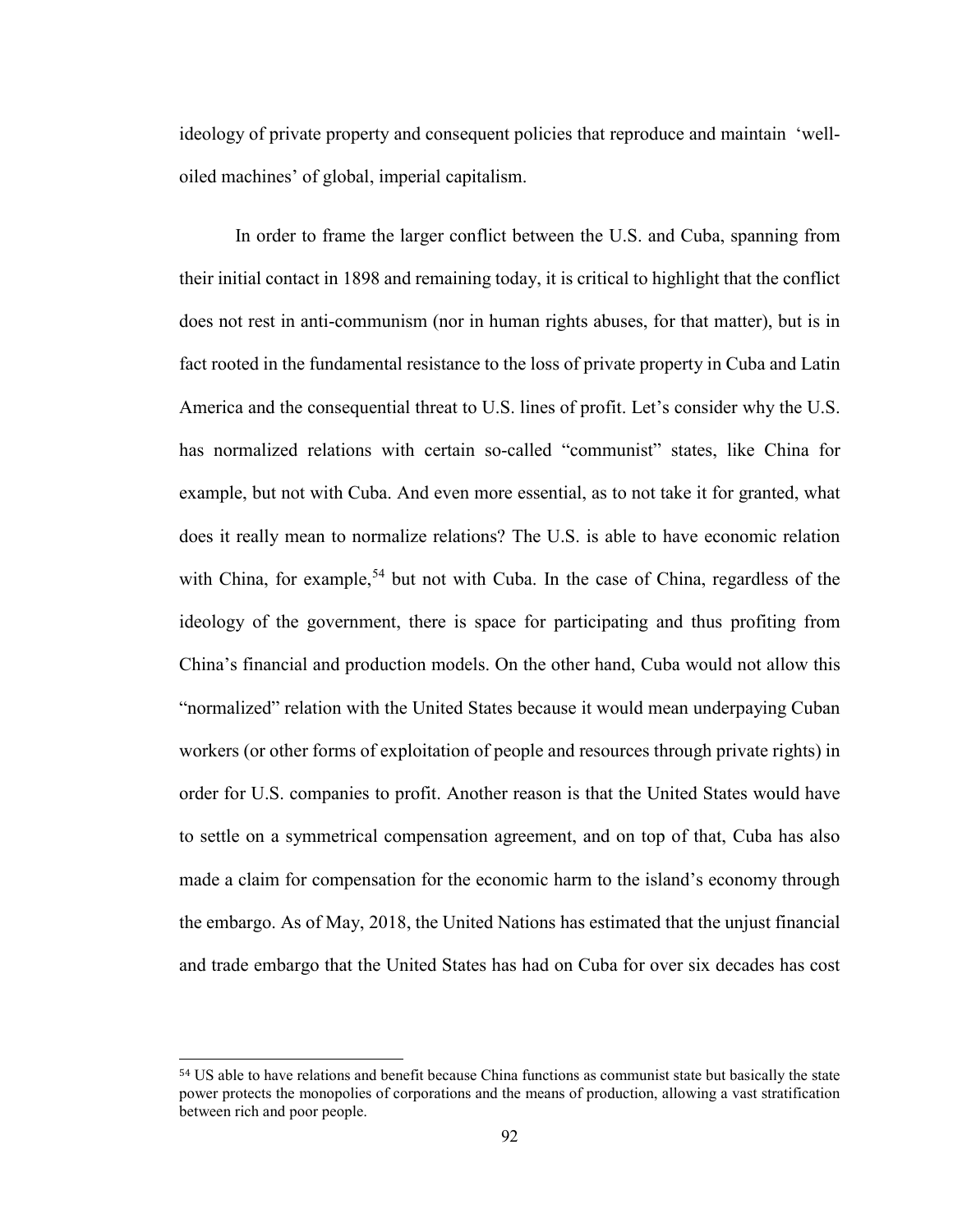ideology of private property and consequent policies that reproduce and maintain 'well-oiled machines' of global, imperial capitalism.

In order to frame the larger conflict between the U.S. and Cuba, spanning from their initial contact in 1898 and remaining today, it is critical to highlight that the conflict does not rest in anti-communism (nor in human rights abuses, for that matter), but is in fact rooted in the fundamental resistance to the loss of private property in Cuba and Latin America and the consequential threat to U.S. lines of profit. Let's consider why the U.S. has normalized relations with certain so-called "communist" states, like China for example, but not with Cuba. And even more essential, as to not take it for granted, what does it really mean to normalize relations? The U.S. is able to have economic relation with China, for example,[54] but not with Cuba. In the case of China, regardless of the ideology of the government, there is space for participating and thus profiting from China's financial and production models. On the other hand, Cuba would not allow this "normalized" relation with the United States because it would mean underpaying Cuban workers (or other forms of exploitation of people and resources through private rights) in order for U.S. companies to profit. Another reason is that the United States would have to settle on a symmetrical compensation agreement, and on top of that, Cuba has also made a claim for compensation for the economic harm to the island's economy through the embargo. As of May, 2018, the United Nations has estimated that the unjust financial and trade embargo that the United States has had on Cuba for over six decades has cost

[54] US able to have relations and benefit because China functions as communist state but basically the state power protects the monopolies of corporations and the means of production, allowing a vast stratification between rich and poor people.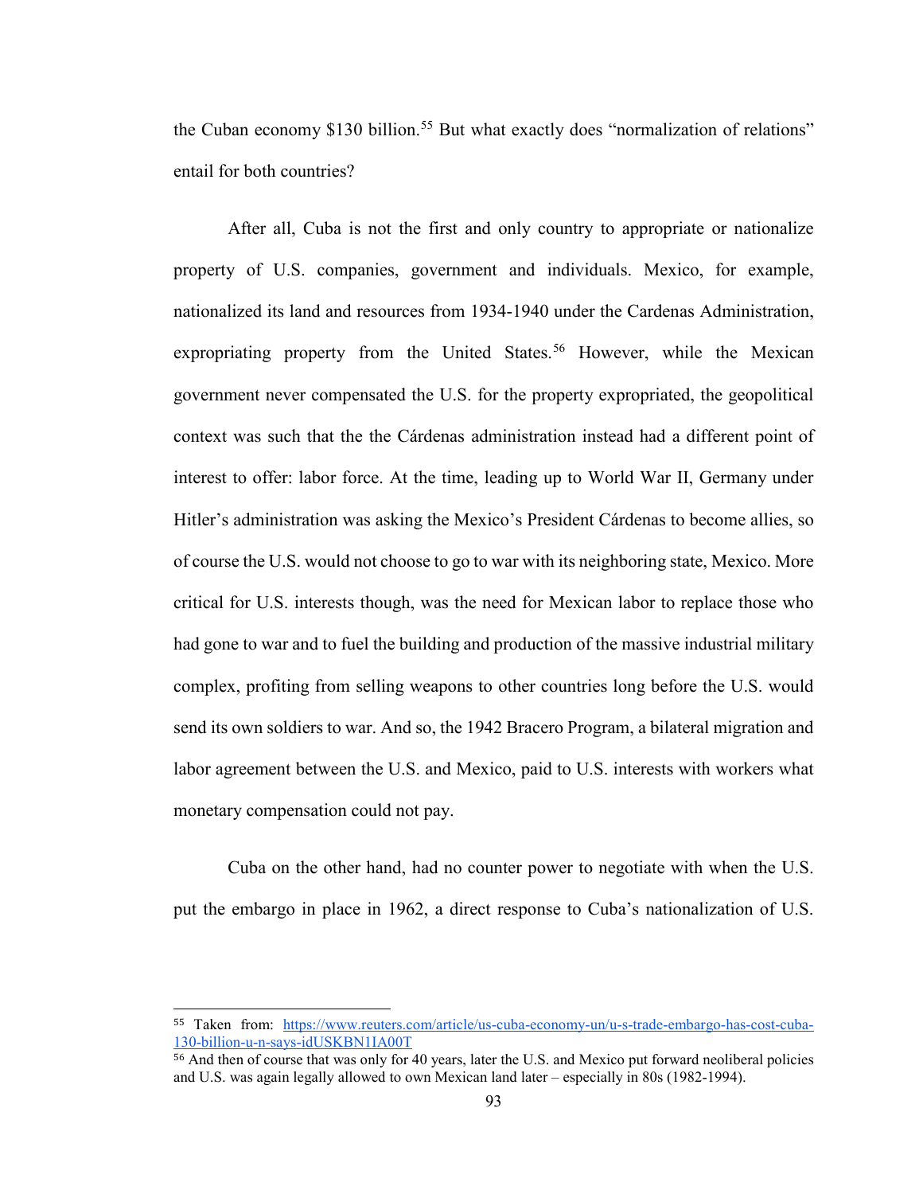the Cuban economy $130 billion.[55] But what exactly does "normalization of relations" entail for both countries?

After all, Cuba is not the first and only country to appropriate or nationalize property of U.S. companies, government and individuals. Mexico, for example, nationalized its land and resources from 1934-1940 under the Cardenas Administration, expropriating property from the United States.[56] However, while the Mexican government never compensated the U.S. for the property expropriated, the geopolitical context was such that the the Cárdenas administration instead had a different point of interest to offer: labor force. At the time, leading up to World War II, Germany under Hitler's administration was asking the Mexico's President Cárdenas to become allies, so of course the U.S. would not choose to go to war with its neighboring state, Mexico. More critical for U.S. interests though, was the need for Mexican labor to replace those who had gone to war and to fuel the building and production of the massive industrial military complex, profiting from selling weapons to other countries long before the U.S. would send its own soldiers to war. And so, the 1942 Bracero Program, a bilateral migration and labor agreement between the U.S. and Mexico, paid to U.S. interests with workers what monetary compensation could not pay.

Cuba on the other hand, had no counter power to negotiate with when the U.S. put the embargo in place in 1962, a direct response to Cuba's nationalization of U.S.

---

[55] Taken from: [https://www.reuters.com/article/us-cuba-economy-un/u-s-trade-embargo-has-cost-cuba-130-billion-u-n-says-idUSKBN1IA00T](https://www.reuters.com/article/us-cuba-economy-un/u-s-trade-embargo-has-cost-cuba-130-billion-u-n-says-idUSKBN1IA00T)

[56] And then of course that was only for 40 years, later the U.S. and Mexico put forward neoliberal policies and U.S. was again legally allowed to own Mexican land later – especially in 80s (1982-1994).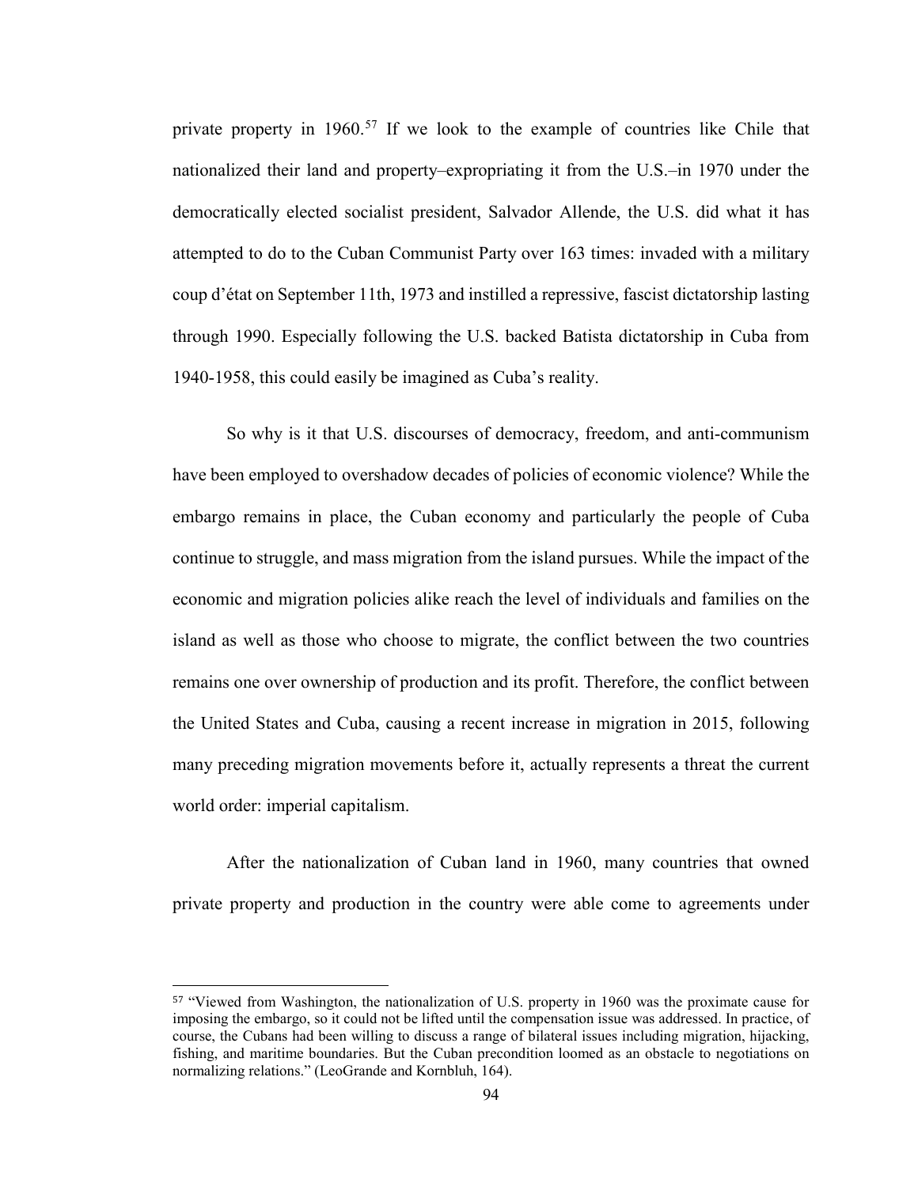private property in 1960.[57] If we look to the example of countries like Chile that nationalized their land and property–expropriating it from the U.S.–in 1970 under the democratically elected socialist president, Salvador Allende, the U.S. did what it has attempted to do to the Cuban Communist Party over 163 times: invaded with a military coup d'état on September 11th, 1973 and instilled a repressive, fascist dictatorship lasting through 1990. Especially following the U.S. backed Batista dictatorship in Cuba from 1940-1958, this could easily be imagined as Cuba's reality.

So why is it that U.S. discourses of democracy, freedom, and anti-communism have been employed to overshadow decades of policies of economic violence? While the embargo remains in place, the Cuban economy and particularly the people of Cuba continue to struggle, and mass migration from the island pursues. While the impact of the economic and migration policies alike reach the level of individuals and families on the island as well as those who choose to migrate, the conflict between the two countries remains one over ownership of production and its profit. Therefore, the conflict between the United States and Cuba, causing a recent increase in migration in 2015, following many preceding migration movements before it, actually represents a threat the current world order: imperial capitalism.

After the nationalization of Cuban land in 1960, many countries that owned private property and production in the country were able come to agreements under

[57] "Viewed from Washington, the nationalization of U.S. property in 1960 was the proximate cause for imposing the embargo, so it could not be lifted until the compensation issue was addressed. In practice, of course, the Cubans had been willing to discuss a range of bilateral issues including migration, hijacking, fishing, and maritime boundaries. But the Cuban precondition loomed as an obstacle to negotiations on normalizing relations." (LeoGrande and Kornbluh, 164).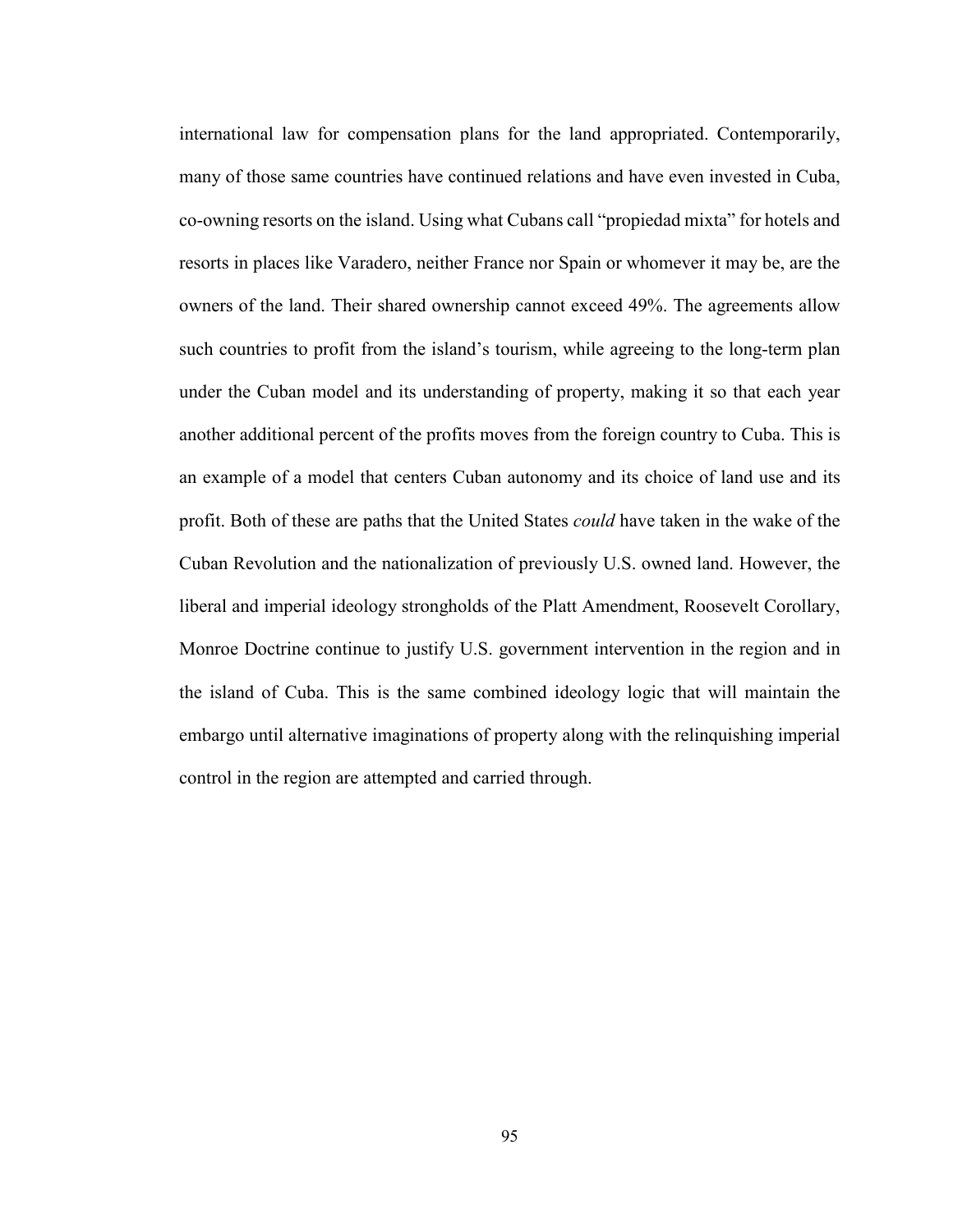international law for compensation plans for the land appropriated. Contemporarily, many of those same countries have continued relations and have even invested in Cuba, co-owning resorts on the island. Using what Cubans call "propiedad mixta" for hotels and resorts in places like Varadero, neither France nor Spain or whomever it may be, are the owners of the land. Their shared ownership cannot exceed 49%. The agreements allow such countries to profit from the island's tourism, while agreeing to the long-term plan under the Cuban model and its understanding of property, making it so that each year another additional percent of the profits moves from the foreign country to Cuba. This is an example of a model that centers Cuban autonomy and its choice of land use and its profit. Both of these are paths that the United States *could* have taken in the wake of the Cuban Revolution and the nationalization of previously U.S. owned land. However, the liberal and imperial ideology strongholds of the Platt Amendment, Roosevelt Corollary, Monroe Doctrine continue to justify U.S. government intervention in the region and in the island of Cuba. This is the same combined ideology logic that will maintain the embargo until alternative imaginations of property along with the relinquishing imperial control in the region are attempted and carried through.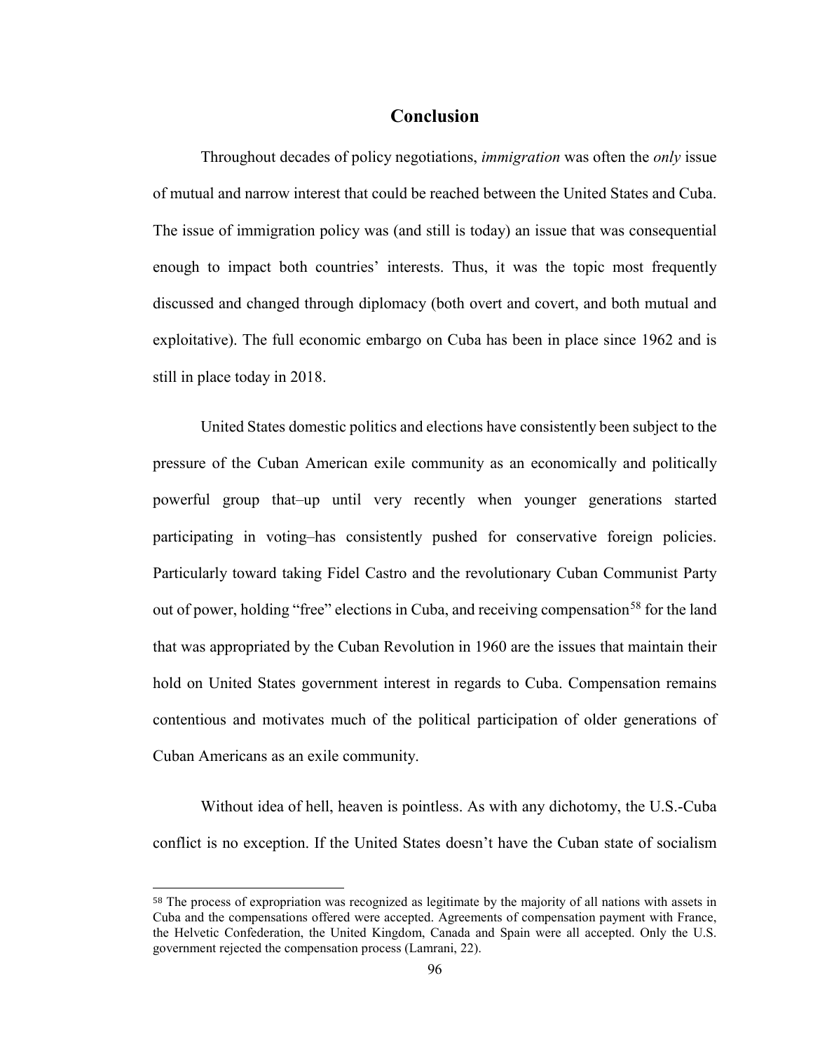## Conclusion

Throughout decades of policy negotiations, *immigration* was often the *only* issue of mutual and narrow interest that could be reached between the United States and Cuba. The issue of immigration policy was (and still is today) an issue that was consequential enough to impact both countries' interests. Thus, it was the topic most frequently discussed and changed through diplomacy (both overt and covert, and both mutual and exploitative). The full economic embargo on Cuba has been in place since 1962 and is still in place today in 2018.

United States domestic politics and elections have consistently been subject to the pressure of the Cuban American exile community as an economically and politically powerful group that–up until very recently when younger generations started participating in voting–has consistently pushed for conservative foreign policies. Particularly toward taking Fidel Castro and the revolutionary Cuban Communist Party out of power, holding "free" elections in Cuba, and receiving compensation[58] for the land that was appropriated by the Cuban Revolution in 1960 are the issues that maintain their hold on United States government interest in regards to Cuba. Compensation remains contentious and motivates much of the political participation of older generations of Cuban Americans as an exile community.

Without idea of hell, heaven is pointless. As with any dichotomy, the U.S.-Cuba conflict is no exception. If the United States doesn't have the Cuban state of socialism

---

[58] The process of expropriation was recognized as legitimate by the majority of all nations with assets in Cuba and the compensations offered were accepted. Agreements of compensation payment with France, the Helvetic Confederation, the United Kingdom, Canada and Spain were all accepted. Only the U.S. government rejected the compensation process (Lamrani, 22).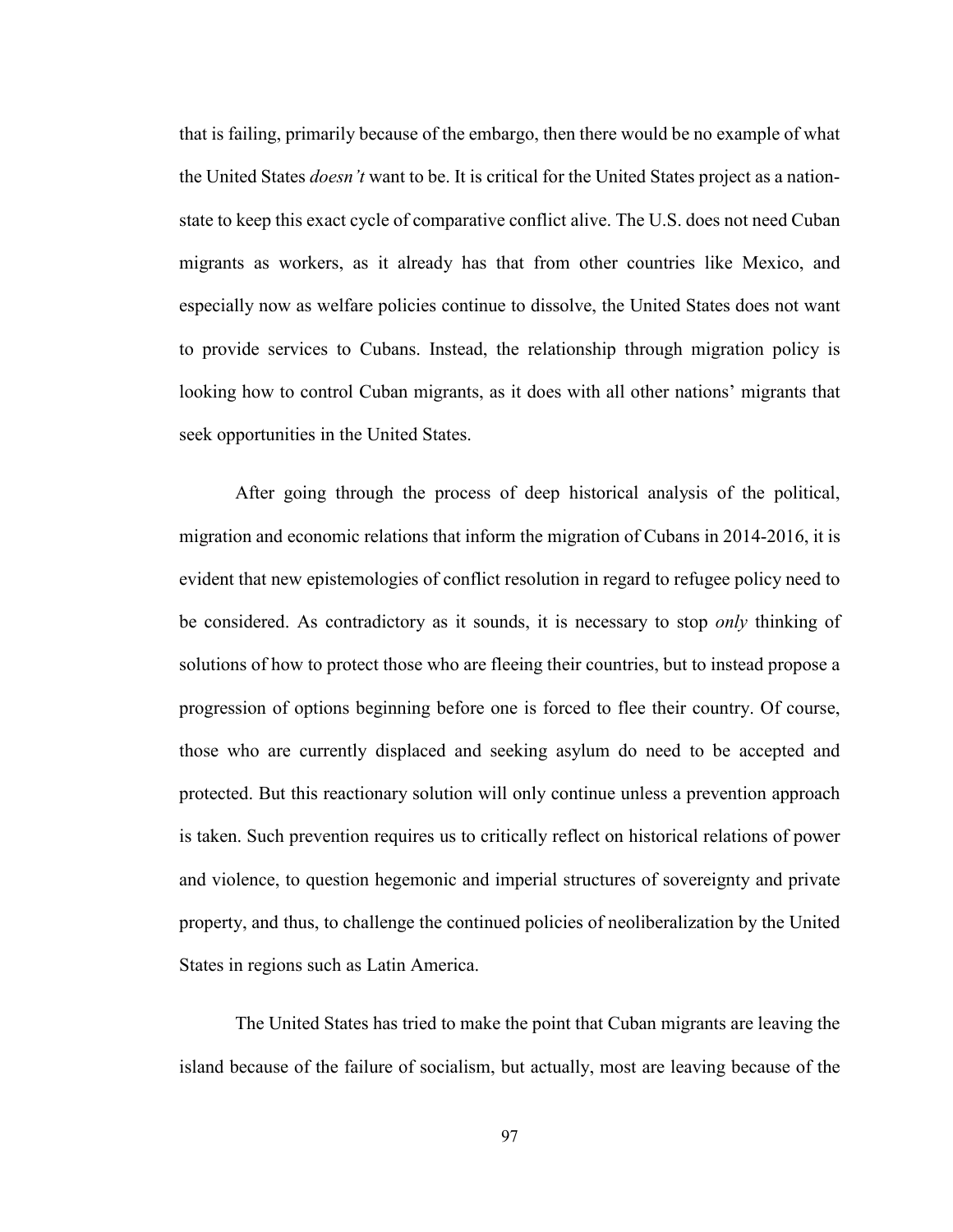that is failing, primarily because of the embargo, then there would be no example of what the United States *doesn't* want to be. It is critical for the United States project as a nation-state to keep this exact cycle of comparative conflict alive. The U.S. does not need Cuban migrants as workers, as it already has that from other countries like Mexico, and especially now as welfare policies continue to dissolve, the United States does not want to provide services to Cubans. Instead, the relationship through migration policy is looking how to control Cuban migrants, as it does with all other nations' migrants that seek opportunities in the United States.

After going through the process of deep historical analysis of the political, migration and economic relations that inform the migration of Cubans in 2014-2016, it is evident that new epistemologies of conflict resolution in regard to refugee policy need to be considered. As contradictory as it sounds, it is necessary to stop *only* thinking of solutions of how to protect those who are fleeing their countries, but to instead propose a progression of options beginning before one is forced to flee their country. Of course, those who are currently displaced and seeking asylum do need to be accepted and protected. But this reactionary solution will only continue unless a prevention approach is taken. Such prevention requires us to critically reflect on historical relations of power and violence, to question hegemonic and imperial structures of sovereignty and private property, and thus, to challenge the continued policies of neoliberalization by the United States in regions such as Latin America.

The United States has tried to make the point that Cuban migrants are leaving the island because of the failure of socialism, but actually, most are leaving because of the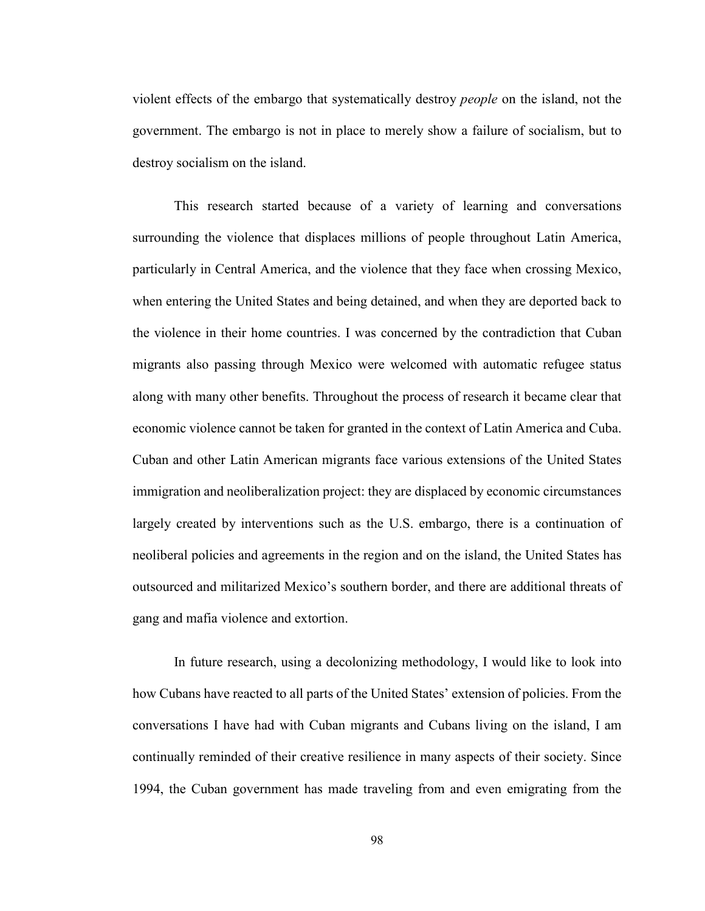violent effects of the embargo that systematically destroy *people* on the island, not the government. The embargo is not in place to merely show a failure of socialism, but to destroy socialism on the island.

This research started because of a variety of learning and conversations surrounding the violence that displaces millions of people throughout Latin America, particularly in Central America, and the violence that they face when crossing Mexico, when entering the United States and being detained, and when they are deported back to the violence in their home countries. I was concerned by the contradiction that Cuban migrants also passing through Mexico were welcomed with automatic refugee status along with many other benefits. Throughout the process of research it became clear that economic violence cannot be taken for granted in the context of Latin America and Cuba. Cuban and other Latin American migrants face various extensions of the United States immigration and neoliberalization project: they are displaced by economic circumstances largely created by interventions such as the U.S. embargo, there is a continuation of neoliberal policies and agreements in the region and on the island, the United States has outsourced and militarized Mexico's southern border, and there are additional threats of gang and mafia violence and extortion.

In future research, using a decolonizing methodology, I would like to look into how Cubans have reacted to all parts of the United States' extension of policies. From the conversations I have had with Cuban migrants and Cubans living on the island, I am continually reminded of their creative resilience in many aspects of their society. Since 1994, the Cuban government has made traveling from and even emigrating from the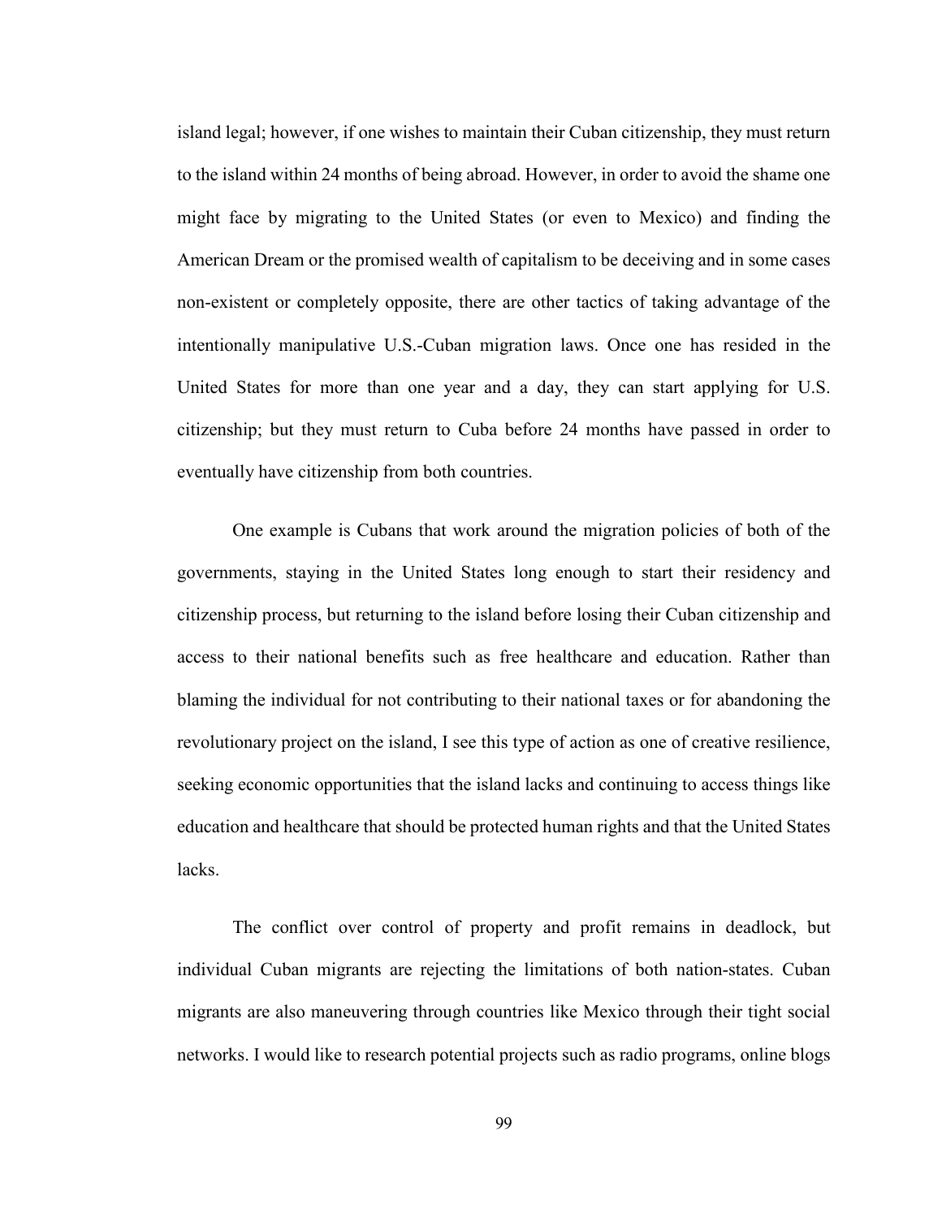island legal; however, if one wishes to maintain their Cuban citizenship, they must return to the island within 24 months of being abroad. However, in order to avoid the shame one might face by migrating to the United States (or even to Mexico) and finding the American Dream or the promised wealth of capitalism to be deceiving and in some cases non-existent or completely opposite, there are other tactics of taking advantage of the intentionally manipulative U.S.-Cuban migration laws. Once one has resided in the United States for more than one year and a day, they can start applying for U.S. citizenship; but they must return to Cuba before 24 months have passed in order to eventually have citizenship from both countries.

One example is Cubans that work around the migration policies of both of the governments, staying in the United States long enough to start their residency and citizenship process, but returning to the island before losing their Cuban citizenship and access to their national benefits such as free healthcare and education. Rather than blaming the individual for not contributing to their national taxes or for abandoning the revolutionary project on the island, I see this type of action as one of creative resilience, seeking economic opportunities that the island lacks and continuing to access things like education and healthcare that should be protected human rights and that the United States lacks.

The conflict over control of property and profit remains in deadlock, but individual Cuban migrants are rejecting the limitations of both nation-states. Cuban migrants are also maneuvering through countries like Mexico through their tight social networks. I would like to research potential projects such as radio programs, online blogs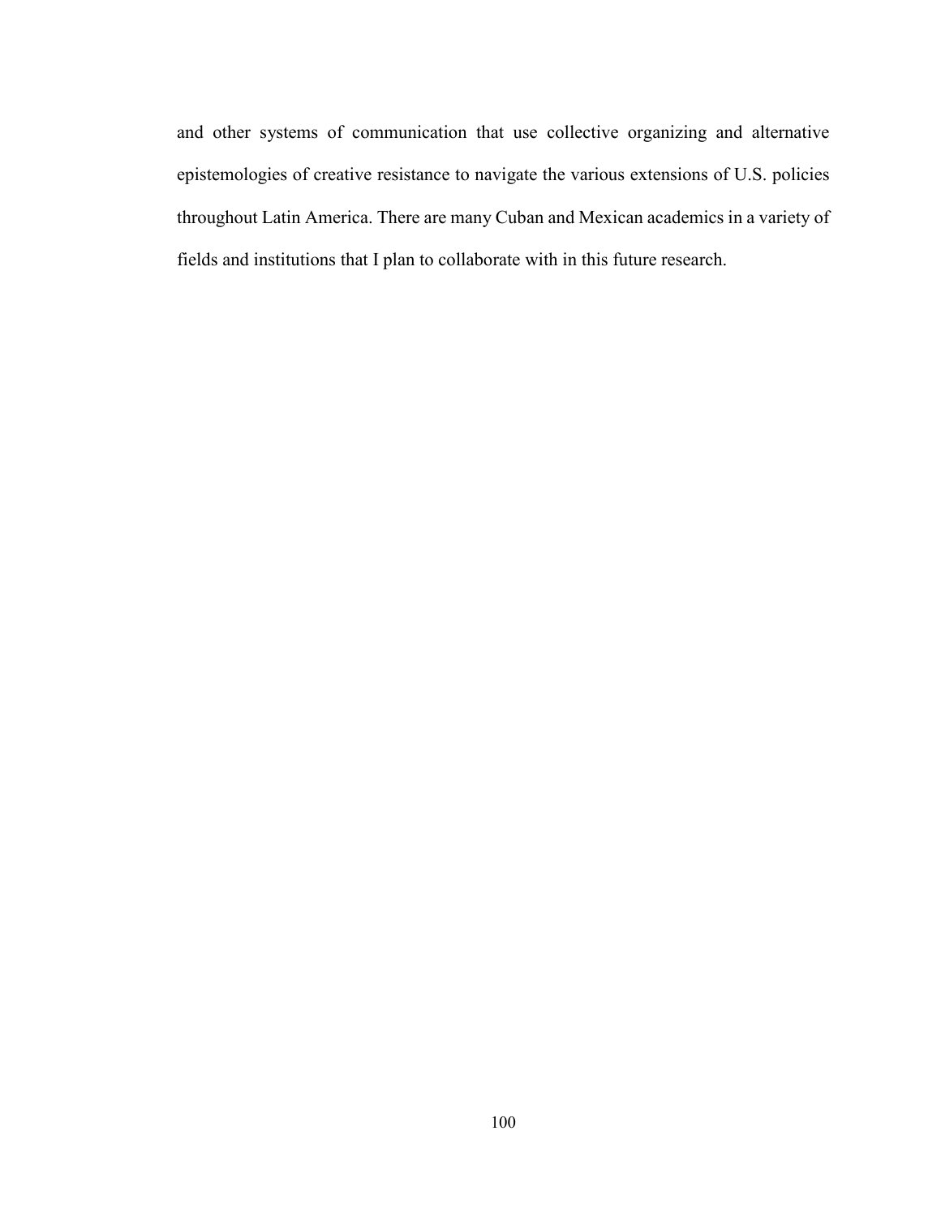and other systems of communication that use collective organizing and alternative epistemologies of creative resistance to navigate the various extensions of U.S. policies throughout Latin America. There are many Cuban and Mexican academics in a variety of fields and institutions that I plan to collaborate with in this future research.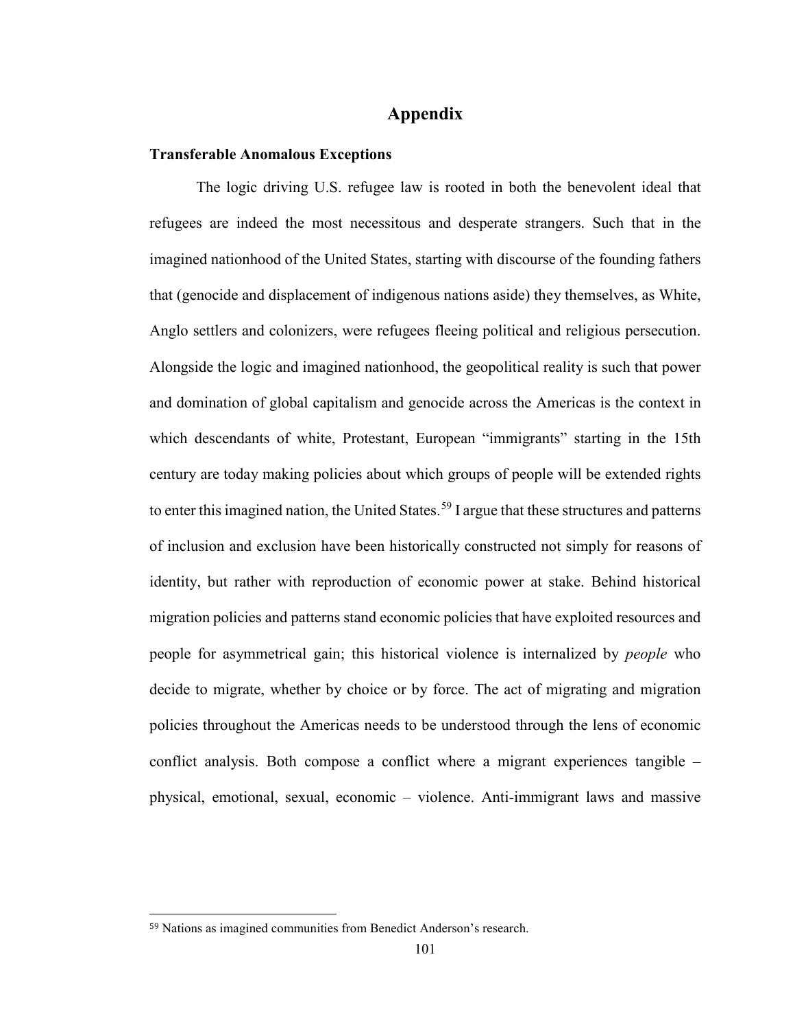# Appendix

## Transferable Anomalous Exceptions

The logic driving U.S. refugee law is rooted in both the benevolent ideal that refugees are indeed the most necessitous and desperate strangers. Such that in the imagined nationhood of the United States, starting with discourse of the founding fathers that (genocide and displacement of indigenous nations aside) they themselves, as White, Anglo settlers and colonizers, were refugees fleeing political and religious persecution. Alongside the logic and imagined nationhood, the geopolitical reality is such that power and domination of global capitalism and genocide across the Americas is the context in which descendants of white, Protestant, European "immigrants" starting in the 15th century are today making policies about which groups of people will be extended rights to enter this imagined nation, the United States.[59] I argue that these structures and patterns of inclusion and exclusion have been historically constructed not simply for reasons of identity, but rather with reproduction of economic power at stake. Behind historical migration policies and patterns stand economic policies that have exploited resources and people for asymmetrical gain; this historical violence is internalized by *people* who decide to migrate, whether by choice or by force. The act of migrating and migration policies throughout the Americas needs to be understood through the lens of economic conflict analysis. Both compose a conflict where a migrant experiences tangible – physical, emotional, sexual, economic – violence. Anti-immigrant laws and massive

[59] Nations as imagined communities from Benedict Anderson's research.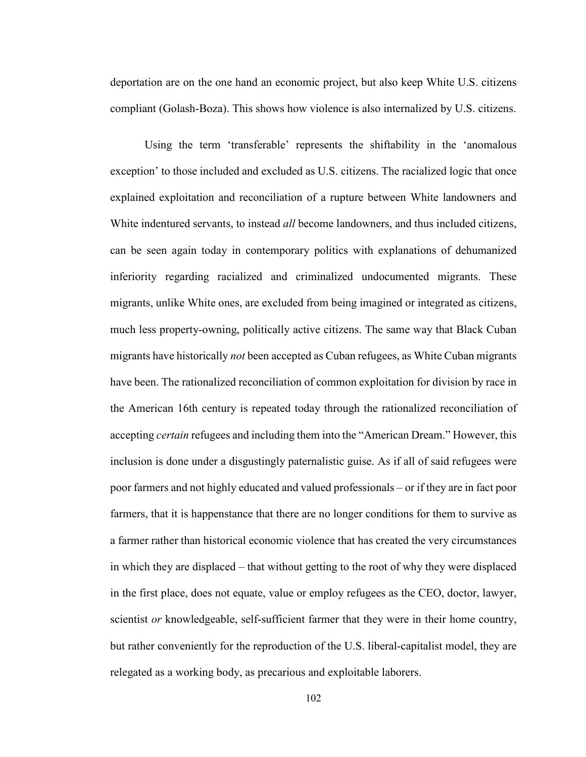deportation are on the one hand an economic project, but also keep White U.S. citizens compliant (Golash-Boza). This shows how violence is also internalized by U.S. citizens.

Using the term 'transferable' represents the shiftability in the 'anomalous exception' to those included and excluded as U.S. citizens. The racialized logic that once explained exploitation and reconciliation of a rupture between White landowners and White indentured servants, to instead *all* become landowners, and thus included citizens, can be seen again today in contemporary politics with explanations of dehumanized inferiority regarding racialized and criminalized undocumented migrants. These migrants, unlike White ones, are excluded from being imagined or integrated as citizens, much less property-owning, politically active citizens. The same way that Black Cuban migrants have historically *not* been accepted as Cuban refugees, as White Cuban migrants have been. The rationalized reconciliation of common exploitation for division by race in the American 16th century is repeated today through the rationalized reconciliation of accepting *certain* refugees and including them into the "American Dream." However, this inclusion is done under a disgustingly paternalistic guise. As if all of said refugees were poor farmers and not highly educated and valued professionals – or if they are in fact poor farmers, that it is happenstance that there are no longer conditions for them to survive as a farmer rather than historical economic violence that has created the very circumstances in which they are displaced – that without getting to the root of why they were displaced in the first place, does not equate, value or employ refugees as the CEO, doctor, lawyer, scientist *or* knowledgeable, self-sufficient farmer that they were in their home country, but rather conveniently for the reproduction of the U.S. liberal-capitalist model, they are relegated as a working body, as precarious and exploitable laborers.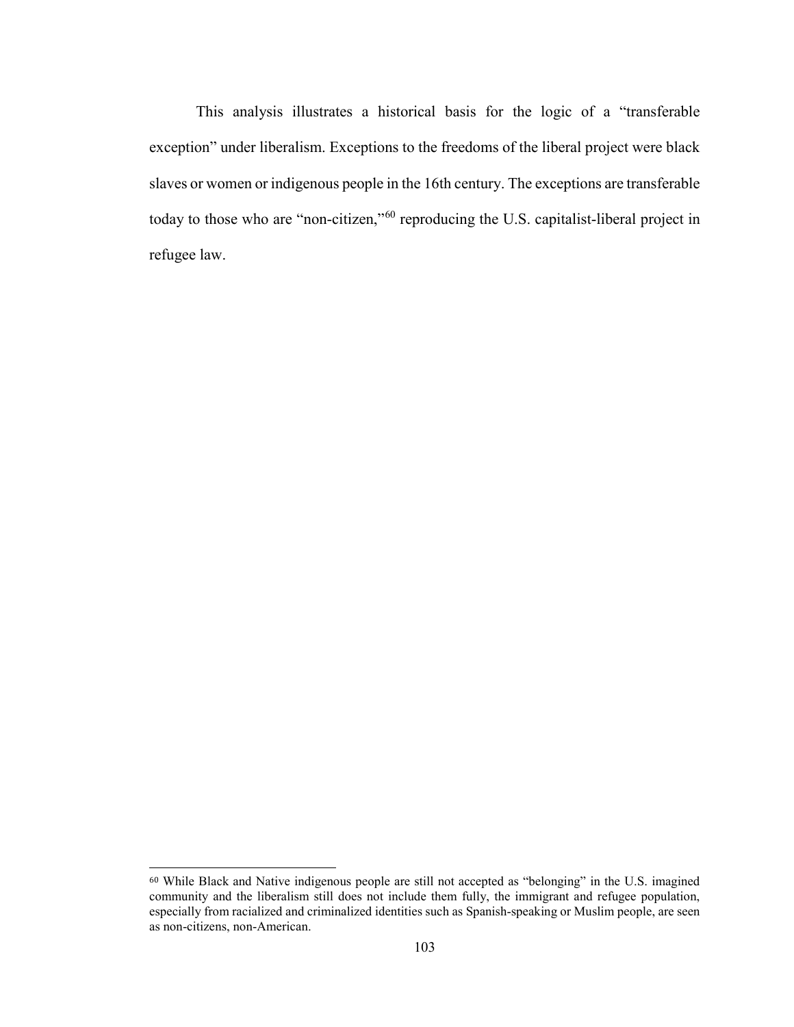This analysis illustrates a historical basis for the logic of a "transferable exception" under liberalism. Exceptions to the freedoms of the liberal project were black slaves or women or indigenous people in the 16th century. The exceptions are transferable today to those who are "non-citizen,"[60] reproducing the U.S. capitalist-liberal project in refugee law.

---

[60] While Black and Native indigenous people are still not accepted as "belonging" in the U.S. imagined community and the liberalism still does not include them fully, the immigrant and refugee population, especially from racialized and criminalized identities such as Spanish-speaking or Muslim people, are seen as non-citizens, non-American.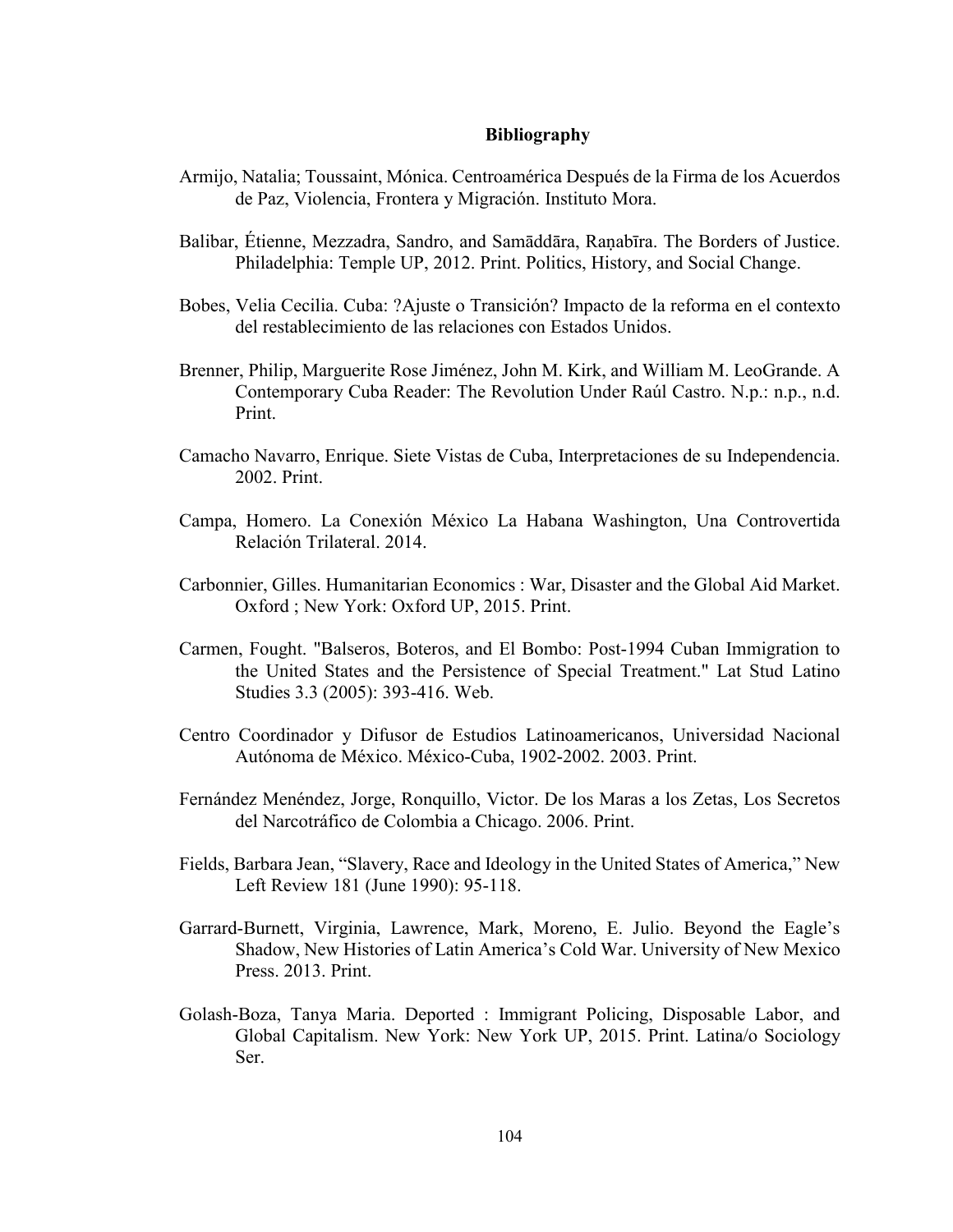# Bibliography

Armijo, Natalia; Toussaint, Mónica. Centroamérica Después de la Firma de los Acuerdos de Paz, Violencia, Frontera y Migración. Instituto Mora.

Balibar, Étienne, Mezzadra, Sandro, and Samāddāra, Raṇabīra. The Borders of Justice. Philadelphia: Temple UP, 2012. Print. Politics, History, and Social Change.

Bobes, Velia Cecilia. Cuba: ?Ajuste o Transición? Impacto de la reforma en el contexto del restablecimiento de las relaciones con Estados Unidos.

Brenner, Philip, Marguerite Rose Jiménez, John M. Kirk, and William M. LeoGrande. A Contemporary Cuba Reader: The Revolution Under Raúl Castro. N.p.: n.p., n.d. Print.

Camacho Navarro, Enrique. Siete Vistas de Cuba, Interpretaciones de su Independencia. 2002. Print.

Campa, Homero. La Conexión México La Habana Washington, Una Controvertida Relación Trilateral. 2014.

Carbonnier, Gilles. Humanitarian Economics : War, Disaster and the Global Aid Market. Oxford ; New York: Oxford UP, 2015. Print.

Carmen, Fought. "Balseros, Boteros, and El Bombo: Post-1994 Cuban Immigration to the United States and the Persistence of Special Treatment." Lat Stud Latino Studies 3.3 (2005): 393-416. Web.

Centro Coordinador y Difusor de Estudios Latinoamericanos, Universidad Nacional Autónoma de México. México-Cuba, 1902-2002. 2003. Print.

Fernández Menéndez, Jorge, Ronquillo, Victor. De los Maras a los Zetas, Los Secretos del Narcotráfico de Colombia a Chicago. 2006. Print.

Fields, Barbara Jean, "Slavery, Race and Ideology in the United States of America," New Left Review 181 (June 1990): 95-118.

Garrard-Burnett, Virginia, Lawrence, Mark, Moreno, E. Julio. Beyond the Eagle's Shadow, New Histories of Latin America's Cold War. University of New Mexico Press. 2013. Print.

Golash-Boza, Tanya Maria. Deported : Immigrant Policing, Disposable Labor, and Global Capitalism. New York: New York UP, 2015. Print. Latina/o Sociology Ser.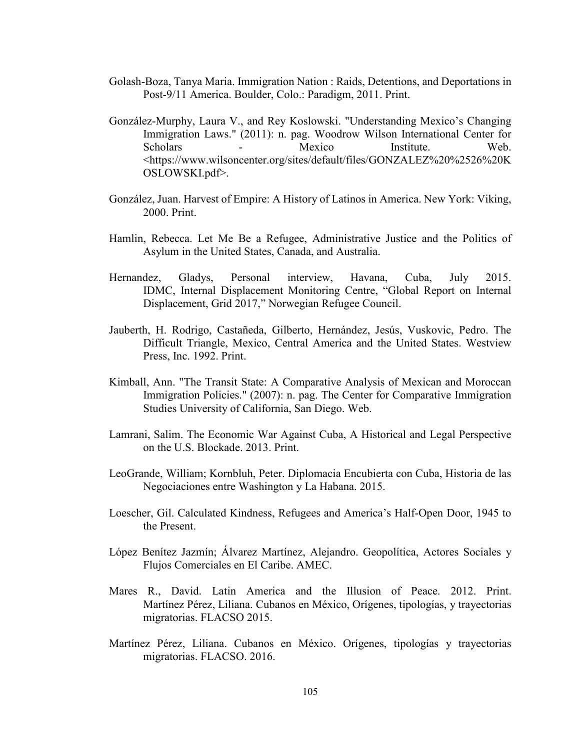Golash-Boza, Tanya Maria. Immigration Nation : Raids, Detentions, and Deportations in Post-9/11 America. Boulder, Colo.: Paradigm, 2011. Print.

González-Murphy, Laura V., and Rey Koslowski. "Understanding Mexico's Changing Immigration Laws." (2011): n. pag. Woodrow Wilson International Center for Scholars - Mexico Institute. Web. <https://www.wilsoncenter.org/sites/default/files/GONZALEZ%20%2526%20KOSLOWSKI.pdf>.

González, Juan. Harvest of Empire: A History of Latinos in America. New York: Viking, 2000. Print.

Hamlin, Rebecca. Let Me Be a Refugee, Administrative Justice and the Politics of Asylum in the United States, Canada, and Australia.

Hernandez, Gladys, Personal interview, Havana, Cuba, July 2015. IDMC, Internal Displacement Monitoring Centre, "Global Report on Internal Displacement, Grid 2017," Norwegian Refugee Council.

Jauberth, H. Rodrigo, Castañeda, Gilberto, Hernández, Jesús, Vuskovic, Pedro. The Difficult Triangle, Mexico, Central America and the United States. Westview Press, Inc. 1992. Print.

Kimball, Ann. "The Transit State: A Comparative Analysis of Mexican and Moroccan Immigration Policies." (2007): n. pag. The Center for Comparative Immigration Studies University of California, San Diego. Web.

Lamrani, Salim. The Economic War Against Cuba, A Historical and Legal Perspective on the U.S. Blockade. 2013. Print.

LeoGrande, William; Kornbluh, Peter. Diplomacia Encubierta con Cuba, Historia de las Negociaciones entre Washington y La Habana. 2015.

Loescher, Gil. Calculated Kindness, Refugees and America's Half-Open Door, 1945 to the Present.

López Benítez Jazmín; Álvarez Martínez, Alejandro. Geopolítica, Actores Sociales y Flujos Comerciales en El Caribe. AMEC.

Mares R., David. Latin America and the Illusion of Peace. 2012. Print. Martínez Pérez, Liliana. Cubanos en México, Orígenes, tipologías, y trayectorias migratorias. FLACSO 2015.

Martínez Pérez, Liliana. Cubanos en México. Orígenes, tipologías y trayectorias migratorias. FLACSO. 2016.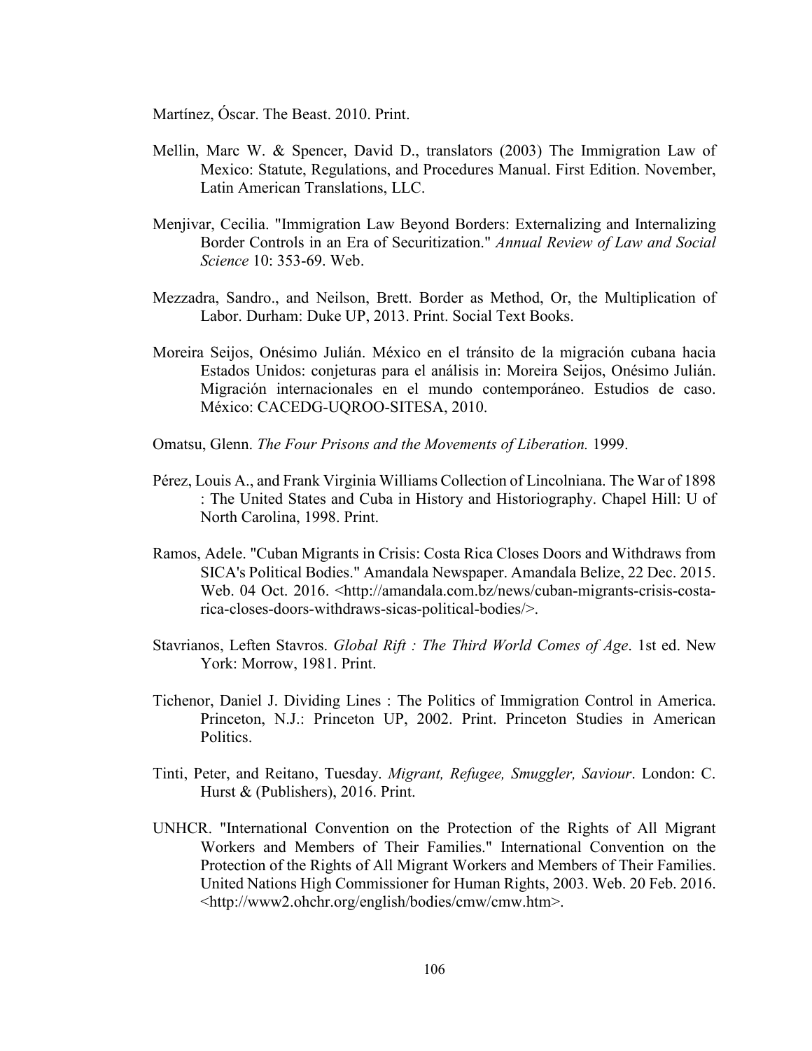Martínez, Óscar. The Beast. 2010. Print.

Mellin, Marc W. & Spencer, David D., translators (2003) The Immigration Law of Mexico: Statute, Regulations, and Procedures Manual. First Edition. November, Latin American Translations, LLC.

Menjivar, Cecilia. "Immigration Law Beyond Borders: Externalizing and Internalizing Border Controls in an Era of Securitization." *Annual Review of Law and Social Science* 10: 353-69. Web.

Mezzadra, Sandro., and Neilson, Brett. Border as Method, Or, the Multiplication of Labor. Durham: Duke UP, 2013. Print. Social Text Books.

Moreira Seijos, Onésimo Julián. México en el tránsito de la migración cubana hacia Estados Unidos: conjeturas para el análisis in: Moreira Seijos, Onésimo Julián. Migración internacionales en el mundo contemporáneo. Estudios de caso. México: CACEDG-UQROO-SITESA, 2010.

Omatsu, Glenn. *The Four Prisons and the Movements of Liberation.* 1999.

Pérez, Louis A., and Frank Virginia Williams Collection of Lincolniana. The War of 1898 : The United States and Cuba in History and Historiography. Chapel Hill: U of North Carolina, 1998. Print.

Ramos, Adele. "Cuban Migrants in Crisis: Costa Rica Closes Doors and Withdraws from SICA's Political Bodies." Amandala Newspaper. Amandala Belize, 22 Dec. 2015. Web. 04 Oct. 2016. <http://amandala.com.bz/news/cuban-migrants-crisis-costa-rica-closes-doors-withdraws-sicas-political-bodies/>.

Stavrianos, Leften Stavros. *Global Rift : The Third World Comes of Age*. 1st ed. New York: Morrow, 1981. Print.

Tichenor, Daniel J. Dividing Lines : The Politics of Immigration Control in America. Princeton, N.J.: Princeton UP, 2002. Print. Princeton Studies in American Politics.

Tinti, Peter, and Reitano, Tuesday. *Migrant, Refugee, Smuggler, Saviour*. London: C. Hurst & (Publishers), 2016. Print.

UNHCR. "International Convention on the Protection of the Rights of All Migrant Workers and Members of Their Families." International Convention on the Protection of the Rights of All Migrant Workers and Members of Their Families. United Nations High Commissioner for Human Rights, 2003. Web. 20 Feb. 2016. <http://www2.ohchr.org/english/bodies/cmw/cmw.htm>.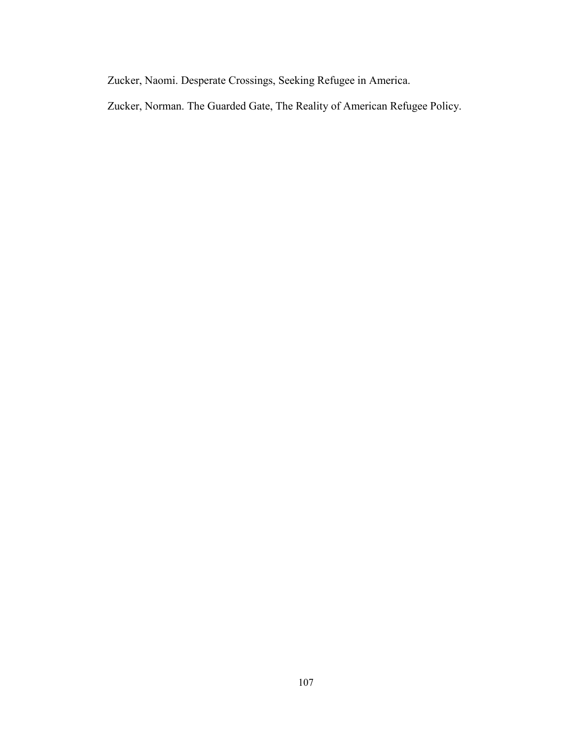Zucker, Naomi. Desperate Crossings, Seeking Refugee in America.

Zucker, Norman. The Guarded Gate, The Reality of American Refugee Policy.